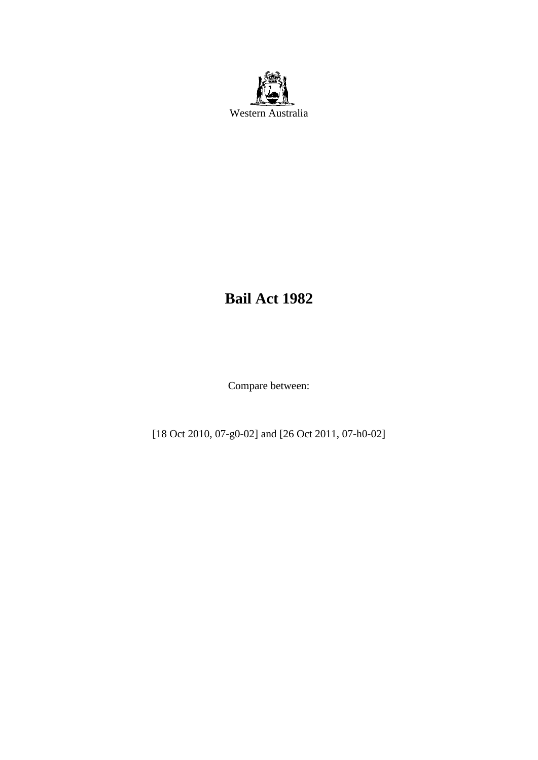Western Australia

# Bail Act 1982

Compare between:

[18 Oct 2010, 07-g0-02] and [26 Oct 2011, 07-h0-02]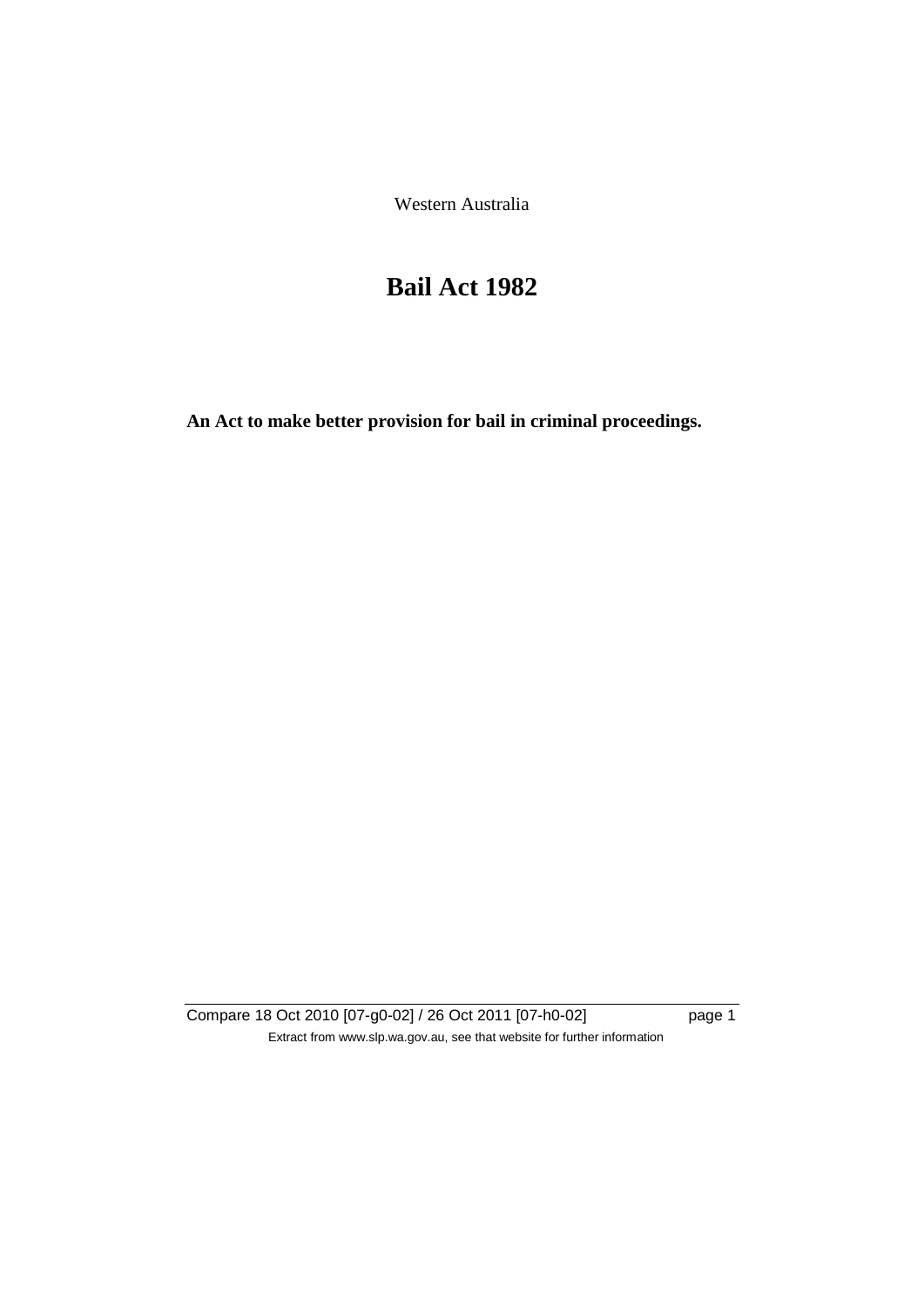Western Australia

# Bail Act 1982

**An Act to make better provision for bail in criminal proceedings.**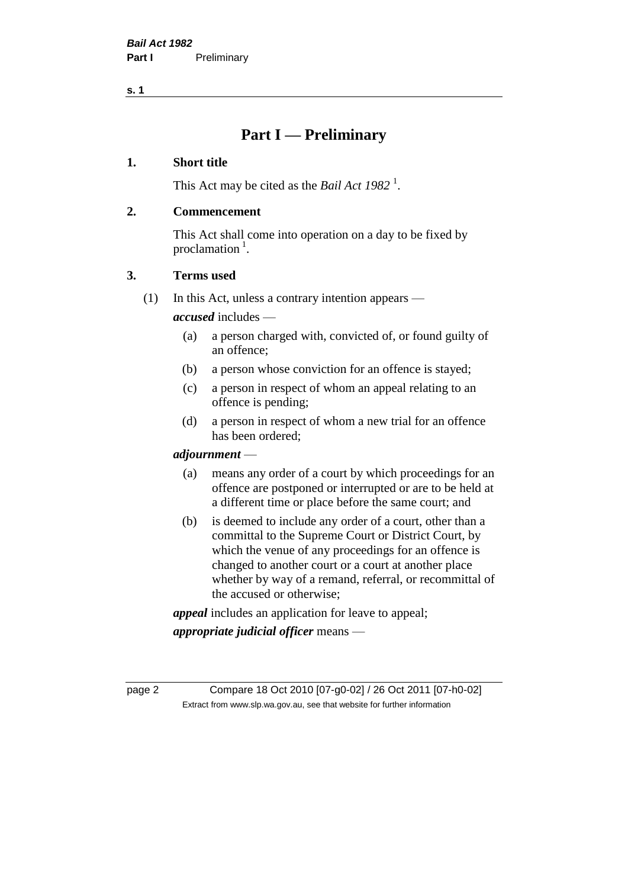# Part I — Preliminary

## 1. Short title

This Act may be cited as the *Bail Act 1982* [1].

## 2. Commencement

This Act shall come into operation on a day to be fixed by proclamation [1].

## 3. Terms used

(1) In this Act, unless a contrary intention appears —

***accused*** includes —

- (a) a person charged with, convicted of, or found guilty of an offence;
- (b) a person whose conviction for an offence is stayed;
- (c) a person in respect of whom an appeal relating to an offence is pending;
- (d) a person in respect of whom a new trial for an offence has been ordered;

***adjournment*** —

- (a) means any order of a court by which proceedings for an offence are postponed or interrupted or are to be held at a different time or place before the same court; and
- (b) is deemed to include any order of a court, other than a committal to the Supreme Court or District Court, by which the venue of any proceedings for an offence is changed to another court or a court at another place whether by way of a remand, referral, or recommittal of the accused or otherwise;

***appeal*** includes an application for leave to appeal;

***appropriate judicial officer*** means —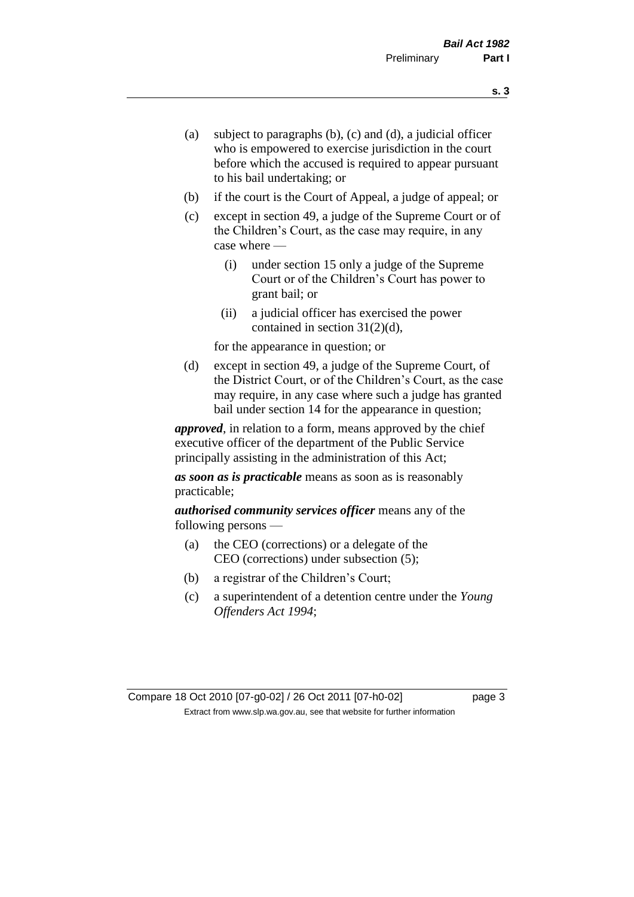(a) subject to paragraphs (b), (c) and (d), a judicial officer who is empowered to exercise jurisdiction in the court before which the accused is required to appear pursuant to his bail undertaking; or

(b) if the court is the Court of Appeal, a judge of appeal; or

(c) except in section 49, a judge of the Supreme Court or of the Children's Court, as the case may require, in any case where —

    (i) under section 15 only a judge of the Supreme Court or of the Children's Court has power to grant bail; or

    (ii) a judicial officer has exercised the power contained in section 31(2)(d),

    for the appearance in question; or

(d) except in section 49, a judge of the Supreme Court, of the District Court, or of the Children's Court, as the case may require, in any case where such a judge has granted bail under section 14 for the appearance in question;

***approved***, in relation to a form, means approved by the chief executive officer of the department of the Public Service principally assisting in the administration of this Act;

***as soon as is practicable*** means as soon as is reasonably practicable;

***authorised community services officer*** means any of the following persons —

(a) the CEO (corrections) or a delegate of the CEO (corrections) under subsection (5);

(b) a registrar of the Children's Court;

(c) a superintendent of a detention centre under the *Young Offenders Act 1994*;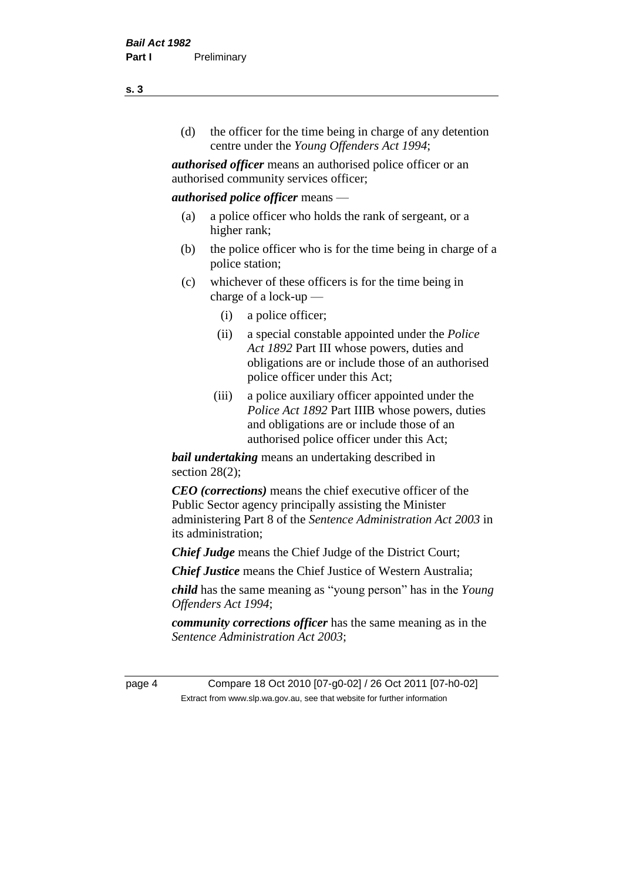(d) the officer for the time being in charge of any detention centre under the *Young Offenders Act 1994*;

***authorised officer*** means an authorised police officer or an authorised community services officer;

***authorised police officer*** means —

(a) a police officer who holds the rank of sergeant, or a higher rank;

(b) the police officer who is for the time being in charge of a police station;

(c) whichever of these officers is for the time being in charge of a lock-up —

(i) a police officer;

(ii) a special constable appointed under the *Police Act 1892* Part III whose powers, duties and obligations are or include those of an authorised police officer under this Act;

(iii) a police auxiliary officer appointed under the *Police Act 1892* Part IIIB whose powers, duties and obligations are or include those of an authorised police officer under this Act;

***bail undertaking*** means an undertaking described in section 28(2);

***CEO (corrections)*** means the chief executive officer of the Public Sector agency principally assisting the Minister administering Part 8 of the *Sentence Administration Act 2003* in its administration;

***Chief Judge*** means the Chief Judge of the District Court;

***Chief Justice*** means the Chief Justice of Western Australia;

***child*** has the same meaning as "young person" has in the *Young Offenders Act 1994*;

***community corrections officer*** has the same meaning as in the *Sentence Administration Act 2003*;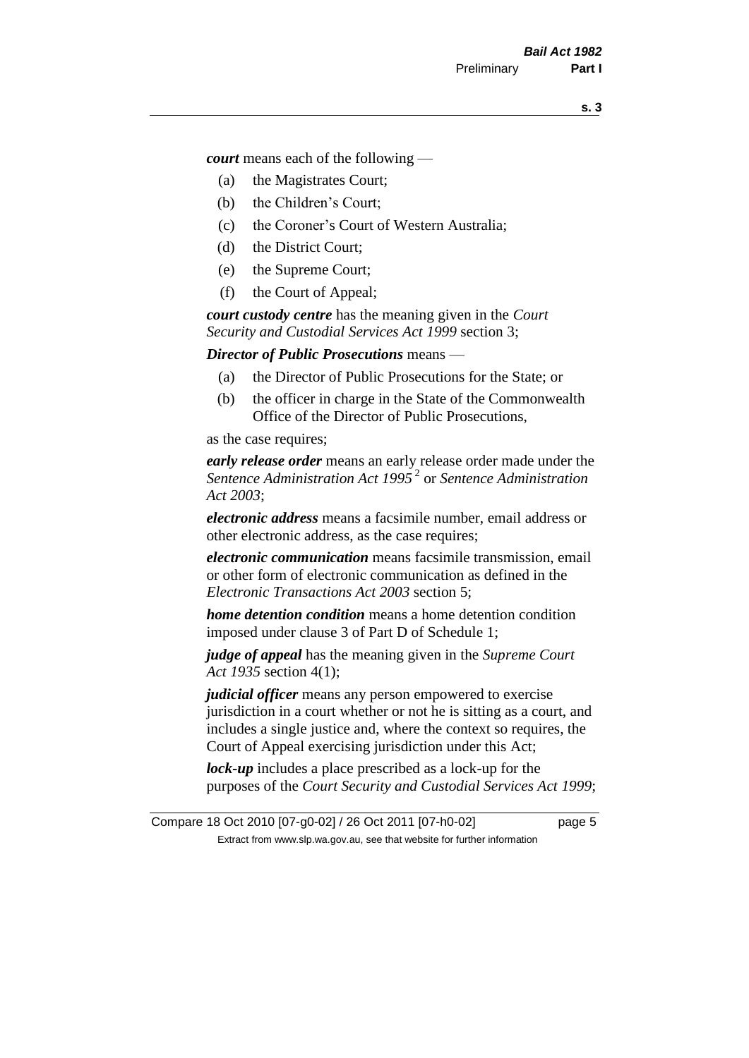***court*** means each of the following —

- (a) the Magistrates Court;
- (b) the Children's Court;
- (c) the Coroner's Court of Western Australia;
- (d) the District Court;
- (e) the Supreme Court;
- (f) the Court of Appeal;

***court custody centre*** has the meaning given in the *Court Security and Custodial Services Act 1999* section 3;

***Director of Public Prosecutions*** means —

- (a) the Director of Public Prosecutions for the State; or
- (b) the officer in charge in the State of the Commonwealth Office of the Director of Public Prosecutions,

as the case requires;

***early release order*** means an early release order made under the *Sentence Administration Act 1995* [2] or *Sentence Administration Act 2003*;

***electronic address*** means a facsimile number, email address or other electronic address, as the case requires;

***electronic communication*** means facsimile transmission, email or other form of electronic communication as defined in the *Electronic Transactions Act 2003* section 5;

***home detention condition*** means a home detention condition imposed under clause 3 of Part D of Schedule 1;

***judge of appeal*** has the meaning given in the *Supreme Court Act 1935* section 4(1);

***judicial officer*** means any person empowered to exercise jurisdiction in a court whether or not he is sitting as a court, and includes a single justice and, where the context so requires, the Court of Appeal exercising jurisdiction under this Act;

***lock-up*** includes a place prescribed as a lock-up for the purposes of the *Court Security and Custodial Services Act 1999*;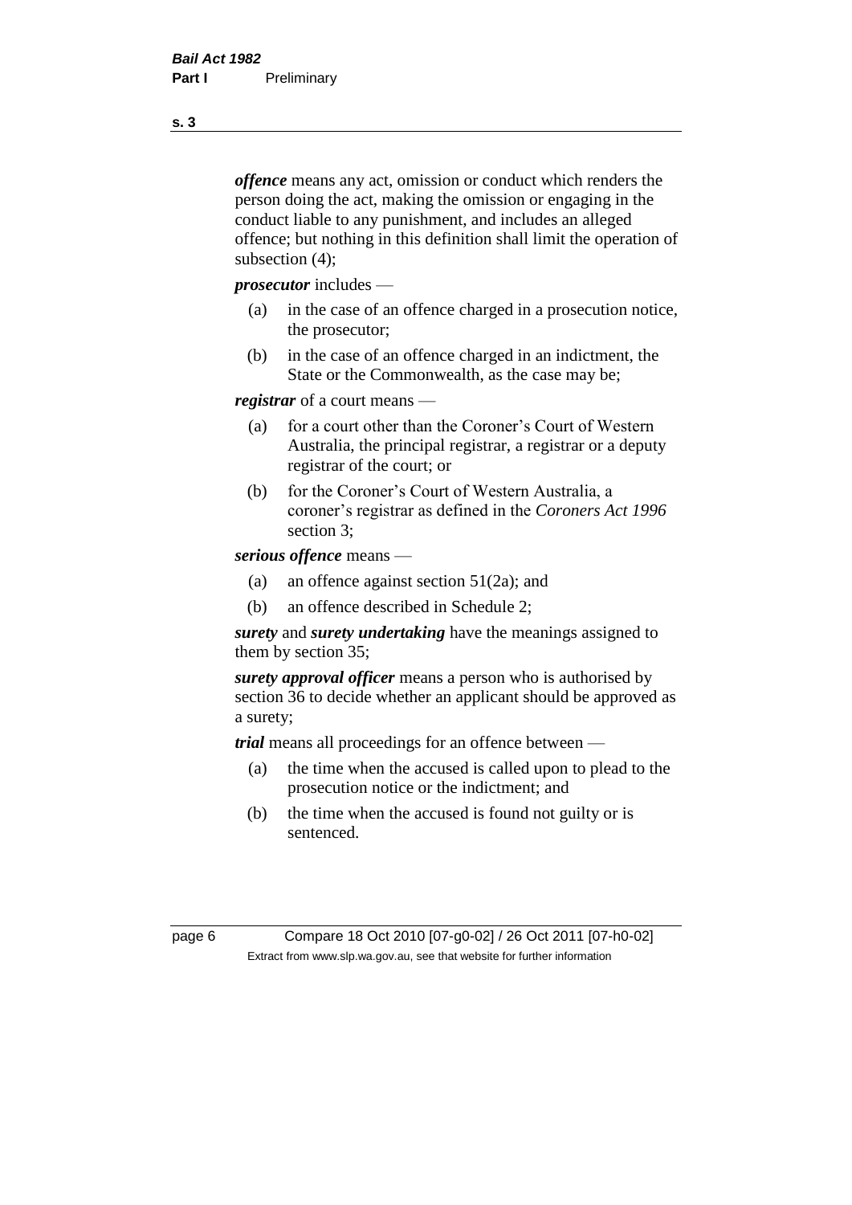***offence*** means any act, omission or conduct which renders the person doing the act, making the omission or engaging in the conduct liable to any punishment, and includes an alleged offence; but nothing in this definition shall limit the operation of subsection (4);

***prosecutor*** includes —

- (a) in the case of an offence charged in a prosecution notice, the prosecutor;
- (b) in the case of an offence charged in an indictment, the State or the Commonwealth, as the case may be;

***registrar*** of a court means —

- (a) for a court other than the Coroner's Court of Western Australia, the principal registrar, a registrar or a deputy registrar of the court; or
- (b) for the Coroner's Court of Western Australia, a coroner's registrar as defined in the *Coroners Act 1996* section 3;

***serious offence*** means —

- (a) an offence against section 51(2a); and
- (b) an offence described in Schedule 2;

***surety*** and ***surety undertaking*** have the meanings assigned to them by section 35;

***surety approval officer*** means a person who is authorised by section 36 to decide whether an applicant should be approved as a surety;

***trial*** means all proceedings for an offence between —

- (a) the time when the accused is called upon to plead to the prosecution notice or the indictment; and
- (b) the time when the accused is found not guilty or is sentenced.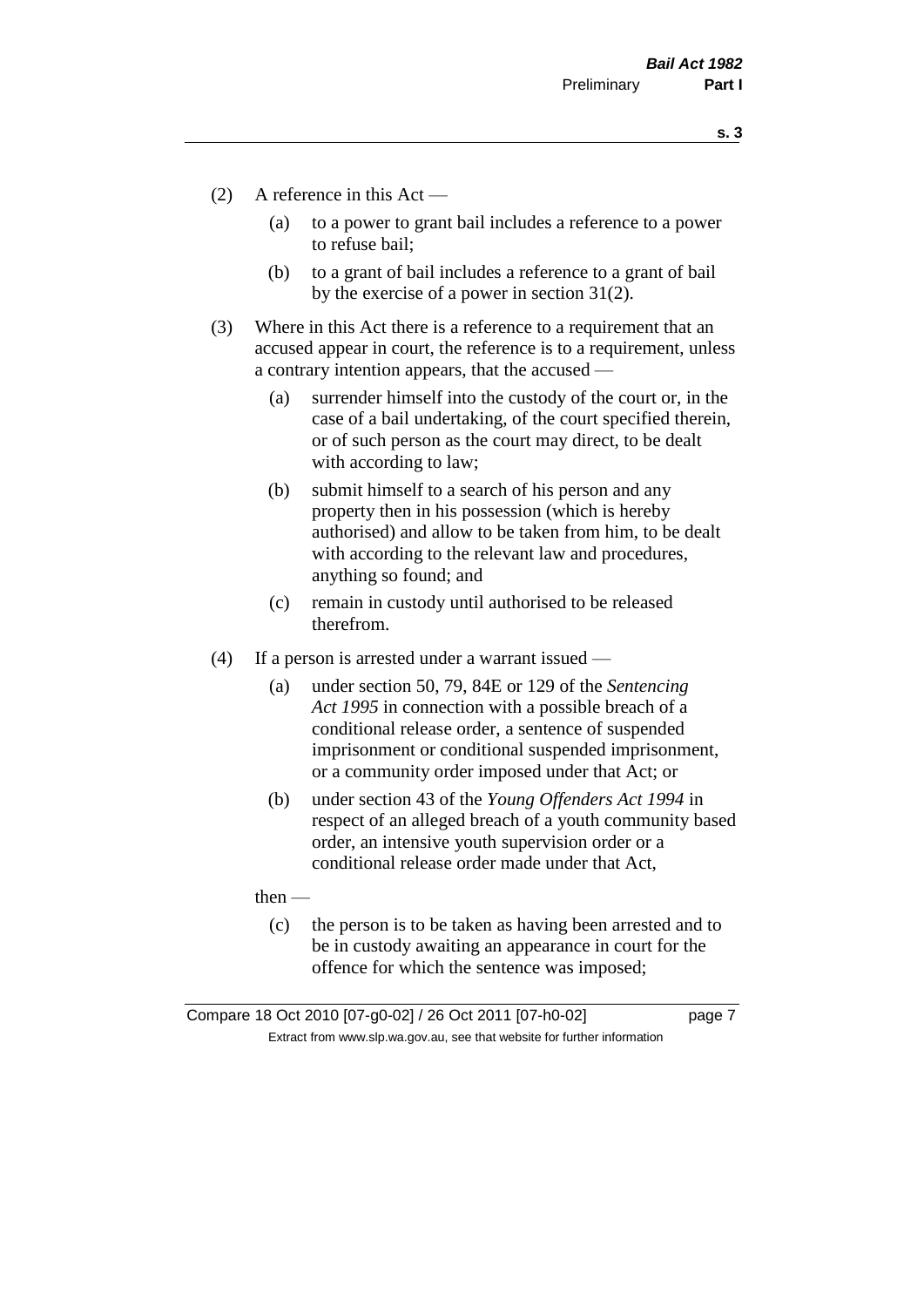(2) A reference in this Act —

(a) to a power to grant bail includes a reference to a power to refuse bail;

(b) to a grant of bail includes a reference to a grant of bail by the exercise of a power in section 31(2).

(3) Where in this Act there is a reference to a requirement that an accused appear in court, the reference is to a requirement, unless a contrary intention appears, that the accused —

(a) surrender himself into the custody of the court or, in the case of a bail undertaking, of the court specified therein, or of such person as the court may direct, to be dealt with according to law;

(b) submit himself to a search of his person and any property then in his possession (which is hereby authorised) and allow to be taken from him, to be dealt with according to the relevant law and procedures, anything so found; and

(c) remain in custody until authorised to be released therefrom.

(4) If a person is arrested under a warrant issued —

(a) under section 50, 79, 84E or 129 of the *Sentencing Act 1995* in connection with a possible breach of a conditional release order, a sentence of suspended imprisonment or conditional suspended imprisonment, or a community order imposed under that Act; or

(b) under section 43 of the *Young Offenders Act 1994* in respect of an alleged breach of a youth community based order, an intensive youth supervision order or a conditional release order made under that Act,

then —

(c) the person is to be taken as having been arrested and to be in custody awaiting an appearance in court for the offence for which the sentence was imposed;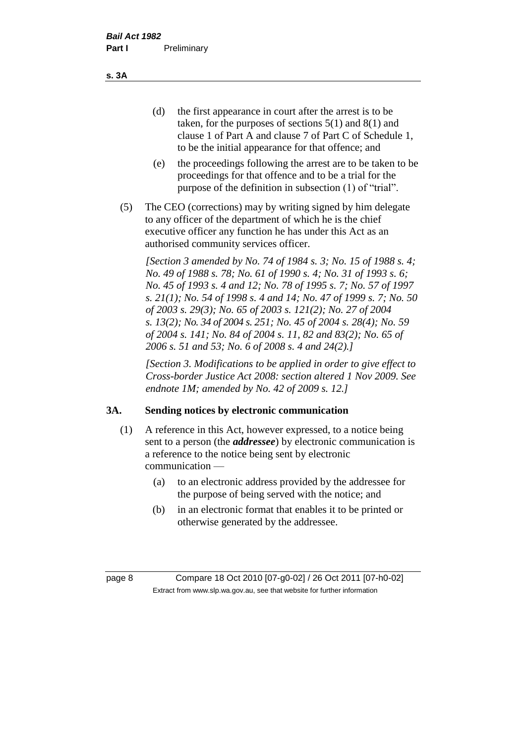(d) the first appearance in court after the arrest is to be taken, for the purposes of sections 5(1) and 8(1) and clause 1 of Part A and clause 7 of Part C of Schedule 1, to be the initial appearance for that offence; and

(e) the proceedings following the arrest are to be taken to be proceedings for that offence and to be a trial for the purpose of the definition in subsection (1) of "trial".

(5) The CEO (corrections) may by writing signed by him delegate to any officer of the department of which he is the chief executive officer any function he has under this Act as an authorised community services officer.

*[Section 3 amended by No. 74 of 1984 s. 3; No. 15 of 1988 s. 4; No. 49 of 1988 s. 78; No. 61 of 1990 s. 4; No. 31 of 1993 s. 6; No. 45 of 1993 s. 4 and 12; No. 78 of 1995 s. 7; No. 57 of 1997 s. 21(1); No. 54 of 1998 s. 4 and 14; No. 47 of 1999 s. 7; No. 50 of 2003 s. 29(3); No. 65 of 2003 s. 121(2); No. 27 of 2004 s. 13(2); No. 34 of 2004 s. 251; No. 45 of 2004 s. 28(4); No. 59 of 2004 s. 141; No. 84 of 2004 s. 11, 82 and 83(2); No. 65 of 2006 s. 51 and 53; No. 6 of 2008 s. 4 and 24(2).]*

*[Section 3. Modifications to be applied in order to give effect to Cross-border Justice Act 2008: section altered 1 Nov 2009. See endnote 1M; amended by No. 42 of 2009 s. 12.]*

## 3A. Sending notices by electronic communication

(1) A reference in this Act, however expressed, to a notice being sent to a person (the ***addressee***) by electronic communication is a reference to the notice being sent by electronic communication —

(a) to an electronic address provided by the addressee for the purpose of being served with the notice; and

(b) in an electronic format that enables it to be printed or otherwise generated by the addressee.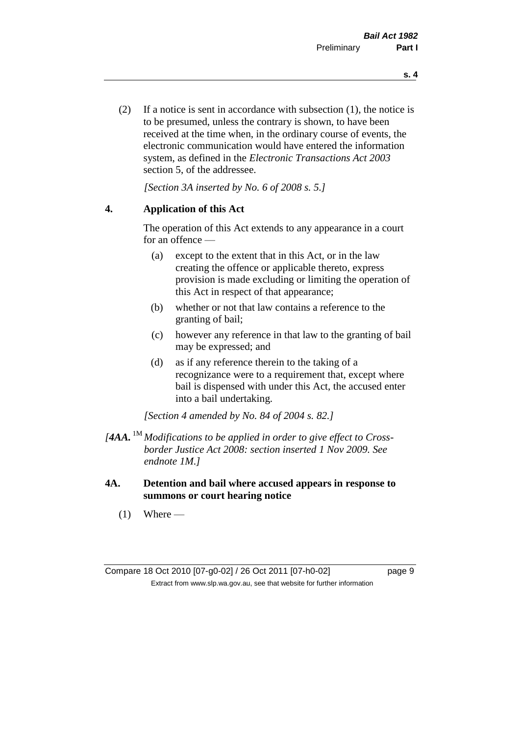(2) If a notice is sent in accordance with subsection (1), the notice is to be presumed, unless the contrary is shown, to have been received at the time when, in the ordinary course of events, the electronic communication would have entered the information system, as defined in the *Electronic Transactions Act 2003* section 5, of the addressee.

*[Section 3A inserted by No. 6 of 2008 s. 5.]*

## 4. Application of this Act

The operation of this Act extends to any appearance in a court for an offence —

(a) except to the extent that in this Act, or in the law creating the offence or applicable thereto, express provision is made excluding or limiting the operation of this Act in respect of that appearance;

(b) whether or not that law contains a reference to the granting of bail;

(c) however any reference in that law to the granting of bail may be expressed; and

(d) as if any reference therein to the taking of a recognizance were to a requirement that, except where bail is dispensed with under this Act, the accused enter into a bail undertaking.

*[Section 4 amended by No. 84 of 2004 s. 82.]*

*[**4AA.** [1M] Modifications to be applied in order to give effect to Cross-border Justice Act 2008: section inserted 1 Nov 2009. See endnote 1M.]*

## 4A. Detention and bail where accused appears in response to summons or court hearing notice

(1) Where —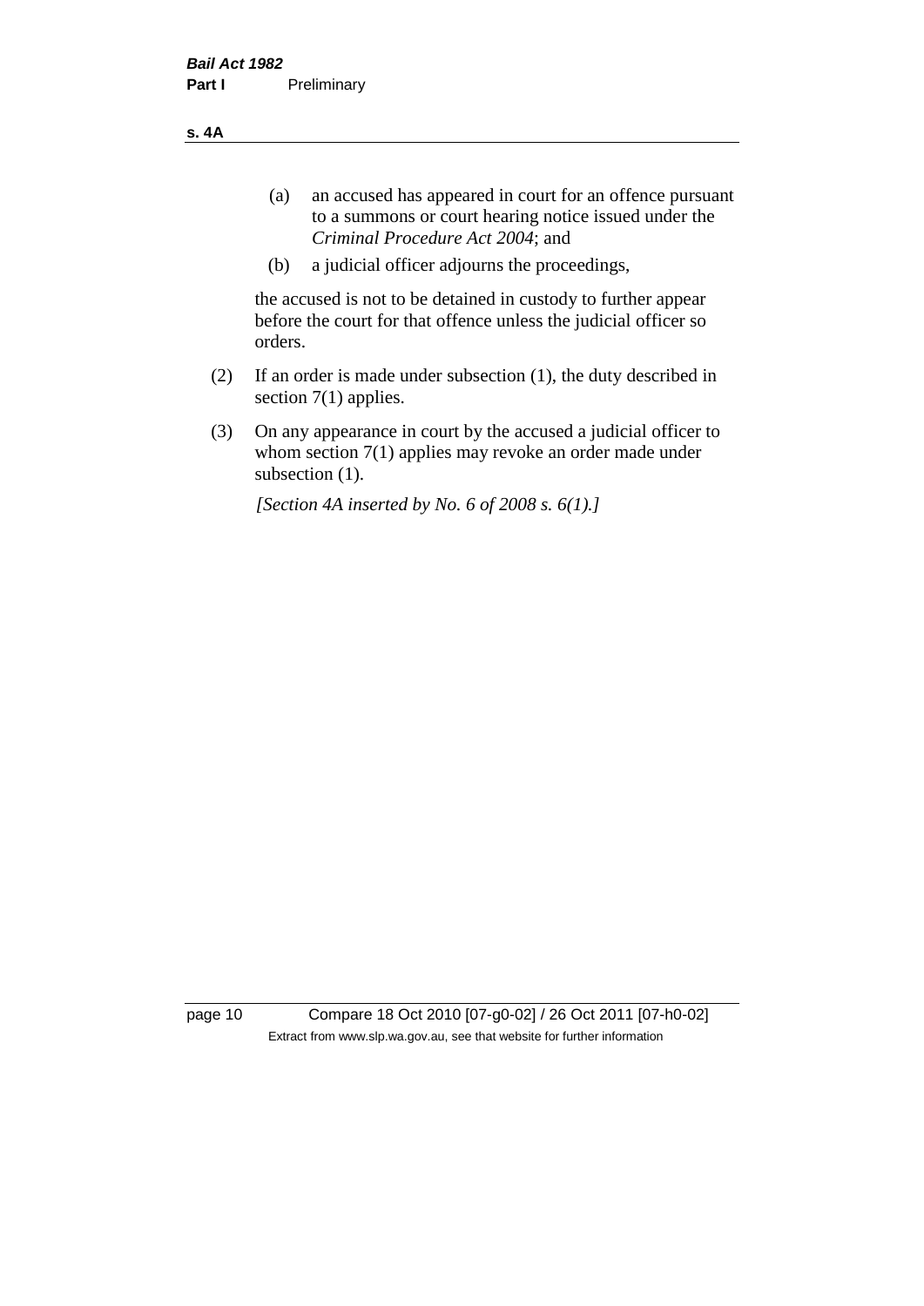(a) an accused has appeared in court for an offence pursuant to a summons or court hearing notice issued under the *Criminal Procedure Act 2004*; and

(b) a judicial officer adjourns the proceedings,

the accused is not to be detained in custody to further appear before the court for that offence unless the judicial officer so orders.

(2) If an order is made under subsection (1), the duty described in section 7(1) applies.

(3) On any appearance in court by the accused a judicial officer to whom section 7(1) applies may revoke an order made under subsection (1).

*[Section 4A inserted by No. 6 of 2008 s. 6(1).]*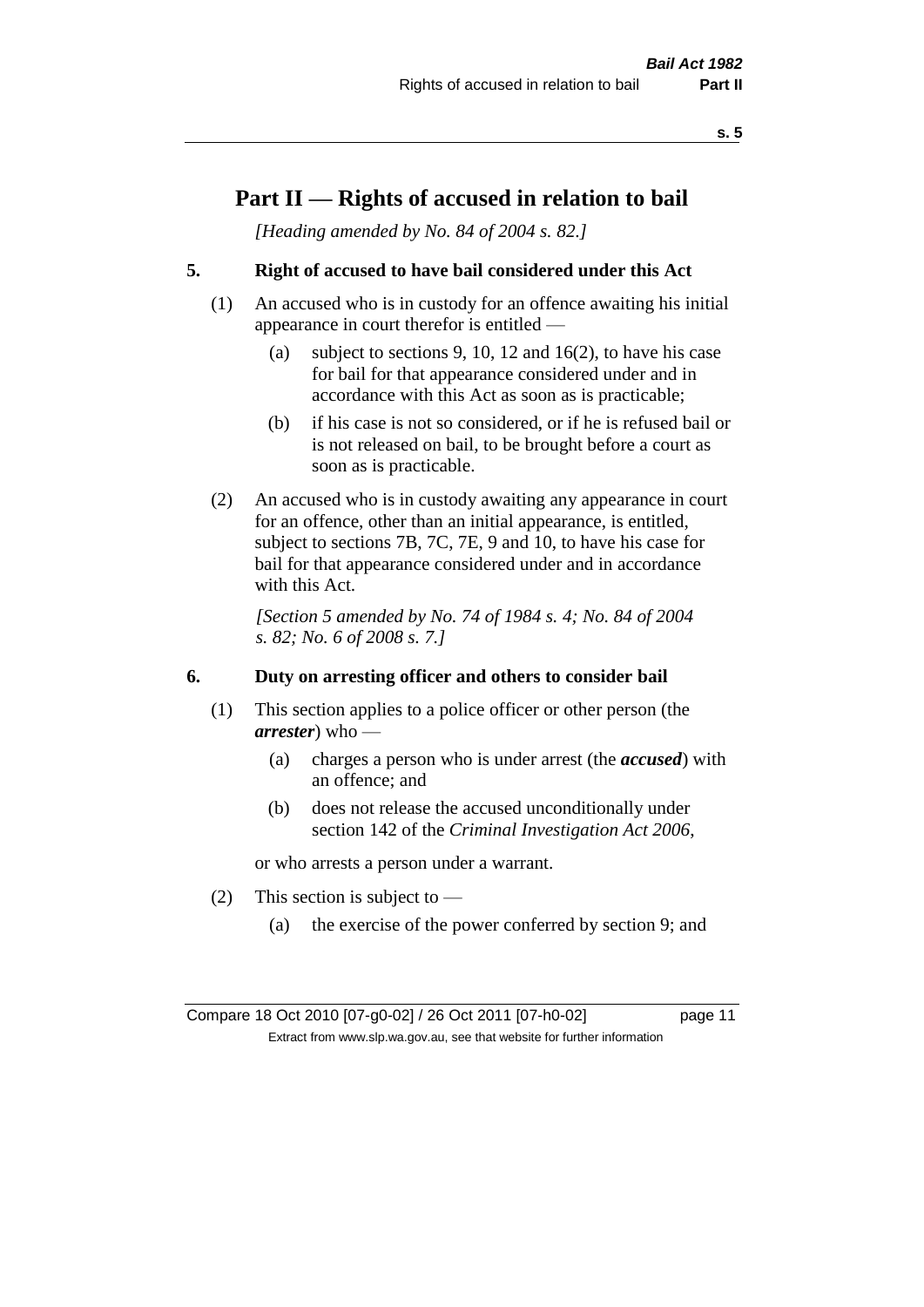# Part II — Rights of accused in relation to bail

*[Heading amended by No. 84 of 2004 s. 82.]*

## 5. Right of accused to have bail considered under this Act

(1) An accused who is in custody for an offence awaiting his initial appearance in court therefor is entitled —

- (a) subject to sections 9, 10, 12 and 16(2), to have his case for bail for that appearance considered under and in accordance with this Act as soon as is practicable;
- (b) if his case is not so considered, or if he is refused bail or is not released on bail, to be brought before a court as soon as is practicable.

(2) An accused who is in custody awaiting any appearance in court for an offence, other than an initial appearance, is entitled, subject to sections 7B, 7C, 7E, 9 and 10, to have his case for bail for that appearance considered under and in accordance with this Act.

*[Section 5 amended by No. 74 of 1984 s. 4; No. 84 of 2004 s. 82; No. 6 of 2008 s. 7.]*

## 6. Duty on arresting officer and others to consider bail

(1) This section applies to a police officer or other person (the ***arrester***) who —

- (a) charges a person who is under arrest (the ***accused***) with an offence; and
- (b) does not release the accused unconditionally under section 142 of the *Criminal Investigation Act 2006*,

or who arrests a person under a warrant.

(2) This section is subject to —

- (a) the exercise of the power conferred by section 9; and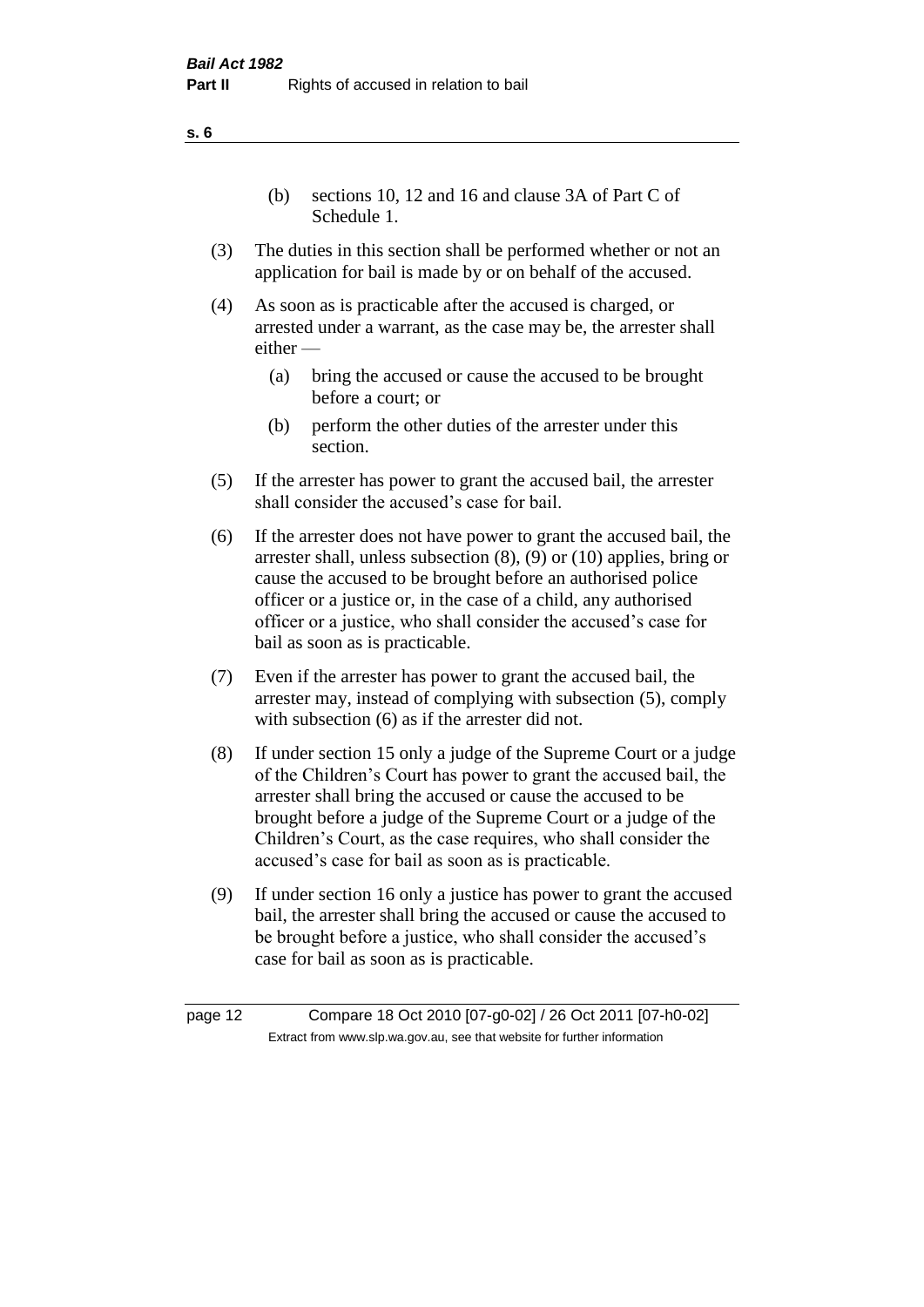(b) sections 10, 12 and 16 and clause 3A of Part C of Schedule 1.

(3) The duties in this section shall be performed whether or not an application for bail is made by or on behalf of the accused.

(4) As soon as is practicable after the accused is charged, or arrested under a warrant, as the case may be, the arrester shall either —

(a) bring the accused or cause the accused to be brought before a court; or

(b) perform the other duties of the arrester under this section.

(5) If the arrester has power to grant the accused bail, the arrester shall consider the accused's case for bail.

(6) If the arrester does not have power to grant the accused bail, the arrester shall, unless subsection (8), (9) or (10) applies, bring or cause the accused to be brought before an authorised police officer or a justice or, in the case of a child, any authorised officer or a justice, who shall consider the accused's case for bail as soon as is practicable.

(7) Even if the arrester has power to grant the accused bail, the arrester may, instead of complying with subsection (5), comply with subsection (6) as if the arrester did not.

(8) If under section 15 only a judge of the Supreme Court or a judge of the Children's Court has power to grant the accused bail, the arrester shall bring the accused or cause the accused to be brought before a judge of the Supreme Court or a judge of the Children's Court, as the case requires, who shall consider the accused's case for bail as soon as is practicable.

(9) If under section 16 only a justice has power to grant the accused bail, the arrester shall bring the accused or cause the accused to be brought before a justice, who shall consider the accused's case for bail as soon as is practicable.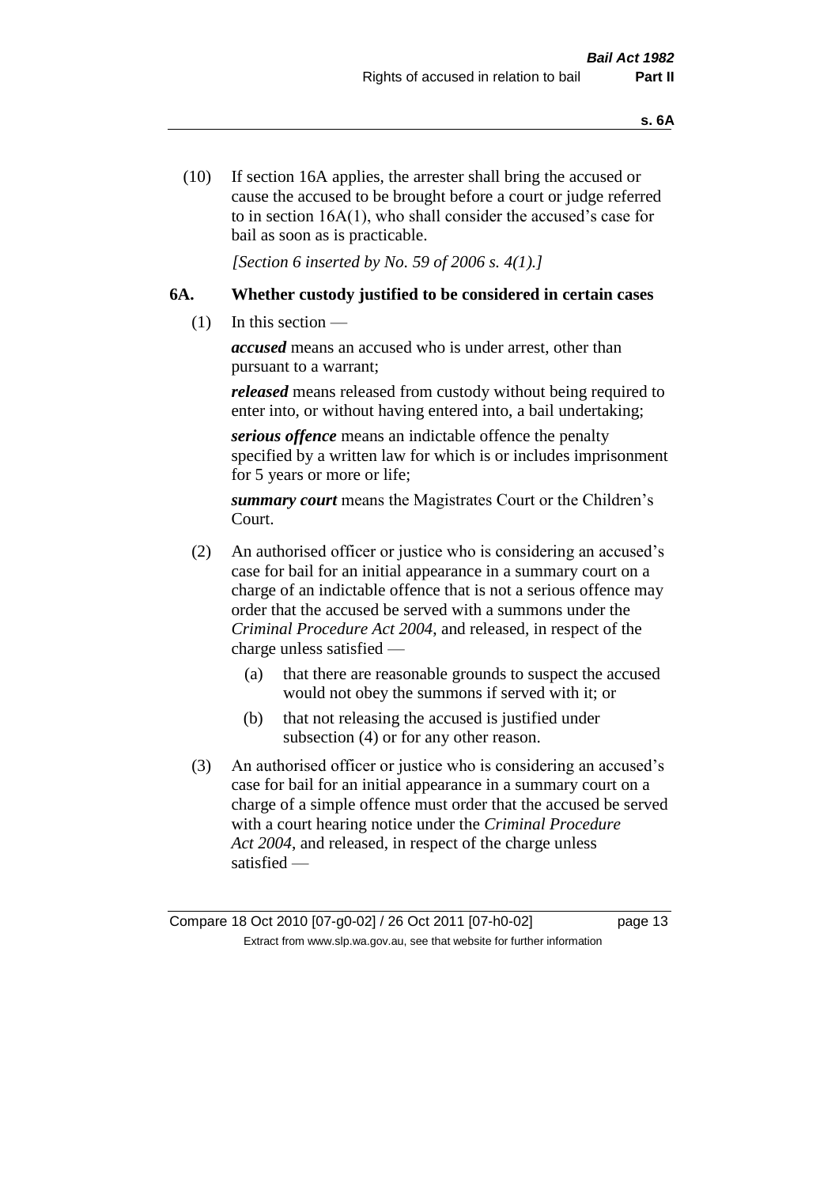(10) If section 16A applies, the arrester shall bring the accused or cause the accused to be brought before a court or judge referred to in section 16A(1), who shall consider the accused's case for bail as soon as is practicable.

*[Section 6 inserted by No. 59 of 2006 s. 4(1).]*

### 6A. Whether custody justified to be considered in certain cases

(1) In this section —

***accused*** means an accused who is under arrest, other than pursuant to a warrant;

***released*** means released from custody without being required to enter into, or without having entered into, a bail undertaking;

***serious offence*** means an indictable offence the penalty specified by a written law for which is or includes imprisonment for 5 years or more or life;

***summary court*** means the Magistrates Court or the Children's Court.

(2) An authorised officer or justice who is considering an accused's case for bail for an initial appearance in a summary court on a charge of an indictable offence that is not a serious offence may order that the accused be served with a summons under the *Criminal Procedure Act 2004*, and released, in respect of the charge unless satisfied —

(a) that there are reasonable grounds to suspect the accused would not obey the summons if served with it; or

(b) that not releasing the accused is justified under subsection (4) or for any other reason.

(3) An authorised officer or justice who is considering an accused's case for bail for an initial appearance in a summary court on a charge of a simple offence must order that the accused be served with a court hearing notice under the *Criminal Procedure Act 2004*, and released, in respect of the charge unless satisfied —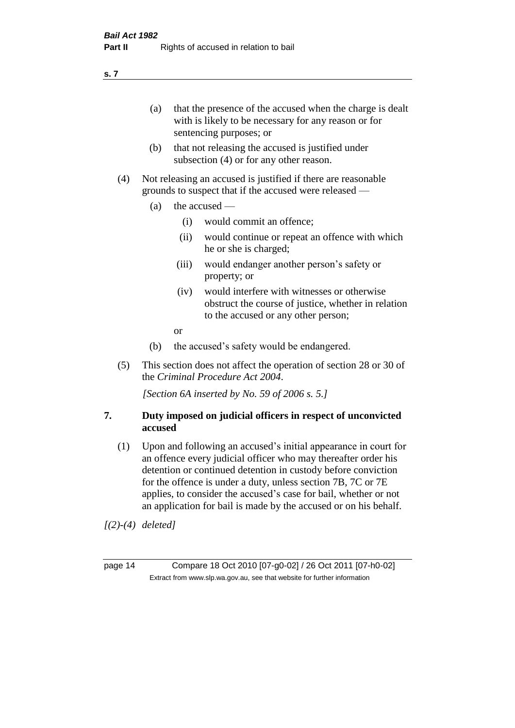(a) that the presence of the accused when the charge is dealt with is likely to be necessary for any reason or for sentencing purposes; or

(b) that not releasing the accused is justified under subsection (4) or for any other reason.

(4) Not releasing an accused is justified if there are reasonable grounds to suspect that if the accused were released —

   (a) the accused —

      (i) would commit an offence;

      (ii) would continue or repeat an offence with which he or she is charged;

      (iii) would endanger another person's safety or property; or

      (iv) would interfere with witnesses or otherwise obstruct the course of justice, whether in relation to the accused or any other person;

      or

   (b) the accused's safety would be endangered.

(5) This section does not affect the operation of section 28 or 30 of the *Criminal Procedure Act 2004*.

*[Section 6A inserted by No. 59 of 2006 s. 5.]*

## 7. Duty imposed on judicial officers in respect of unconvicted accused

(1) Upon and following an accused's initial appearance in court for an offence every judicial officer who may thereafter order his detention or continued detention in custody before conviction for the offence is under a duty, unless section 7B, 7C or 7E applies, to consider the accused's case for bail, whether or not an application for bail is made by the accused or on his behalf.

*[(2)-(4) deleted]*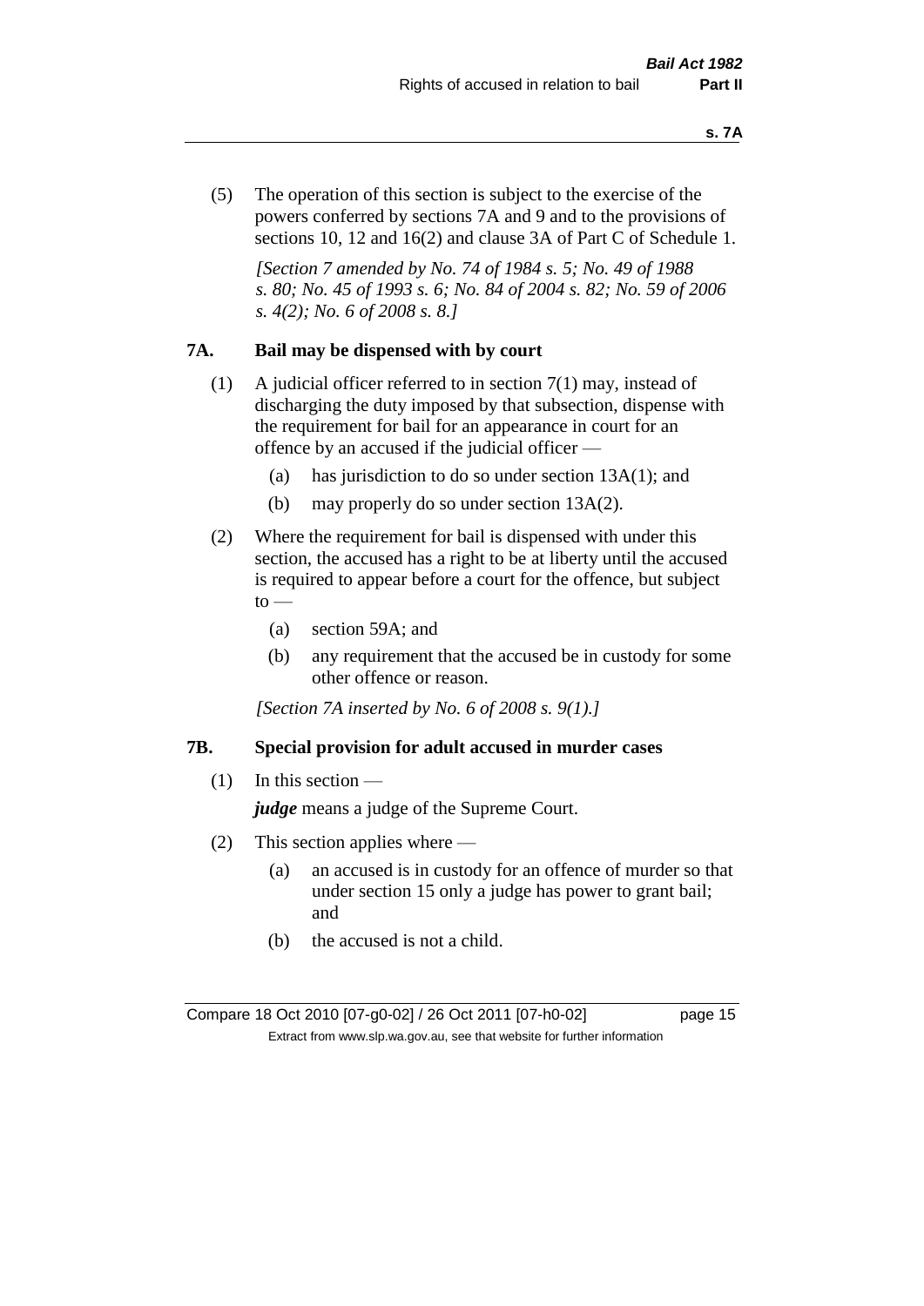(5) The operation of this section is subject to the exercise of the powers conferred by sections 7A and 9 and to the provisions of sections 10, 12 and 16(2) and clause 3A of Part C of Schedule 1.

*[Section 7 amended by No. 74 of 1984 s. 5; No. 49 of 1988 s. 80; No. 45 of 1993 s. 6; No. 84 of 2004 s. 82; No. 59 of 2006 s. 4(2); No. 6 of 2008 s. 8.]*

### 7A. Bail may be dispensed with by court

(1) A judicial officer referred to in section 7(1) may, instead of discharging the duty imposed by that subsection, dispense with the requirement for bail for an appearance in court for an offence by an accused if the judicial officer —

- (a) has jurisdiction to do so under section 13A(1); and
- (b) may properly do so under section 13A(2).

(2) Where the requirement for bail is dispensed with under this section, the accused has a right to be at liberty until the accused is required to appear before a court for the offence, but subject to —

- (a) section 59A; and
- (b) any requirement that the accused be in custody for some other offence or reason.

*[Section 7A inserted by No. 6 of 2008 s. 9(1).]*

### 7B. Special provision for adult accused in murder cases

(1) In this section —

***judge*** means a judge of the Supreme Court.

(2) This section applies where —

- (a) an accused is in custody for an offence of murder so that under section 15 only a judge has power to grant bail; and
- (b) the accused is not a child.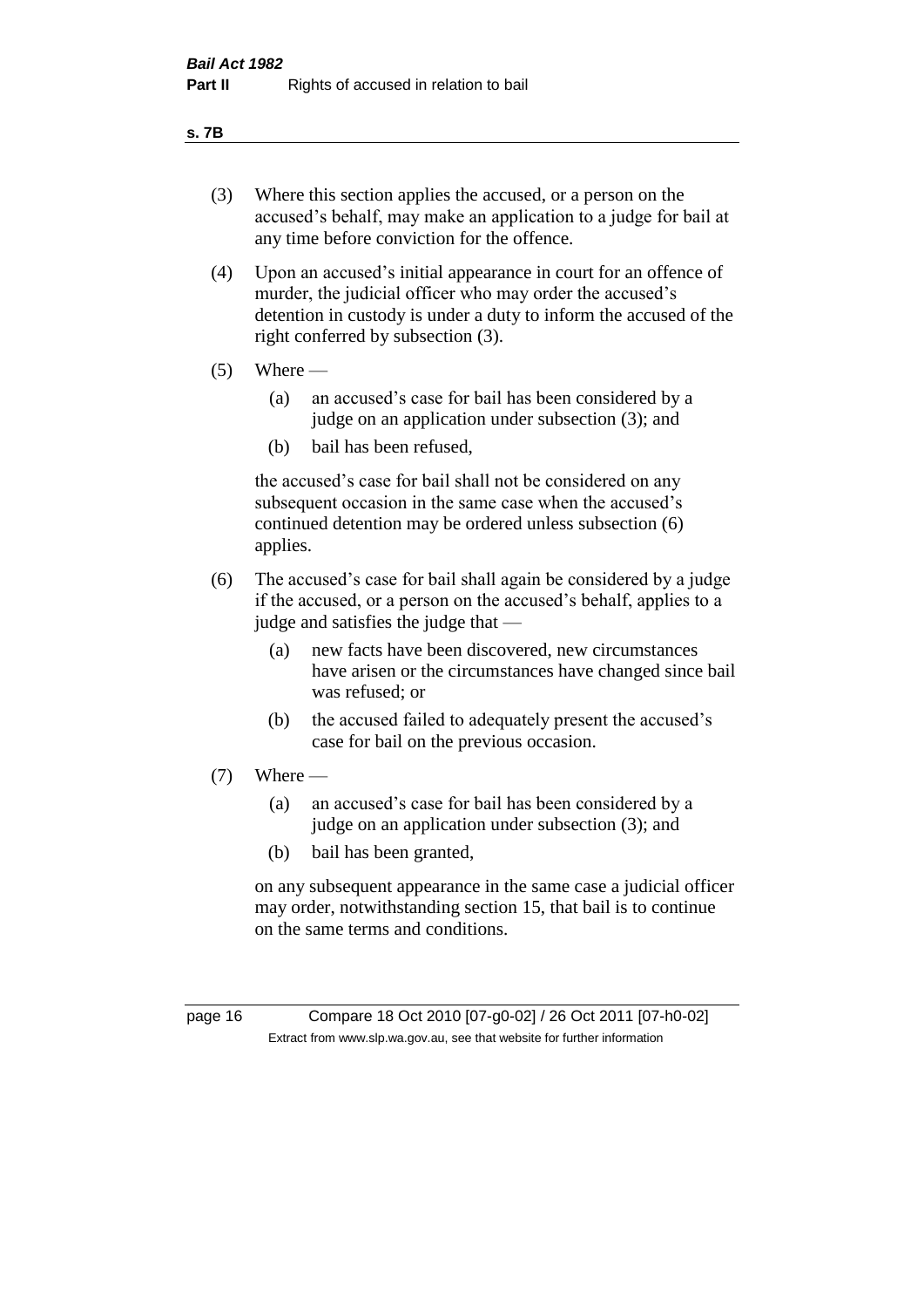(3) Where this section applies the accused, or a person on the accused's behalf, may make an application to a judge for bail at any time before conviction for the offence.

(4) Upon an accused's initial appearance in court for an offence of murder, the judicial officer who may order the accused's detention in custody is under a duty to inform the accused of the right conferred by subsection (3).

(5) Where —

  (a) an accused's case for bail has been considered by a judge on an application under subsection (3); and

  (b) bail has been refused,

  the accused's case for bail shall not be considered on any subsequent occasion in the same case when the accused's continued detention may be ordered unless subsection (6) applies.

(6) The accused's case for bail shall again be considered by a judge if the accused, or a person on the accused's behalf, applies to a judge and satisfies the judge that —

  (a) new facts have been discovered, new circumstances have arisen or the circumstances have changed since bail was refused; or

  (b) the accused failed to adequately present the accused's case for bail on the previous occasion.

(7) Where —

  (a) an accused's case for bail has been considered by a judge on an application under subsection (3); and

  (b) bail has been granted,

  on any subsequent appearance in the same case a judicial officer may order, notwithstanding section 15, that bail is to continue on the same terms and conditions.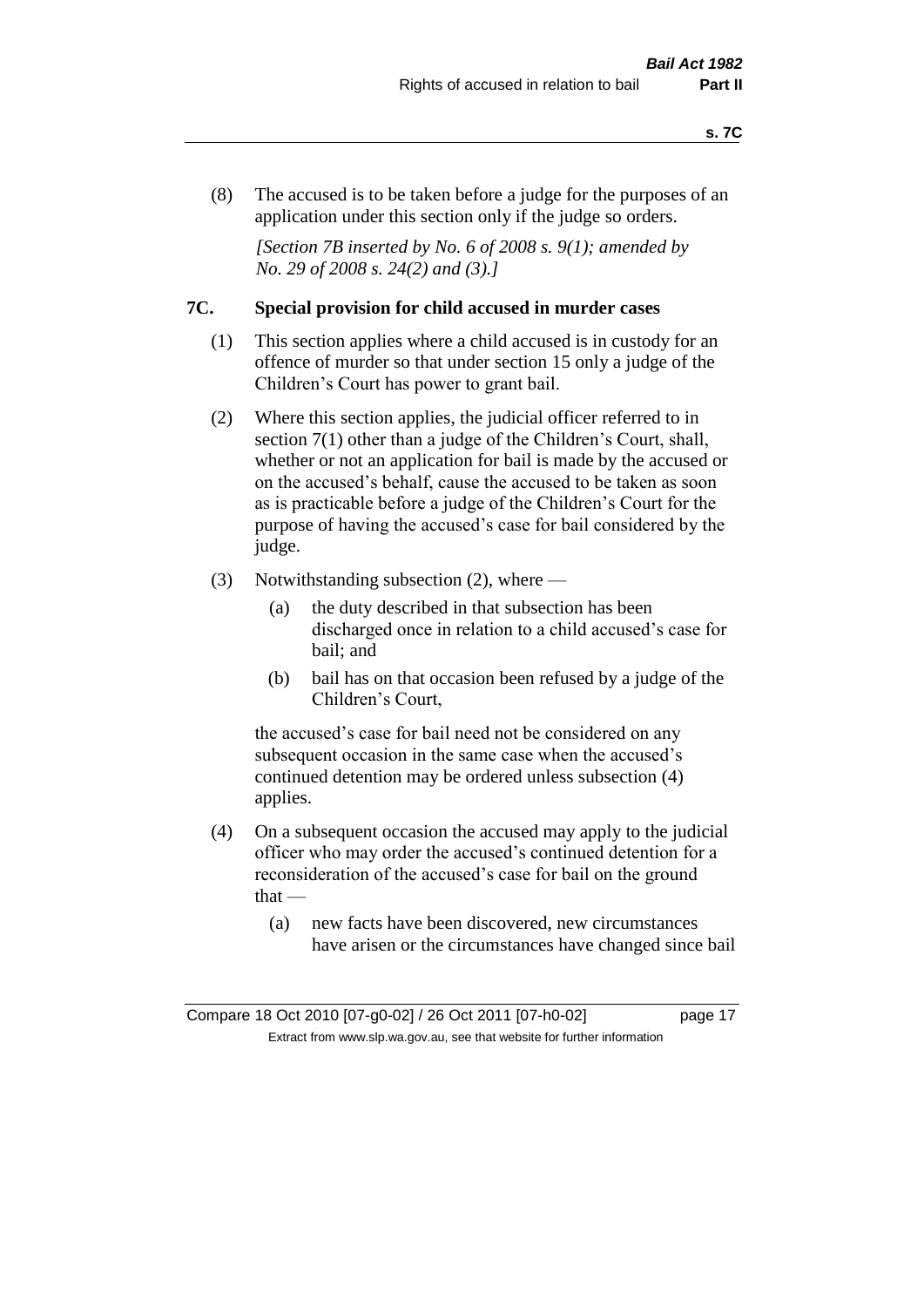(8) The accused is to be taken before a judge for the purposes of an application under this section only if the judge so orders.

*[Section 7B inserted by No. 6 of 2008 s. 9(1); amended by No. 29 of 2008 s. 24(2) and (3).]*

### 7C. Special provision for child accused in murder cases

(1) This section applies where a child accused is in custody for an offence of murder so that under section 15 only a judge of the Children's Court has power to grant bail.

(2) Where this section applies, the judicial officer referred to in section 7(1) other than a judge of the Children's Court, shall, whether or not an application for bail is made by the accused or on the accused's behalf, cause the accused to be taken as soon as is practicable before a judge of the Children's Court for the purpose of having the accused's case for bail considered by the judge.

(3) Notwithstanding subsection (2), where —

- (a) the duty described in that subsection has been discharged once in relation to a child accused's case for bail; and
- (b) bail has on that occasion been refused by a judge of the Children's Court,

the accused's case for bail need not be considered on any subsequent occasion in the same case when the accused's continued detention may be ordered unless subsection (4) applies.

(4) On a subsequent occasion the accused may apply to the judicial officer who may order the accused's continued detention for a reconsideration of the accused's case for bail on the ground that —

- (a) new facts have been discovered, new circumstances have arisen or the circumstances have changed since bail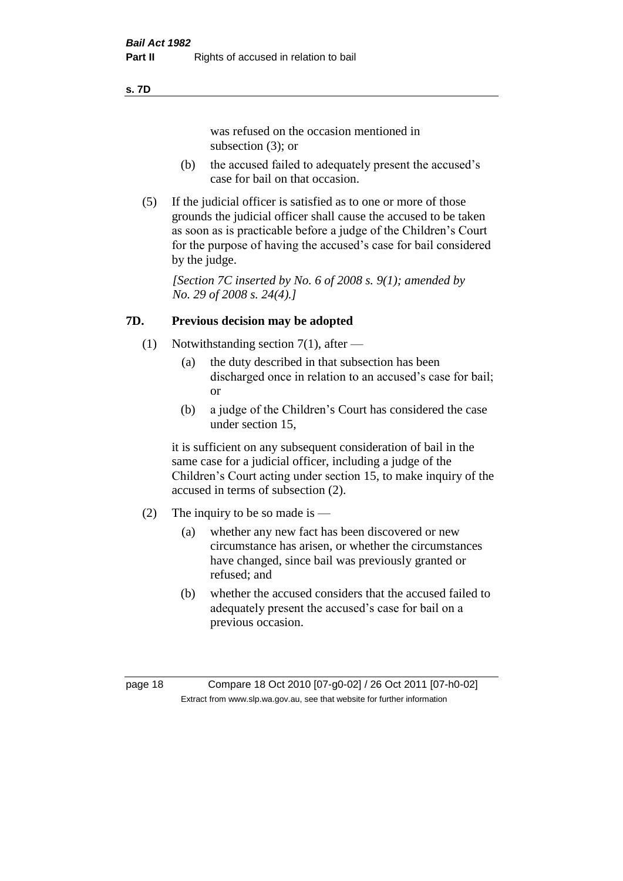was refused on the occasion mentioned in subsection (3); or

(b) the accused failed to adequately present the accused's case for bail on that occasion.

(5) If the judicial officer is satisfied as to one or more of those grounds the judicial officer shall cause the accused to be taken as soon as is practicable before a judge of the Children's Court for the purpose of having the accused's case for bail considered by the judge.

*[Section 7C inserted by No. 6 of 2008 s. 9(1); amended by No. 29 of 2008 s. 24(4).]*

### 7D. Previous decision may be adopted

(1) Notwithstanding section 7(1), after —

(a) the duty described in that subsection has been discharged once in relation to an accused's case for bail; or

(b) a judge of the Children's Court has considered the case under section 15,

it is sufficient on any subsequent consideration of bail in the same case for a judicial officer, including a judge of the Children's Court acting under section 15, to make inquiry of the accused in terms of subsection (2).

(2) The inquiry to be so made is —

(a) whether any new fact has been discovered or new circumstance has arisen, or whether the circumstances have changed, since bail was previously granted or refused; and

(b) whether the accused considers that the accused failed to adequately present the accused's case for bail on a previous occasion.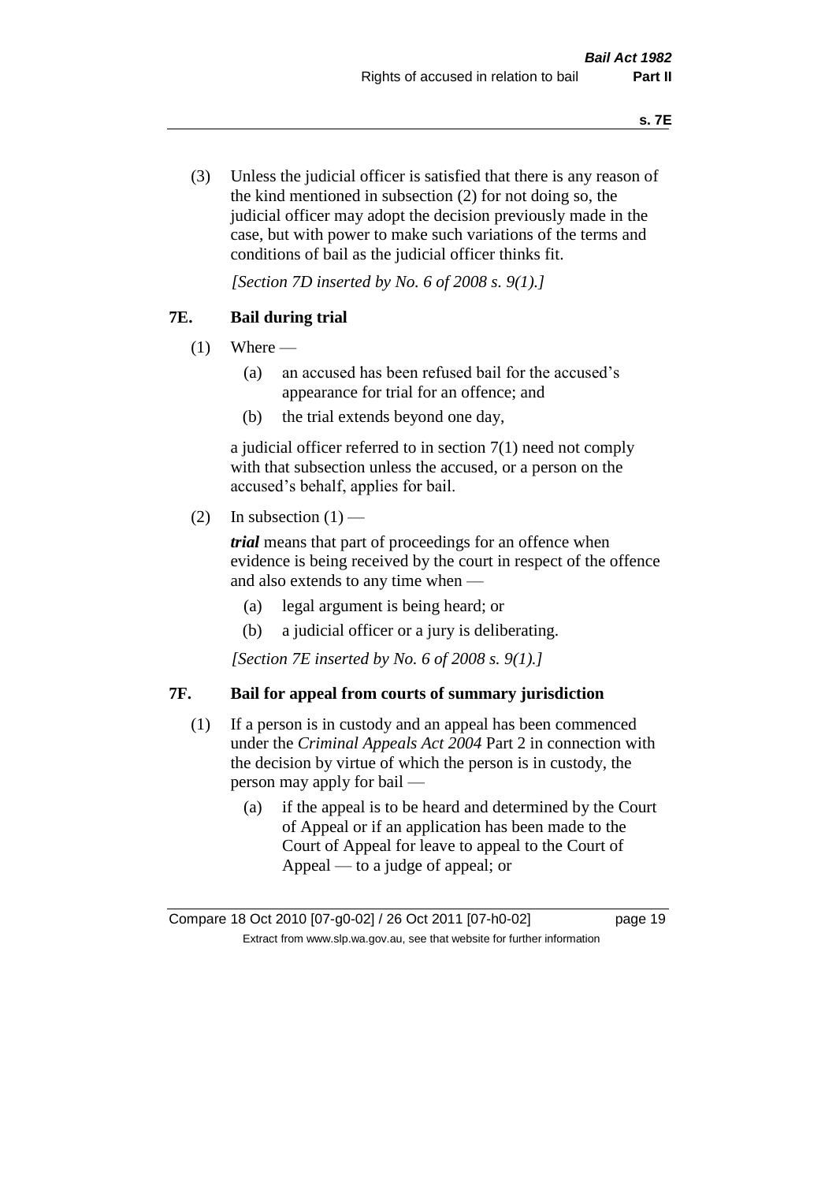(3) Unless the judicial officer is satisfied that there is any reason of the kind mentioned in subsection (2) for not doing so, the judicial officer may adopt the decision previously made in the case, but with power to make such variations of the terms and conditions of bail as the judicial officer thinks fit.

*[Section 7D inserted by No. 6 of 2008 s. 9(1).]*

## 7E. Bail during trial

(1) Where —

- (a) an accused has been refused bail for the accused's appearance for trial for an offence; and
- (b) the trial extends beyond one day,

a judicial officer referred to in section 7(1) need not comply with that subsection unless the accused, or a person on the accused's behalf, applies for bail.

(2) In subsection (1) —

***trial*** means that part of proceedings for an offence when evidence is being received by the court in respect of the offence and also extends to any time when —

- (a) legal argument is being heard; or
- (b) a judicial officer or a jury is deliberating.

*[Section 7E inserted by No. 6 of 2008 s. 9(1).]*

## 7F. Bail for appeal from courts of summary jurisdiction

(1) If a person is in custody and an appeal has been commenced under the *Criminal Appeals Act 2004* Part 2 in connection with the decision by virtue of which the person is in custody, the person may apply for bail —

- (a) if the appeal is to be heard and determined by the Court of Appeal or if an application has been made to the Court of Appeal for leave to appeal to the Court of Appeal — to a judge of appeal; or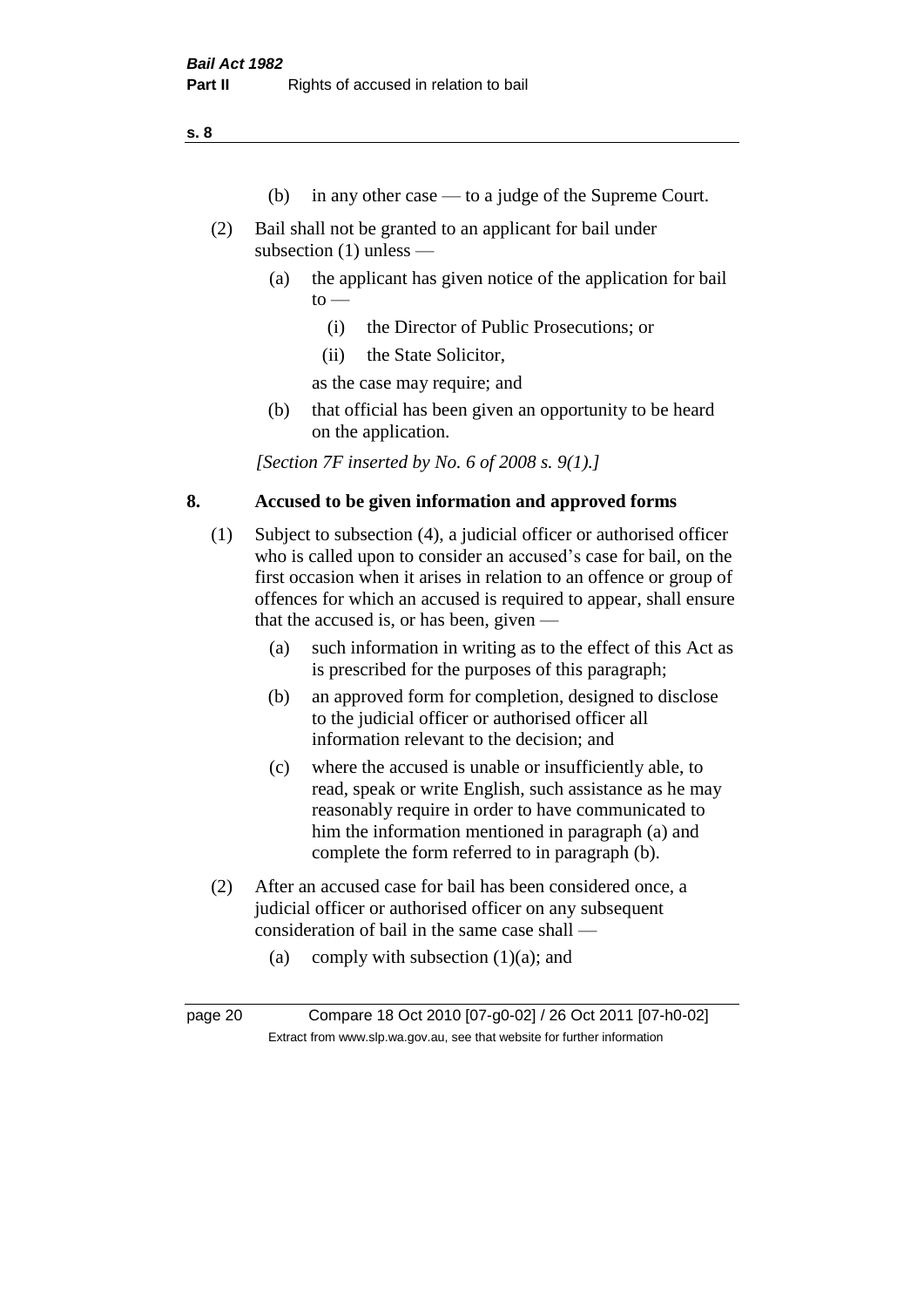(b) in any other case — to a judge of the Supreme Court.

(2) Bail shall not be granted to an applicant for bail under subsection (1) unless —

(a) the applicant has given notice of the application for bail to —

(i) the Director of Public Prosecutions; or

(ii) the State Solicitor,

as the case may require; and

(b) that official has been given an opportunity to be heard on the application.

*[Section 7F inserted by No. 6 of 2008 s. 9(1).]*

## 8. Accused to be given information and approved forms

(1) Subject to subsection (4), a judicial officer or authorised officer who is called upon to consider an accused's case for bail, on the first occasion when it arises in relation to an offence or group of offences for which an accused is required to appear, shall ensure that the accused is, or has been, given —

(a) such information in writing as to the effect of this Act as is prescribed for the purposes of this paragraph;

(b) an approved form for completion, designed to disclose to the judicial officer or authorised officer all information relevant to the decision; and

(c) where the accused is unable or insufficiently able, to read, speak or write English, such assistance as he may reasonably require in order to have communicated to him the information mentioned in paragraph (a) and complete the form referred to in paragraph (b).

(2) After an accused case for bail has been considered once, a judicial officer or authorised officer on any subsequent consideration of bail in the same case shall —

(a) comply with subsection (1)(a); and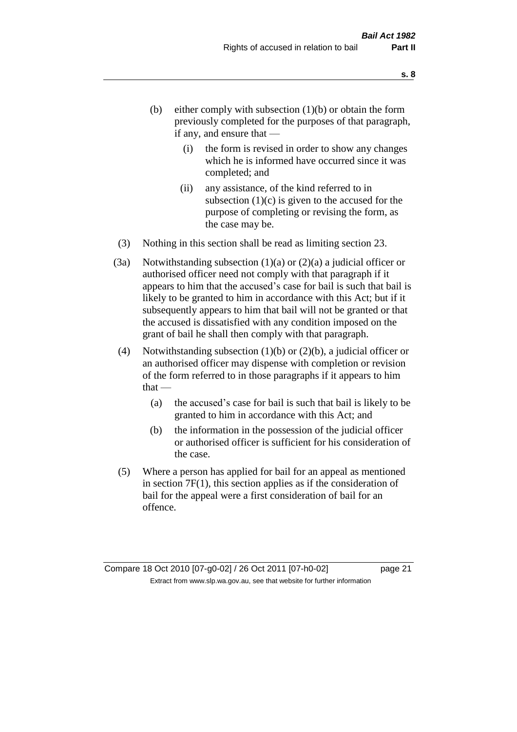(b) either comply with subsection (1)(b) or obtain the form previously completed for the purposes of that paragraph, if any, and ensure that —

  (i) the form is revised in order to show any changes which he is informed have occurred since it was completed; and

  (ii) any assistance, of the kind referred to in subsection (1)(c) is given to the accused for the purpose of completing or revising the form, as the case may be.

(3) Nothing in this section shall be read as limiting section 23.

(3a) Notwithstanding subsection (1)(a) or (2)(a) a judicial officer or authorised officer need not comply with that paragraph if it appears to him that the accused's case for bail is such that bail is likely to be granted to him in accordance with this Act; but if it subsequently appears to him that bail will not be granted or that the accused is dissatisfied with any condition imposed on the grant of bail he shall then comply with that paragraph.

(4) Notwithstanding subsection (1)(b) or (2)(b), a judicial officer or an authorised officer may dispense with completion or revision of the form referred to in those paragraphs if it appears to him that —

  (a) the accused's case for bail is such that bail is likely to be granted to him in accordance with this Act; and

  (b) the information in the possession of the judicial officer or authorised officer is sufficient for his consideration of the case.

(5) Where a person has applied for bail for an appeal as mentioned in section 7F(1), this section applies as if the consideration of bail for the appeal were a first consideration of bail for an offence.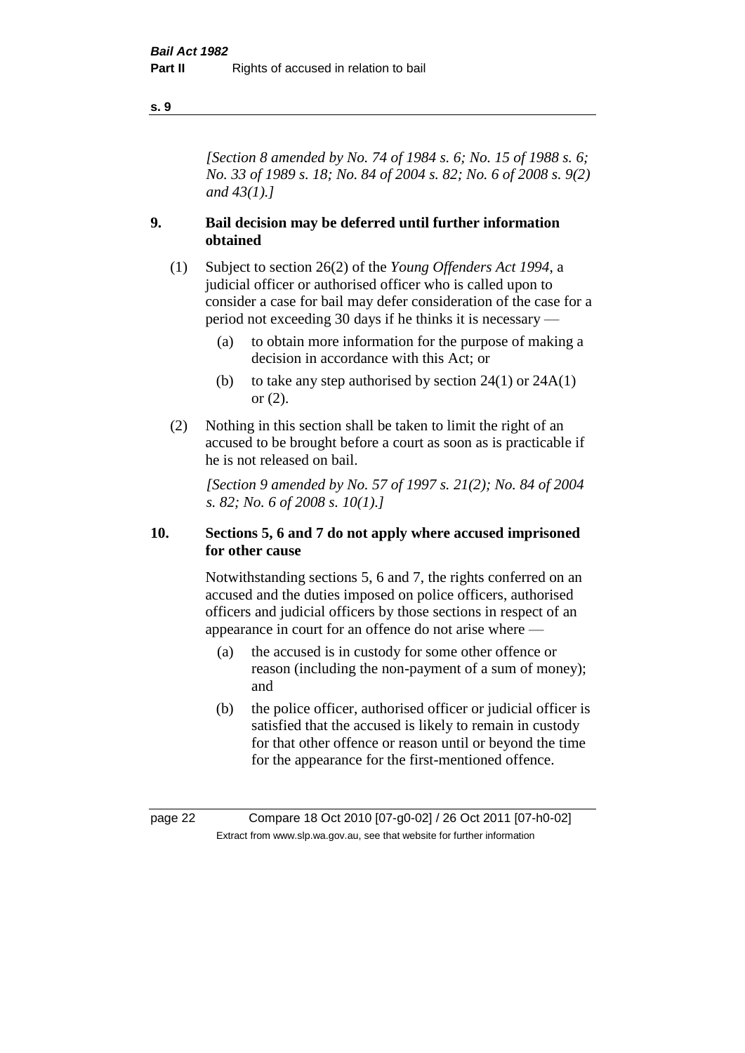*[Section 8 amended by No. 74 of 1984 s. 6; No. 15 of 1988 s. 6; No. 33 of 1989 s. 18; No. 84 of 2004 s. 82; No. 6 of 2008 s. 9(2) and 43(1).]*

## 9. Bail decision may be deferred until further information obtained

(1) Subject to section 26(2) of the *Young Offenders Act 1994*, a judicial officer or authorised officer who is called upon to consider a case for bail may defer consideration of the case for a period not exceeding 30 days if he thinks it is necessary —

- (a) to obtain more information for the purpose of making a decision in accordance with this Act; or
- (b) to take any step authorised by section 24(1) or 24A(1) or (2).

(2) Nothing in this section shall be taken to limit the right of an accused to be brought before a court as soon as is practicable if he is not released on bail.

*[Section 9 amended by No. 57 of 1997 s. 21(2); No. 84 of 2004 s. 82; No. 6 of 2008 s. 10(1).]*

## 10. Sections 5, 6 and 7 do not apply where accused imprisoned for other cause

Notwithstanding sections 5, 6 and 7, the rights conferred on an accused and the duties imposed on police officers, authorised officers and judicial officers by those sections in respect of an appearance in court for an offence do not arise where —

- (a) the accused is in custody for some other offence or reason (including the non-payment of a sum of money); and
- (b) the police officer, authorised officer or judicial officer is satisfied that the accused is likely to remain in custody for that other offence or reason until or beyond the time for the appearance for the first-mentioned offence.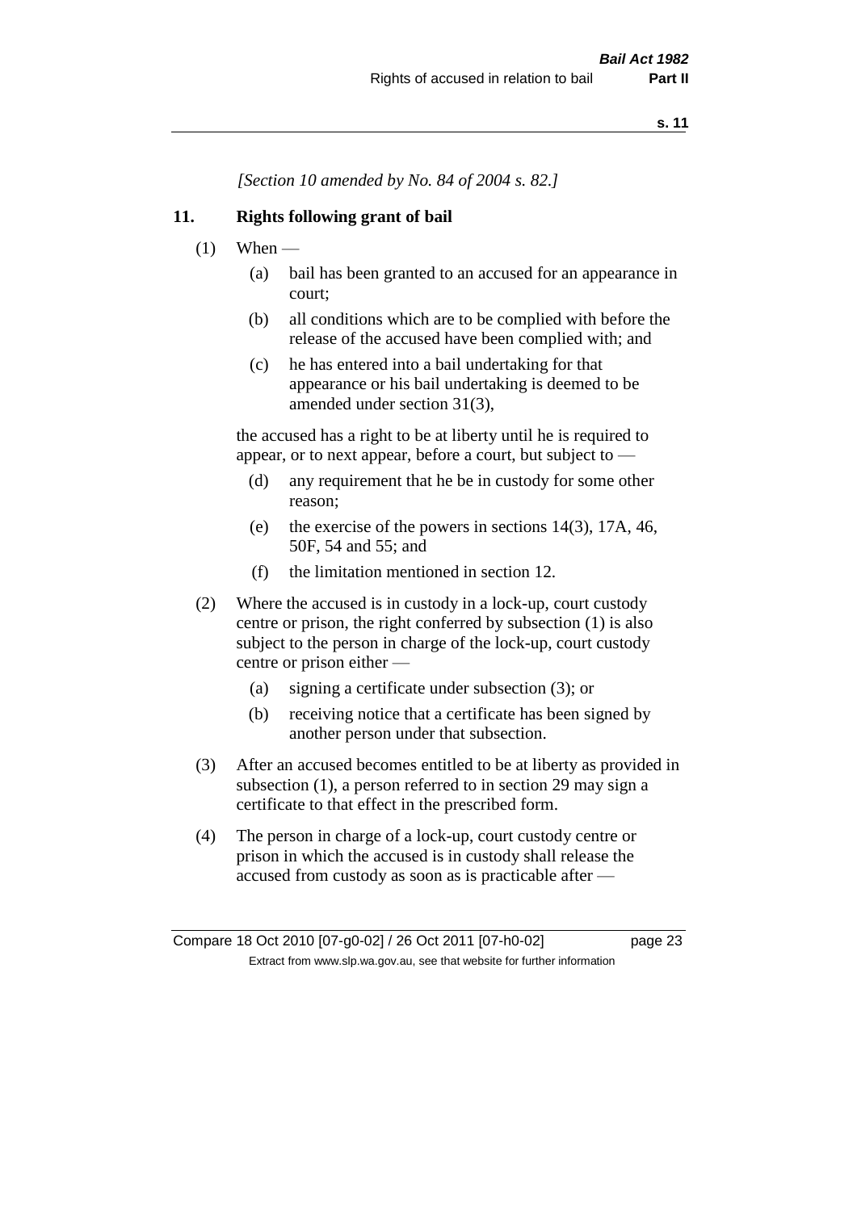*[Section 10 amended by No. 84 of 2004 s. 82.]*

## 11. Rights following grant of bail

(1) When —

- (a) bail has been granted to an accused for an appearance in court;
- (b) all conditions which are to be complied with before the release of the accused have been complied with; and
- (c) he has entered into a bail undertaking for that appearance or his bail undertaking is deemed to be amended under section 31(3),

the accused has a right to be at liberty until he is required to appear, or to next appear, before a court, but subject to —

- (d) any requirement that he be in custody for some other reason;
- (e) the exercise of the powers in sections 14(3), 17A, 46, 50F, 54 and 55; and
- (f) the limitation mentioned in section 12.

(2) Where the accused is in custody in a lock-up, court custody centre or prison, the right conferred by subsection (1) is also subject to the person in charge of the lock-up, court custody centre or prison either —

- (a) signing a certificate under subsection (3); or
- (b) receiving notice that a certificate has been signed by another person under that subsection.

(3) After an accused becomes entitled to be at liberty as provided in subsection (1), a person referred to in section 29 may sign a certificate to that effect in the prescribed form.

(4) The person in charge of a lock-up, court custody centre or prison in which the accused is in custody shall release the accused from custody as soon as is practicable after —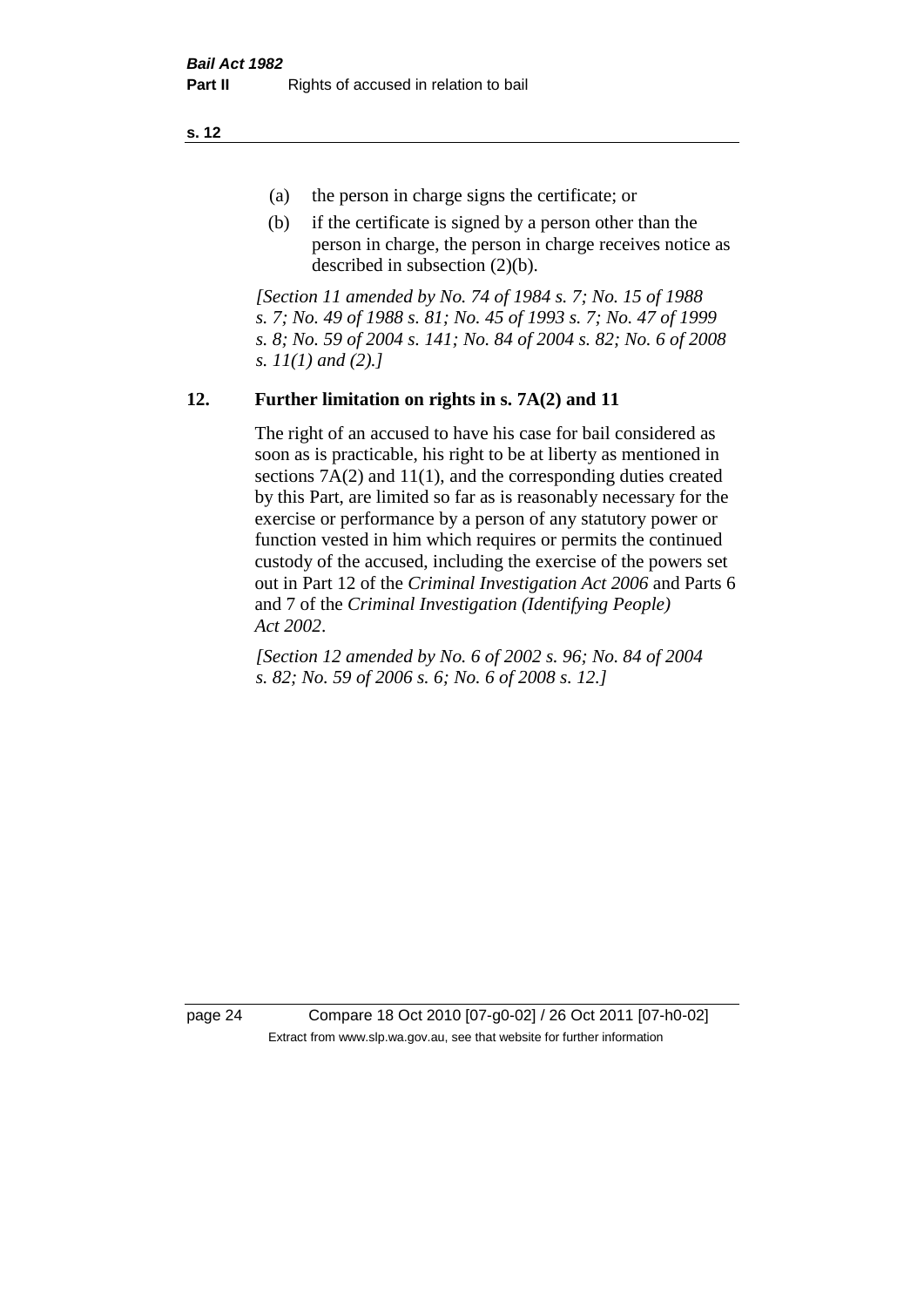(a) the person in charge signs the certificate; or

(b) if the certificate is signed by a person other than the person in charge, the person in charge receives notice as described in subsection (2)(b).

*[Section 11 amended by No. 74 of 1984 s. 7; No. 15 of 1988 s. 7; No. 49 of 1988 s. 81; No. 45 of 1993 s. 7; No. 47 of 1999 s. 8; No. 59 of 2004 s. 141; No. 84 of 2004 s. 82; No. 6 of 2008 s. 11(1) and (2).]*

## 12. Further limitation on rights in s. 7A(2) and 11

The right of an accused to have his case for bail considered as soon as is practicable, his right to be at liberty as mentioned in sections 7A(2) and 11(1), and the corresponding duties created by this Part, are limited so far as is reasonably necessary for the exercise or performance by a person of any statutory power or function vested in him which requires or permits the continued custody of the accused, including the exercise of the powers set out in Part 12 of the *Criminal Investigation Act 2006* and Parts 6 and 7 of the *Criminal Investigation (Identifying People) Act 2002*.

*[Section 12 amended by No. 6 of 2002 s. 96; No. 84 of 2004 s. 82; No. 59 of 2006 s. 6; No. 6 of 2008 s. 12.]*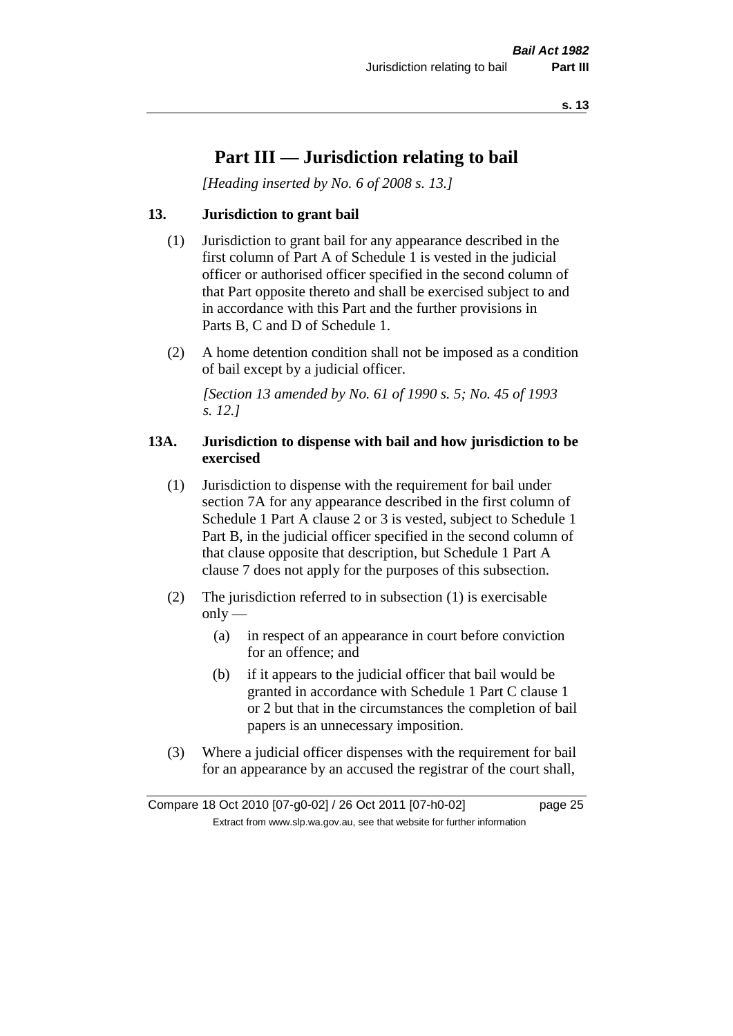# Part III — Jurisdiction relating to bail

*[Heading inserted by No. 6 of 2008 s. 13.]*

### 13. Jurisdiction to grant bail

(1) Jurisdiction to grant bail for any appearance described in the first column of Part A of Schedule 1 is vested in the judicial officer or authorised officer specified in the second column of that Part opposite thereto and shall be exercised subject to and in accordance with this Part and the further provisions in Parts B, C and D of Schedule 1.

(2) A home detention condition shall not be imposed as a condition of bail except by a judicial officer.

*[Section 13 amended by No. 61 of 1990 s. 5; No. 45 of 1993 s. 12.]*

### 13A. Jurisdiction to dispense with bail and how jurisdiction to be exercised

(1) Jurisdiction to dispense with the requirement for bail under section 7A for any appearance described in the first column of Schedule 1 Part A clause 2 or 3 is vested, subject to Schedule 1 Part B, in the judicial officer specified in the second column of that clause opposite that description, but Schedule 1 Part A clause 7 does not apply for the purposes of this subsection.

(2) The jurisdiction referred to in subsection (1) is exercisable only —

(a) in respect of an appearance in court before conviction for an offence; and

(b) if it appears to the judicial officer that bail would be granted in accordance with Schedule 1 Part C clause 1 or 2 but that in the circumstances the completion of bail papers is an unnecessary imposition.

(3) Where a judicial officer dispenses with the requirement for bail for an appearance by an accused the registrar of the court shall,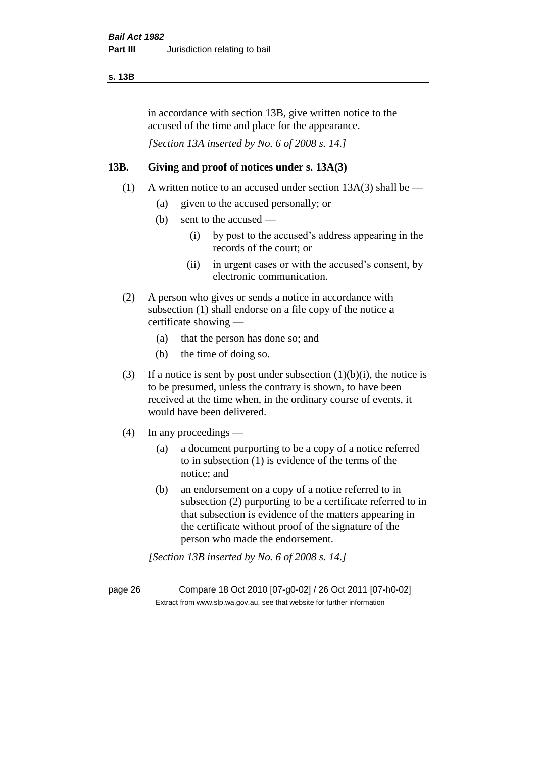in accordance with section 13B, give written notice to the accused of the time and place for the appearance.

*[Section 13A inserted by No. 6 of 2008 s. 14.]*

## 13B. Giving and proof of notices under s. 13A(3)

(1) A written notice to an accused under section 13A(3) shall be —

   (a) given to the accused personally; or

   (b) sent to the accused —

      (i) by post to the accused's address appearing in the records of the court; or

      (ii) in urgent cases or with the accused's consent, by electronic communication.

(2) A person who gives or sends a notice in accordance with subsection (1) shall endorse on a file copy of the notice a certificate showing —

   (a) that the person has done so; and

   (b) the time of doing so.

(3) If a notice is sent by post under subsection (1)(b)(i), the notice is to be presumed, unless the contrary is shown, to have been received at the time when, in the ordinary course of events, it would have been delivered.

(4) In any proceedings —

   (a) a document purporting to be a copy of a notice referred to in subsection (1) is evidence of the terms of the notice; and

   (b) an endorsement on a copy of a notice referred to in subsection (2) purporting to be a certificate referred to in that subsection is evidence of the matters appearing in the certificate without proof of the signature of the person who made the endorsement.

*[Section 13B inserted by No. 6 of 2008 s. 14.]*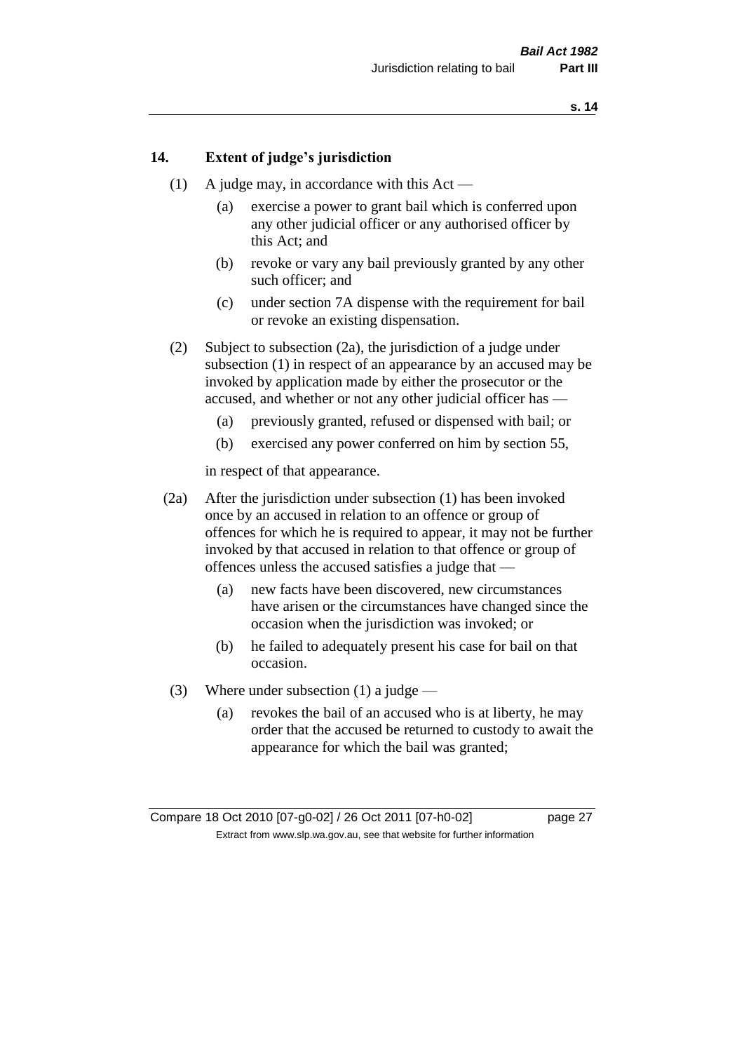## 14. Extent of judge's jurisdiction

(1) A judge may, in accordance with this Act —

(a) exercise a power to grant bail which is conferred upon any other judicial officer or any authorised officer by this Act; and

(b) revoke or vary any bail previously granted by any other such officer; and

(c) under section 7A dispense with the requirement for bail or revoke an existing dispensation.

(2) Subject to subsection (2a), the jurisdiction of a judge under subsection (1) in respect of an appearance by an accused may be invoked by application made by either the prosecutor or the accused, and whether or not any other judicial officer has —

(a) previously granted, refused or dispensed with bail; or

(b) exercised any power conferred on him by section 55,

in respect of that appearance.

(2a) After the jurisdiction under subsection (1) has been invoked once by an accused in relation to an offence or group of offences for which he is required to appear, it may not be further invoked by that accused in relation to that offence or group of offences unless the accused satisfies a judge that —

(a) new facts have been discovered, new circumstances have arisen or the circumstances have changed since the occasion when the jurisdiction was invoked; or

(b) he failed to adequately present his case for bail on that occasion.

(3) Where under subsection (1) a judge —

(a) revokes the bail of an accused who is at liberty, he may order that the accused be returned to custody to await the appearance for which the bail was granted;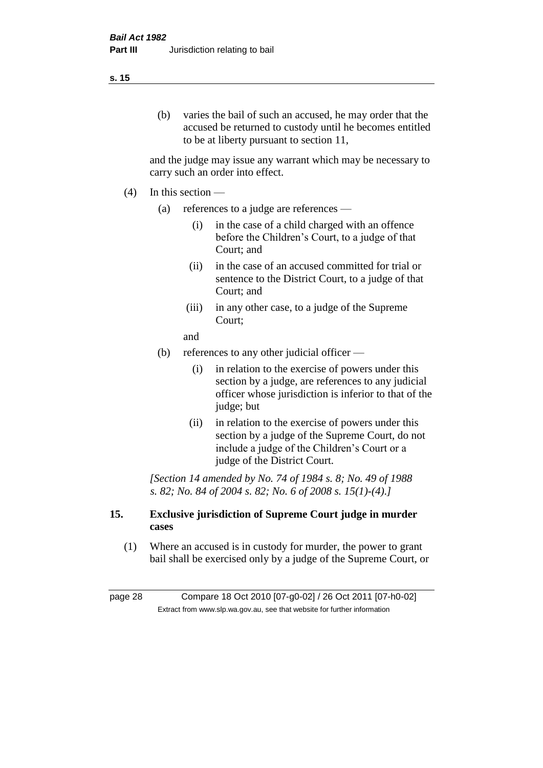(b) varies the bail of such an accused, he may order that the accused be returned to custody until he becomes entitled to be at liberty pursuant to section 11,

and the judge may issue any warrant which may be necessary to carry such an order into effect.

(4) In this section —

(a) references to a judge are references —

(i) in the case of a child charged with an offence before the Children's Court, to a judge of that Court; and

(ii) in the case of an accused committed for trial or sentence to the District Court, to a judge of that Court; and

(iii) in any other case, to a judge of the Supreme Court;

and

(b) references to any other judicial officer —

(i) in relation to the exercise of powers under this section by a judge, are references to any judicial officer whose jurisdiction is inferior to that of the judge; but

(ii) in relation to the exercise of powers under this section by a judge of the Supreme Court, do not include a judge of the Children's Court or a judge of the District Court.

*[Section 14 amended by No. 74 of 1984 s. 8; No. 49 of 1988 s. 82; No. 84 of 2004 s. 82; No. 6 of 2008 s. 15(1)-(4).]*

### 15. Exclusive jurisdiction of Supreme Court judge in murder cases

(1) Where an accused is in custody for murder, the power to grant bail shall be exercised only by a judge of the Supreme Court, or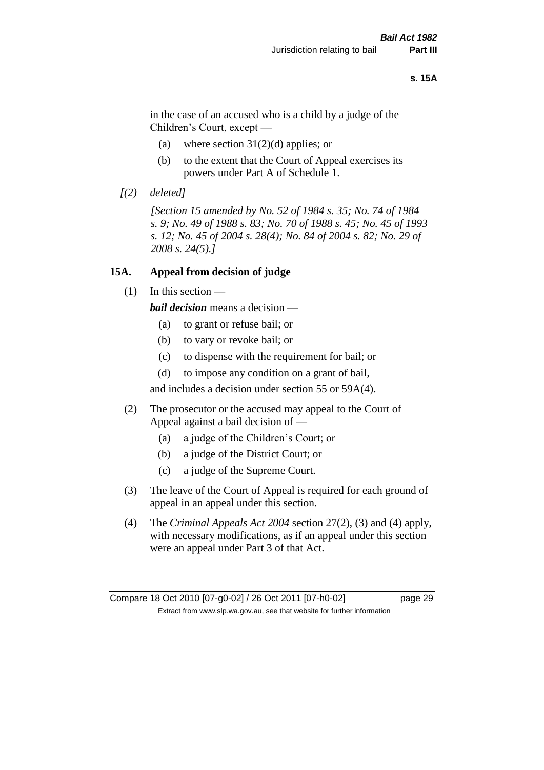in the case of an accused who is a child by a judge of the Children's Court, except —

- (a) where section 31(2)(d) applies; or
- (b) to the extent that the Court of Appeal exercises its powers under Part A of Schedule 1.

*[(2) deleted]*

*[Section 15 amended by No. 52 of 1984 s. 35; No. 74 of 1984 s. 9; No. 49 of 1988 s. 83; No. 70 of 1988 s. 45; No. 45 of 1993 s. 12; No. 45 of 2004 s. 28(4); No. 84 of 2004 s. 82; No. 29 of 2008 s. 24(5).]*

### 15A. Appeal from decision of judge

(1) In this section —

***bail decision*** means a decision —

- (a) to grant or refuse bail; or
- (b) to vary or revoke bail; or
- (c) to dispense with the requirement for bail; or
- (d) to impose any condition on a grant of bail,

and includes a decision under section 55 or 59A(4).

(2) The prosecutor or the accused may appeal to the Court of Appeal against a bail decision of —

- (a) a judge of the Children's Court; or
- (b) a judge of the District Court; or
- (c) a judge of the Supreme Court.

(3) The leave of the Court of Appeal is required for each ground of appeal in an appeal under this section.

(4) The *Criminal Appeals Act 2004* section 27(2), (3) and (4) apply, with necessary modifications, as if an appeal under this section were an appeal under Part 3 of that Act.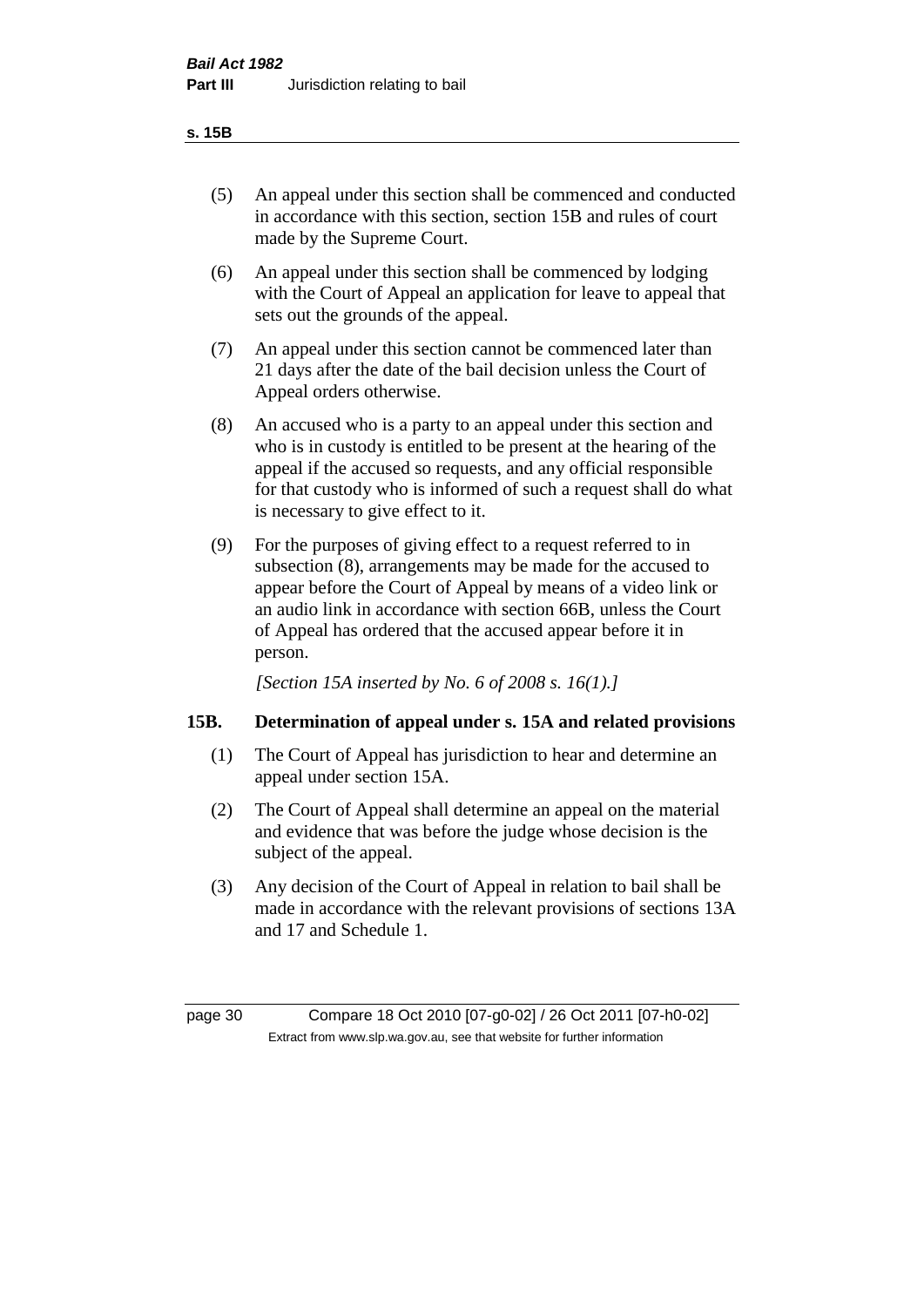(5) An appeal under this section shall be commenced and conducted in accordance with this section, section 15B and rules of court made by the Supreme Court.

(6) An appeal under this section shall be commenced by lodging with the Court of Appeal an application for leave to appeal that sets out the grounds of the appeal.

(7) An appeal under this section cannot be commenced later than 21 days after the date of the bail decision unless the Court of Appeal orders otherwise.

(8) An accused who is a party to an appeal under this section and who is in custody is entitled to be present at the hearing of the appeal if the accused so requests, and any official responsible for that custody who is informed of such a request shall do what is necessary to give effect to it.

(9) For the purposes of giving effect to a request referred to in subsection (8), arrangements may be made for the accused to appear before the Court of Appeal by means of a video link or an audio link in accordance with section 66B, unless the Court of Appeal has ordered that the accused appear before it in person.

*[Section 15A inserted by No. 6 of 2008 s. 16(1).]*

### 15B. Determination of appeal under s. 15A and related provisions

(1) The Court of Appeal has jurisdiction to hear and determine an appeal under section 15A.

(2) The Court of Appeal shall determine an appeal on the material and evidence that was before the judge whose decision is the subject of the appeal.

(3) Any decision of the Court of Appeal in relation to bail shall be made in accordance with the relevant provisions of sections 13A and 17 and Schedule 1.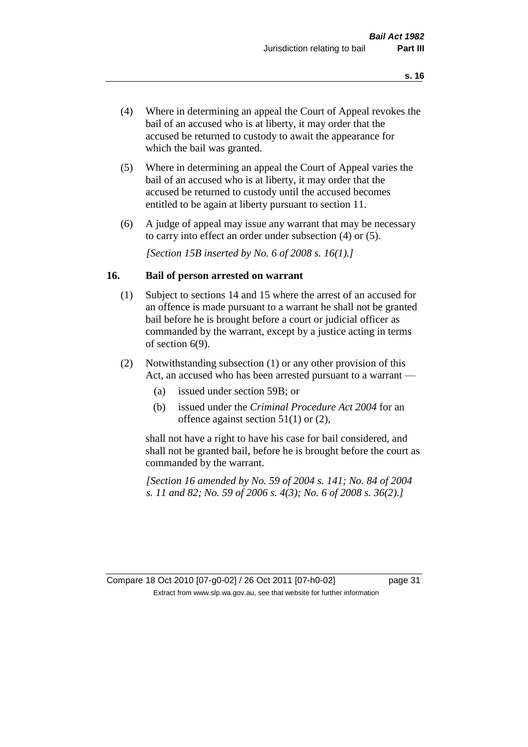(4) Where in determining an appeal the Court of Appeal revokes the bail of an accused who is at liberty, it may order that the accused be returned to custody to await the appearance for which the bail was granted.

(5) Where in determining an appeal the Court of Appeal varies the bail of an accused who is at liberty, it may order that the accused be returned to custody until the accused becomes entitled to be again at liberty pursuant to section 11.

(6) A judge of appeal may issue any warrant that may be necessary to carry into effect an order under subsection (4) or (5).

*[Section 15B inserted by No. 6 of 2008 s. 16(1).]*

## 16. Bail of person arrested on warrant

(1) Subject to sections 14 and 15 where the arrest of an accused for an offence is made pursuant to a warrant he shall not be granted bail before he is brought before a court or judicial officer as commanded by the warrant, except by a justice acting in terms of section 6(9).

(2) Notwithstanding subsection (1) or any other provision of this Act, an accused who has been arrested pursuant to a warrant —

   (a) issued under section 59B; or

   (b) issued under the *Criminal Procedure Act 2004* for an offence against section 51(1) or (2),

shall not have a right to have his case for bail considered, and shall not be granted bail, before he is brought before the court as commanded by the warrant.

*[Section 16 amended by No. 59 of 2004 s. 141; No. 84 of 2004 s. 11 and 82; No. 59 of 2006 s. 4(3); No. 6 of 2008 s. 36(2).]*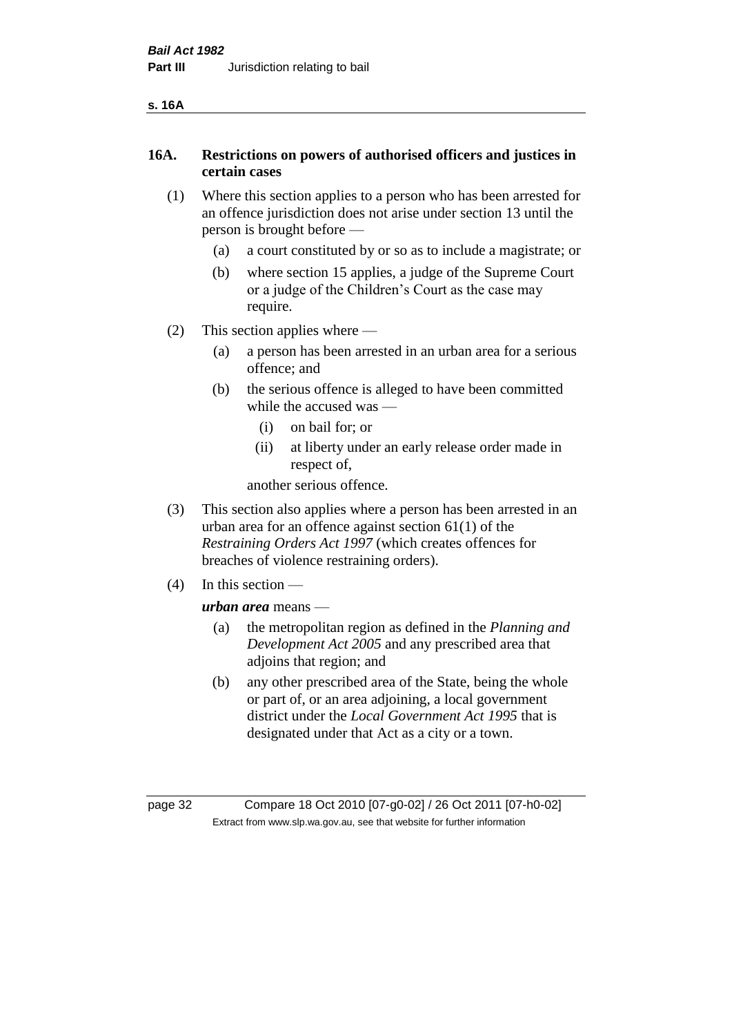## 16A. Restrictions on powers of authorised officers and justices in certain cases

(1) Where this section applies to a person who has been arrested for an offence jurisdiction does not arise under section 13 until the person is brought before —

- (a) a court constituted by or so as to include a magistrate; or
- (b) where section 15 applies, a judge of the Supreme Court or a judge of the Children's Court as the case may require.

(2) This section applies where —

- (a) a person has been arrested in an urban area for a serious offence; and
- (b) the serious offence is alleged to have been committed while the accused was —
  - (i) on bail for; or
  - (ii) at liberty under an early release order made in respect of,

  another serious offence.

(3) This section also applies where a person has been arrested in an urban area for an offence against section 61(1) of the *Restraining Orders Act 1997* (which creates offences for breaches of violence restraining orders).

(4) In this section —

***urban area*** means —

- (a) the metropolitan region as defined in the *Planning and Development Act 2005* and any prescribed area that adjoins that region; and
- (b) any other prescribed area of the State, being the whole or part of, or an area adjoining, a local government district under the *Local Government Act 1995* that is designated under that Act as a city or a town.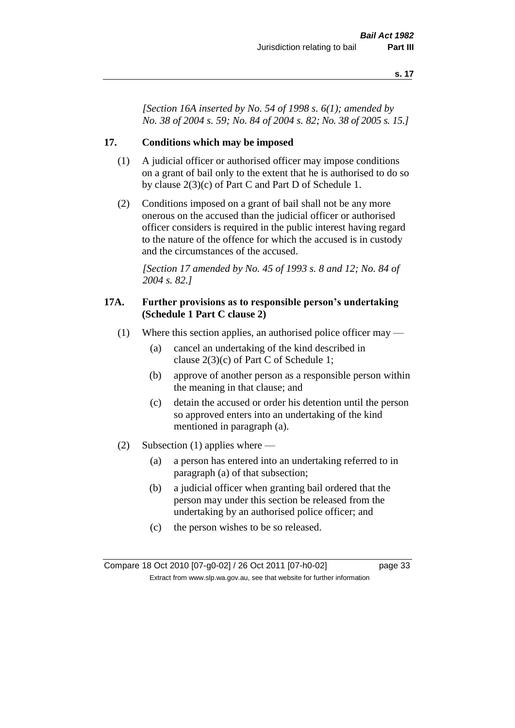*[Section 16A inserted by No. 54 of 1998 s. 6(1); amended by No. 38 of 2004 s. 59; No. 84 of 2004 s. 82; No. 38 of 2005 s. 15.]*

## 17. Conditions which may be imposed

(1) A judicial officer or authorised officer may impose conditions on a grant of bail only to the extent that he is authorised to do so by clause 2(3)(c) of Part C and Part D of Schedule 1.

(2) Conditions imposed on a grant of bail shall not be any more onerous on the accused than the judicial officer or authorised officer considers is required in the public interest having regard to the nature of the offence for which the accused is in custody and the circumstances of the accused.

*[Section 17 amended by No. 45 of 1993 s. 8 and 12; No. 84 of 2004 s. 82.]*

## 17A. Further provisions as to responsible person's undertaking (Schedule 1 Part C clause 2)

(1) Where this section applies, an authorised police officer may —

- (a) cancel an undertaking of the kind described in clause 2(3)(c) of Part C of Schedule 1;
- (b) approve of another person as a responsible person within the meaning in that clause; and
- (c) detain the accused or order his detention until the person so approved enters into an undertaking of the kind mentioned in paragraph (a).

(2) Subsection (1) applies where —

- (a) a person has entered into an undertaking referred to in paragraph (a) of that subsection;
- (b) a judicial officer when granting bail ordered that the person may under this section be released from the undertaking by an authorised police officer; and
- (c) the person wishes to be so released.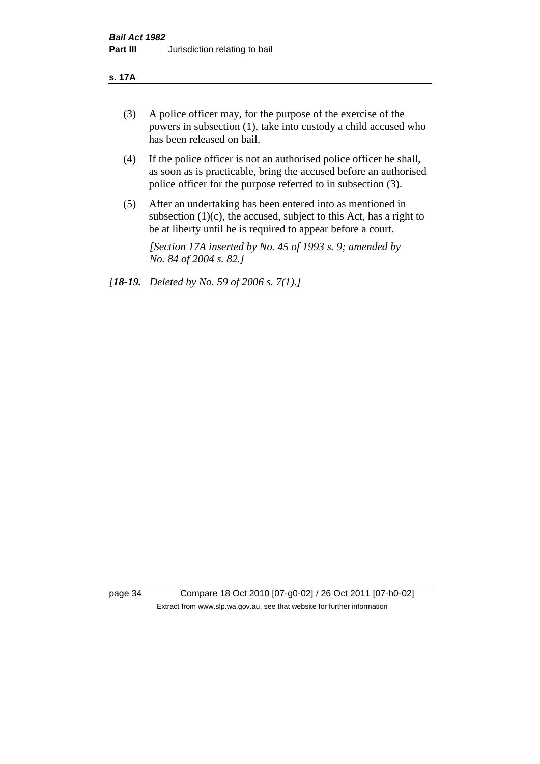(3) A police officer may, for the purpose of the exercise of the powers in subsection (1), take into custody a child accused who has been released on bail.

(4) If the police officer is not an authorised police officer he shall, as soon as is practicable, bring the accused before an authorised police officer for the purpose referred to in subsection (3).

(5) After an undertaking has been entered into as mentioned in subsection (1)(c), the accused, subject to this Act, has a right to be at liberty until he is required to appear before a court.

*[Section 17A inserted by No. 45 of 1993 s. 9; amended by No. 84 of 2004 s. 82.]*

*[**18-19.** Deleted by No. 59 of 2006 s. 7(1).]*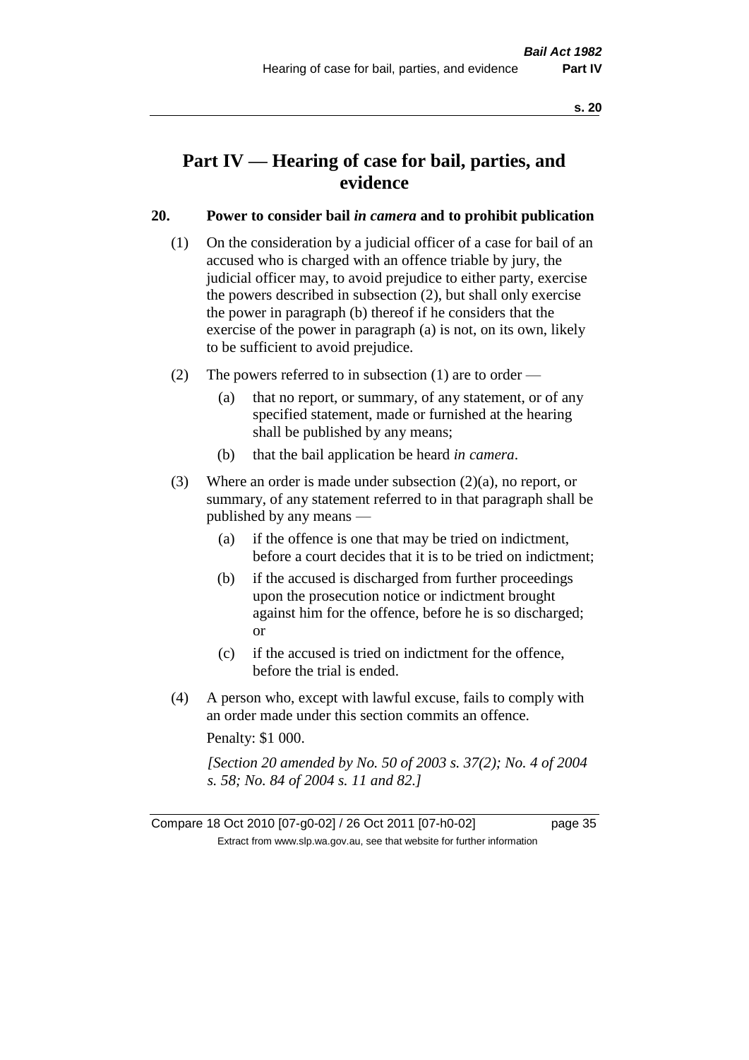# Part IV — Hearing of case for bail, parties, and evidence

## 20. Power to consider bail *in camera* and to prohibit publication

(1) On the consideration by a judicial officer of a case for bail of an accused who is charged with an offence triable by jury, the judicial officer may, to avoid prejudice to either party, exercise the powers described in subsection (2), but shall only exercise the power in paragraph (b) thereof if he considers that the exercise of the power in paragraph (a) is not, on its own, likely to be sufficient to avoid prejudice.

(2) The powers referred to in subsection (1) are to order —

- (a) that no report, or summary, of any statement, or of any specified statement, made or furnished at the hearing shall be published by any means;
- (b) that the bail application be heard *in camera*.

(3) Where an order is made under subsection (2)(a), no report, or summary, of any statement referred to in that paragraph shall be published by any means —

- (a) if the offence is one that may be tried on indictment, before a court decides that it is to be tried on indictment;
- (b) if the accused is discharged from further proceedings upon the prosecution notice or indictment brought against him for the offence, before he is so discharged; or
- (c) if the accused is tried on indictment for the offence, before the trial is ended.

(4) A person who, except with lawful excuse, fails to comply with an order made under this section commits an offence.

Penalty: $1 000.

*[Section 20 amended by No. 50 of 2003 s. 37(2); No. 4 of 2004 s. 58; No. 84 of 2004 s. 11 and 82.]*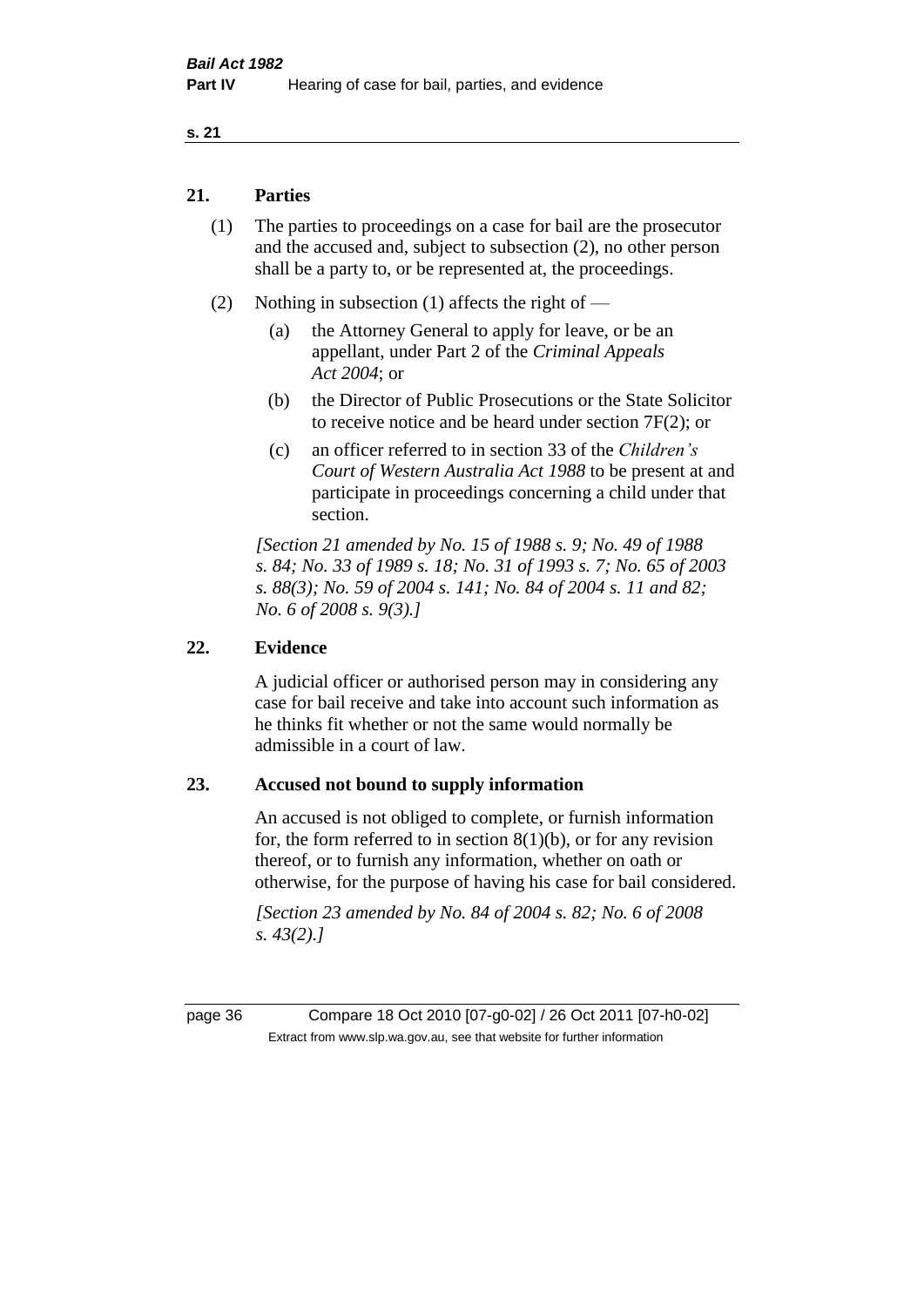## 21. Parties

(1) The parties to proceedings on a case for bail are the prosecutor and the accused and, subject to subsection (2), no other person shall be a party to, or be represented at, the proceedings.

(2) Nothing in subsection (1) affects the right of —

(a) the Attorney General to apply for leave, or be an appellant, under Part 2 of the *Criminal Appeals Act 2004*; or

(b) the Director of Public Prosecutions or the State Solicitor to receive notice and be heard under section 7F(2); or

(c) an officer referred to in section 33 of the *Children's Court of Western Australia Act 1988* to be present at and participate in proceedings concerning a child under that section.

*[Section 21 amended by No. 15 of 1988 s. 9; No. 49 of 1988 s. 84; No. 33 of 1989 s. 18; No. 31 of 1993 s. 7; No. 65 of 2003 s. 88(3); No. 59 of 2004 s. 141; No. 84 of 2004 s. 11 and 82; No. 6 of 2008 s. 9(3).]*

## 22. Evidence

A judicial officer or authorised person may in considering any case for bail receive and take into account such information as he thinks fit whether or not the same would normally be admissible in a court of law.

## 23. Accused not bound to supply information

An accused is not obliged to complete, or furnish information for, the form referred to in section 8(1)(b), or for any revision thereof, or to furnish any information, whether on oath or otherwise, for the purpose of having his case for bail considered.

*[Section 23 amended by No. 84 of 2004 s. 82; No. 6 of 2008 s. 43(2).]*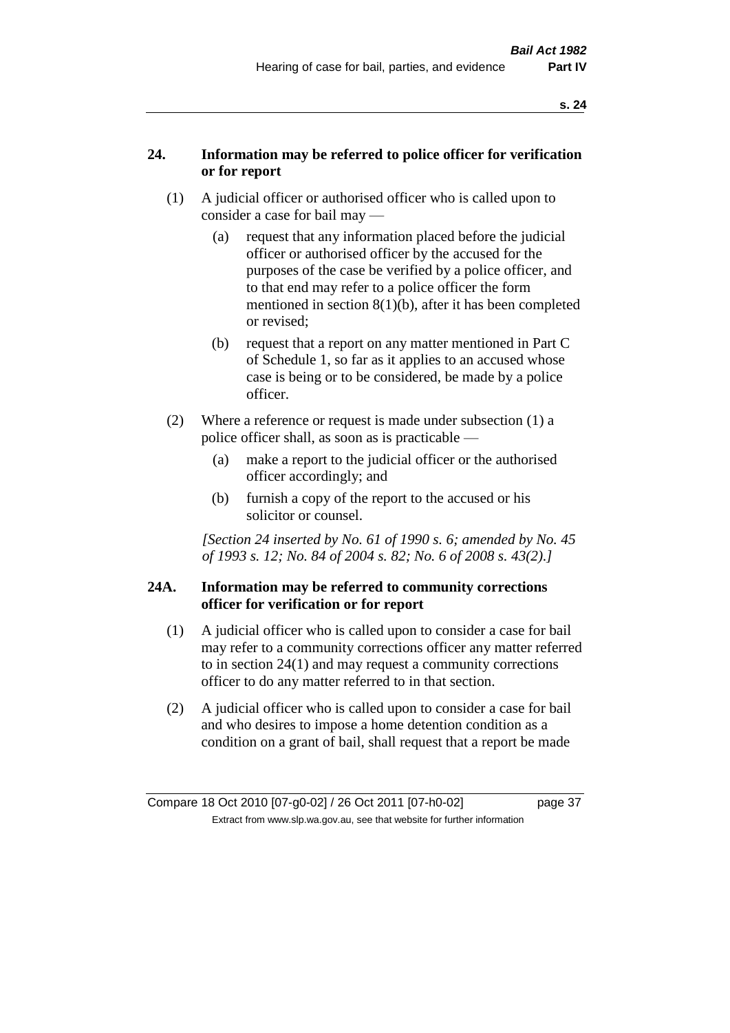## 24. Information may be referred to police officer for verification or for report

(1) A judicial officer or authorised officer who is called upon to consider a case for bail may —

(a) request that any information placed before the judicial officer or authorised officer by the accused for the purposes of the case be verified by a police officer, and to that end may refer to a police officer the form mentioned in section 8(1)(b), after it has been completed or revised;

(b) request that a report on any matter mentioned in Part C of Schedule 1, so far as it applies to an accused whose case is being or to be considered, be made by a police officer.

(2) Where a reference or request is made under subsection (1) a police officer shall, as soon as is practicable —

(a) make a report to the judicial officer or the authorised officer accordingly; and

(b) furnish a copy of the report to the accused or his solicitor or counsel.

*[Section 24 inserted by No. 61 of 1990 s. 6; amended by No. 45 of 1993 s. 12; No. 84 of 2004 s. 82; No. 6 of 2008 s. 43(2).]*

## 24A. Information may be referred to community corrections officer for verification or for report

(1) A judicial officer who is called upon to consider a case for bail may refer to a community corrections officer any matter referred to in section 24(1) and may request a community corrections officer to do any matter referred to in that section.

(2) A judicial officer who is called upon to consider a case for bail and who desires to impose a home detention condition as a condition on a grant of bail, shall request that a report be made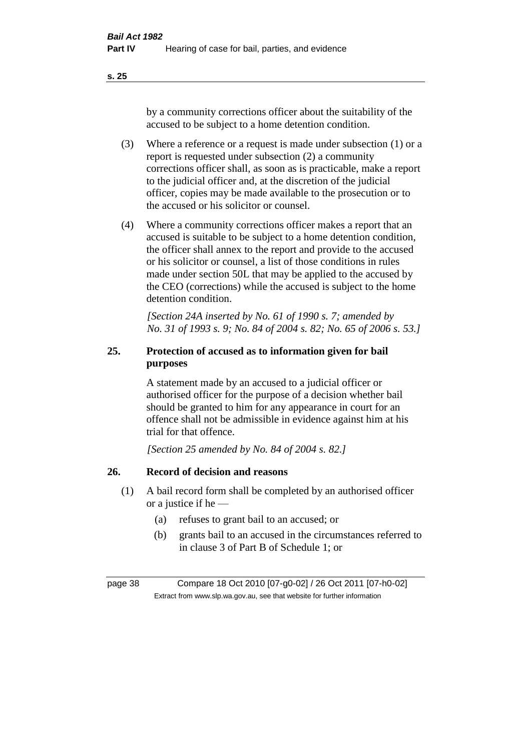by a community corrections officer about the suitability of the accused to be subject to a home detention condition.

(3) Where a reference or a request is made under subsection (1) or a report is requested under subsection (2) a community corrections officer shall, as soon as is practicable, make a report to the judicial officer and, at the discretion of the judicial officer, copies may be made available to the prosecution or to the accused or his solicitor or counsel.

(4) Where a community corrections officer makes a report that an accused is suitable to be subject to a home detention condition, the officer shall annex to the report and provide to the accused or his solicitor or counsel, a list of those conditions in rules made under section 50L that may be applied to the accused by the CEO (corrections) while the accused is subject to the home detention condition.

*[Section 24A inserted by No. 61 of 1990 s. 7; amended by No. 31 of 1993 s. 9; No. 84 of 2004 s. 82; No. 65 of 2006 s. 53.]*

### 25. Protection of accused as to information given for bail purposes

A statement made by an accused to a judicial officer or authorised officer for the purpose of a decision whether bail should be granted to him for any appearance in court for an offence shall not be admissible in evidence against him at his trial for that offence.

*[Section 25 amended by No. 84 of 2004 s. 82.]*

### 26. Record of decision and reasons

(1) A bail record form shall be completed by an authorised officer or a justice if he —

(a) refuses to grant bail to an accused; or

(b) grants bail to an accused in the circumstances referred to in clause 3 of Part B of Schedule 1; or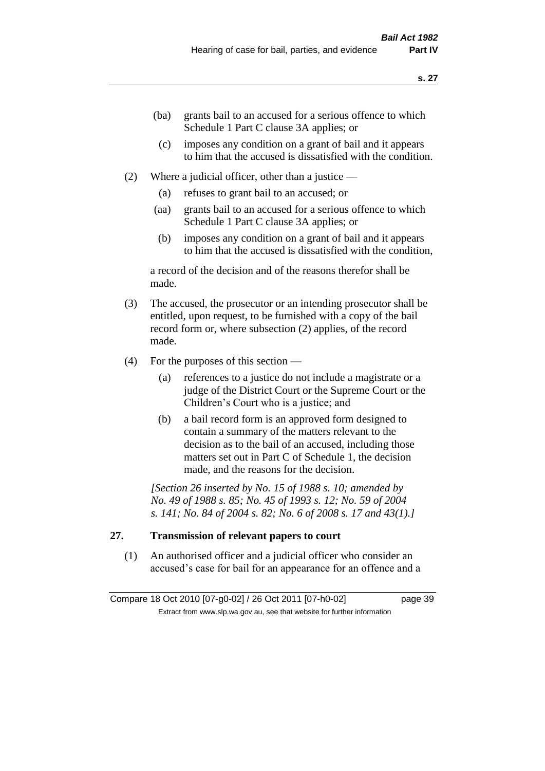(ba) grants bail to an accused for a serious offence to which Schedule 1 Part C clause 3A applies; or

(c) imposes any condition on a grant of bail and it appears to him that the accused is dissatisfied with the condition.

(2) Where a judicial officer, other than a justice —

(a) refuses to grant bail to an accused; or

(aa) grants bail to an accused for a serious offence to which Schedule 1 Part C clause 3A applies; or

(b) imposes any condition on a grant of bail and it appears to him that the accused is dissatisfied with the condition,

a record of the decision and of the reasons therefor shall be made.

(3) The accused, the prosecutor or an intending prosecutor shall be entitled, upon request, to be furnished with a copy of the bail record form or, where subsection (2) applies, of the record made.

(4) For the purposes of this section —

(a) references to a justice do not include a magistrate or a judge of the District Court or the Supreme Court or the Children's Court who is a justice; and

(b) a bail record form is an approved form designed to contain a summary of the matters relevant to the decision as to the bail of an accused, including those matters set out in Part C of Schedule 1, the decision made, and the reasons for the decision.

*[Section 26 inserted by No. 15 of 1988 s. 10; amended by No. 49 of 1988 s. 85; No. 45 of 1993 s. 12; No. 59 of 2004 s. 141; No. 84 of 2004 s. 82; No. 6 of 2008 s. 17 and 43(1).]*

## 27. Transmission of relevant papers to court

(1) An authorised officer and a judicial officer who consider an accused's case for bail for an appearance for an offence and a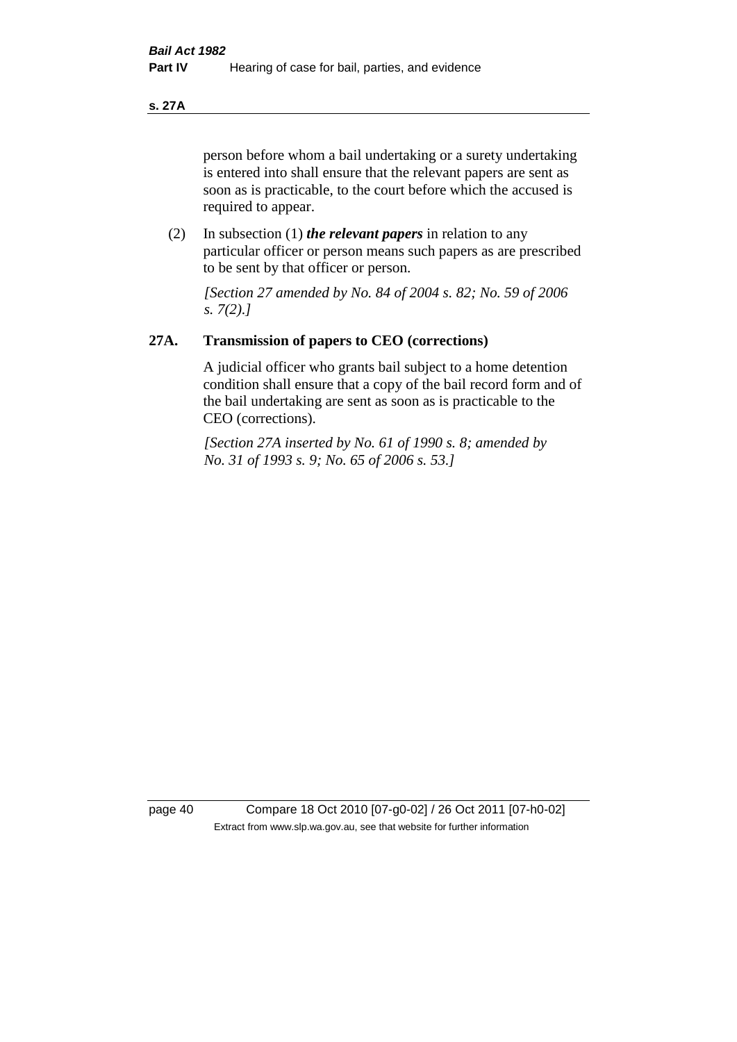person before whom a bail undertaking or a surety undertaking is entered into shall ensure that the relevant papers are sent as soon as is practicable, to the court before which the accused is required to appear.

(2) In subsection (1) ***the relevant papers*** in relation to any particular officer or person means such papers as are prescribed to be sent by that officer or person.

*[Section 27 amended by No. 84 of 2004 s. 82; No. 59 of 2006 s. 7(2).]*

## 27A. Transmission of papers to CEO (corrections)

A judicial officer who grants bail subject to a home detention condition shall ensure that a copy of the bail record form and of the bail undertaking are sent as soon as is practicable to the CEO (corrections).

*[Section 27A inserted by No. 61 of 1990 s. 8; amended by No. 31 of 1993 s. 9; No. 65 of 2006 s. 53.]*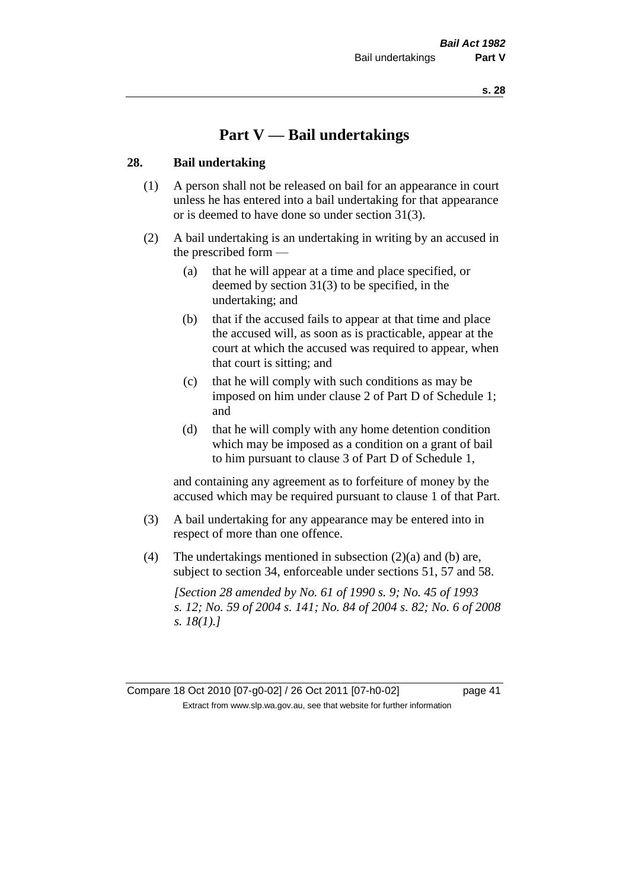# Part V — Bail undertakings

## 28. Bail undertaking

(1) A person shall not be released on bail for an appearance in court unless he has entered into a bail undertaking for that appearance or is deemed to have done so under section 31(3).

(2) A bail undertaking is an undertaking in writing by an accused in the prescribed form —

(a) that he will appear at a time and place specified, or deemed by section 31(3) to be specified, in the undertaking; and

(b) that if the accused fails to appear at that time and place the accused will, as soon as is practicable, appear at the court at which the accused was required to appear, when that court is sitting; and

(c) that he will comply with such conditions as may be imposed on him under clause 2 of Part D of Schedule 1; and

(d) that he will comply with any home detention condition which may be imposed as a condition on a grant of bail to him pursuant to clause 3 of Part D of Schedule 1,

and containing any agreement as to forfeiture of money by the accused which may be required pursuant to clause 1 of that Part.

(3) A bail undertaking for any appearance may be entered into in respect of more than one offence.

(4) The undertakings mentioned in subsection (2)(a) and (b) are, subject to section 34, enforceable under sections 51, 57 and 58.

*[Section 28 amended by No. 61 of 1990 s. 9; No. 45 of 1993 s. 12; No. 59 of 2004 s. 141; No. 84 of 2004 s. 82; No. 6 of 2008 s. 18(1).]*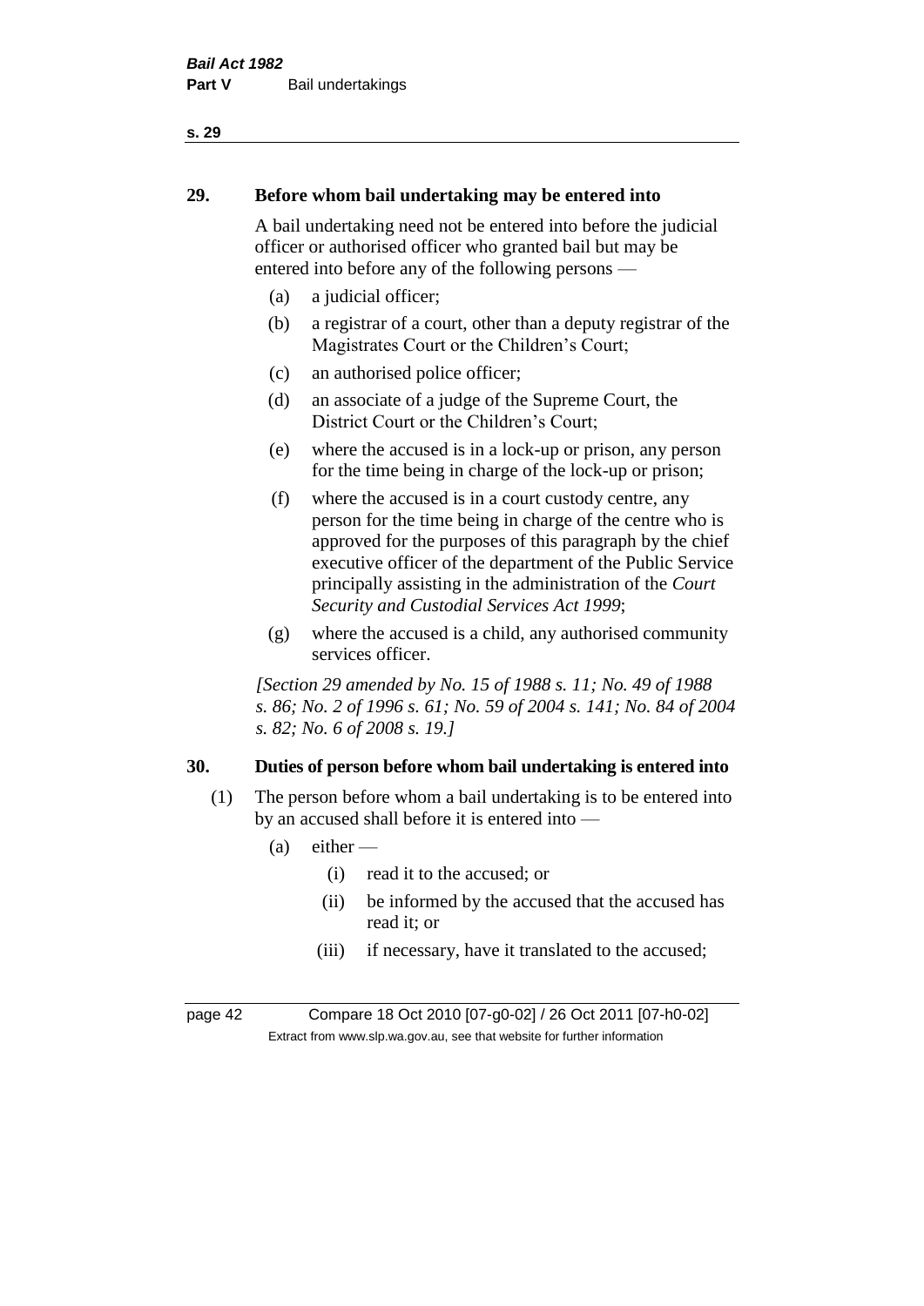## 29. Before whom bail undertaking may be entered into

A bail undertaking need not be entered into before the judicial officer or authorised officer who granted bail but may be entered into before any of the following persons —

(a) a judicial officer;

(b) a registrar of a court, other than a deputy registrar of the Magistrates Court or the Children's Court;

(c) an authorised police officer;

(d) an associate of a judge of the Supreme Court, the District Court or the Children's Court;

(e) where the accused is in a lock-up or prison, any person for the time being in charge of the lock-up or prison;

(f) where the accused is in a court custody centre, any person for the time being in charge of the centre who is approved for the purposes of this paragraph by the chief executive officer of the department of the Public Service principally assisting in the administration of the *Court Security and Custodial Services Act 1999*;

(g) where the accused is a child, any authorised community services officer.

*[Section 29 amended by No. 15 of 1988 s. 11; No. 49 of 1988 s. 86; No. 2 of 1996 s. 61; No. 59 of 2004 s. 141; No. 84 of 2004 s. 82; No. 6 of 2008 s. 19.]*

## 30. Duties of person before whom bail undertaking is entered into

(1) The person before whom a bail undertaking is to be entered into by an accused shall before it is entered into —

(a) either —

(i) read it to the accused; or

(ii) be informed by the accused that the accused has read it; or

(iii) if necessary, have it translated to the accused;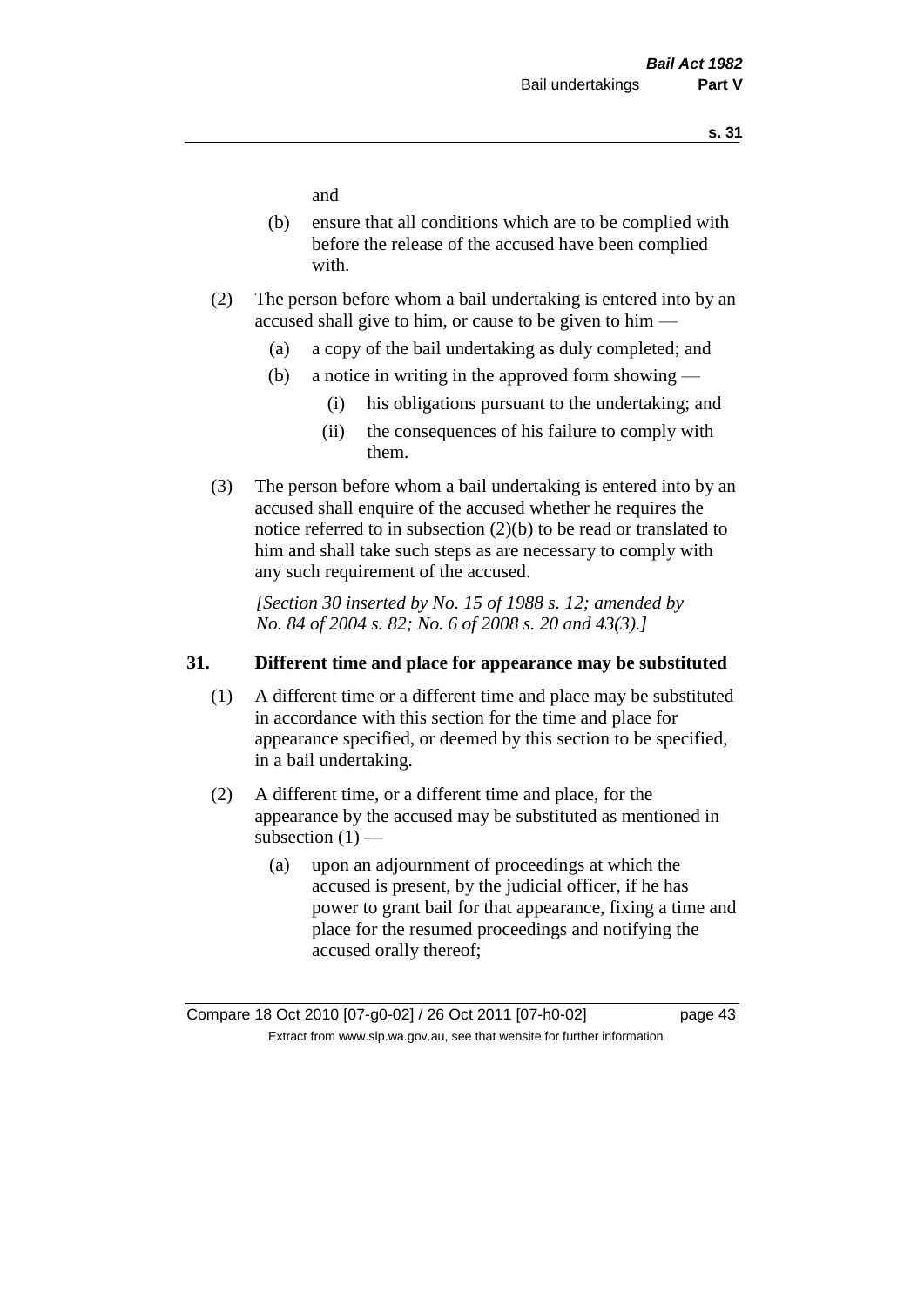and

(b) ensure that all conditions which are to be complied with before the release of the accused have been complied with.

(2) The person before whom a bail undertaking is entered into by an accused shall give to him, or cause to be given to him —

(a) a copy of the bail undertaking as duly completed; and

(b) a notice in writing in the approved form showing —

(i) his obligations pursuant to the undertaking; and

(ii) the consequences of his failure to comply with them.

(3) The person before whom a bail undertaking is entered into by an accused shall enquire of the accused whether he requires the notice referred to in subsection (2)(b) to be read or translated to him and shall take such steps as are necessary to comply with any such requirement of the accused.

*[Section 30 inserted by No. 15 of 1988 s. 12; amended by No. 84 of 2004 s. 82; No. 6 of 2008 s. 20 and 43(3).]*

## 31. Different time and place for appearance may be substituted

(1) A different time or a different time and place may be substituted in accordance with this section for the time and place for appearance specified, or deemed by this section to be specified, in a bail undertaking.

(2) A different time, or a different time and place, for the appearance by the accused may be substituted as mentioned in subsection (1) —

(a) upon an adjournment of proceedings at which the accused is present, by the judicial officer, if he has power to grant bail for that appearance, fixing a time and place for the resumed proceedings and notifying the accused orally thereof;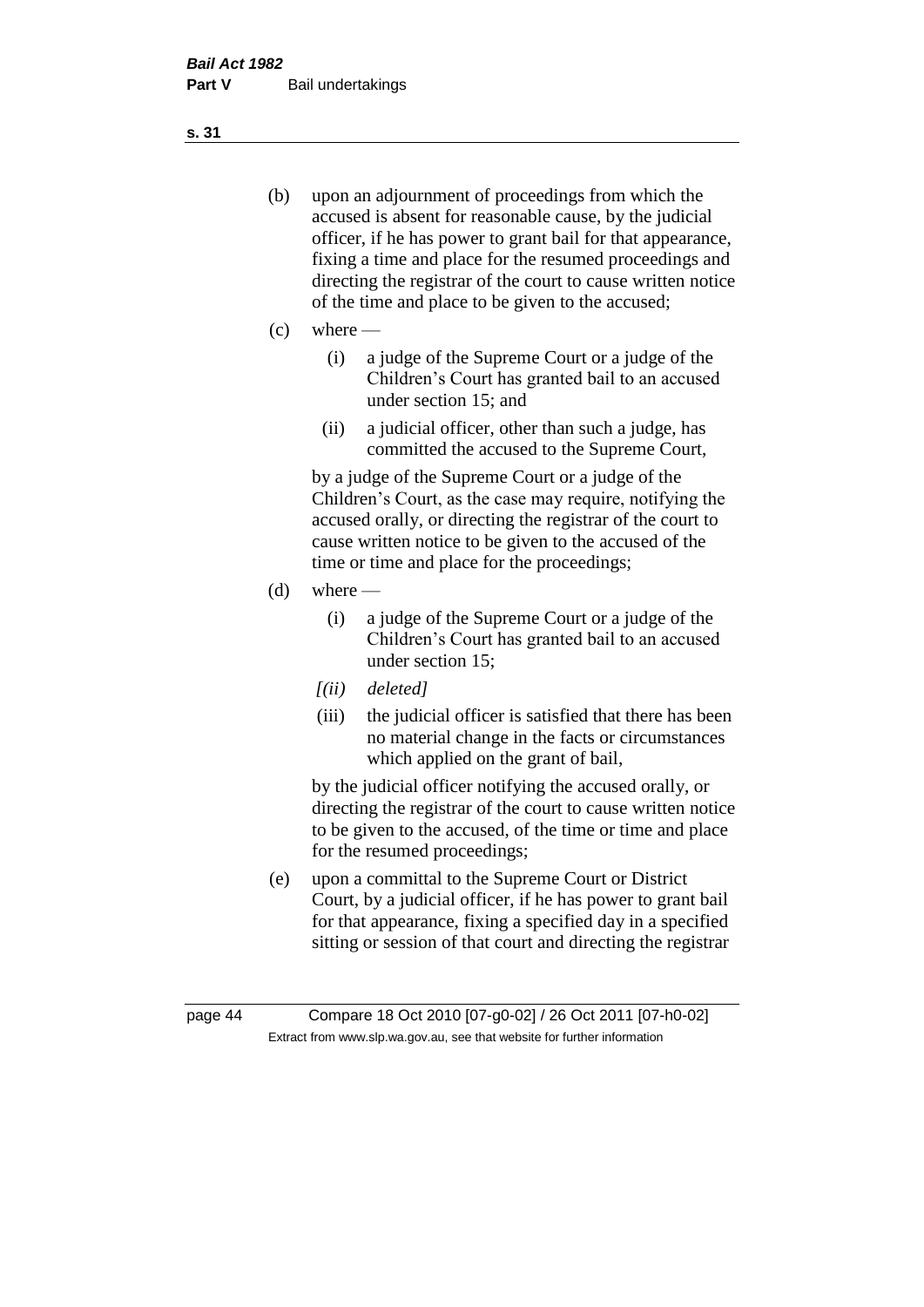(b) upon an adjournment of proceedings from which the accused is absent for reasonable cause, by the judicial officer, if he has power to grant bail for that appearance, fixing a time and place for the resumed proceedings and directing the registrar of the court to cause written notice of the time and place to be given to the accused;

(c) where —

  (i) a judge of the Supreme Court or a judge of the Children's Court has granted bail to an accused under section 15; and

  (ii) a judicial officer, other than such a judge, has committed the accused to the Supreme Court,

  by a judge of the Supreme Court or a judge of the Children's Court, as the case may require, notifying the accused orally, or directing the registrar of the court to cause written notice to be given to the accused of the time or time and place for the proceedings;

(d) where —

  (i) a judge of the Supreme Court or a judge of the Children's Court has granted bail to an accused under section 15;

  *[(ii) deleted]*

  (iii) the judicial officer is satisfied that there has been no material change in the facts or circumstances which applied on the grant of bail,

  by the judicial officer notifying the accused orally, or directing the registrar of the court to cause written notice to be given to the accused, of the time or time and place for the resumed proceedings;

(e) upon a committal to the Supreme Court or District Court, by a judicial officer, if he has power to grant bail for that appearance, fixing a specified day in a specified sitting or session of that court and directing the registrar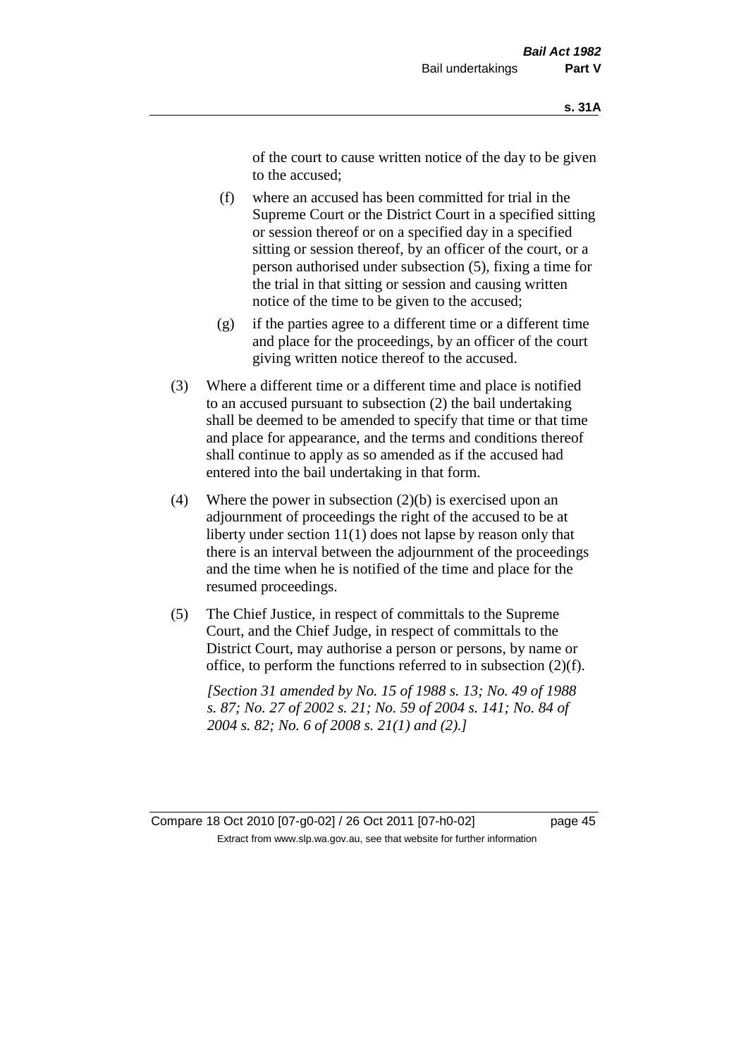of the court to cause written notice of the day to be given to the accused;

(f) where an accused has been committed for trial in the Supreme Court or the District Court in a specified sitting or session thereof or on a specified day in a specified sitting or session thereof, by an officer of the court, or a person authorised under subsection (5), fixing a time for the trial in that sitting or session and causing written notice of the time to be given to the accused;

(g) if the parties agree to a different time or a different time and place for the proceedings, by an officer of the court giving written notice thereof to the accused.

(3) Where a different time or a different time and place is notified to an accused pursuant to subsection (2) the bail undertaking shall be deemed to be amended to specify that time or that time and place for appearance, and the terms and conditions thereof shall continue to apply as so amended as if the accused had entered into the bail undertaking in that form.

(4) Where the power in subsection (2)(b) is exercised upon an adjournment of proceedings the right of the accused to be at liberty under section 11(1) does not lapse by reason only that there is an interval between the adjournment of the proceedings and the time when he is notified of the time and place for the resumed proceedings.

(5) The Chief Justice, in respect of committals to the Supreme Court, and the Chief Judge, in respect of committals to the District Court, may authorise a person or persons, by name or office, to perform the functions referred to in subsection (2)(f).

*[Section 31 amended by No. 15 of 1988 s. 13; No. 49 of 1988 s. 87; No. 27 of 2002 s. 21; No. 59 of 2004 s. 141; No. 84 of 2004 s. 82; No. 6 of 2008 s. 21(1) and (2).]*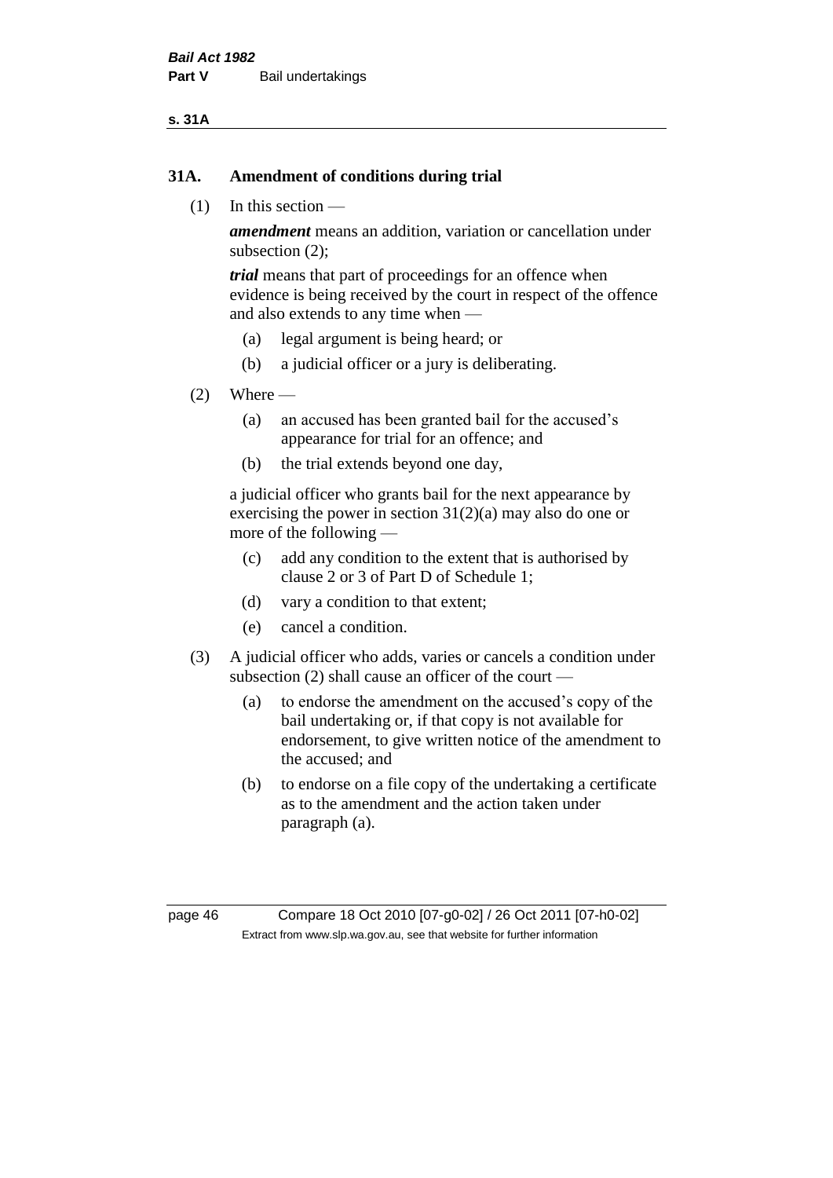## 31A. Amendment of conditions during trial

(1) In this section —

***amendment*** means an addition, variation or cancellation under subsection (2);

***trial*** means that part of proceedings for an offence when evidence is being received by the court in respect of the offence and also extends to any time when —

(a) legal argument is being heard; or

(b) a judicial officer or a jury is deliberating.

(2) Where —

(a) an accused has been granted bail for the accused's appearance for trial for an offence; and

(b) the trial extends beyond one day,

a judicial officer who grants bail for the next appearance by exercising the power in section 31(2)(a) may also do one or more of the following —

(c) add any condition to the extent that is authorised by clause 2 or 3 of Part D of Schedule 1;

(d) vary a condition to that extent;

(e) cancel a condition.

(3) A judicial officer who adds, varies or cancels a condition under subsection (2) shall cause an officer of the court —

(a) to endorse the amendment on the accused's copy of the bail undertaking or, if that copy is not available for endorsement, to give written notice of the amendment to the accused; and

(b) to endorse on a file copy of the undertaking a certificate as to the amendment and the action taken under paragraph (a).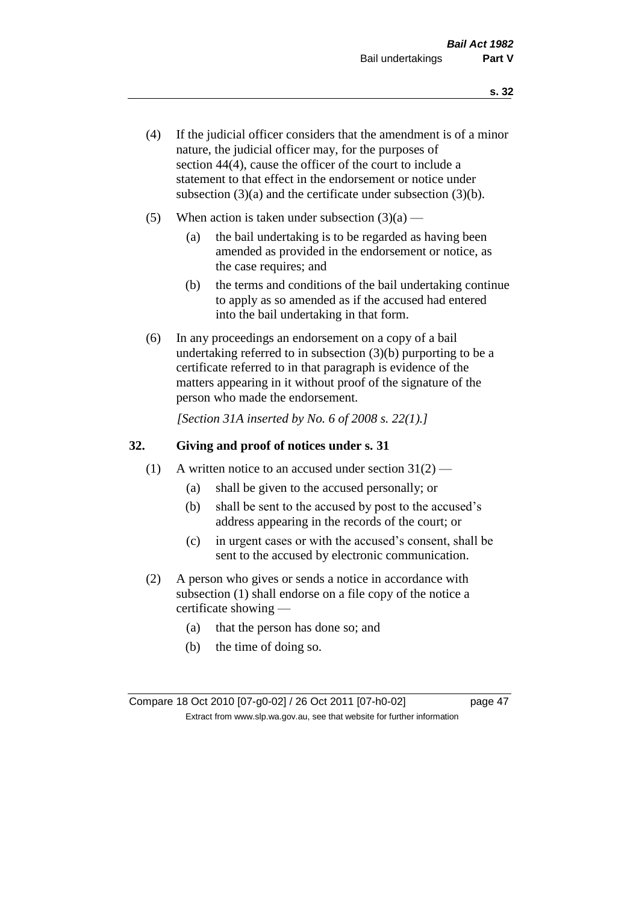(4) If the judicial officer considers that the amendment is of a minor nature, the judicial officer may, for the purposes of section 44(4), cause the officer of the court to include a statement to that effect in the endorsement or notice under subsection (3)(a) and the certificate under subsection (3)(b).

(5) When action is taken under subsection (3)(a) —

  (a) the bail undertaking is to be regarded as having been amended as provided in the endorsement or notice, as the case requires; and

  (b) the terms and conditions of the bail undertaking continue to apply as so amended as if the accused had entered into the bail undertaking in that form.

(6) In any proceedings an endorsement on a copy of a bail undertaking referred to in subsection (3)(b) purporting to be a certificate referred to in that paragraph is evidence of the matters appearing in it without proof of the signature of the person who made the endorsement.

*[Section 31A inserted by No. 6 of 2008 s. 22(1).]*

## 32. Giving and proof of notices under s. 31

(1) A written notice to an accused under section 31(2) —

  (a) shall be given to the accused personally; or

  (b) shall be sent to the accused by post to the accused's address appearing in the records of the court; or

  (c) in urgent cases or with the accused's consent, shall be sent to the accused by electronic communication.

(2) A person who gives or sends a notice in accordance with subsection (1) shall endorse on a file copy of the notice a certificate showing —

  (a) that the person has done so; and

  (b) the time of doing so.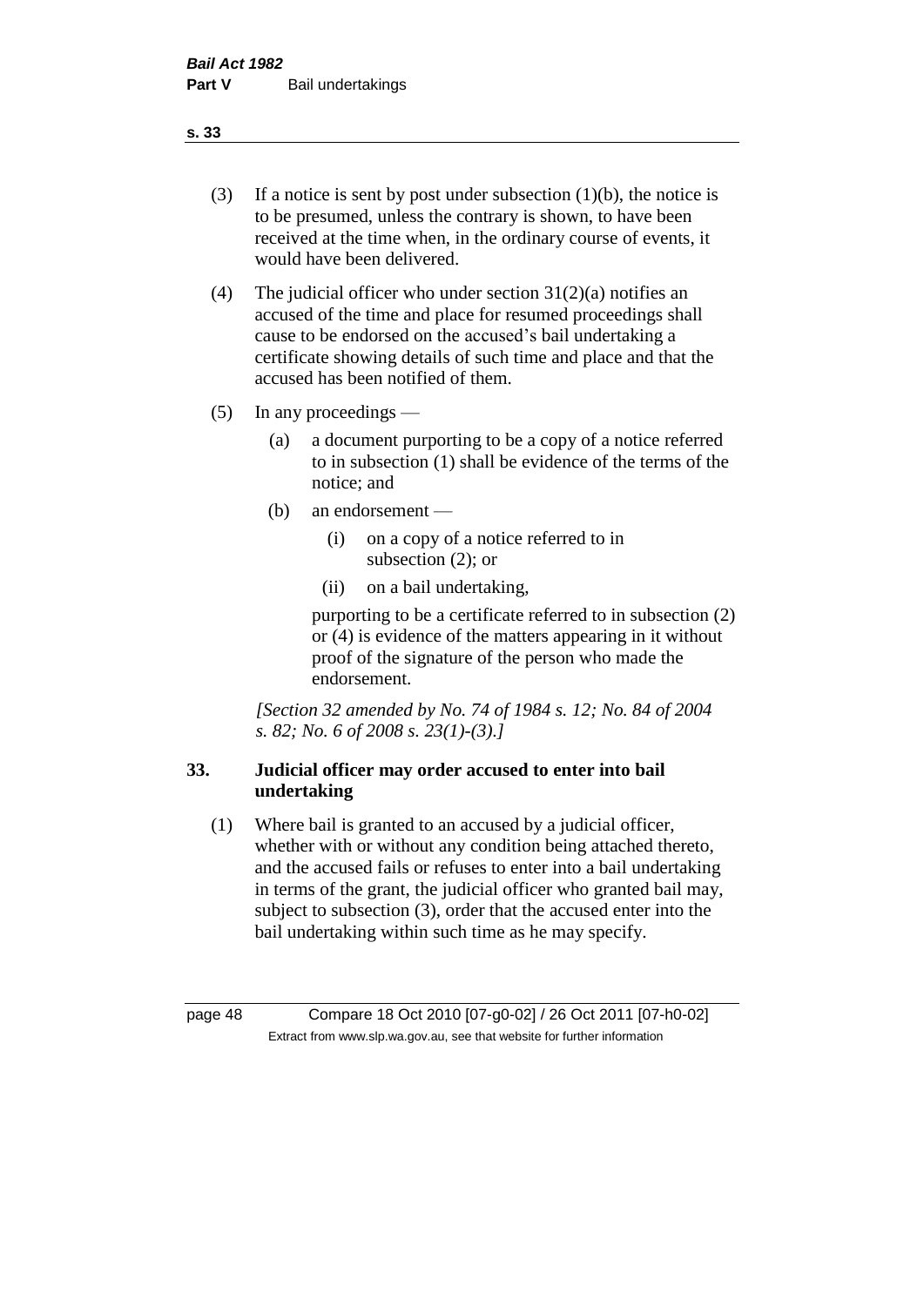(3) If a notice is sent by post under subsection (1)(b), the notice is to be presumed, unless the contrary is shown, to have been received at the time when, in the ordinary course of events, it would have been delivered.

(4) The judicial officer who under section 31(2)(a) notifies an accused of the time and place for resumed proceedings shall cause to be endorsed on the accused's bail undertaking a certificate showing details of such time and place and that the accused has been notified of them.

(5) In any proceedings —

  (a) a document purporting to be a copy of a notice referred to in subsection (1) shall be evidence of the terms of the notice; and

  (b) an endorsement —

    (i) on a copy of a notice referred to in subsection (2); or

    (ii) on a bail undertaking,

  purporting to be a certificate referred to in subsection (2) or (4) is evidence of the matters appearing in it without proof of the signature of the person who made the endorsement.

*[Section 32 amended by No. 74 of 1984 s. 12; No. 84 of 2004 s. 82; No. 6 of 2008 s. 23(1)-(3).]*

### 33. Judicial officer may order accused to enter into bail undertaking

(1) Where bail is granted to an accused by a judicial officer, whether with or without any condition being attached thereto, and the accused fails or refuses to enter into a bail undertaking in terms of the grant, the judicial officer who granted bail may, subject to subsection (3), order that the accused enter into the bail undertaking within such time as he may specify.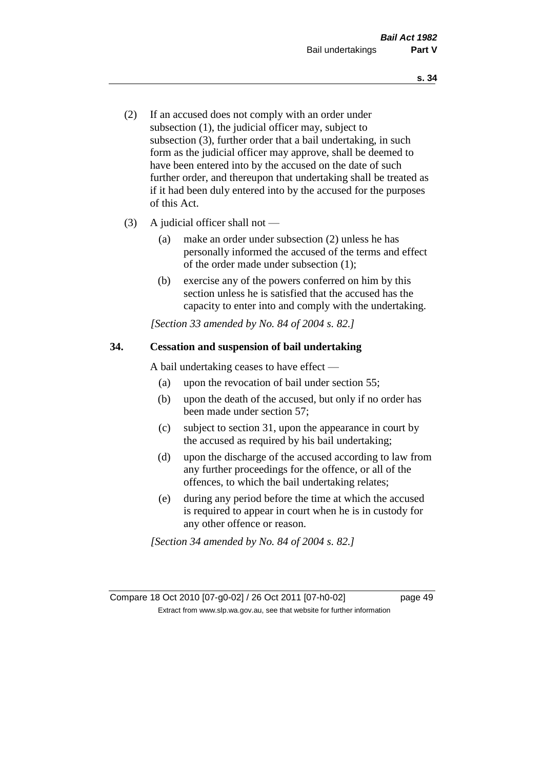(2) If an accused does not comply with an order under subsection (1), the judicial officer may, subject to subsection (3), further order that a bail undertaking, in such form as the judicial officer may approve, shall be deemed to have been entered into by the accused on the date of such further order, and thereupon that undertaking shall be treated as if it had been duly entered into by the accused for the purposes of this Act.

(3) A judicial officer shall not —

   (a) make an order under subsection (2) unless he has personally informed the accused of the terms and effect of the order made under subsection (1);

   (b) exercise any of the powers conferred on him by this section unless he is satisfied that the accused has the capacity to enter into and comply with the undertaking.

*[Section 33 amended by No. 84 of 2004 s. 82.]*

## 34. Cessation and suspension of bail undertaking

A bail undertaking ceases to have effect —

   (a) upon the revocation of bail under section 55;

   (b) upon the death of the accused, but only if no order has been made under section 57;

   (c) subject to section 31, upon the appearance in court by the accused as required by his bail undertaking;

   (d) upon the discharge of the accused according to law from any further proceedings for the offence, or all of the offences, to which the bail undertaking relates;

   (e) during any period before the time at which the accused is required to appear in court when he is in custody for any other offence or reason.

*[Section 34 amended by No. 84 of 2004 s. 82.]*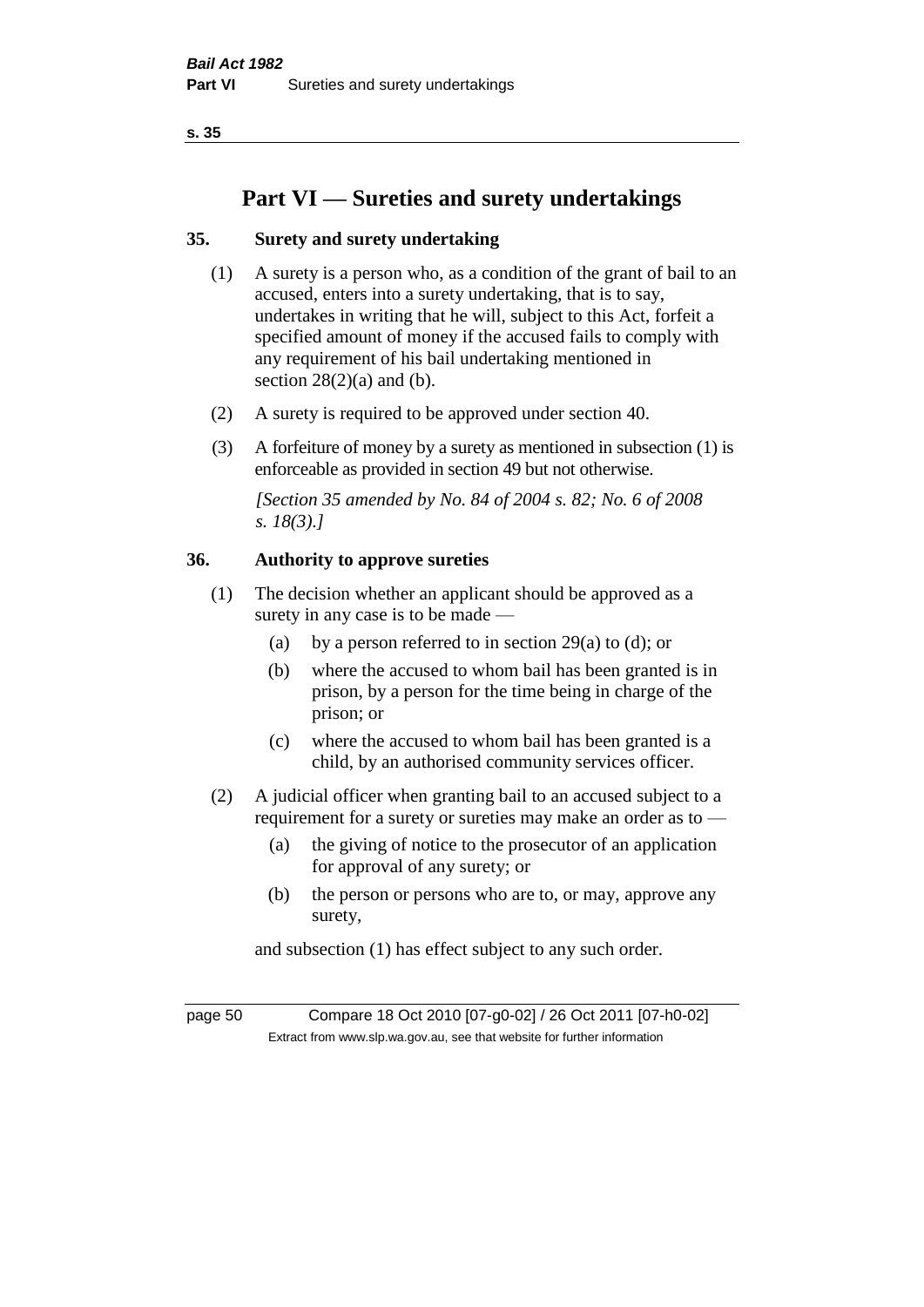# Part VI — Sureties and surety undertakings

## 35. Surety and surety undertaking

(1) A surety is a person who, as a condition of the grant of bail to an accused, enters into a surety undertaking, that is to say, undertakes in writing that he will, subject to this Act, forfeit a specified amount of money if the accused fails to comply with any requirement of his bail undertaking mentioned in section 28(2)(a) and (b).

(2) A surety is required to be approved under section 40.

(3) A forfeiture of money by a surety as mentioned in subsection (1) is enforceable as provided in section 49 but not otherwise.

*[Section 35 amended by No. 84 of 2004 s. 82; No. 6 of 2008 s. 18(3).]*

## 36. Authority to approve sureties

(1) The decision whether an applicant should be approved as a surety in any case is to be made —

- (a) by a person referred to in section 29(a) to (d); or
- (b) where the accused to whom bail has been granted is in prison, by a person for the time being in charge of the prison; or
- (c) where the accused to whom bail has been granted is a child, by an authorised community services officer.

(2) A judicial officer when granting bail to an accused subject to a requirement for a surety or sureties may make an order as to —

- (a) the giving of notice to the prosecutor of an application for approval of any surety; or
- (b) the person or persons who are to, or may, approve any surety,

and subsection (1) has effect subject to any such order.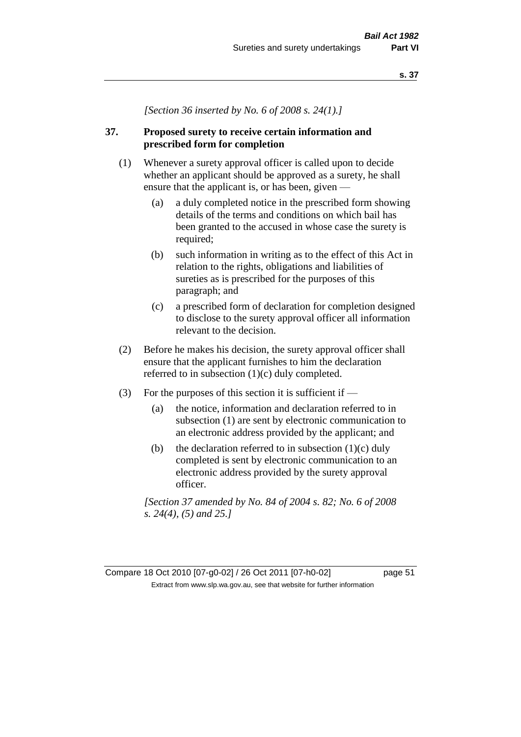*[Section 36 inserted by No. 6 of 2008 s. 24(1).]*

## 37. Proposed surety to receive certain information and prescribed form for completion

(1) Whenever a surety approval officer is called upon to decide whether an applicant should be approved as a surety, he shall ensure that the applicant is, or has been, given —

- (a) a duly completed notice in the prescribed form showing details of the terms and conditions on which bail has been granted to the accused in whose case the surety is required;
- (b) such information in writing as to the effect of this Act in relation to the rights, obligations and liabilities of sureties as is prescribed for the purposes of this paragraph; and
- (c) a prescribed form of declaration for completion designed to disclose to the surety approval officer all information relevant to the decision.

(2) Before he makes his decision, the surety approval officer shall ensure that the applicant furnishes to him the declaration referred to in subsection (1)(c) duly completed.

(3) For the purposes of this section it is sufficient if —

- (a) the notice, information and declaration referred to in subsection (1) are sent by electronic communication to an electronic address provided by the applicant; and
- (b) the declaration referred to in subsection (1)(c) duly completed is sent by electronic communication to an electronic address provided by the surety approval officer.

*[Section 37 amended by No. 84 of 2004 s. 82; No. 6 of 2008 s. 24(4), (5) and 25.]*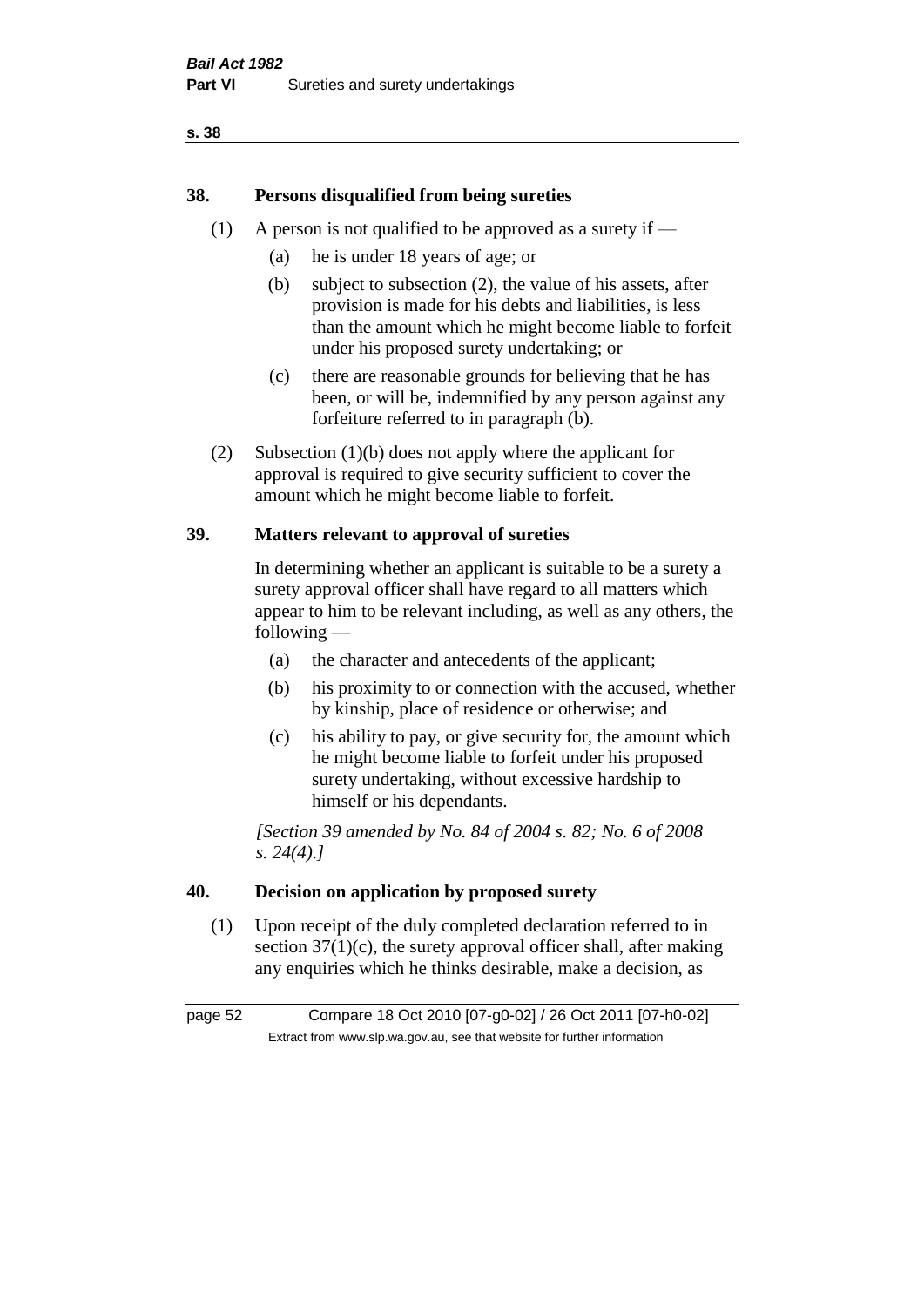## 38. Persons disqualified from being sureties

(1) A person is not qualified to be approved as a surety if —

(a) he is under 18 years of age; or

(b) subject to subsection (2), the value of his assets, after provision is made for his debts and liabilities, is less than the amount which he might become liable to forfeit under his proposed surety undertaking; or

(c) there are reasonable grounds for believing that he has been, or will be, indemnified by any person against any forfeiture referred to in paragraph (b).

(2) Subsection (1)(b) does not apply where the applicant for approval is required to give security sufficient to cover the amount which he might become liable to forfeit.

## 39. Matters relevant to approval of sureties

In determining whether an applicant is suitable to be a surety a surety approval officer shall have regard to all matters which appear to him to be relevant including, as well as any others, the following —

(a) the character and antecedents of the applicant;

(b) his proximity to or connection with the accused, whether by kinship, place of residence or otherwise; and

(c) his ability to pay, or give security for, the amount which he might become liable to forfeit under his proposed surety undertaking, without excessive hardship to himself or his dependants.

*[Section 39 amended by No. 84 of 2004 s. 82; No. 6 of 2008 s. 24(4).]*

## 40. Decision on application by proposed surety

(1) Upon receipt of the duly completed declaration referred to in section 37(1)(c), the surety approval officer shall, after making any enquiries which he thinks desirable, make a decision, as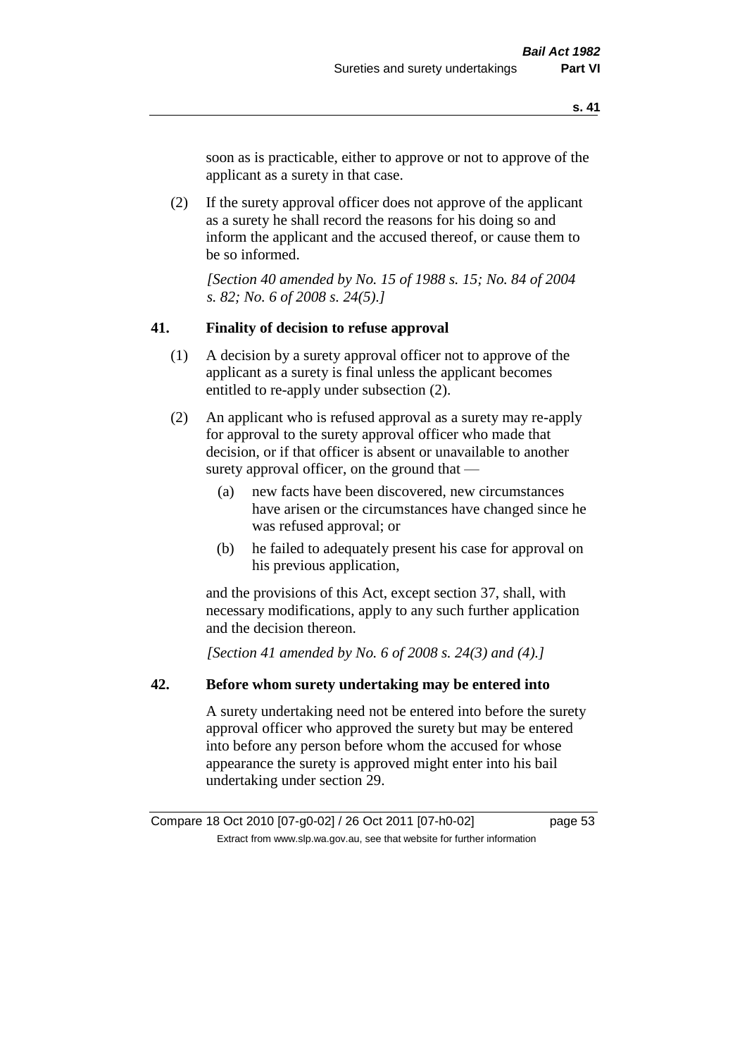soon as is practicable, either to approve or not to approve of the applicant as a surety in that case.

(2) If the surety approval officer does not approve of the applicant as a surety he shall record the reasons for his doing so and inform the applicant and the accused thereof, or cause them to be so informed.

*[Section 40 amended by No. 15 of 1988 s. 15; No. 84 of 2004 s. 82; No. 6 of 2008 s. 24(5).]*

### 41. Finality of decision to refuse approval

(1) A decision by a surety approval officer not to approve of the applicant as a surety is final unless the applicant becomes entitled to re-apply under subsection (2).

(2) An applicant who is refused approval as a surety may re-apply for approval to the surety approval officer who made that decision, or if that officer is absent or unavailable to another surety approval officer, on the ground that —

- (a) new facts have been discovered, new circumstances have arisen or the circumstances have changed since he was refused approval; or
- (b) he failed to adequately present his case for approval on his previous application,

and the provisions of this Act, except section 37, shall, with necessary modifications, apply to any such further application and the decision thereon.

*[Section 41 amended by No. 6 of 2008 s. 24(3) and (4).]*

### 42. Before whom surety undertaking may be entered into

A surety undertaking need not be entered into before the surety approval officer who approved the surety but may be entered into before any person before whom the accused for whose appearance the surety is approved might enter into his bail undertaking under section 29.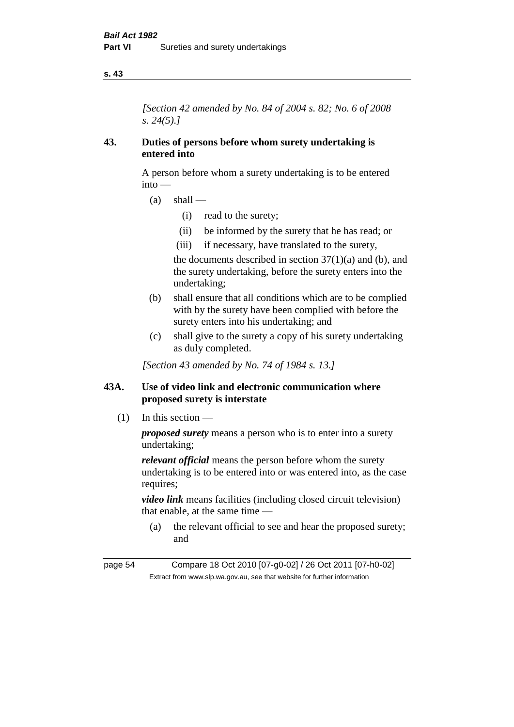*[Section 42 amended by No. 84 of 2004 s. 82; No. 6 of 2008 s. 24(5).]*

## 43. Duties of persons before whom surety undertaking is entered into

A person before whom a surety undertaking is to be entered into —

- (a) shall —
  - (i) read to the surety;
  - (ii) be informed by the surety that he has read; or
  - (iii) if necessary, have translated to the surety,

  the documents described in section 37(1)(a) and (b), and the surety undertaking, before the surety enters into the undertaking;
- (b) shall ensure that all conditions which are to be complied with by the surety have been complied with before the surety enters into his undertaking; and
- (c) shall give to the surety a copy of his surety undertaking as duly completed.

*[Section 43 amended by No. 74 of 1984 s. 13.]*

## 43A. Use of video link and electronic communication where proposed surety is interstate

(1) In this section —

***proposed surety*** means a person who is to enter into a surety undertaking;

***relevant official*** means the person before whom the surety undertaking is to be entered into or was entered into, as the case requires;

***video link*** means facilities (including closed circuit television) that enable, at the same time —

- (a) the relevant official to see and hear the proposed surety; and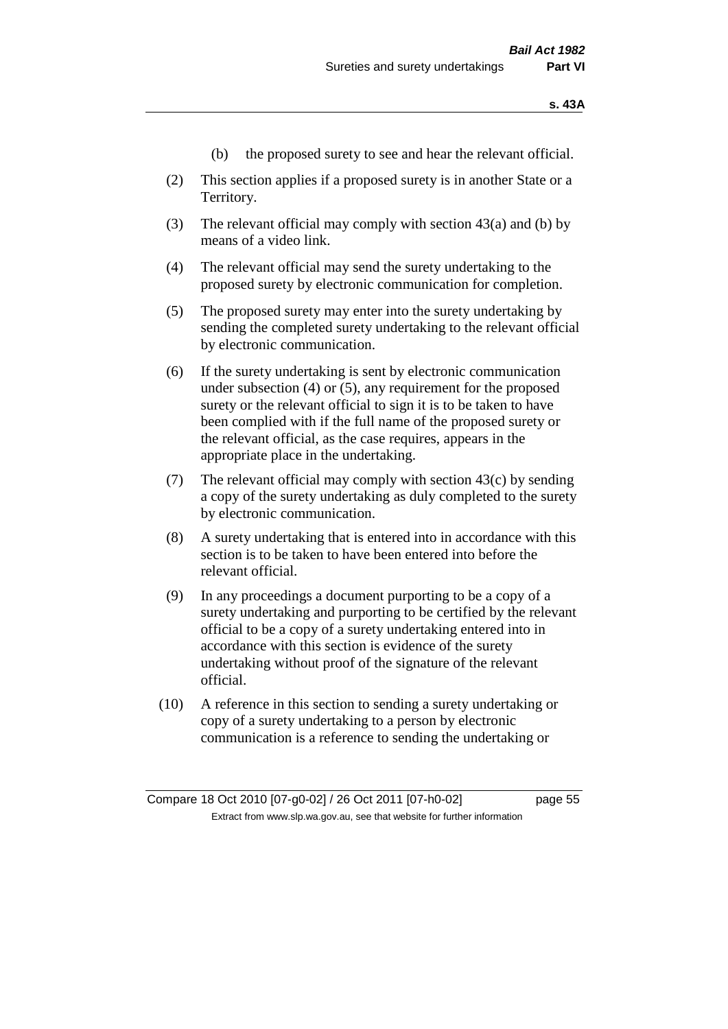(b) the proposed surety to see and hear the relevant official.

(2) This section applies if a proposed surety is in another State or a Territory.

(3) The relevant official may comply with section 43(a) and (b) by means of a video link.

(4) The relevant official may send the surety undertaking to the proposed surety by electronic communication for completion.

(5) The proposed surety may enter into the surety undertaking by sending the completed surety undertaking to the relevant official by electronic communication.

(6) If the surety undertaking is sent by electronic communication under subsection (4) or (5), any requirement for the proposed surety or the relevant official to sign it is to be taken to have been complied with if the full name of the proposed surety or the relevant official, as the case requires, appears in the appropriate place in the undertaking.

(7) The relevant official may comply with section 43(c) by sending a copy of the surety undertaking as duly completed to the surety by electronic communication.

(8) A surety undertaking that is entered into in accordance with this section is to be taken to have been entered into before the relevant official.

(9) In any proceedings a document purporting to be a copy of a surety undertaking and purporting to be certified by the relevant official to be a copy of a surety undertaking entered into in accordance with this section is evidence of the surety undertaking without proof of the signature of the relevant official.

(10) A reference in this section to sending a surety undertaking or copy of a surety undertaking to a person by electronic communication is a reference to sending the undertaking or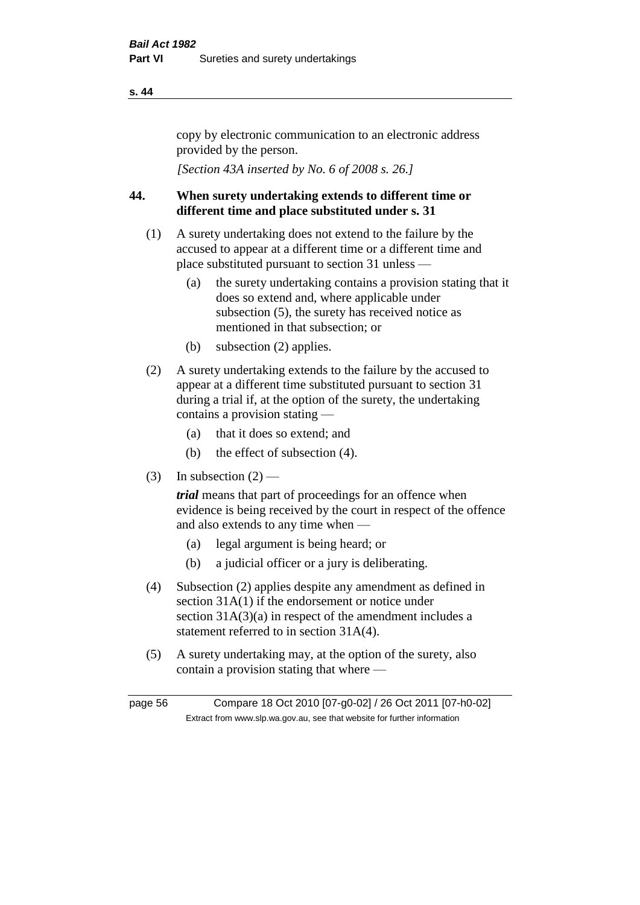copy by electronic communication to an electronic address provided by the person.

*[Section 43A inserted by No. 6 of 2008 s. 26.]*

## 44. When surety undertaking extends to different time or different time and place substituted under s. 31

(1) A surety undertaking does not extend to the failure by the accused to appear at a different time or a different time and place substituted pursuant to section 31 unless —

- (a) the surety undertaking contains a provision stating that it does so extend and, where applicable under subsection (5), the surety has received notice as mentioned in that subsection; or
- (b) subsection (2) applies.

(2) A surety undertaking extends to the failure by the accused to appear at a different time substituted pursuant to section 31 during a trial if, at the option of the surety, the undertaking contains a provision stating —

- (a) that it does so extend; and
- (b) the effect of subsection (4).

(3) In subsection (2) —

***trial*** means that part of proceedings for an offence when evidence is being received by the court in respect of the offence and also extends to any time when —

- (a) legal argument is being heard; or
- (b) a judicial officer or a jury is deliberating.

(4) Subsection (2) applies despite any amendment as defined in section 31A(1) if the endorsement or notice under section 31A(3)(a) in respect of the amendment includes a statement referred to in section 31A(4).

(5) A surety undertaking may, at the option of the surety, also contain a provision stating that where —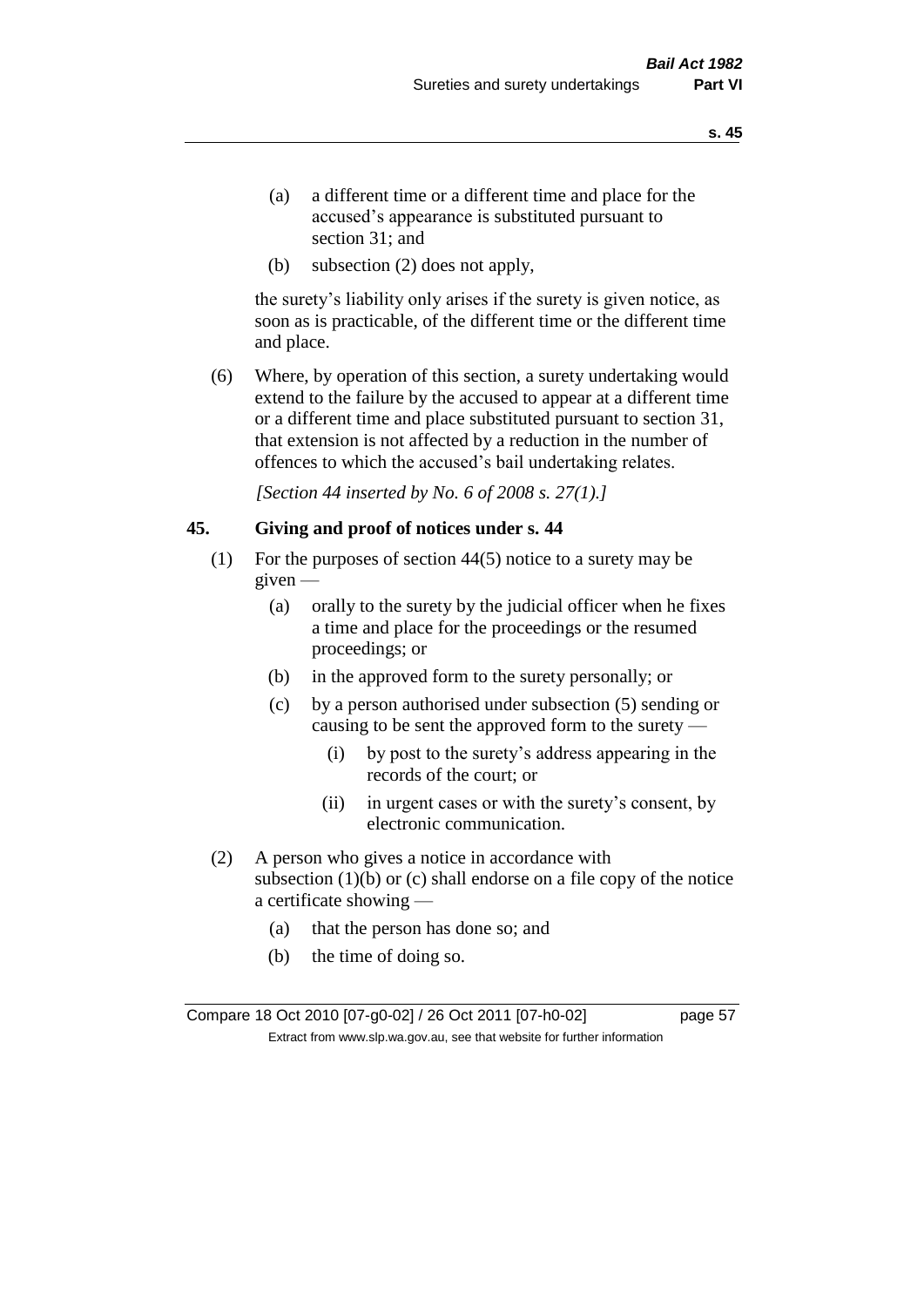(a) a different time or a different time and place for the accused's appearance is substituted pursuant to section 31; and

(b) subsection (2) does not apply,

the surety's liability only arises if the surety is given notice, as soon as is practicable, of the different time or the different time and place.

(6) Where, by operation of this section, a surety undertaking would extend to the failure by the accused to appear at a different time or a different time and place substituted pursuant to section 31, that extension is not affected by a reduction in the number of offences to which the accused's bail undertaking relates.

*[Section 44 inserted by No. 6 of 2008 s. 27(1).]*

## 45. Giving and proof of notices under s. 44

(1) For the purposes of section 44(5) notice to a surety may be given —

(a) orally to the surety by the judicial officer when he fixes a time and place for the proceedings or the resumed proceedings; or

(b) in the approved form to the surety personally; or

(c) by a person authorised under subsection (5) sending or causing to be sent the approved form to the surety —

(i) by post to the surety's address appearing in the records of the court; or

(ii) in urgent cases or with the surety's consent, by electronic communication.

(2) A person who gives a notice in accordance with subsection (1)(b) or (c) shall endorse on a file copy of the notice a certificate showing —

(a) that the person has done so; and

(b) the time of doing so.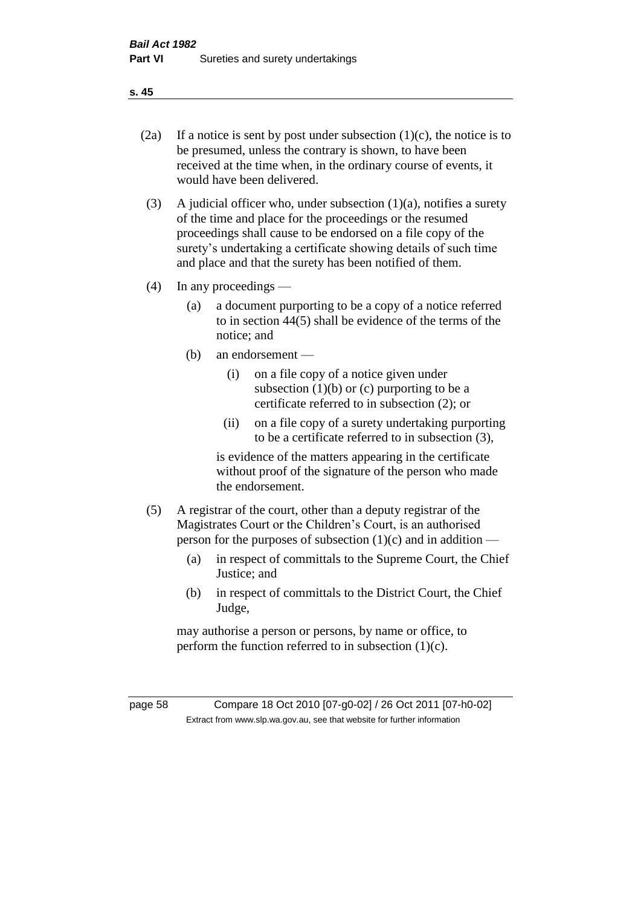(2a) If a notice is sent by post under subsection (1)(c), the notice is to be presumed, unless the contrary is shown, to have been received at the time when, in the ordinary course of events, it would have been delivered.

(3) A judicial officer who, under subsection (1)(a), notifies a surety of the time and place for the proceedings or the resumed proceedings shall cause to be endorsed on a file copy of the surety's undertaking a certificate showing details of such time and place and that the surety has been notified of them.

(4) In any proceedings —

  (a) a document purporting to be a copy of a notice referred to in section 44(5) shall be evidence of the terms of the notice; and

  (b) an endorsement —

    (i) on a file copy of a notice given under subsection (1)(b) or (c) purporting to be a certificate referred to in subsection (2); or

    (ii) on a file copy of a surety undertaking purporting to be a certificate referred to in subsection (3),

  is evidence of the matters appearing in the certificate without proof of the signature of the person who made the endorsement.

(5) A registrar of the court, other than a deputy registrar of the Magistrates Court or the Children's Court, is an authorised person for the purposes of subsection (1)(c) and in addition —

  (a) in respect of committals to the Supreme Court, the Chief Justice; and

  (b) in respect of committals to the District Court, the Chief Judge,

  may authorise a person or persons, by name or office, to perform the function referred to in subsection (1)(c).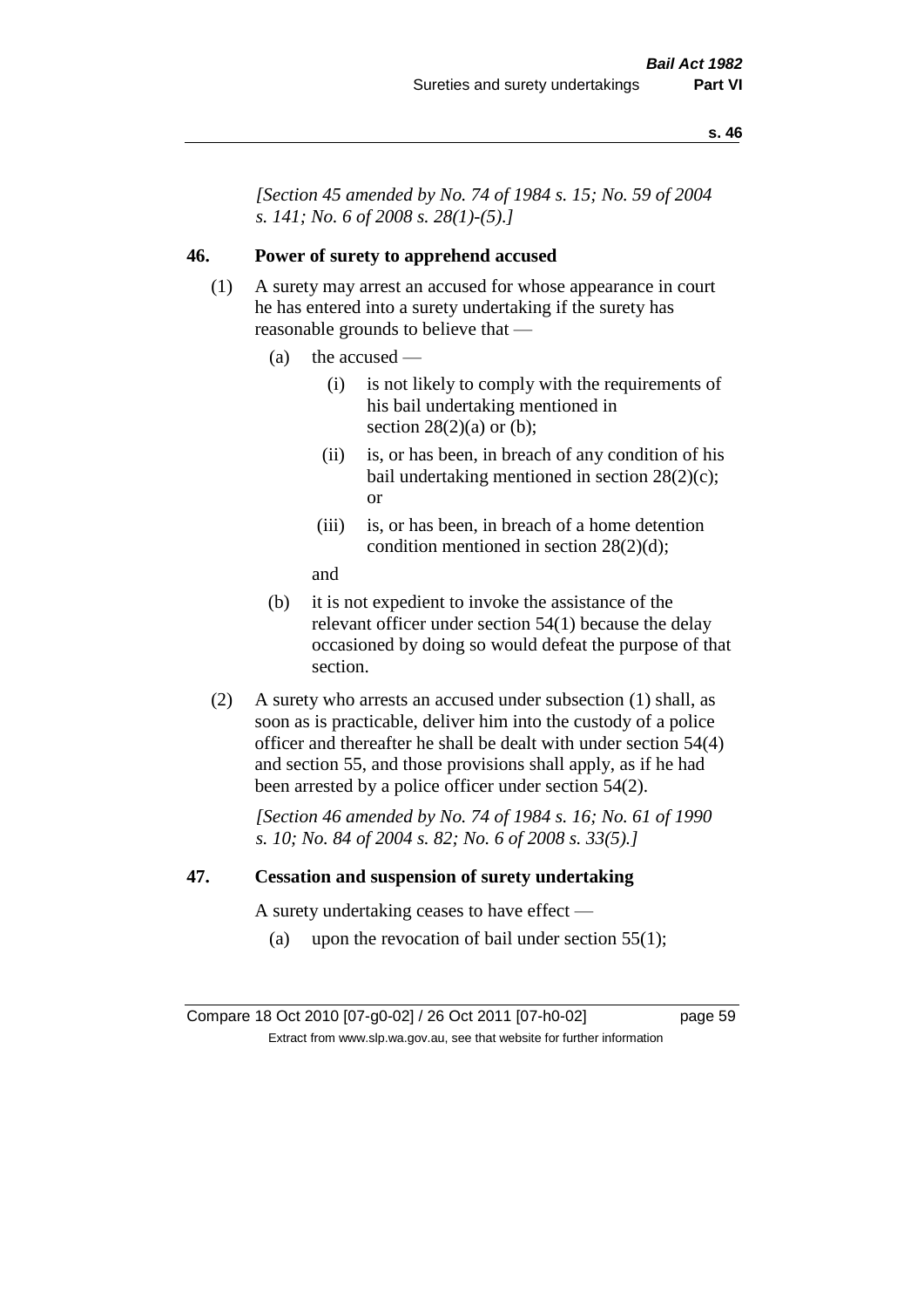*[Section 45 amended by No. 74 of 1984 s. 15; No. 59 of 2004 s. 141; No. 6 of 2008 s. 28(1)-(5).]*

### 46. Power of surety to apprehend accused

(1) A surety may arrest an accused for whose appearance in court he has entered into a surety undertaking if the surety has reasonable grounds to believe that —

- (a) the accused —
  - (i) is not likely to comply with the requirements of his bail undertaking mentioned in section 28(2)(a) or (b);
  - (ii) is, or has been, in breach of any condition of his bail undertaking mentioned in section 28(2)(c); or
  - (iii) is, or has been, in breach of a home detention condition mentioned in section 28(2)(d);

  and

- (b) it is not expedient to invoke the assistance of the relevant officer under section 54(1) because the delay occasioned by doing so would defeat the purpose of that section.

(2) A surety who arrests an accused under subsection (1) shall, as soon as is practicable, deliver him into the custody of a police officer and thereafter he shall be dealt with under section 54(4) and section 55, and those provisions shall apply, as if he had been arrested by a police officer under section 54(2).

*[Section 46 amended by No. 74 of 1984 s. 16; No. 61 of 1990 s. 10; No. 84 of 2004 s. 82; No. 6 of 2008 s. 33(5).]*

### 47. Cessation and suspension of surety undertaking

A surety undertaking ceases to have effect —

- (a) upon the revocation of bail under section 55(1);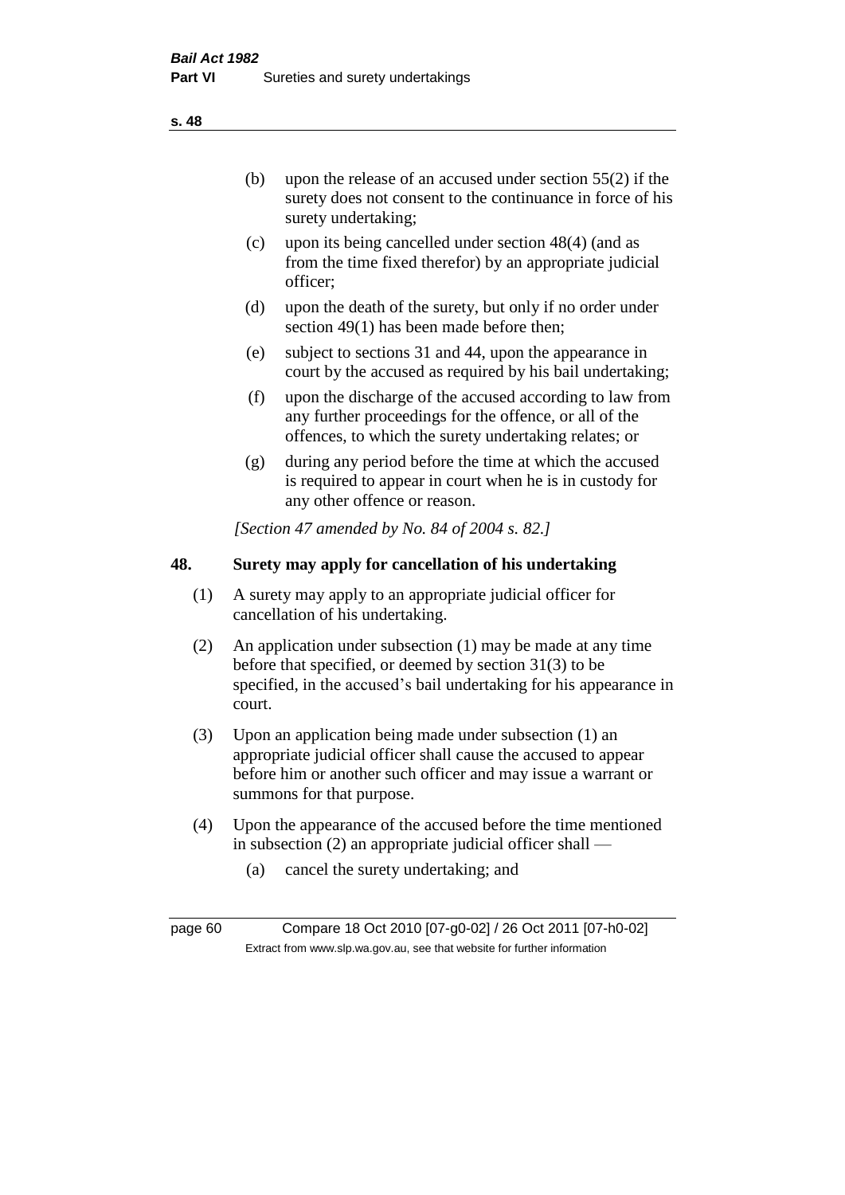(b) upon the release of an accused under section 55(2) if the surety does not consent to the continuance in force of his surety undertaking;

(c) upon its being cancelled under section 48(4) (and as from the time fixed therefor) by an appropriate judicial officer;

(d) upon the death of the surety, but only if no order under section 49(1) has been made before then;

(e) subject to sections 31 and 44, upon the appearance in court by the accused as required by his bail undertaking;

(f) upon the discharge of the accused according to law from any further proceedings for the offence, or all of the offences, to which the surety undertaking relates; or

(g) during any period before the time at which the accused is required to appear in court when he is in custody for any other offence or reason.

*[Section 47 amended by No. 84 of 2004 s. 82.]*

## 48. Surety may apply for cancellation of his undertaking

(1) A surety may apply to an appropriate judicial officer for cancellation of his undertaking.

(2) An application under subsection (1) may be made at any time before that specified, or deemed by section 31(3) to be specified, in the accused's bail undertaking for his appearance in court.

(3) Upon an application being made under subsection (1) an appropriate judicial officer shall cause the accused to appear before him or another such officer and may issue a warrant or summons for that purpose.

(4) Upon the appearance of the accused before the time mentioned in subsection (2) an appropriate judicial officer shall —

(a) cancel the surety undertaking; and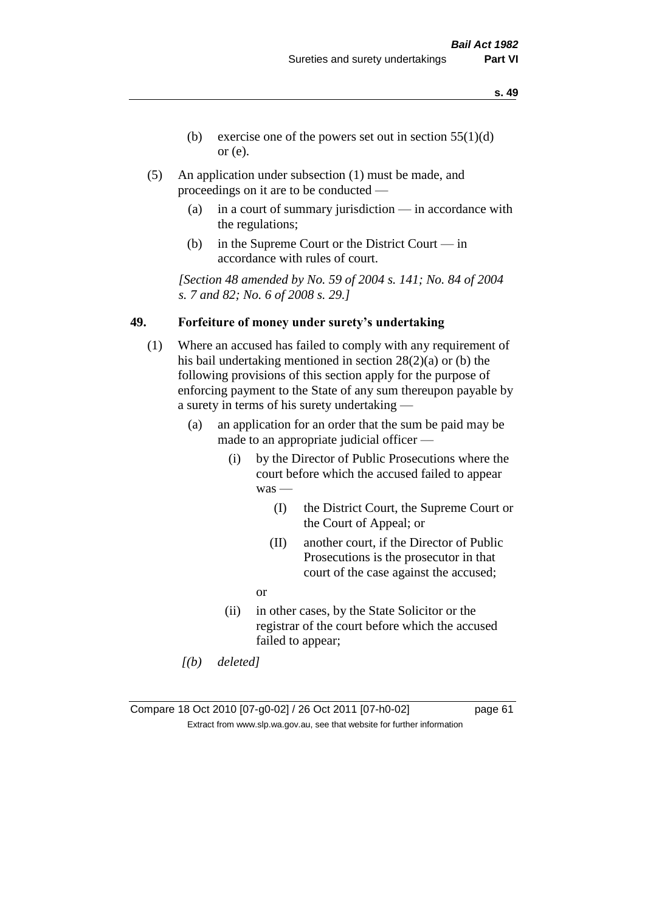(b) exercise one of the powers set out in section 55(1)(d) or (e).

(5) An application under subsection (1) must be made, and proceedings on it are to be conducted —

(a) in a court of summary jurisdiction — in accordance with the regulations;

(b) in the Supreme Court or the District Court — in accordance with rules of court.

*[Section 48 amended by No. 59 of 2004 s. 141; No. 84 of 2004 s. 7 and 82; No. 6 of 2008 s. 29.]*

## 49. Forfeiture of money under surety's undertaking

(1) Where an accused has failed to comply with any requirement of his bail undertaking mentioned in section 28(2)(a) or (b) the following provisions of this section apply for the purpose of enforcing payment to the State of any sum thereupon payable by a surety in terms of his surety undertaking —

(a) an application for an order that the sum be paid may be made to an appropriate judicial officer —

(i) by the Director of Public Prosecutions where the court before which the accused failed to appear was —

(I) the District Court, the Supreme Court or the Court of Appeal; or

(II) another court, if the Director of Public Prosecutions is the prosecutor in that court of the case against the accused;

or

(ii) in other cases, by the State Solicitor or the registrar of the court before which the accused failed to appear;

*[(b) deleted]*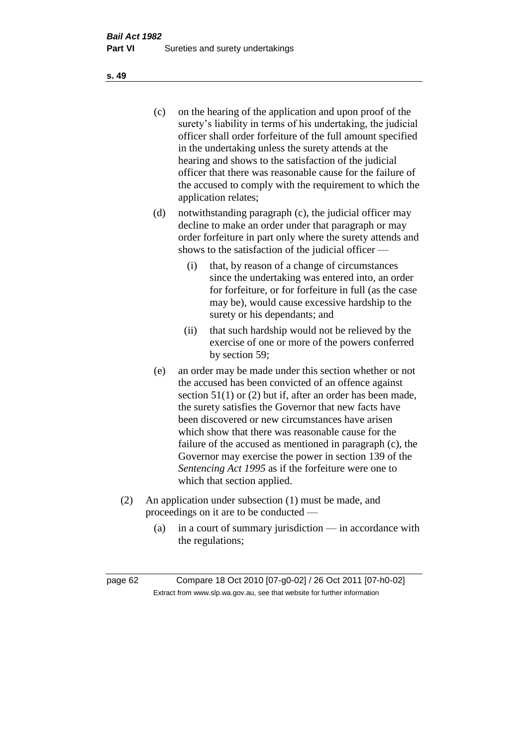(c) on the hearing of the application and upon proof of the surety's liability in terms of his undertaking, the judicial officer shall order forfeiture of the full amount specified in the undertaking unless the surety attends at the hearing and shows to the satisfaction of the judicial officer that there was reasonable cause for the failure of the accused to comply with the requirement to which the application relates;

(d) notwithstanding paragraph (c), the judicial officer may decline to make an order under that paragraph or may order forfeiture in part only where the surety attends and shows to the satisfaction of the judicial officer —

  (i) that, by reason of a change of circumstances since the undertaking was entered into, an order for forfeiture, or for forfeiture in full (as the case may be), would cause excessive hardship to the surety or his dependants; and

  (ii) that such hardship would not be relieved by the exercise of one or more of the powers conferred by section 59;

(e) an order may be made under this section whether or not the accused has been convicted of an offence against section 51(1) or (2) but if, after an order has been made, the surety satisfies the Governor that new facts have been discovered or new circumstances have arisen which show that there was reasonable cause for the failure of the accused as mentioned in paragraph (c), the Governor may exercise the power in section 139 of the *Sentencing Act 1995* as if the forfeiture were one to which that section applied.

(2) An application under subsection (1) must be made, and proceedings on it are to be conducted —

  (a) in a court of summary jurisdiction — in accordance with the regulations;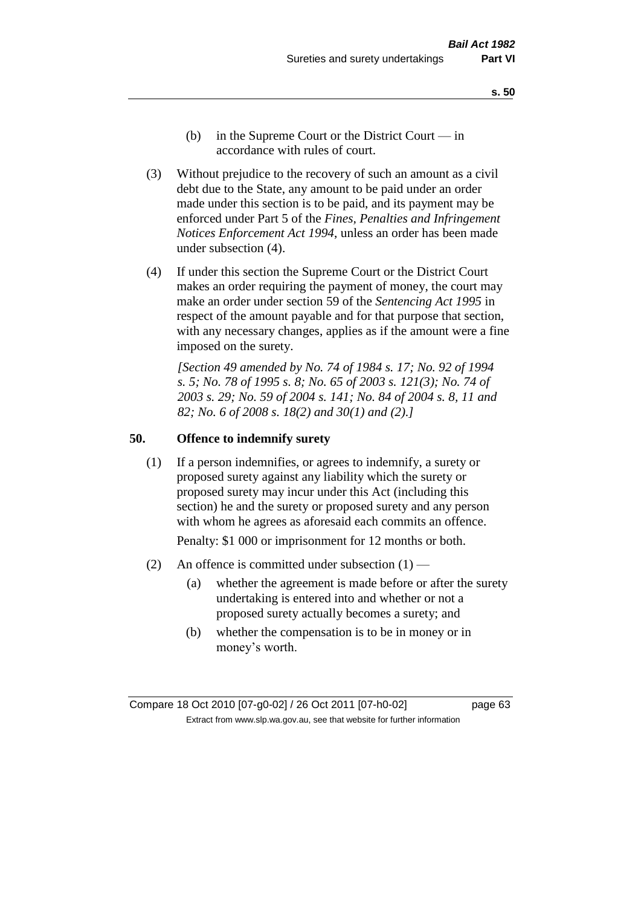- (b) in the Supreme Court or the District Court — in accordance with rules of court.

(3) Without prejudice to the recovery of such an amount as a civil debt due to the State, any amount to be paid under an order made under this section is to be paid, and its payment may be enforced under Part 5 of the *Fines, Penalties and Infringement Notices Enforcement Act 1994*, unless an order has been made under subsection (4).

(4) If under this section the Supreme Court or the District Court makes an order requiring the payment of money, the court may make an order under section 59 of the *Sentencing Act 1995* in respect of the amount payable and for that purpose that section, with any necessary changes, applies as if the amount were a fine imposed on the surety.

*[Section 49 amended by No. 74 of 1984 s. 17; No. 92 of 1994 s. 5; No. 78 of 1995 s. 8; No. 65 of 2003 s. 121(3); No. 74 of 2003 s. 29; No. 59 of 2004 s. 141; No. 84 of 2004 s. 8, 11 and 82; No. 6 of 2008 s. 18(2) and 30(1) and (2).]*

## 50. Offence to indemnify surety

(1) If a person indemnifies, or agrees to indemnify, a surety or proposed surety against any liability which the surety or proposed surety may incur under this Act (including this section) he and the surety or proposed surety and any person with whom he agrees as aforesaid each commits an offence.

Penalty: $1 000 or imprisonment for 12 months or both.

(2) An offence is committed under subsection (1) —

- (a) whether the agreement is made before or after the surety undertaking is entered into and whether or not a proposed surety actually becomes a surety; and
- (b) whether the compensation is to be in money or in money's worth.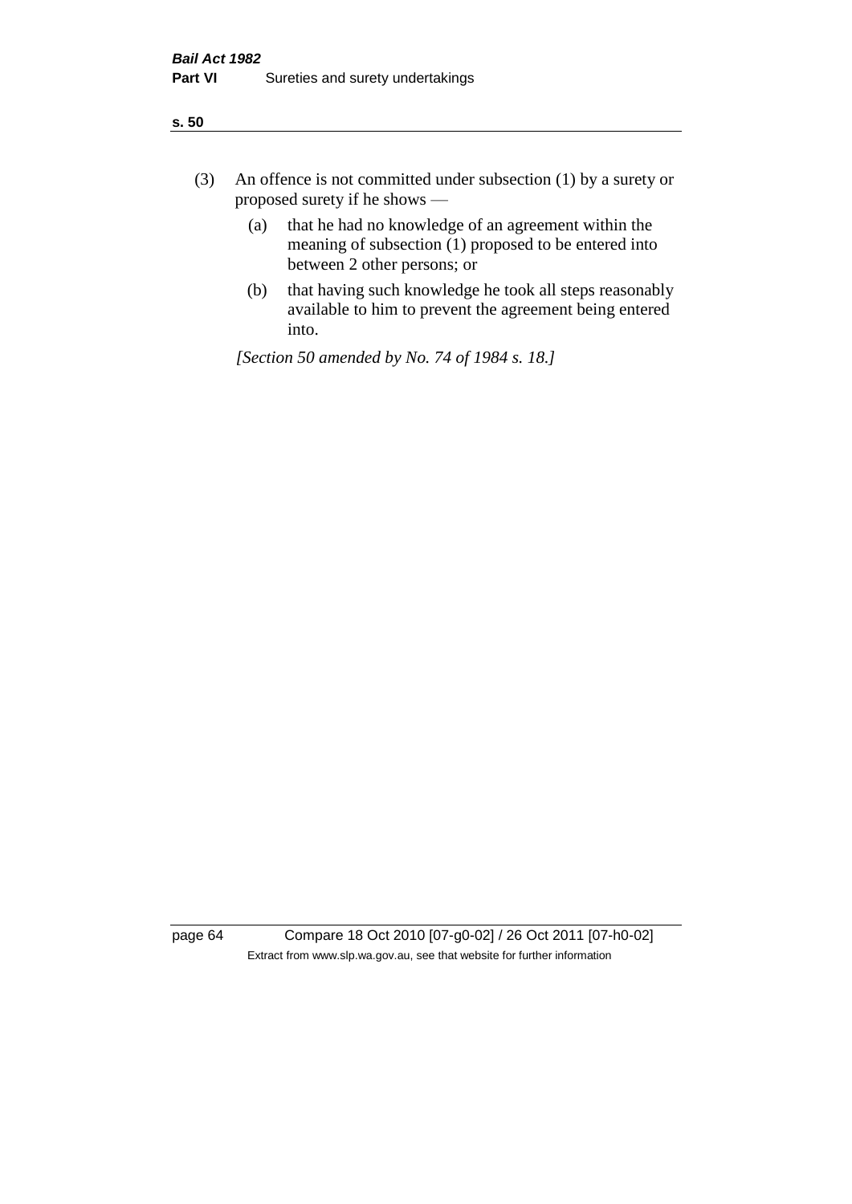(3) An offence is not committed under subsection (1) by a surety or proposed surety if he shows —

  (a) that he had no knowledge of an agreement within the meaning of subsection (1) proposed to be entered into between 2 other persons; or

  (b) that having such knowledge he took all steps reasonably available to him to prevent the agreement being entered into.

*[Section 50 amended by No. 74 of 1984 s. 18.]*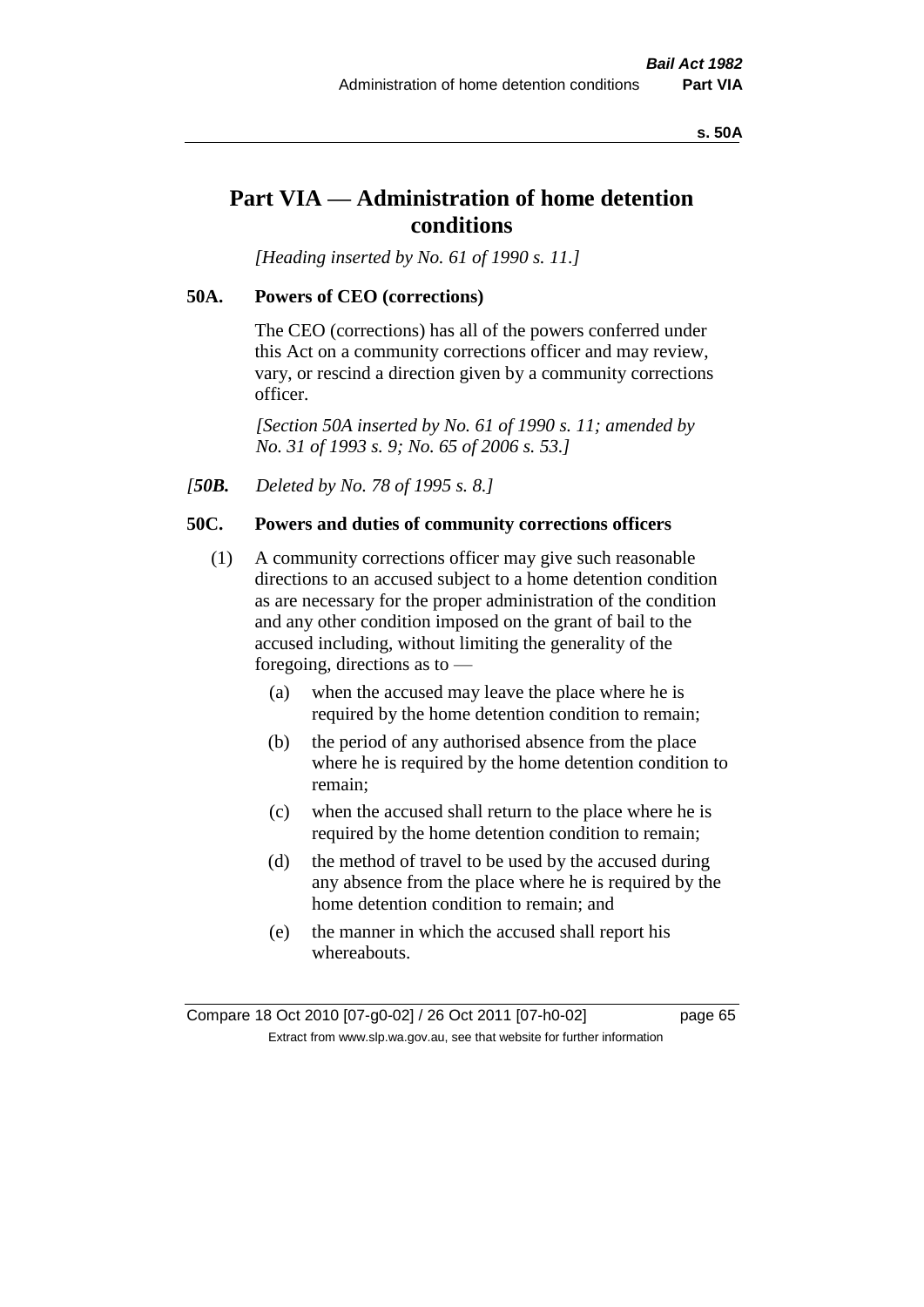# Part VIA — Administration of home detention conditions

*[Heading inserted by No. 61 of 1990 s. 11.]*

## 50A. Powers of CEO (corrections)

The CEO (corrections) has all of the powers conferred under this Act on a community corrections officer and may review, vary, or rescind a direction given by a community corrections officer.

*[Section 50A inserted by No. 61 of 1990 s. 11; amended by No. 31 of 1993 s. 9; No. 65 of 2006 s. 53.]*

*[**50B.** Deleted by No. 78 of 1995 s. 8.]*

## 50C. Powers and duties of community corrections officers

(1) A community corrections officer may give such reasonable directions to an accused subject to a home detention condition as are necessary for the proper administration of the condition and any other condition imposed on the grant of bail to the accused including, without limiting the generality of the foregoing, directions as to —

- (a) when the accused may leave the place where he is required by the home detention condition to remain;
- (b) the period of any authorised absence from the place where he is required by the home detention condition to remain;
- (c) when the accused shall return to the place where he is required by the home detention condition to remain;
- (d) the method of travel to be used by the accused during any absence from the place where he is required by the home detention condition to remain; and
- (e) the manner in which the accused shall report his whereabouts.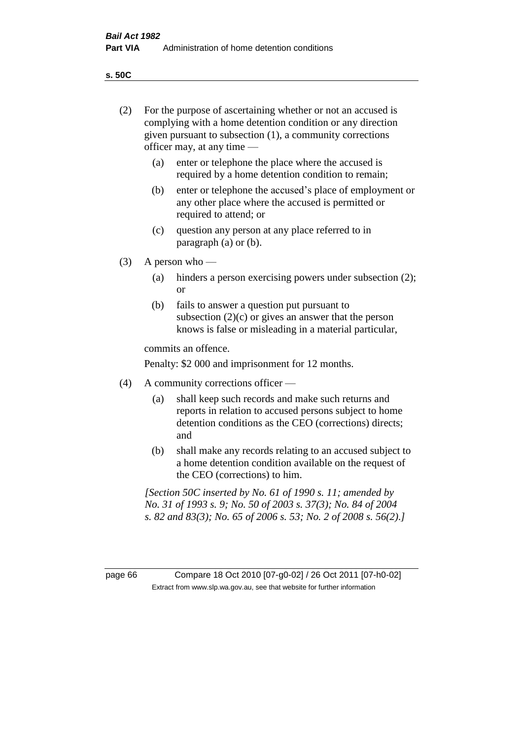(2) For the purpose of ascertaining whether or not an accused is complying with a home detention condition or any direction given pursuant to subsection (1), a community corrections officer may, at any time —

(a) enter or telephone the place where the accused is required by a home detention condition to remain;

(b) enter or telephone the accused's place of employment or any other place where the accused is permitted or required to attend; or

(c) question any person at any place referred to in paragraph (a) or (b).

(3) A person who —

(a) hinders a person exercising powers under subsection (2); or

(b) fails to answer a question put pursuant to subsection (2)(c) or gives an answer that the person knows is false or misleading in a material particular,

commits an offence.

Penalty: $2 000 and imprisonment for 12 months.

(4) A community corrections officer —

(a) shall keep such records and make such returns and reports in relation to accused persons subject to home detention conditions as the CEO (corrections) directs; and

(b) shall make any records relating to an accused subject to a home detention condition available on the request of the CEO (corrections) to him.

*[Section 50C inserted by No. 61 of 1990 s. 11; amended by No. 31 of 1993 s. 9; No. 50 of 2003 s. 37(3); No. 84 of 2004 s. 82 and 83(3); No. 65 of 2006 s. 53; No. 2 of 2008 s. 56(2).]*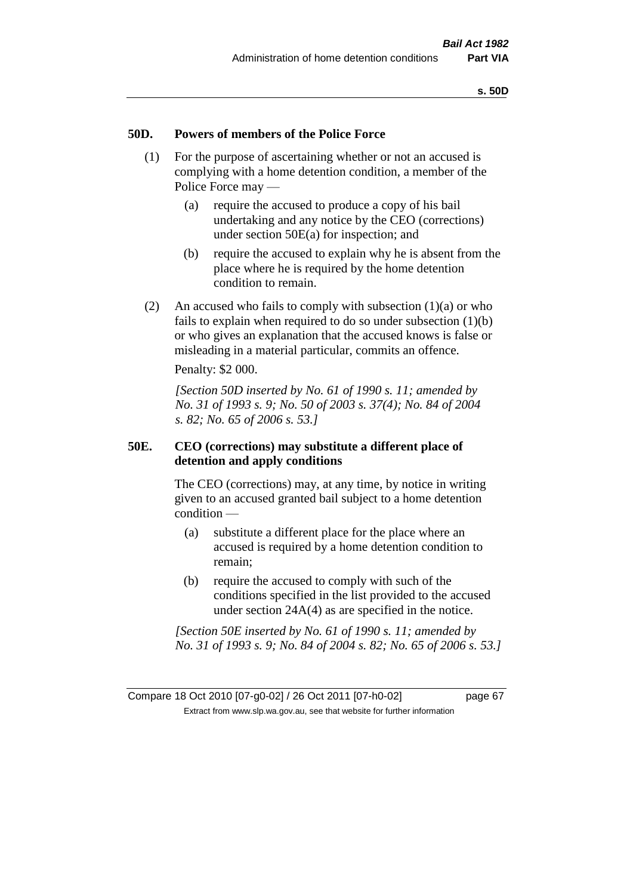## 50D. Powers of members of the Police Force

(1) For the purpose of ascertaining whether or not an accused is complying with a home detention condition, a member of the Police Force may —

(a) require the accused to produce a copy of his bail undertaking and any notice by the CEO (corrections) under section 50E(a) for inspection; and

(b) require the accused to explain why he is absent from the place where he is required by the home detention condition to remain.

(2) An accused who fails to comply with subsection (1)(a) or who fails to explain when required to do so under subsection (1)(b) or who gives an explanation that the accused knows is false or misleading in a material particular, commits an offence.

Penalty: $2 000.

*[Section 50D inserted by No. 61 of 1990 s. 11; amended by No. 31 of 1993 s. 9; No. 50 of 2003 s. 37(4); No. 84 of 2004 s. 82; No. 65 of 2006 s. 53.]*

## 50E. CEO (corrections) may substitute a different place of detention and apply conditions

The CEO (corrections) may, at any time, by notice in writing given to an accused granted bail subject to a home detention condition —

(a) substitute a different place for the place where an accused is required by a home detention condition to remain;

(b) require the accused to comply with such of the conditions specified in the list provided to the accused under section 24A(4) as are specified in the notice.

*[Section 50E inserted by No. 61 of 1990 s. 11; amended by No. 31 of 1993 s. 9; No. 84 of 2004 s. 82; No. 65 of 2006 s. 53.]*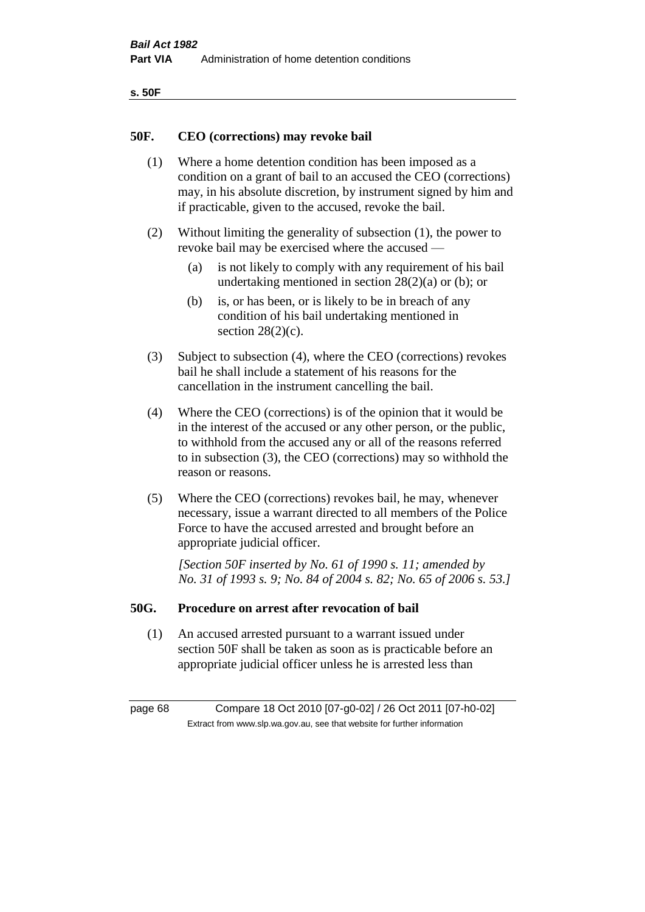## 50F. CEO (corrections) may revoke bail

(1) Where a home detention condition has been imposed as a condition on a grant of bail to an accused the CEO (corrections) may, in his absolute discretion, by instrument signed by him and if practicable, given to the accused, revoke the bail.

(2) Without limiting the generality of subsection (1), the power to revoke bail may be exercised where the accused —

- (a) is not likely to comply with any requirement of his bail undertaking mentioned in section 28(2)(a) or (b); or
- (b) is, or has been, or is likely to be in breach of any condition of his bail undertaking mentioned in section 28(2)(c).

(3) Subject to subsection (4), where the CEO (corrections) revokes bail he shall include a statement of his reasons for the cancellation in the instrument cancelling the bail.

(4) Where the CEO (corrections) is of the opinion that it would be in the interest of the accused or any other person, or the public, to withhold from the accused any or all of the reasons referred to in subsection (3), the CEO (corrections) may so withhold the reason or reasons.

(5) Where the CEO (corrections) revokes bail, he may, whenever necessary, issue a warrant directed to all members of the Police Force to have the accused arrested and brought before an appropriate judicial officer.

*[Section 50F inserted by No. 61 of 1990 s. 11; amended by No. 31 of 1993 s. 9; No. 84 of 2004 s. 82; No. 65 of 2006 s. 53.]*

## 50G. Procedure on arrest after revocation of bail

(1) An accused arrested pursuant to a warrant issued under section 50F shall be taken as soon as is practicable before an appropriate judicial officer unless he is arrested less than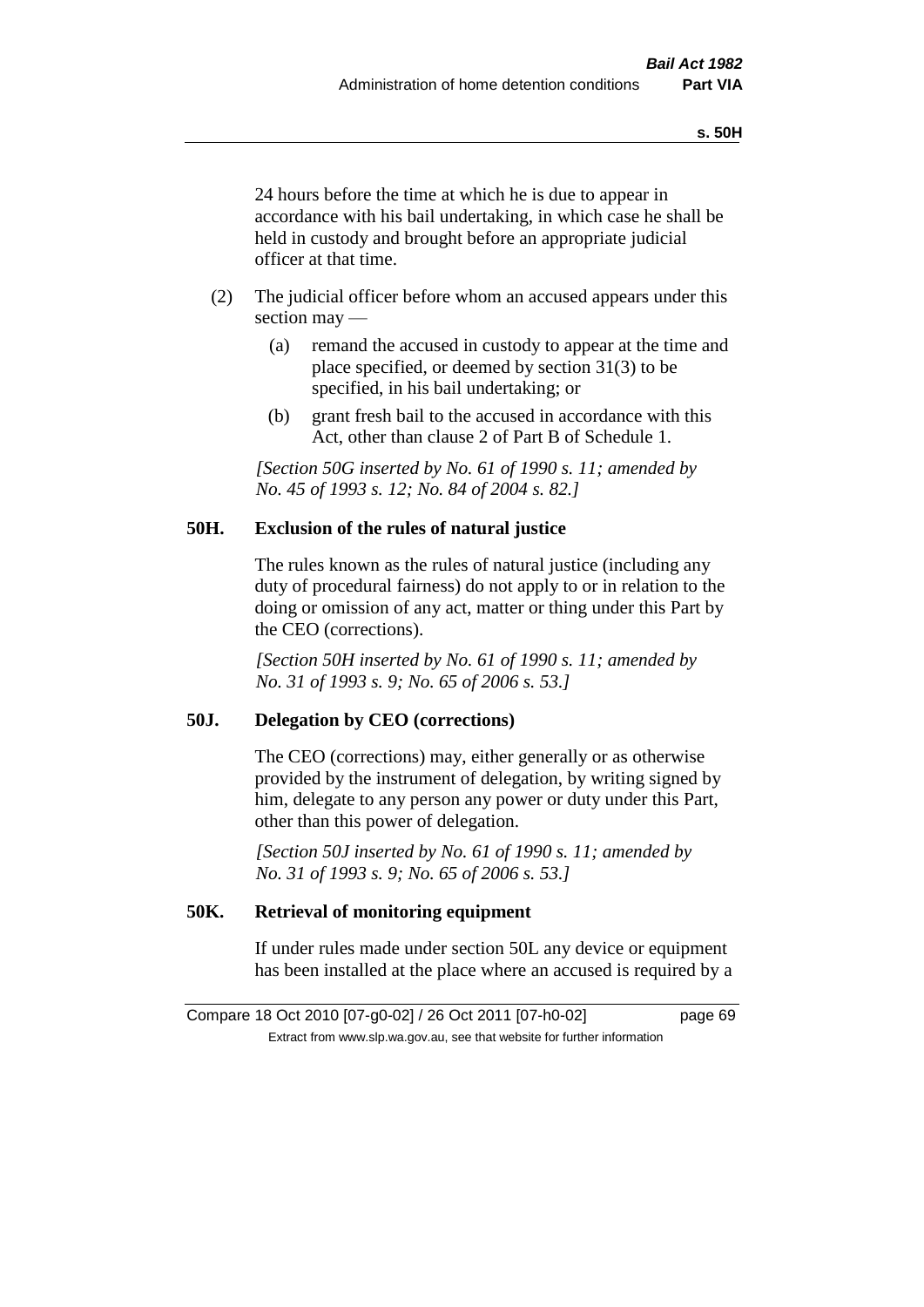24 hours before the time at which he is due to appear in accordance with his bail undertaking, in which case he shall be held in custody and brought before an appropriate judicial officer at that time.

(2) The judicial officer before whom an accused appears under this section may —

(a) remand the accused in custody to appear at the time and place specified, or deemed by section 31(3) to be specified, in his bail undertaking; or

(b) grant fresh bail to the accused in accordance with this Act, other than clause 2 of Part B of Schedule 1.

*[Section 50G inserted by No. 61 of 1990 s. 11; amended by No. 45 of 1993 s. 12; No. 84 of 2004 s. 82.]*

### 50H. Exclusion of the rules of natural justice

The rules known as the rules of natural justice (including any duty of procedural fairness) do not apply to or in relation to the doing or omission of any act, matter or thing under this Part by the CEO (corrections).

*[Section 50H inserted by No. 61 of 1990 s. 11; amended by No. 31 of 1993 s. 9; No. 65 of 2006 s. 53.]*

### 50J. Delegation by CEO (corrections)

The CEO (corrections) may, either generally or as otherwise provided by the instrument of delegation, by writing signed by him, delegate to any person any power or duty under this Part, other than this power of delegation.

*[Section 50J inserted by No. 61 of 1990 s. 11; amended by No. 31 of 1993 s. 9; No. 65 of 2006 s. 53.]*

### 50K. Retrieval of monitoring equipment

If under rules made under section 50L any device or equipment has been installed at the place where an accused is required by a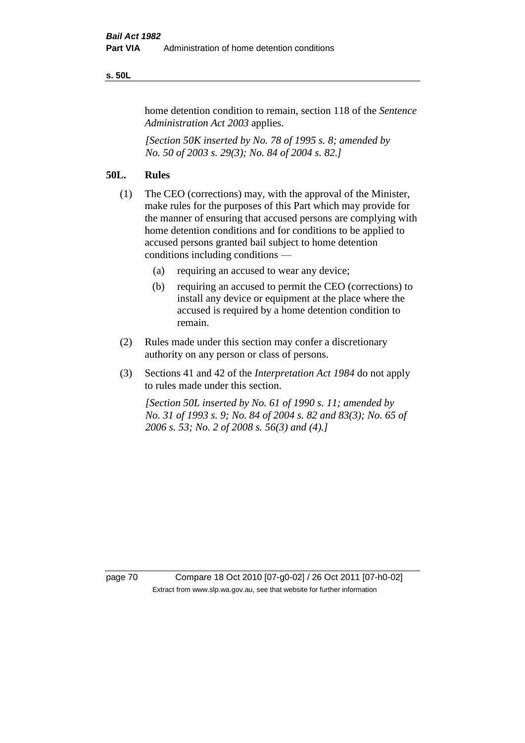home detention condition to remain, section 118 of the *Sentence Administration Act 2003* applies.

*[Section 50K inserted by No. 78 of 1995 s. 8; amended by No. 50 of 2003 s. 29(3); No. 84 of 2004 s. 82.]*

## 50L. Rules

(1) The CEO (corrections) may, with the approval of the Minister, make rules for the purposes of this Part which may provide for the manner of ensuring that accused persons are complying with home detention conditions and for conditions to be applied to accused persons granted bail subject to home detention conditions including conditions —

- (a) requiring an accused to wear any device;
- (b) requiring an accused to permit the CEO (corrections) to install any device or equipment at the place where the accused is required by a home detention condition to remain.

(2) Rules made under this section may confer a discretionary authority on any person or class of persons.

(3) Sections 41 and 42 of the *Interpretation Act 1984* do not apply to rules made under this section.

*[Section 50L inserted by No. 61 of 1990 s. 11; amended by No. 31 of 1993 s. 9; No. 84 of 2004 s. 82 and 83(3); No. 65 of 2006 s. 53; No. 2 of 2008 s. 56(3) and (4).]*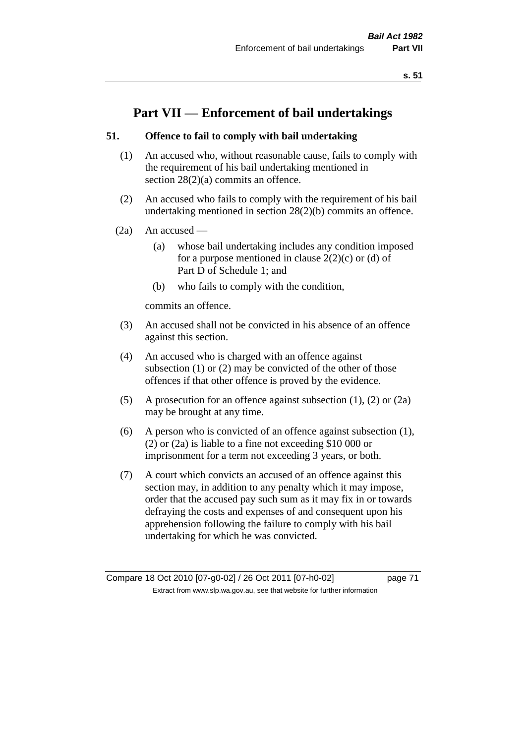# Part VII — Enforcement of bail undertakings

## 51. Offence to fail to comply with bail undertaking

(1) An accused who, without reasonable cause, fails to comply with the requirement of his bail undertaking mentioned in section 28(2)(a) commits an offence.

(2) An accused who fails to comply with the requirement of his bail undertaking mentioned in section 28(2)(b) commits an offence.

(2a) An accused —

(a) whose bail undertaking includes any condition imposed for a purpose mentioned in clause 2(2)(c) or (d) of Part D of Schedule 1; and

(b) who fails to comply with the condition,

commits an offence.

(3) An accused shall not be convicted in his absence of an offence against this section.

(4) An accused who is charged with an offence against subsection (1) or (2) may be convicted of the other of those offences if that other offence is proved by the evidence.

(5) A prosecution for an offence against subsection (1), (2) or (2a) may be brought at any time.

(6) A person who is convicted of an offence against subsection (1), (2) or (2a) is liable to a fine not exceeding $10 000 or imprisonment for a term not exceeding 3 years, or both.

(7) A court which convicts an accused of an offence against this section may, in addition to any penalty which it may impose, order that the accused pay such sum as it may fix in or towards defraying the costs and expenses of and consequent upon his apprehension following the failure to comply with his bail undertaking for which he was convicted.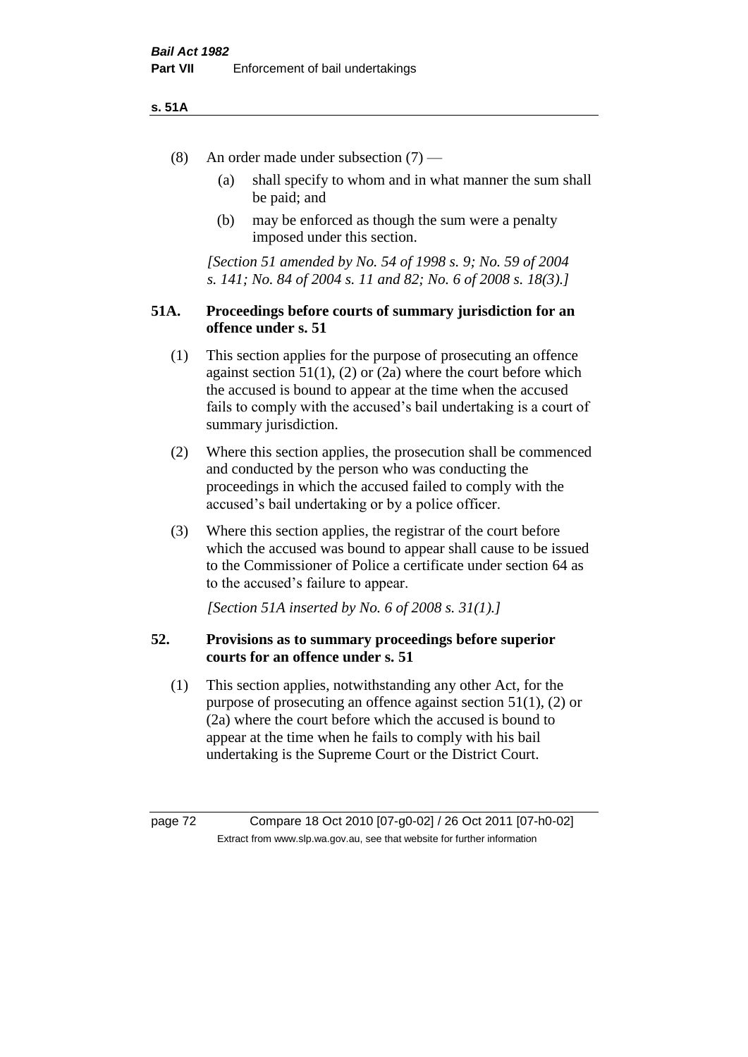(8) An order made under subsection (7) —

(a) shall specify to whom and in what manner the sum shall be paid; and

(b) may be enforced as though the sum were a penalty imposed under this section.

*[Section 51 amended by No. 54 of 1998 s. 9; No. 59 of 2004 s. 141; No. 84 of 2004 s. 11 and 82; No. 6 of 2008 s. 18(3).]*

## 51A. Proceedings before courts of summary jurisdiction for an offence under s. 51

(1) This section applies for the purpose of prosecuting an offence against section 51(1), (2) or (2a) where the court before which the accused is bound to appear at the time when the accused fails to comply with the accused's bail undertaking is a court of summary jurisdiction.

(2) Where this section applies, the prosecution shall be commenced and conducted by the person who was conducting the proceedings in which the accused failed to comply with the accused's bail undertaking or by a police officer.

(3) Where this section applies, the registrar of the court before which the accused was bound to appear shall cause to be issued to the Commissioner of Police a certificate under section 64 as to the accused's failure to appear.

*[Section 51A inserted by No. 6 of 2008 s. 31(1).]*

## 52. Provisions as to summary proceedings before superior courts for an offence under s. 51

(1) This section applies, notwithstanding any other Act, for the purpose of prosecuting an offence against section 51(1), (2) or (2a) where the court before which the accused is bound to appear at the time when he fails to comply with his bail undertaking is the Supreme Court or the District Court.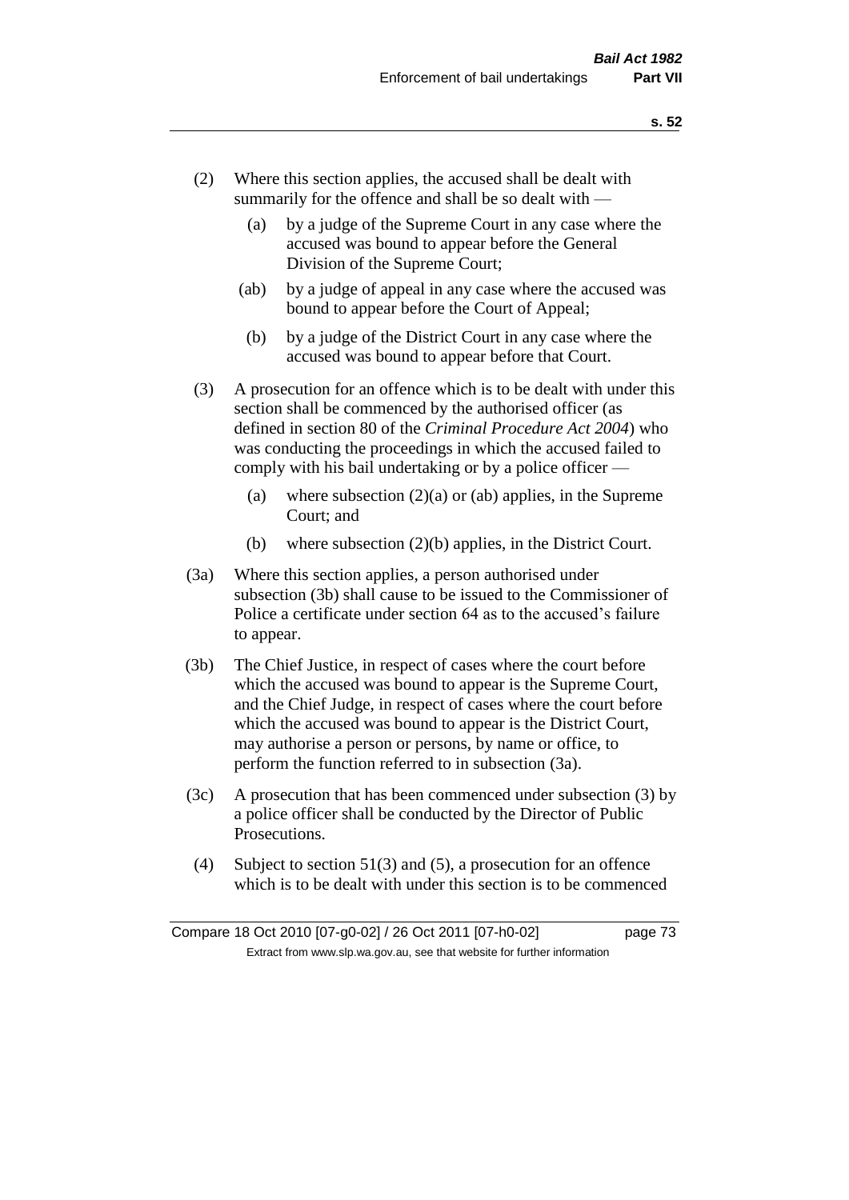(2) Where this section applies, the accused shall be dealt with summarily for the offence and shall be so dealt with —

 (a) by a judge of the Supreme Court in any case where the accused was bound to appear before the General Division of the Supreme Court;

 (ab) by a judge of appeal in any case where the accused was bound to appear before the Court of Appeal;

 (b) by a judge of the District Court in any case where the accused was bound to appear before that Court.

(3) A prosecution for an offence which is to be dealt with under this section shall be commenced by the authorised officer (as defined in section 80 of the *Criminal Procedure Act 2004*) who was conducting the proceedings in which the accused failed to comply with his bail undertaking or by a police officer —

 (a) where subsection (2)(a) or (ab) applies, in the Supreme Court; and

 (b) where subsection (2)(b) applies, in the District Court.

(3a) Where this section applies, a person authorised under subsection (3b) shall cause to be issued to the Commissioner of Police a certificate under section 64 as to the accused's failure to appear.

(3b) The Chief Justice, in respect of cases where the court before which the accused was bound to appear is the Supreme Court, and the Chief Judge, in respect of cases where the court before which the accused was bound to appear is the District Court, may authorise a person or persons, by name or office, to perform the function referred to in subsection (3a).

(3c) A prosecution that has been commenced under subsection (3) by a police officer shall be conducted by the Director of Public Prosecutions.

(4) Subject to section 51(3) and (5), a prosecution for an offence which is to be dealt with under this section is to be commenced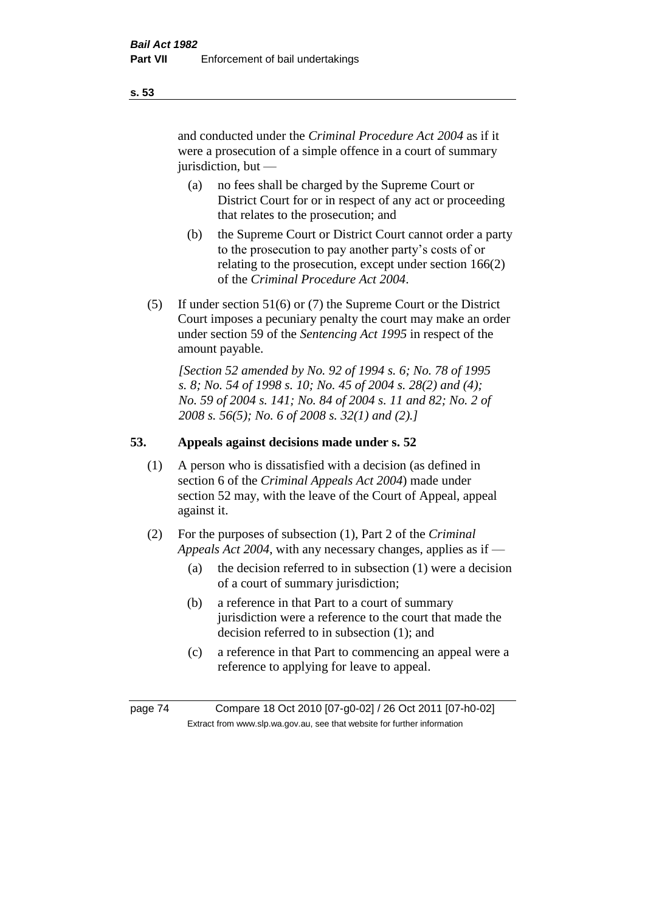and conducted under the *Criminal Procedure Act 2004* as if it were a prosecution of a simple offence in a court of summary jurisdiction, but —

(a) no fees shall be charged by the Supreme Court or District Court for or in respect of any act or proceeding that relates to the prosecution; and

(b) the Supreme Court or District Court cannot order a party to the prosecution to pay another party's costs of or relating to the prosecution, except under section 166(2) of the *Criminal Procedure Act 2004*.

(5) If under section 51(6) or (7) the Supreme Court or the District Court imposes a pecuniary penalty the court may make an order under section 59 of the *Sentencing Act 1995* in respect of the amount payable.

*[Section 52 amended by No. 92 of 1994 s. 6; No. 78 of 1995 s. 8; No. 54 of 1998 s. 10; No. 45 of 2004 s. 28(2) and (4); No. 59 of 2004 s. 141; No. 84 of 2004 s. 11 and 82; No. 2 of 2008 s. 56(5); No. 6 of 2008 s. 32(1) and (2).]*

## 53. Appeals against decisions made under s. 52

(1) A person who is dissatisfied with a decision (as defined in section 6 of the *Criminal Appeals Act 2004*) made under section 52 may, with the leave of the Court of Appeal, appeal against it.

(2) For the purposes of subsection (1), Part 2 of the *Criminal Appeals Act 2004*, with any necessary changes, applies as if —

(a) the decision referred to in subsection (1) were a decision of a court of summary jurisdiction;

(b) a reference in that Part to a court of summary jurisdiction were a reference to the court that made the decision referred to in subsection (1); and

(c) a reference in that Part to commencing an appeal were a reference to applying for leave to appeal.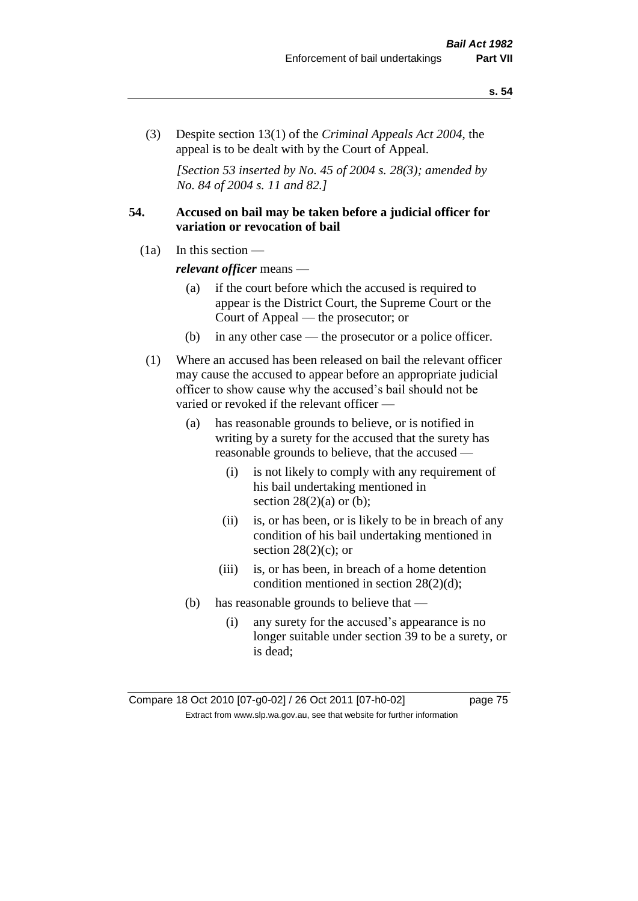(3) Despite section 13(1) of the *Criminal Appeals Act 2004*, the appeal is to be dealt with by the Court of Appeal.

*[Section 53 inserted by No. 45 of 2004 s. 28(3); amended by No. 84 of 2004 s. 11 and 82.]*

## 54. Accused on bail may be taken before a judicial officer for variation or revocation of bail

(1a) In this section —

***relevant officer*** means —

- (a) if the court before which the accused is required to appear is the District Court, the Supreme Court or the Court of Appeal — the prosecutor; or
- (b) in any other case — the prosecutor or a police officer.

(1) Where an accused has been released on bail the relevant officer may cause the accused to appear before an appropriate judicial officer to show cause why the accused's bail should not be varied or revoked if the relevant officer —

- (a) has reasonable grounds to believe, or is notified in writing by a surety for the accused that the surety has reasonable grounds to believe, that the accused —
  - (i) is not likely to comply with any requirement of his bail undertaking mentioned in section 28(2)(a) or (b);
  - (ii) is, or has been, or is likely to be in breach of any condition of his bail undertaking mentioned in section 28(2)(c); or
  - (iii) is, or has been, in breach of a home detention condition mentioned in section 28(2)(d);
- (b) has reasonable grounds to believe that —
  - (i) any surety for the accused's appearance is no longer suitable under section 39 to be a surety, or is dead;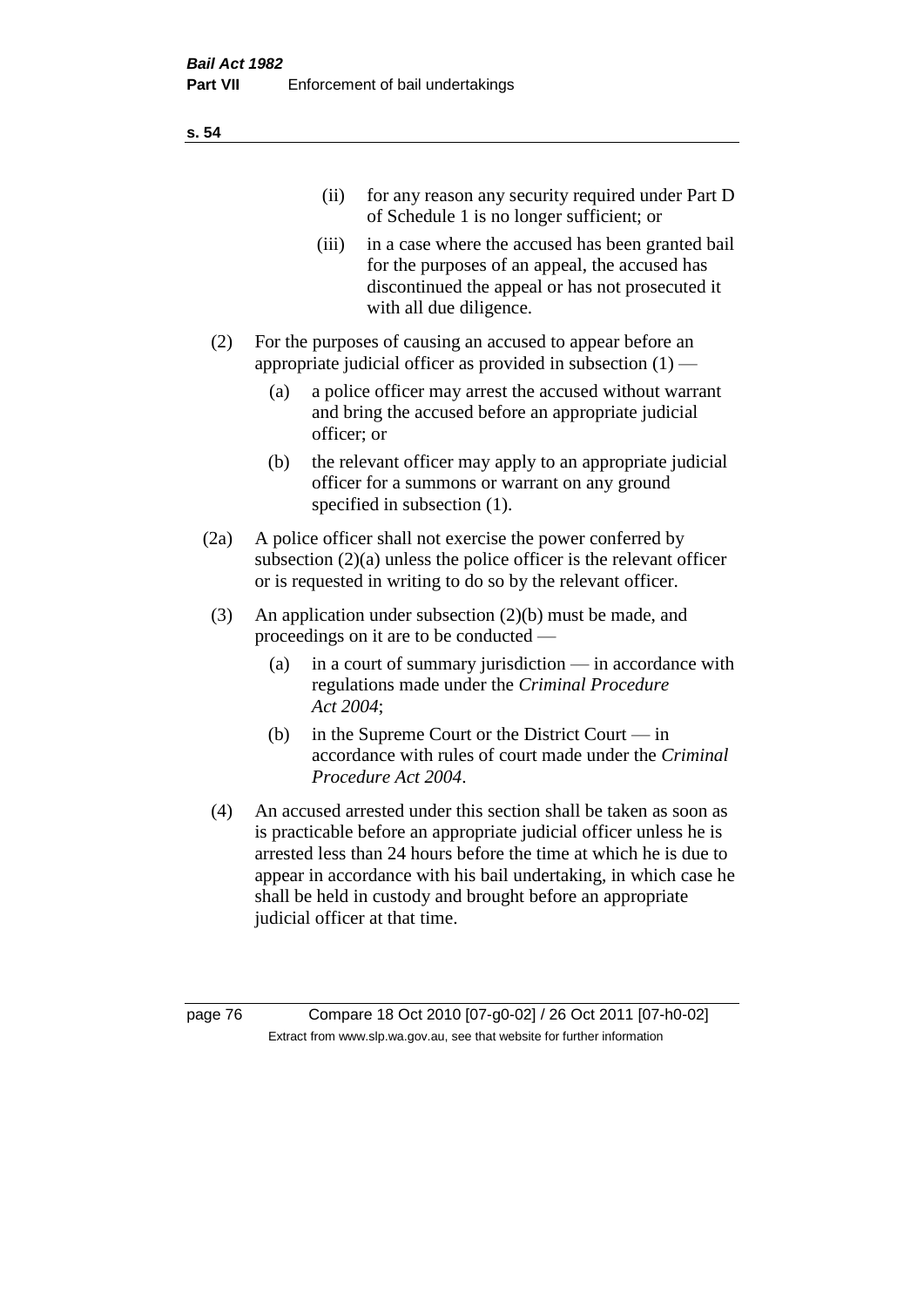(ii) for any reason any security required under Part D of Schedule 1 is no longer sufficient; or

(iii) in a case where the accused has been granted bail for the purposes of an appeal, the accused has discontinued the appeal or has not prosecuted it with all due diligence.

(2) For the purposes of causing an accused to appear before an appropriate judicial officer as provided in subsection (1) —

(a) a police officer may arrest the accused without warrant and bring the accused before an appropriate judicial officer; or

(b) the relevant officer may apply to an appropriate judicial officer for a summons or warrant on any ground specified in subsection (1).

(2a) A police officer shall not exercise the power conferred by subsection (2)(a) unless the police officer is the relevant officer or is requested in writing to do so by the relevant officer.

(3) An application under subsection (2)(b) must be made, and proceedings on it are to be conducted —

(a) in a court of summary jurisdiction — in accordance with regulations made under the *Criminal Procedure Act 2004*;

(b) in the Supreme Court or the District Court — in accordance with rules of court made under the *Criminal Procedure Act 2004*.

(4) An accused arrested under this section shall be taken as soon as is practicable before an appropriate judicial officer unless he is arrested less than 24 hours before the time at which he is due to appear in accordance with his bail undertaking, in which case he shall be held in custody and brought before an appropriate judicial officer at that time.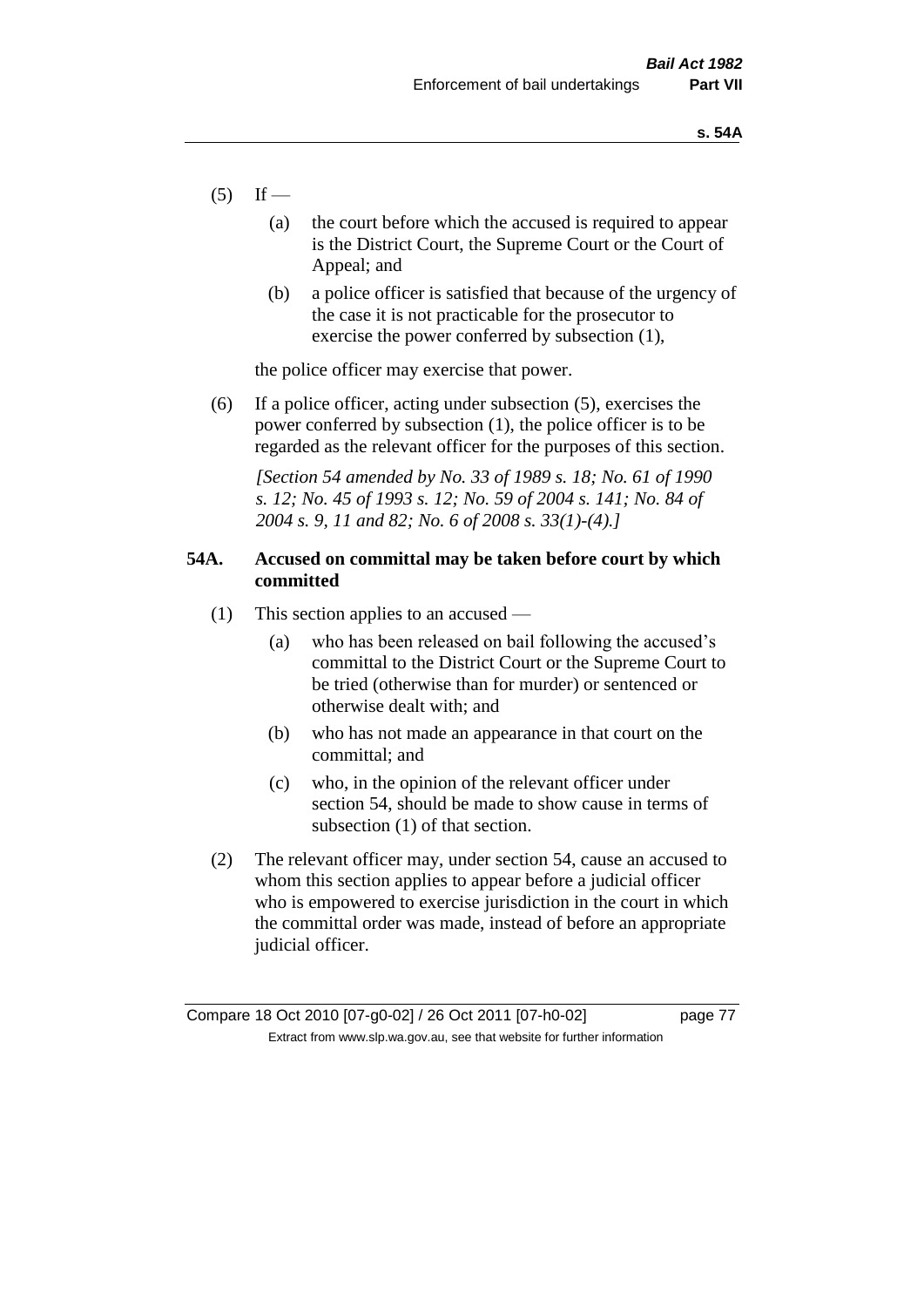(5) If —

(a) the court before which the accused is required to appear is the District Court, the Supreme Court or the Court of Appeal; and

(b) a police officer is satisfied that because of the urgency of the case it is not practicable for the prosecutor to exercise the power conferred by subsection (1),

the police officer may exercise that power.

(6) If a police officer, acting under subsection (5), exercises the power conferred by subsection (1), the police officer is to be regarded as the relevant officer for the purposes of this section.

*[Section 54 amended by No. 33 of 1989 s. 18; No. 61 of 1990 s. 12; No. 45 of 1993 s. 12; No. 59 of 2004 s. 141; No. 84 of 2004 s. 9, 11 and 82; No. 6 of 2008 s. 33(1)-(4).]*

### 54A. Accused on committal may be taken before court by which committed

(1) This section applies to an accused —

(a) who has been released on bail following the accused's committal to the District Court or the Supreme Court to be tried (otherwise than for murder) or sentenced or otherwise dealt with; and

(b) who has not made an appearance in that court on the committal; and

(c) who, in the opinion of the relevant officer under section 54, should be made to show cause in terms of subsection (1) of that section.

(2) The relevant officer may, under section 54, cause an accused to whom this section applies to appear before a judicial officer who is empowered to exercise jurisdiction in the court in which the committal order was made, instead of before an appropriate judicial officer.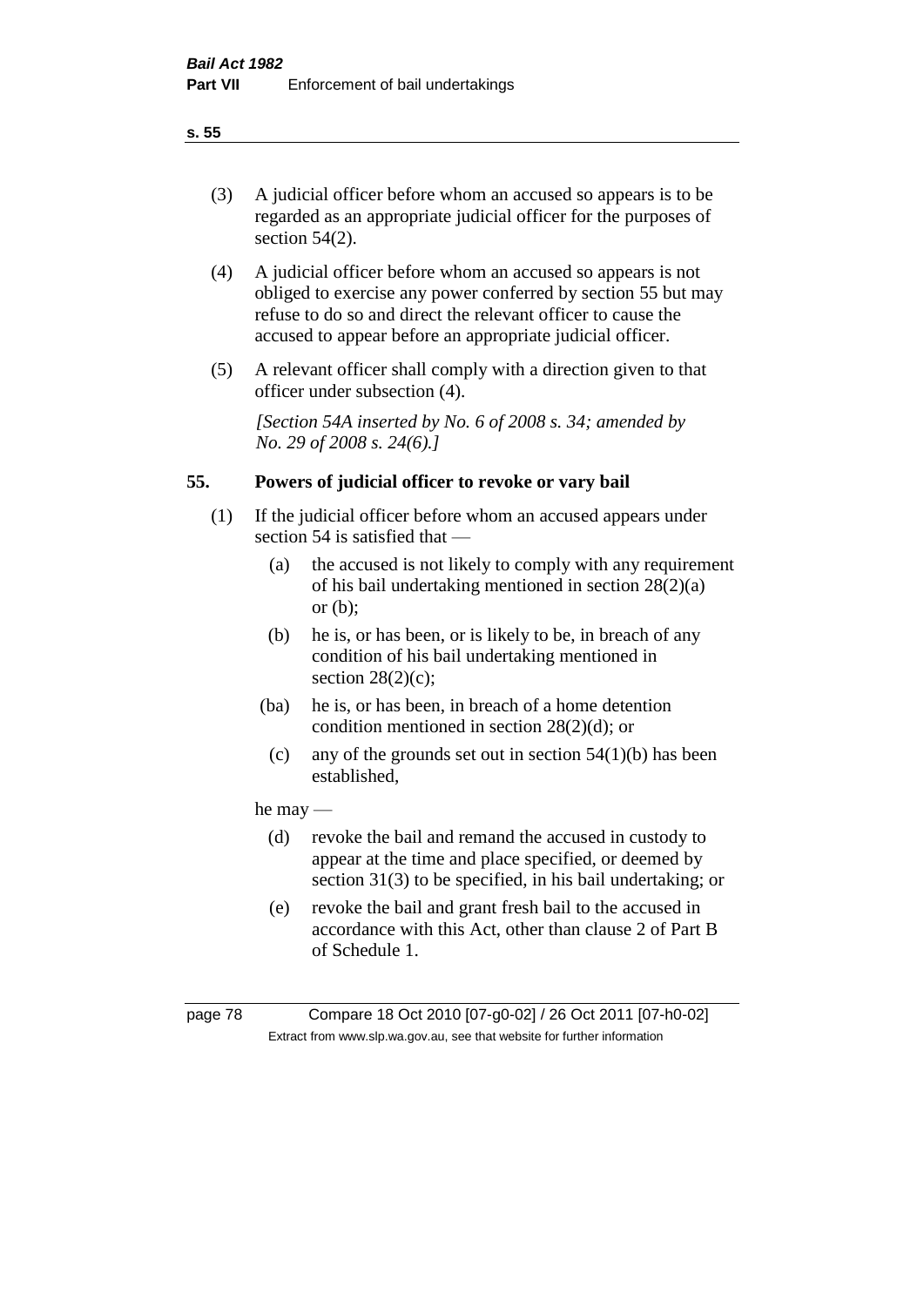(3) A judicial officer before whom an accused so appears is to be regarded as an appropriate judicial officer for the purposes of section 54(2).

(4) A judicial officer before whom an accused so appears is not obliged to exercise any power conferred by section 55 but may refuse to do so and direct the relevant officer to cause the accused to appear before an appropriate judicial officer.

(5) A relevant officer shall comply with a direction given to that officer under subsection (4).

*[Section 54A inserted by No. 6 of 2008 s. 34; amended by No. 29 of 2008 s. 24(6).]*

## 55. Powers of judicial officer to revoke or vary bail

(1) If the judicial officer before whom an accused appears under section 54 is satisfied that —

   (a) the accused is not likely to comply with any requirement of his bail undertaking mentioned in section 28(2)(a) or (b);

   (b) he is, or has been, or is likely to be, in breach of any condition of his bail undertaking mentioned in section 28(2)(c);

   (ba) he is, or has been, in breach of a home detention condition mentioned in section 28(2)(d); or

   (c) any of the grounds set out in section 54(1)(b) has been established,

he may —

   (d) revoke the bail and remand the accused in custody to appear at the time and place specified, or deemed by section 31(3) to be specified, in his bail undertaking; or

   (e) revoke the bail and grant fresh bail to the accused in accordance with this Act, other than clause 2 of Part B of Schedule 1.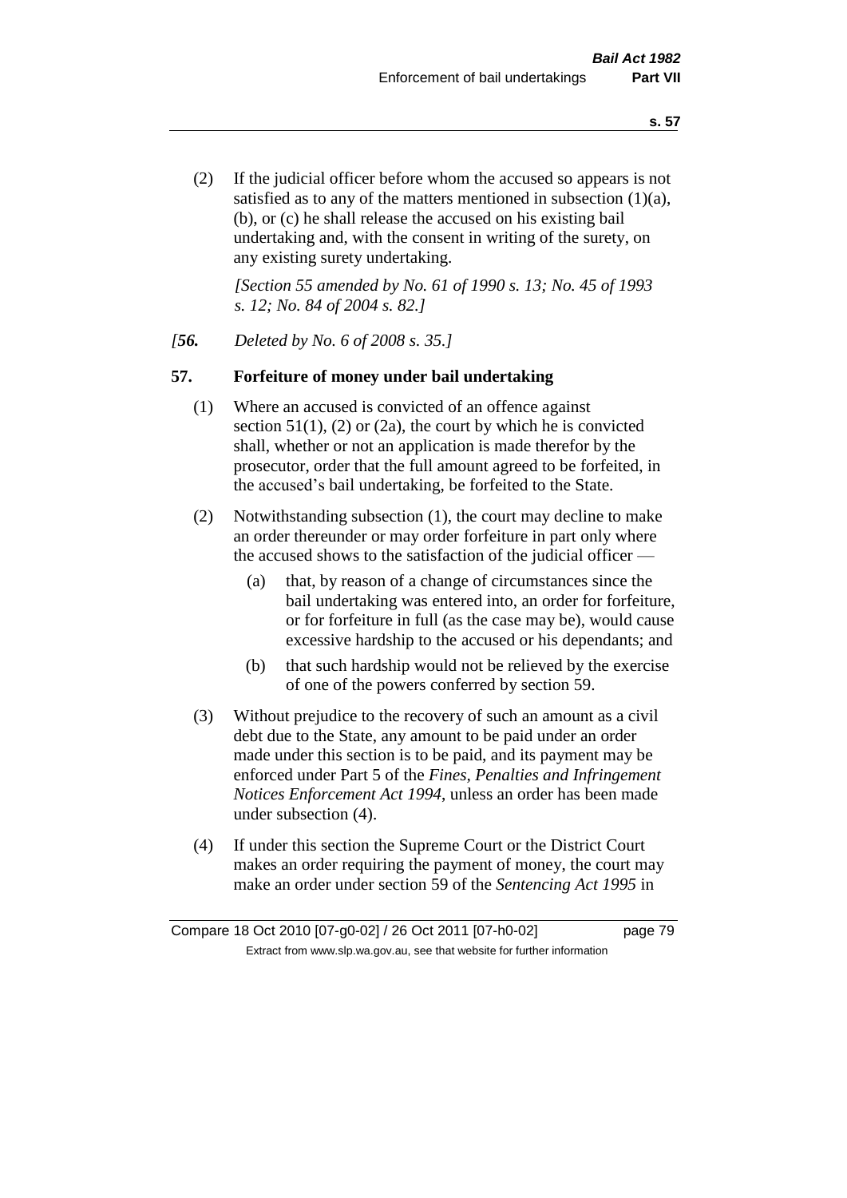(2) If the judicial officer before whom the accused so appears is not satisfied as to any of the matters mentioned in subsection (1)(a), (b), or (c) he shall release the accused on his existing bail undertaking and, with the consent in writing of the surety, on any existing surety undertaking.

*[Section 55 amended by No. 61 of 1990 s. 13; No. 45 of 1993 s. 12; No. 84 of 2004 s. 82.]*

*[**56.** Deleted by No. 6 of 2008 s. 35.]*

## 57. Forfeiture of money under bail undertaking

(1) Where an accused is convicted of an offence against section 51(1), (2) or (2a), the court by which he is convicted shall, whether or not an application is made therefor by the prosecutor, order that the full amount agreed to be forfeited, in the accused's bail undertaking, be forfeited to the State.

(2) Notwithstanding subsection (1), the court may decline to make an order thereunder or may order forfeiture in part only where the accused shows to the satisfaction of the judicial officer —

- (a) that, by reason of a change of circumstances since the bail undertaking was entered into, an order for forfeiture, or for forfeiture in full (as the case may be), would cause excessive hardship to the accused or his dependants; and
- (b) that such hardship would not be relieved by the exercise of one of the powers conferred by section 59.

(3) Without prejudice to the recovery of such an amount as a civil debt due to the State, any amount to be paid under an order made under this section is to be paid, and its payment may be enforced under Part 5 of the *Fines, Penalties and Infringement Notices Enforcement Act 1994*, unless an order has been made under subsection (4).

(4) If under this section the Supreme Court or the District Court makes an order requiring the payment of money, the court may make an order under section 59 of the *Sentencing Act 1995* in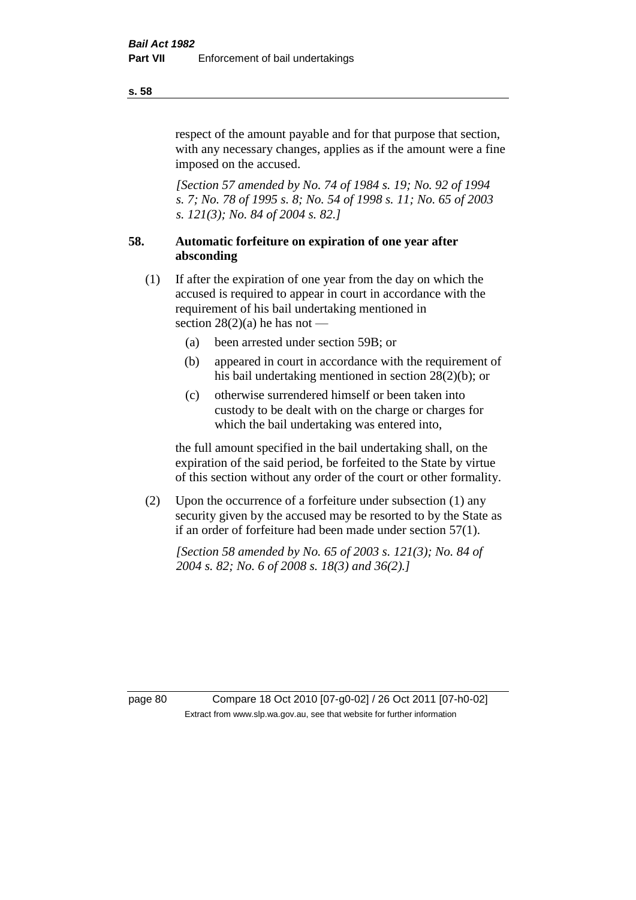respect of the amount payable and for that purpose that section, with any necessary changes, applies as if the amount were a fine imposed on the accused.

*[Section 57 amended by No. 74 of 1984 s. 19; No. 92 of 1994 s. 7; No. 78 of 1995 s. 8; No. 54 of 1998 s. 11; No. 65 of 2003 s. 121(3); No. 84 of 2004 s. 82.]*

### 58. Automatic forfeiture on expiration of one year after absconding

(1) If after the expiration of one year from the day on which the accused is required to appear in court in accordance with the requirement of his bail undertaking mentioned in section 28(2)(a) he has not —

(a) been arrested under section 59B; or

(b) appeared in court in accordance with the requirement of his bail undertaking mentioned in section 28(2)(b); or

(c) otherwise surrendered himself or been taken into custody to be dealt with on the charge or charges for which the bail undertaking was entered into,

the full amount specified in the bail undertaking shall, on the expiration of the said period, be forfeited to the State by virtue of this section without any order of the court or other formality.

(2) Upon the occurrence of a forfeiture under subsection (1) any security given by the accused may be resorted to by the State as if an order of forfeiture had been made under section 57(1).

*[Section 58 amended by No. 65 of 2003 s. 121(3); No. 84 of 2004 s. 82; No. 6 of 2008 s. 18(3) and 36(2).]*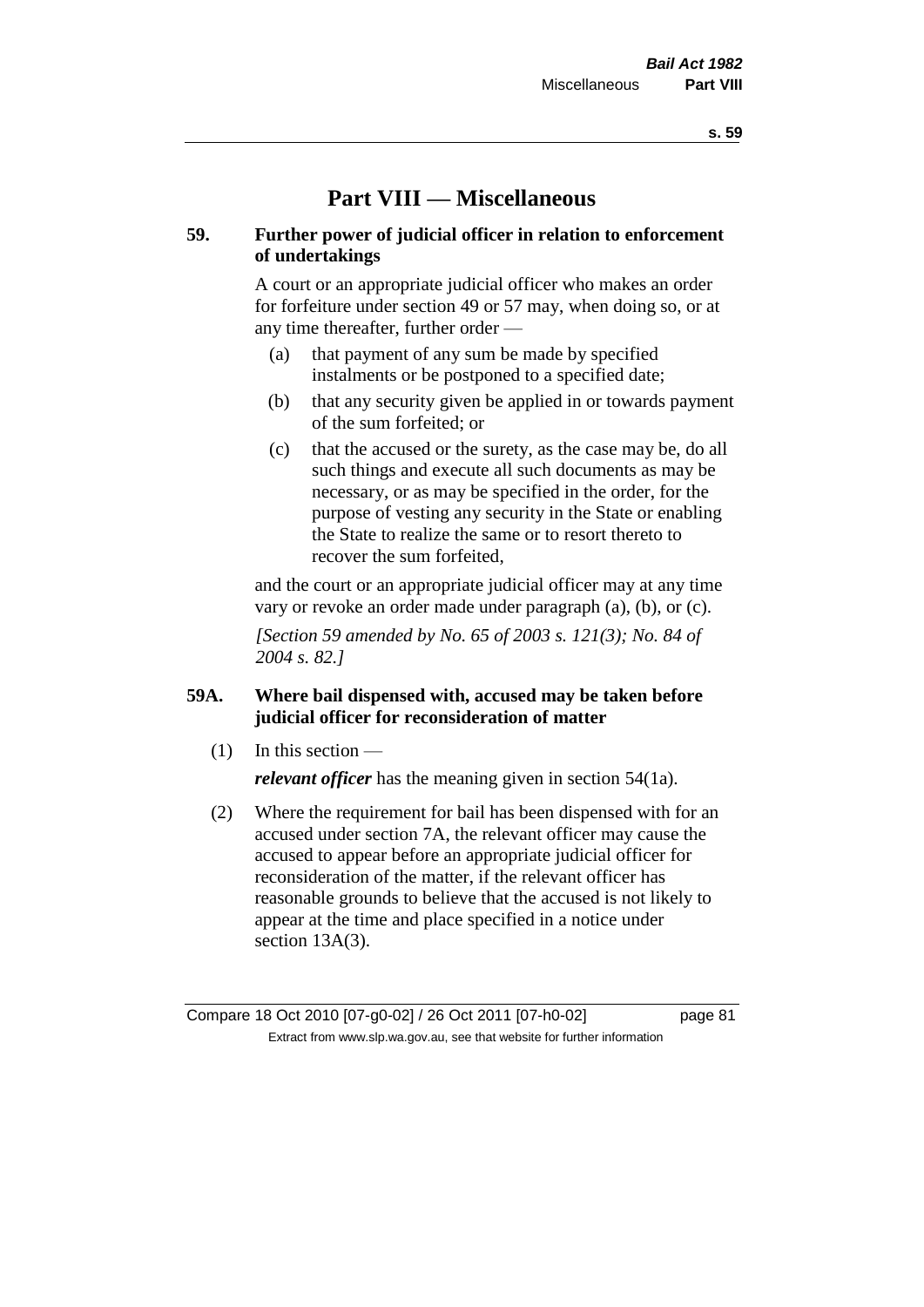# Part VIII — Miscellaneous

## 59. Further power of judicial officer in relation to enforcement of undertakings

A court or an appropriate judicial officer who makes an order for forfeiture under section 49 or 57 may, when doing so, or at any time thereafter, further order —

(a) that payment of any sum be made by specified instalments or be postponed to a specified date;

(b) that any security given be applied in or towards payment of the sum forfeited; or

(c) that the accused or the surety, as the case may be, do all such things and execute all such documents as may be necessary, or as may be specified in the order, for the purpose of vesting any security in the State or enabling the State to realize the same or to resort thereto to recover the sum forfeited,

and the court or an appropriate judicial officer may at any time vary or revoke an order made under paragraph (a), (b), or (c).

*[Section 59 amended by No. 65 of 2003 s. 121(3); No. 84 of 2004 s. 82.]*

## 59A. Where bail dispensed with, accused may be taken before judicial officer for reconsideration of matter

(1) In this section —

***relevant officer*** has the meaning given in section 54(1a).

(2) Where the requirement for bail has been dispensed with for an accused under section 7A, the relevant officer may cause the accused to appear before an appropriate judicial officer for reconsideration of the matter, if the relevant officer has reasonable grounds to believe that the accused is not likely to appear at the time and place specified in a notice under section 13A(3).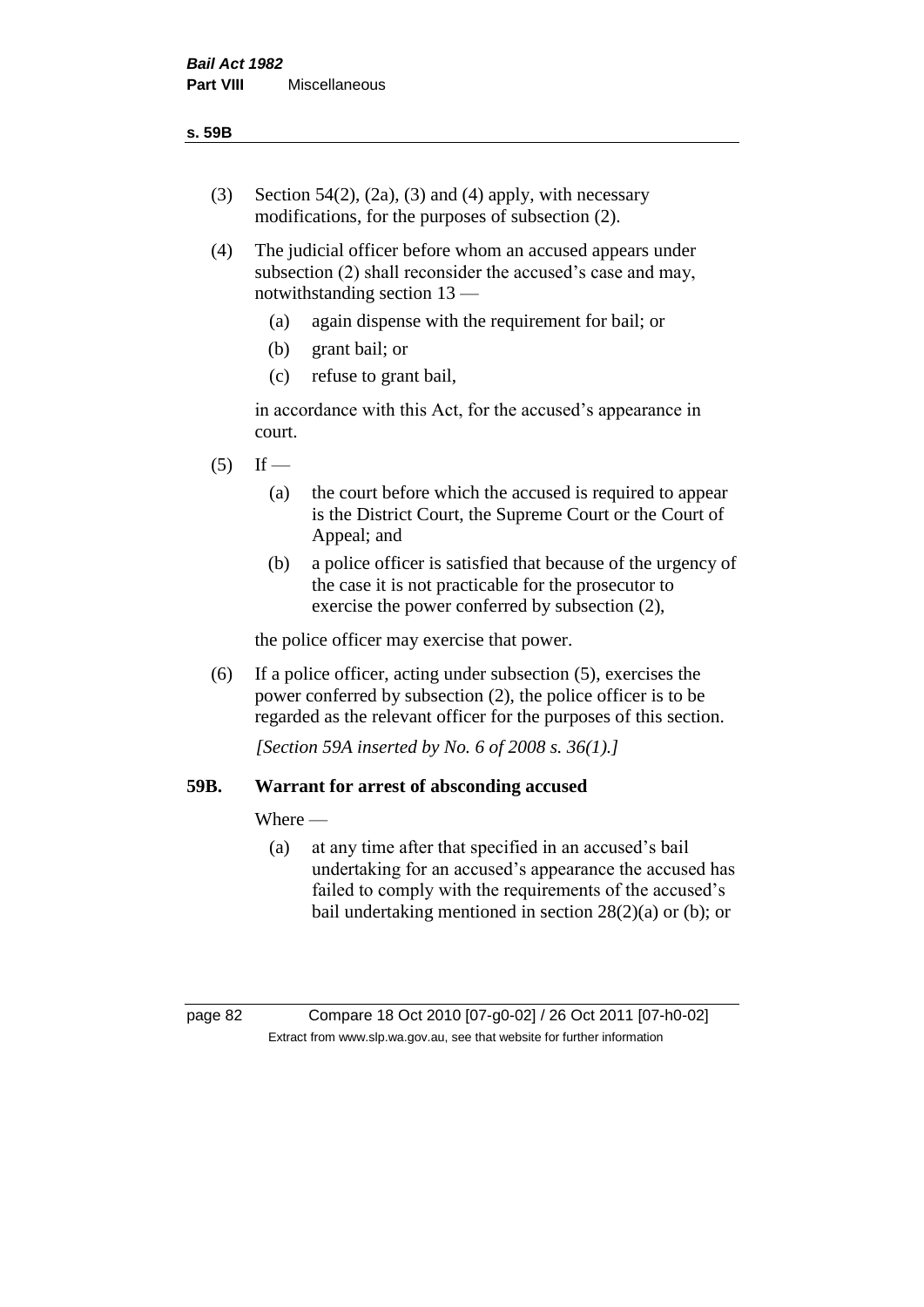(3) Section 54(2), (2a), (3) and (4) apply, with necessary modifications, for the purposes of subsection (2).

(4) The judicial officer before whom an accused appears under subsection (2) shall reconsider the accused's case and may, notwithstanding section 13 —

  (a) again dispense with the requirement for bail; or

  (b) grant bail; or

  (c) refuse to grant bail,

  in accordance with this Act, for the accused's appearance in court.

(5) If —

  (a) the court before which the accused is required to appear is the District Court, the Supreme Court or the Court of Appeal; and

  (b) a police officer is satisfied that because of the urgency of the case it is not practicable for the prosecutor to exercise the power conferred by subsection (2),

  the police officer may exercise that power.

(6) If a police officer, acting under subsection (5), exercises the power conferred by subsection (2), the police officer is to be regarded as the relevant officer for the purposes of this section.

*[Section 59A inserted by No. 6 of 2008 s. 36(1).]*

### 59B. Warrant for arrest of absconding accused

Where —

  (a) at any time after that specified in an accused's bail undertaking for an accused's appearance the accused has failed to comply with the requirements of the accused's bail undertaking mentioned in section 28(2)(a) or (b); or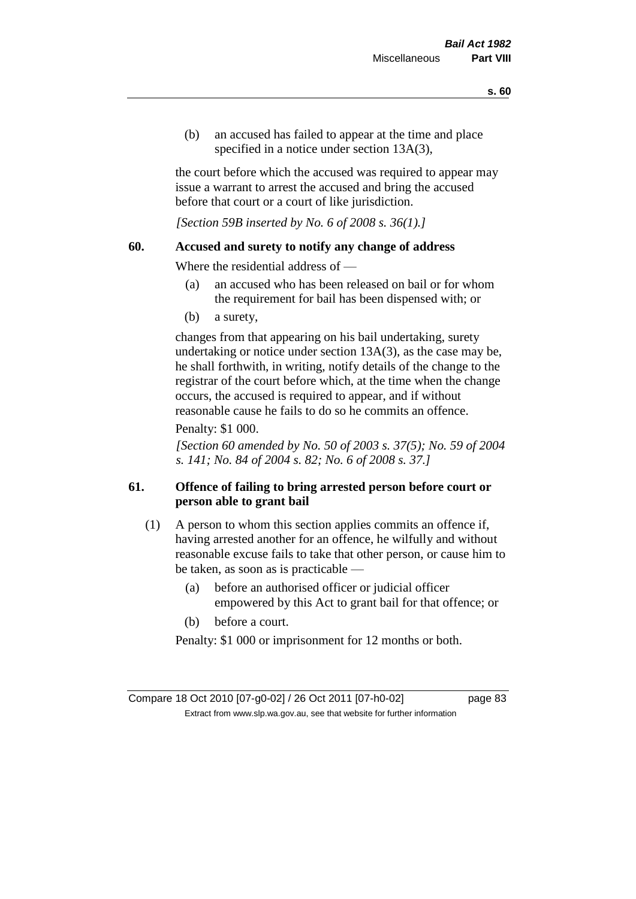(b) an accused has failed to appear at the time and place specified in a notice under section 13A(3),

the court before which the accused was required to appear may issue a warrant to arrest the accused and bring the accused before that court or a court of like jurisdiction.

*[Section 59B inserted by No. 6 of 2008 s. 36(1).]*

### 60. Accused and surety to notify any change of address

Where the residential address of —

(a) an accused who has been released on bail or for whom the requirement for bail has been dispensed with; or

(b) a surety,

changes from that appearing on his bail undertaking, surety undertaking or notice under section 13A(3), as the case may be, he shall forthwith, in writing, notify details of the change to the registrar of the court before which, at the time when the change occurs, the accused is required to appear, and if without reasonable cause he fails to do so he commits an offence.

Penalty: $1 000.

*[Section 60 amended by No. 50 of 2003 s. 37(5); No. 59 of 2004 s. 141; No. 84 of 2004 s. 82; No. 6 of 2008 s. 37.]*

### 61. Offence of failing to bring arrested person before court or person able to grant bail

(1) A person to whom this section applies commits an offence if, having arrested another for an offence, he wilfully and without reasonable excuse fails to take that other person, or cause him to be taken, as soon as is practicable —

(a) before an authorised officer or judicial officer empowered by this Act to grant bail for that offence; or

(b) before a court.

Penalty: $1 000 or imprisonment for 12 months or both.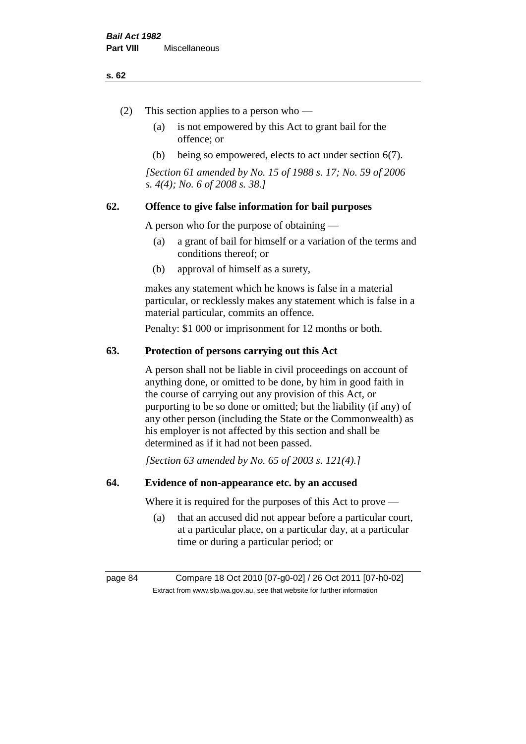(2) This section applies to a person who —

(a) is not empowered by this Act to grant bail for the offence; or

(b) being so empowered, elects to act under section 6(7).

*[Section 61 amended by No. 15 of 1988 s. 17; No. 59 of 2006 s. 4(4); No. 6 of 2008 s. 38.]*

## 62. Offence to give false information for bail purposes

A person who for the purpose of obtaining —

(a) a grant of bail for himself or a variation of the terms and conditions thereof; or

(b) approval of himself as a surety,

makes any statement which he knows is false in a material particular, or recklessly makes any statement which is false in a material particular, commits an offence.

Penalty: $1 000 or imprisonment for 12 months or both.

## 63. Protection of persons carrying out this Act

A person shall not be liable in civil proceedings on account of anything done, or omitted to be done, by him in good faith in the course of carrying out any provision of this Act, or purporting to be so done or omitted; but the liability (if any) of any other person (including the State or the Commonwealth) as his employer is not affected by this section and shall be determined as if it had not been passed.

*[Section 63 amended by No. 65 of 2003 s. 121(4).]*

## 64. Evidence of non-appearance etc. by an accused

Where it is required for the purposes of this Act to prove —

(a) that an accused did not appear before a particular court, at a particular place, on a particular day, at a particular time or during a particular period; or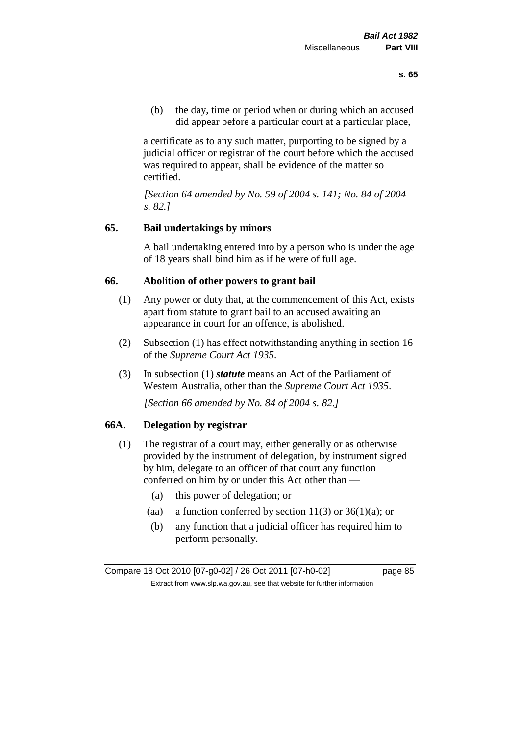(b) the day, time or period when or during which an accused did appear before a particular court at a particular place,

a certificate as to any such matter, purporting to be signed by a judicial officer or registrar of the court before which the accused was required to appear, shall be evidence of the matter so certified.

*[Section 64 amended by No. 59 of 2004 s. 141; No. 84 of 2004 s. 82.]*

## 65. Bail undertakings by minors

A bail undertaking entered into by a person who is under the age of 18 years shall bind him as if he were of full age.

## 66. Abolition of other powers to grant bail

(1) Any power or duty that, at the commencement of this Act, exists apart from statute to grant bail to an accused awaiting an appearance in court for an offence, is abolished.

(2) Subsection (1) has effect notwithstanding anything in section 16 of the *Supreme Court Act 1935*.

(3) In subsection (1) ***statute*** means an Act of the Parliament of Western Australia, other than the *Supreme Court Act 1935*.

*[Section 66 amended by No. 84 of 2004 s. 82.]*

## 66A. Delegation by registrar

(1) The registrar of a court may, either generally or as otherwise provided by the instrument of delegation, by instrument signed by him, delegate to an officer of that court any function conferred on him by or under this Act other than —

(a) this power of delegation; or

(aa) a function conferred by section 11(3) or 36(1)(a); or

(b) any function that a judicial officer has required him to perform personally.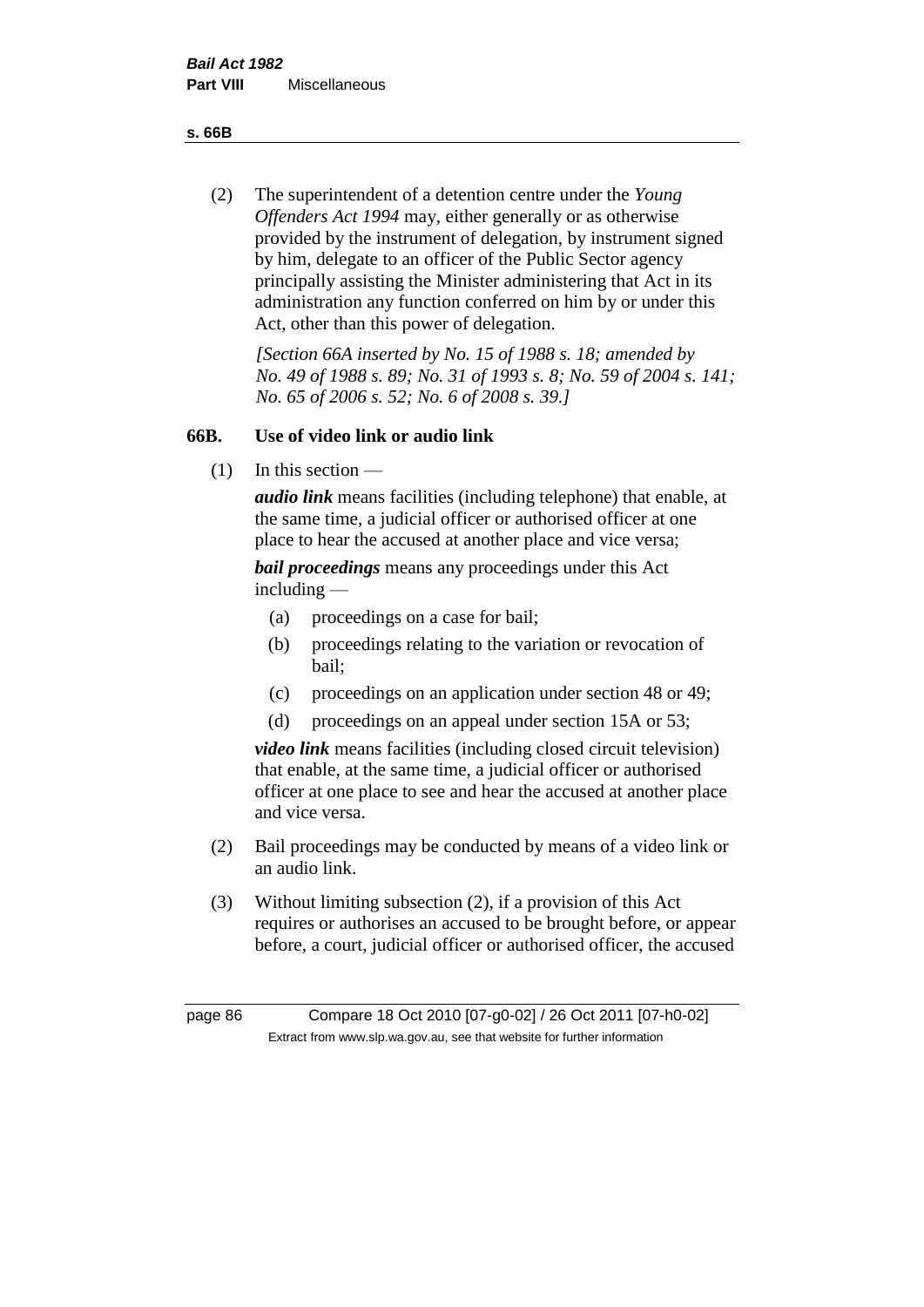(2) The superintendent of a detention centre under the *Young Offenders Act 1994* may, either generally or as otherwise provided by the instrument of delegation, by instrument signed by him, delegate to an officer of the Public Sector agency principally assisting the Minister administering that Act in its administration any function conferred on him by or under this Act, other than this power of delegation.

*[Section 66A inserted by No. 15 of 1988 s. 18; amended by No. 49 of 1988 s. 89; No. 31 of 1993 s. 8; No. 59 of 2004 s. 141; No. 65 of 2006 s. 52; No. 6 of 2008 s. 39.]*

### 66B. Use of video link or audio link

(1) In this section —

***audio link*** means facilities (including telephone) that enable, at the same time, a judicial officer or authorised officer at one place to hear the accused at another place and vice versa;

***bail proceedings*** means any proceedings under this Act including —

- (a) proceedings on a case for bail;
- (b) proceedings relating to the variation or revocation of bail;
- (c) proceedings on an application under section 48 or 49;
- (d) proceedings on an appeal under section 15A or 53;

***video link*** means facilities (including closed circuit television) that enable, at the same time, a judicial officer or authorised officer at one place to see and hear the accused at another place and vice versa.

(2) Bail proceedings may be conducted by means of a video link or an audio link.

(3) Without limiting subsection (2), if a provision of this Act requires or authorises an accused to be brought before, or appear before, a court, judicial officer or authorised officer, the accused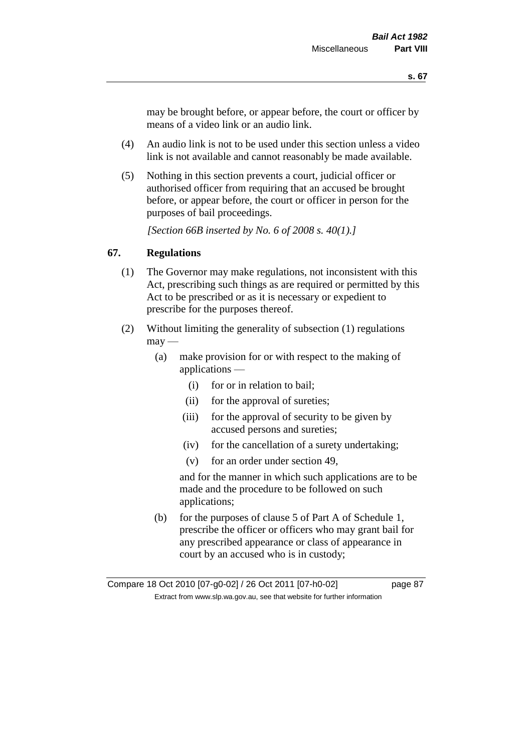may be brought before, or appear before, the court or officer by means of a video link or an audio link.

(4) An audio link is not to be used under this section unless a video link is not available and cannot reasonably be made available.

(5) Nothing in this section prevents a court, judicial officer or authorised officer from requiring that an accused be brought before, or appear before, the court or officer in person for the purposes of bail proceedings.

*[Section 66B inserted by No. 6 of 2008 s. 40(1).]*

## 67. Regulations

(1) The Governor may make regulations, not inconsistent with this Act, prescribing such things as are required or permitted by this Act to be prescribed or as it is necessary or expedient to prescribe for the purposes thereof.

(2) Without limiting the generality of subsection (1) regulations may —

- (a) make provision for or with respect to the making of applications —
  - (i) for or in relation to bail;
  - (ii) for the approval of sureties;
  - (iii) for the approval of security to be given by accused persons and sureties;
  - (iv) for the cancellation of a surety undertaking;
  - (v) for an order under section 49,

  and for the manner in which such applications are to be made and the procedure to be followed on such applications;
- (b) for the purposes of clause 5 of Part A of Schedule 1, prescribe the officer or officers who may grant bail for any prescribed appearance or class of appearance in court by an accused who is in custody;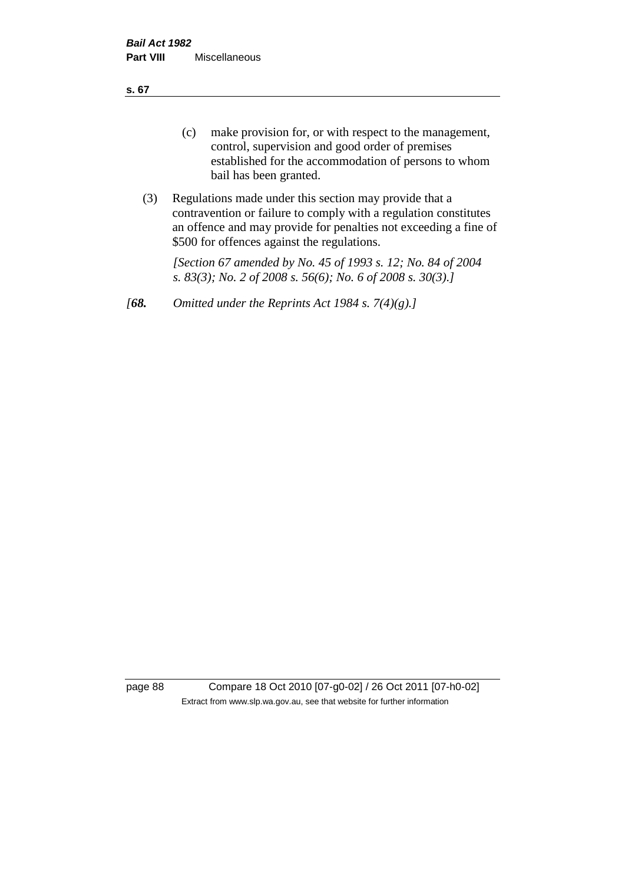(c) make provision for, or with respect to the management, control, supervision and good order of premises established for the accommodation of persons to whom bail has been granted.

(3) Regulations made under this section may provide that a contravention or failure to comply with a regulation constitutes an offence and may provide for penalties not exceeding a fine of $500 for offences against the regulations.

*[Section 67 amended by No. 45 of 1993 s. 12; No. 84 of 2004 s. 83(3); No. 2 of 2008 s. 56(6); No. 6 of 2008 s. 30(3).]*

*[**68.** Omitted under the Reprints Act 1984 s. 7(4)(g).]*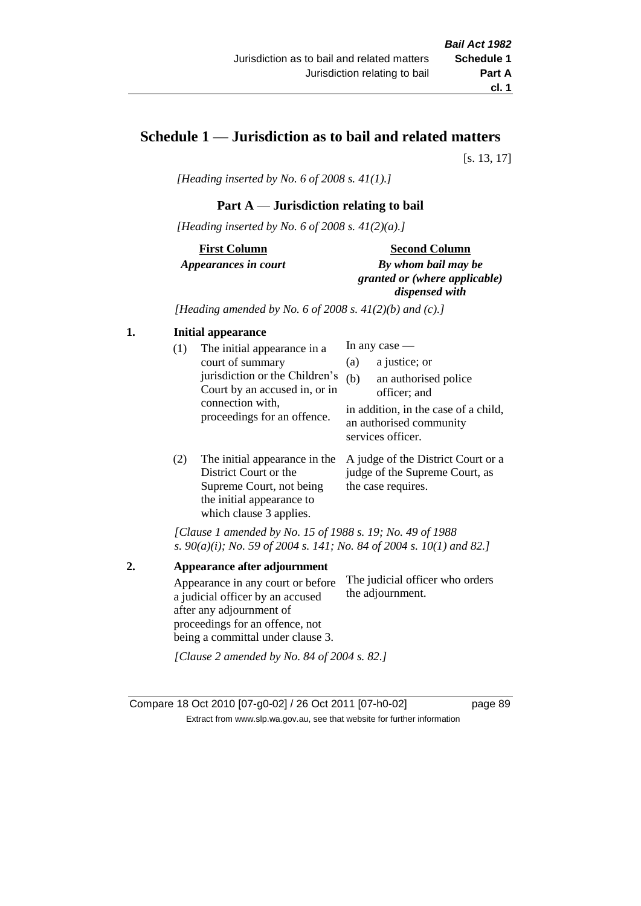# Schedule 1 — Jurisdiction as to bail and related matters

[s. 13, 17]

*[Heading inserted by No. 6 of 2008 s. 41(1).]*

## Part A — Jurisdiction relating to bail

*[Heading inserted by No. 6 of 2008 s. 41(2)(a).]*

| First Column<br>*Appearances in court* | Second Column<br>*By whom bail may be granted or (where applicable) dispensed with* |
|---|---|

*[Heading amended by No. 6 of 2008 s. 41(2)(b) and (c).]*

**1. Initial appearance**

| | |
|---|---|
| (1) The initial appearance in a court of summary jurisdiction or the Children's Court by an accused in, or in connection with, proceedings for an offence. | In any case —<br>(a) a justice; or<br>(b) an authorised police officer; and<br>in addition, in the case of a child, an authorised community services officer. |
| (2) The initial appearance in the District Court or the Supreme Court, not being the initial appearance to which clause 3 applies. | A judge of the District Court or a judge of the Supreme Court, as the case requires. |

*[Clause 1 amended by No. 15 of 1988 s. 19; No. 49 of 1988 s. 90(a)(i); No. 59 of 2004 s. 141; No. 84 of 2004 s. 10(1) and 82.]*

**2. Appearance after adjournment**

| | |
|---|---|
| Appearance in any court or before a judicial officer by an accused after any adjournment of proceedings for an offence, not being a committal under clause 3. | The judicial officer who orders the adjournment. |

*[Clause 2 amended by No. 84 of 2004 s. 82.]*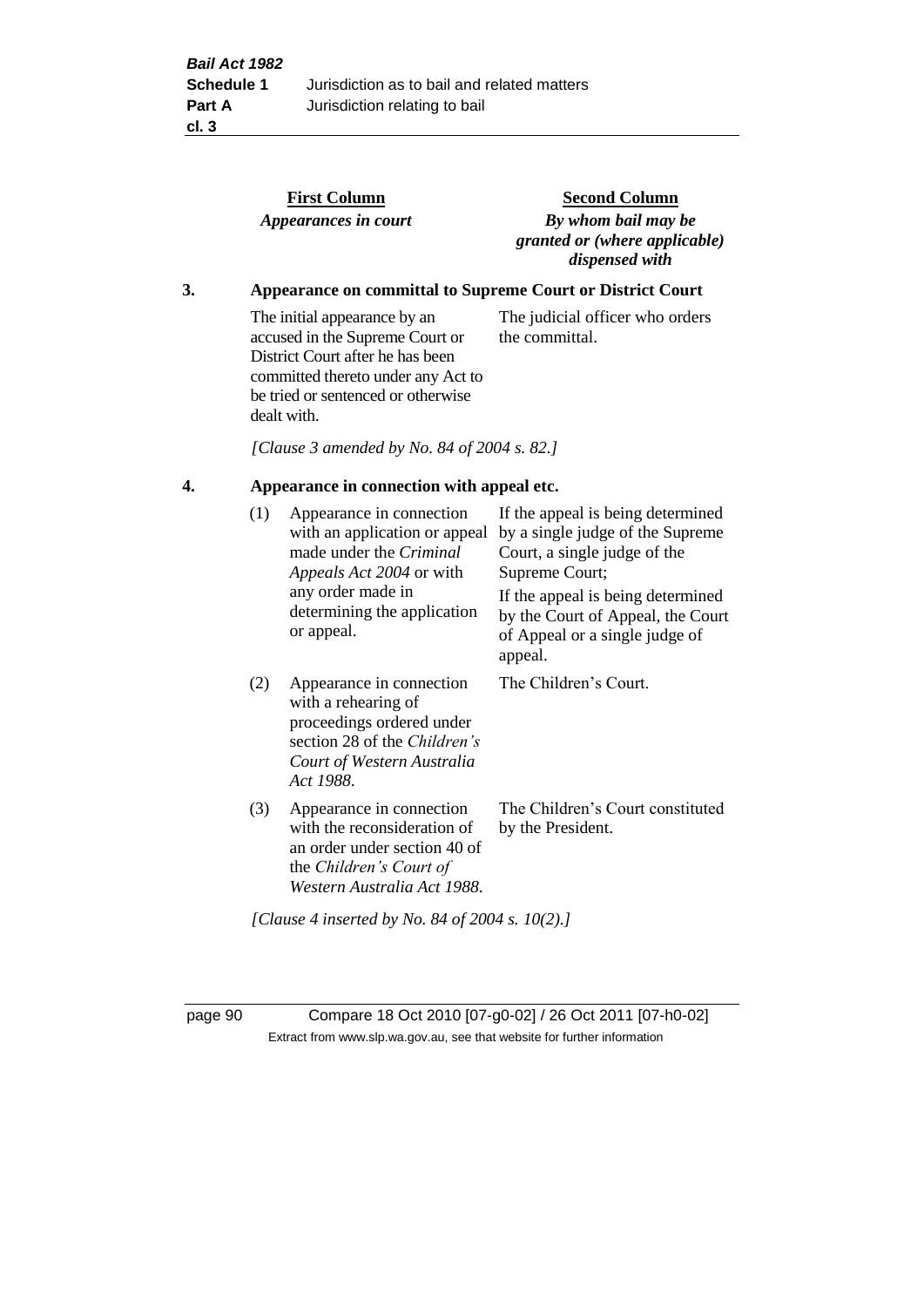| First Column<br>*Appearances in court* | Second Column<br>*By whom bail may be granted or (where applicable) dispensed with* |
|---|---|

### 3. Appearance on committal to Supreme Court or District Court

| | |
|---|---|
| The initial appearance by an accused in the Supreme Court or District Court after he has been committed thereto under any Act to be tried or sentenced or otherwise dealt with. | The judicial officer who orders the committal. |

*[Clause 3 amended by No. 84 of 2004 s. 82.]*

### 4. Appearance in connection with appeal etc.

| | | |
|---|---|---|
| (1) | Appearance in connection with an application or appeal made under the *Criminal Appeals Act 2004* or with any order made in determining the application or appeal. | If the appeal is being determined by a single judge of the Supreme Court, a single judge of the Supreme Court;<br>If the appeal is being determined by the Court of Appeal, the Court of Appeal or a single judge of appeal. |
| (2) | Appearance in connection with a rehearing of proceedings ordered under section 28 of the *Children's Court of Western Australia Act 1988*. | The Children's Court. |
| (3) | Appearance in connection with the reconsideration of an order under section 40 of the *Children's Court of Western Australia Act 1988*. | The Children's Court constituted by the President. |

*[Clause 4 inserted by No. 84 of 2004 s. 10(2).]*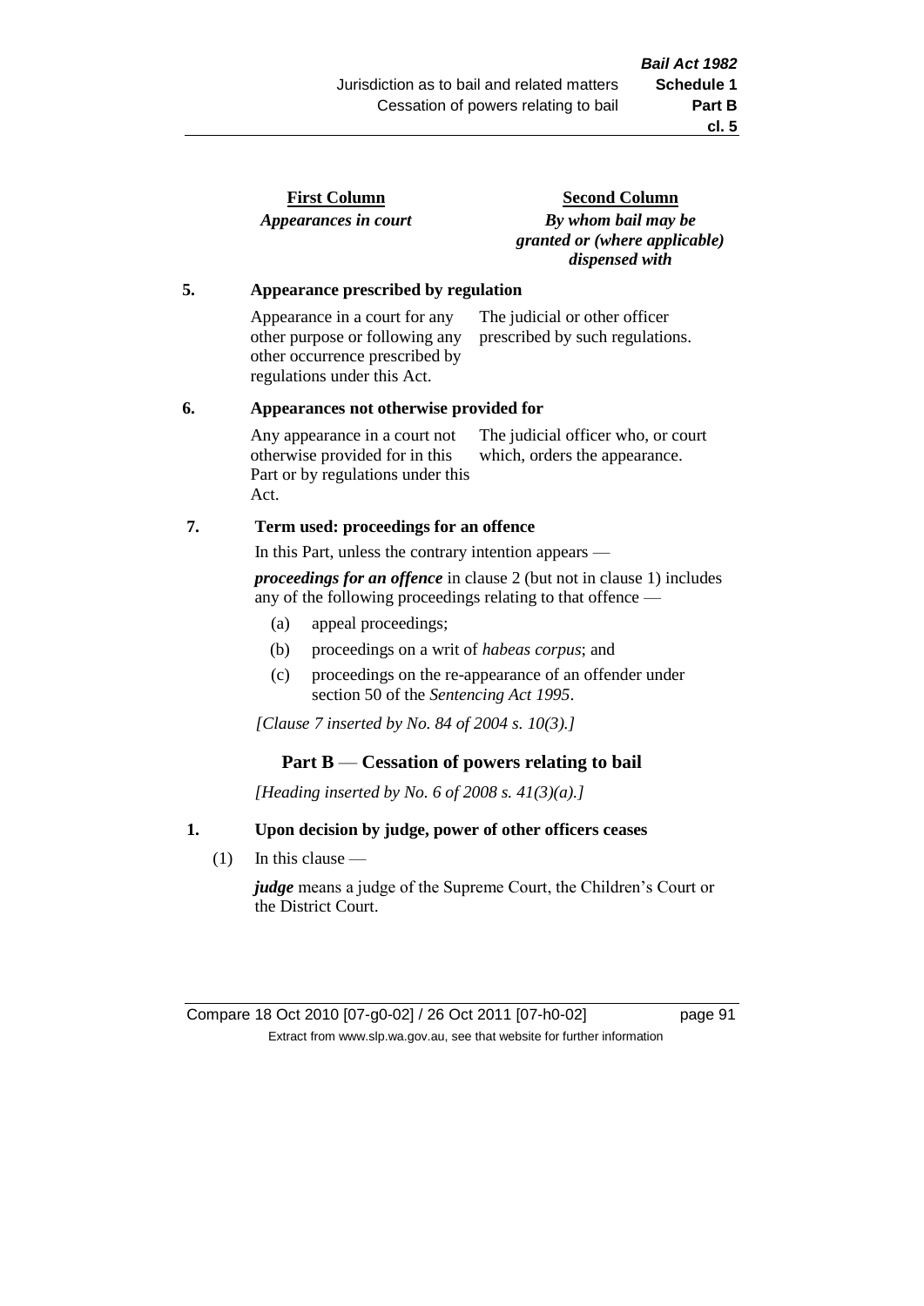| First Column | Second Column |
|---|---|
| *Appearances in court* | *By whom bail may be granted or (where applicable) dispensed with* |

**5. Appearance prescribed by regulation**

| | |
|---|---|
| Appearance in a court for any other purpose or following any other occurrence prescribed by regulations under this Act. | The judicial or other officer prescribed by such regulations. |

**6. Appearances not otherwise provided for**

| | |
|---|---|
| Any appearance in a court not otherwise provided for in this Part or by regulations under this Act. | The judicial officer who, or court which, orders the appearance. |

**7. Term used: proceedings for an offence**

In this Part, unless the contrary intention appears —

***proceedings for an offence*** in clause 2 (but not in clause 1) includes any of the following proceedings relating to that offence —

- (a) appeal proceedings;
- (b) proceedings on a writ of *habeas corpus*; and
- (c) proceedings on the re-appearance of an offender under section 50 of the *Sentencing Act 1995*.

*[Clause 7 inserted by No. 84 of 2004 s. 10(3).]*

## Part B — Cessation of powers relating to bail

*[Heading inserted by No. 6 of 2008 s. 41(3)(a).]*

**1. Upon decision by judge, power of other officers ceases**

(1) In this clause —

***judge*** means a judge of the Supreme Court, the Children's Court or the District Court.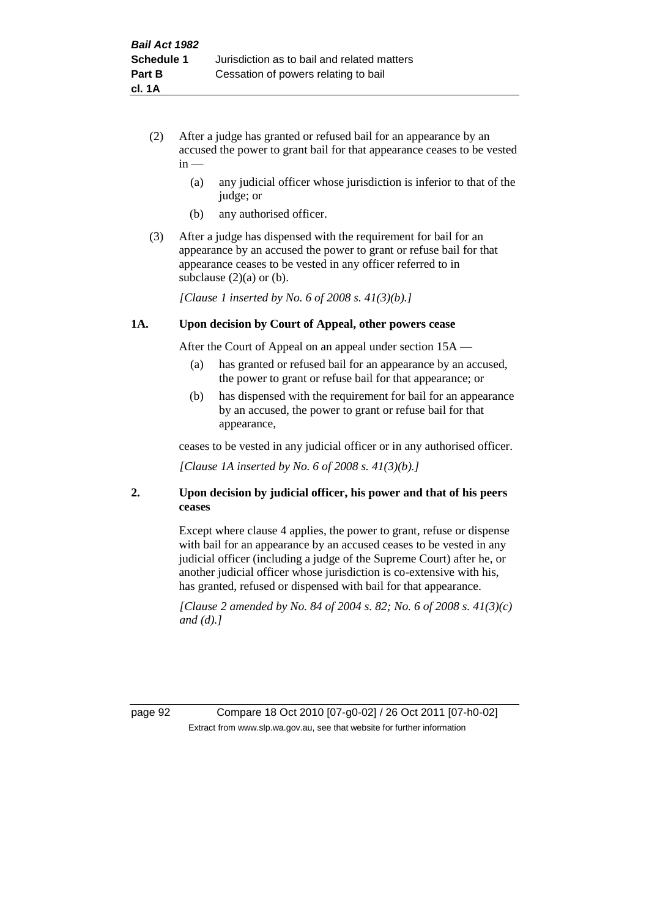(2) After a judge has granted or refused bail for an appearance by an accused the power to grant bail for that appearance ceases to be vested in —

(a) any judicial officer whose jurisdiction is inferior to that of the judge; or

(b) any authorised officer.

(3) After a judge has dispensed with the requirement for bail for an appearance by an accused the power to grant or refuse bail for that appearance ceases to be vested in any officer referred to in subclause (2)(a) or (b).

*[Clause 1 inserted by No. 6 of 2008 s. 41(3)(b).]*

### 1A. Upon decision by Court of Appeal, other powers cease

After the Court of Appeal on an appeal under section 15A —

(a) has granted or refused bail for an appearance by an accused, the power to grant or refuse bail for that appearance; or

(b) has dispensed with the requirement for bail for an appearance by an accused, the power to grant or refuse bail for that appearance,

ceases to be vested in any judicial officer or in any authorised officer.

*[Clause 1A inserted by No. 6 of 2008 s. 41(3)(b).]*

### 2. Upon decision by judicial officer, his power and that of his peers ceases

Except where clause 4 applies, the power to grant, refuse or dispense with bail for an appearance by an accused ceases to be vested in any judicial officer (including a judge of the Supreme Court) after he, or another judicial officer whose jurisdiction is co-extensive with his, has granted, refused or dispensed with bail for that appearance.

*[Clause 2 amended by No. 84 of 2004 s. 82; No. 6 of 2008 s. 41(3)(c) and (d).]*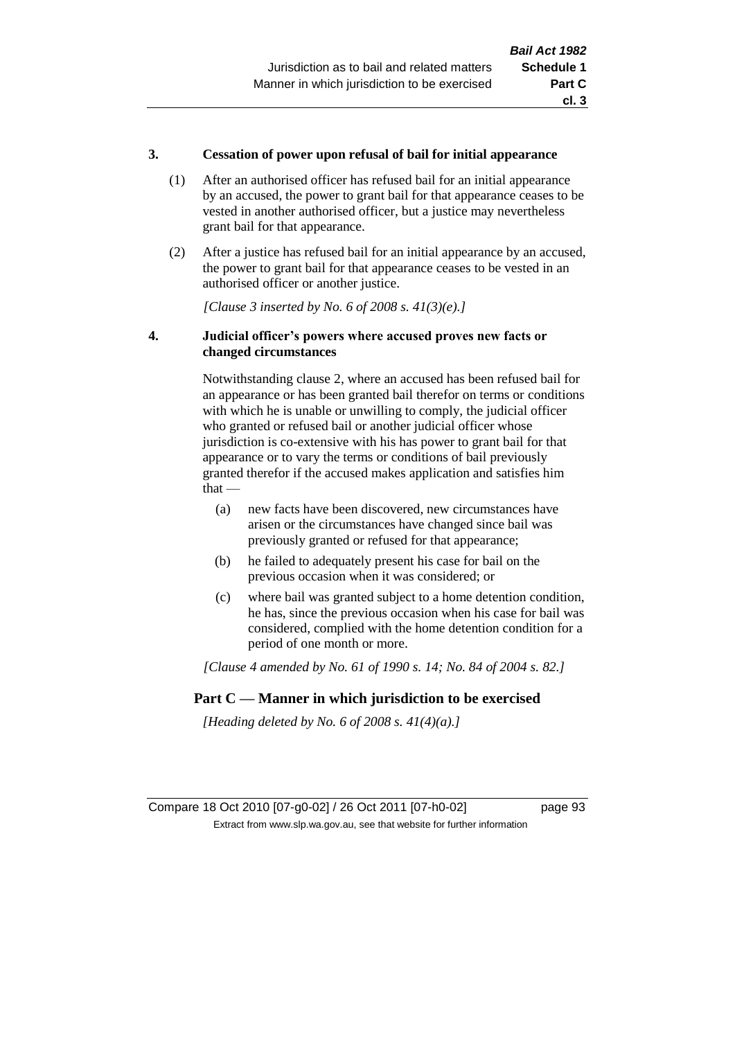### 3. Cessation of power upon refusal of bail for initial appearance

(1) After an authorised officer has refused bail for an initial appearance by an accused, the power to grant bail for that appearance ceases to be vested in another authorised officer, but a justice may nevertheless grant bail for that appearance.

(2) After a justice has refused bail for an initial appearance by an accused, the power to grant bail for that appearance ceases to be vested in an authorised officer or another justice.

*[Clause 3 inserted by No. 6 of 2008 s. 41(3)(e).]*

### 4. Judicial officer's powers where accused proves new facts or changed circumstances

Notwithstanding clause 2, where an accused has been refused bail for an appearance or has been granted bail therefor on terms or conditions with which he is unable or unwilling to comply, the judicial officer who granted or refused bail or another judicial officer whose jurisdiction is co-extensive with his has power to grant bail for that appearance or to vary the terms or conditions of bail previously granted therefor if the accused makes application and satisfies him that —

(a) new facts have been discovered, new circumstances have arisen or the circumstances have changed since bail was previously granted or refused for that appearance;

(b) he failed to adequately present his case for bail on the previous occasion when it was considered; or

(c) where bail was granted subject to a home detention condition, he has, since the previous occasion when his case for bail was considered, complied with the home detention condition for a period of one month or more.

*[Clause 4 amended by No. 61 of 1990 s. 14; No. 84 of 2004 s. 82.]*

## Part C — Manner in which jurisdiction to be exercised

*[Heading deleted by No. 6 of 2008 s. 41(4)(a).]*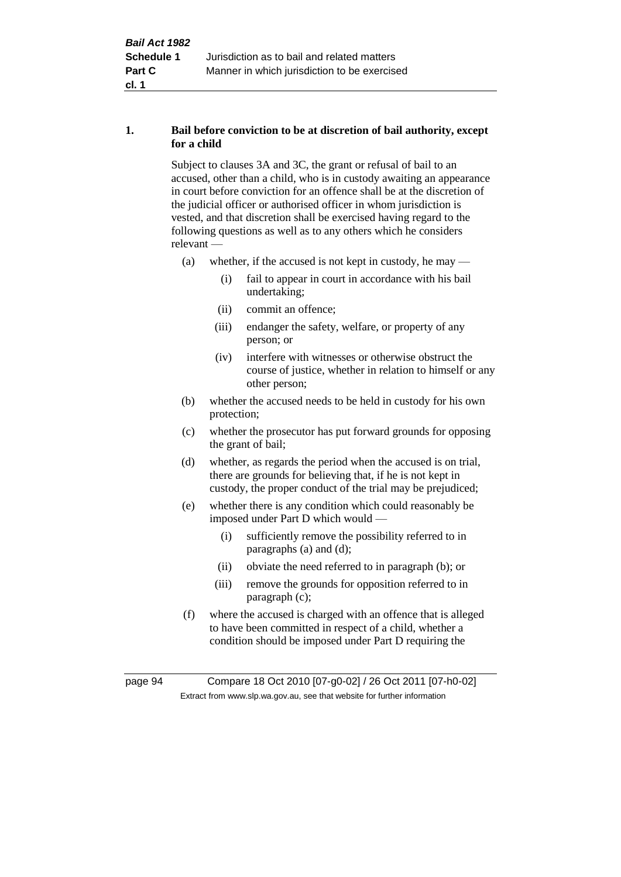**1. Bail before conviction to be at discretion of bail authority, except for a child**

Subject to clauses 3A and 3C, the grant or refusal of bail to an accused, other than a child, who is in custody awaiting an appearance in court before conviction for an offence shall be at the discretion of the judicial officer or authorised officer in whom jurisdiction is vested, and that discretion shall be exercised having regard to the following questions as well as to any others which he considers relevant —

- (a) whether, if the accused is not kept in custody, he may —
  - (i) fail to appear in court in accordance with his bail undertaking;
  - (ii) commit an offence;
  - (iii) endanger the safety, welfare, or property of any person; or
  - (iv) interfere with witnesses or otherwise obstruct the course of justice, whether in relation to himself or any other person;
- (b) whether the accused needs to be held in custody for his own protection;
- (c) whether the prosecutor has put forward grounds for opposing the grant of bail;
- (d) whether, as regards the period when the accused is on trial, there are grounds for believing that, if he is not kept in custody, the proper conduct of the trial may be prejudiced;
- (e) whether there is any condition which could reasonably be imposed under Part D which would —
  - (i) sufficiently remove the possibility referred to in paragraphs (a) and (d);
  - (ii) obviate the need referred to in paragraph (b); or
  - (iii) remove the grounds for opposition referred to in paragraph (c);
- (f) where the accused is charged with an offence that is alleged to have been committed in respect of a child, whether a condition should be imposed under Part D requiring the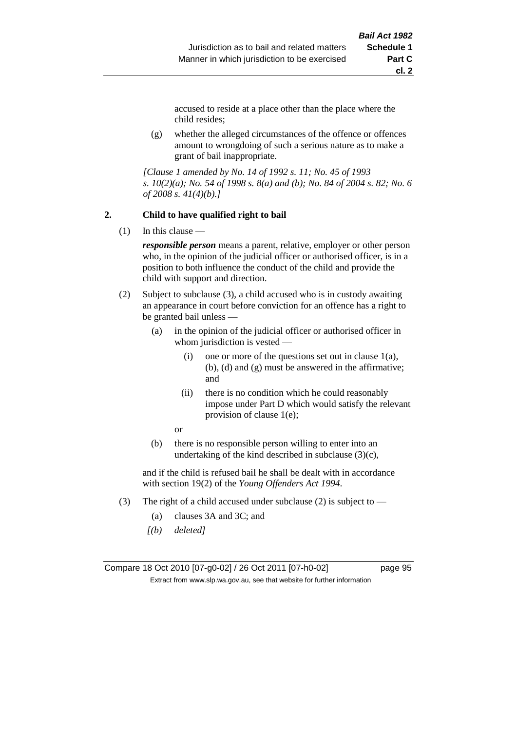accused to reside at a place other than the place where the child resides;

(g) whether the alleged circumstances of the offence or offences amount to wrongdoing of such a serious nature as to make a grant of bail inappropriate.

*[Clause 1 amended by No. 14 of 1992 s. 11; No. 45 of 1993 s. 10(2)(a); No. 54 of 1998 s. 8(a) and (b); No. 84 of 2004 s. 82; No. 6 of 2008 s. 41(4)(b).]*

**2. Child to have qualified right to bail**

(1) In this clause —

***responsible person*** means a parent, relative, employer or other person who, in the opinion of the judicial officer or authorised officer, is in a position to both influence the conduct of the child and provide the child with support and direction.

(2) Subject to subclause (3), a child accused who is in custody awaiting an appearance in court before conviction for an offence has a right to be granted bail unless —

(a) in the opinion of the judicial officer or authorised officer in whom jurisdiction is vested —

(i) one or more of the questions set out in clause 1(a), (b), (d) and (g) must be answered in the affirmative; and

(ii) there is no condition which he could reasonably impose under Part D which would satisfy the relevant provision of clause 1(e);

or

(b) there is no responsible person willing to enter into an undertaking of the kind described in subclause (3)(c),

and if the child is refused bail he shall be dealt with in accordance with section 19(2) of the *Young Offenders Act 1994*.

(3) The right of a child accused under subclause (2) is subject to —

(a) clauses 3A and 3C; and

*[(b) deleted]*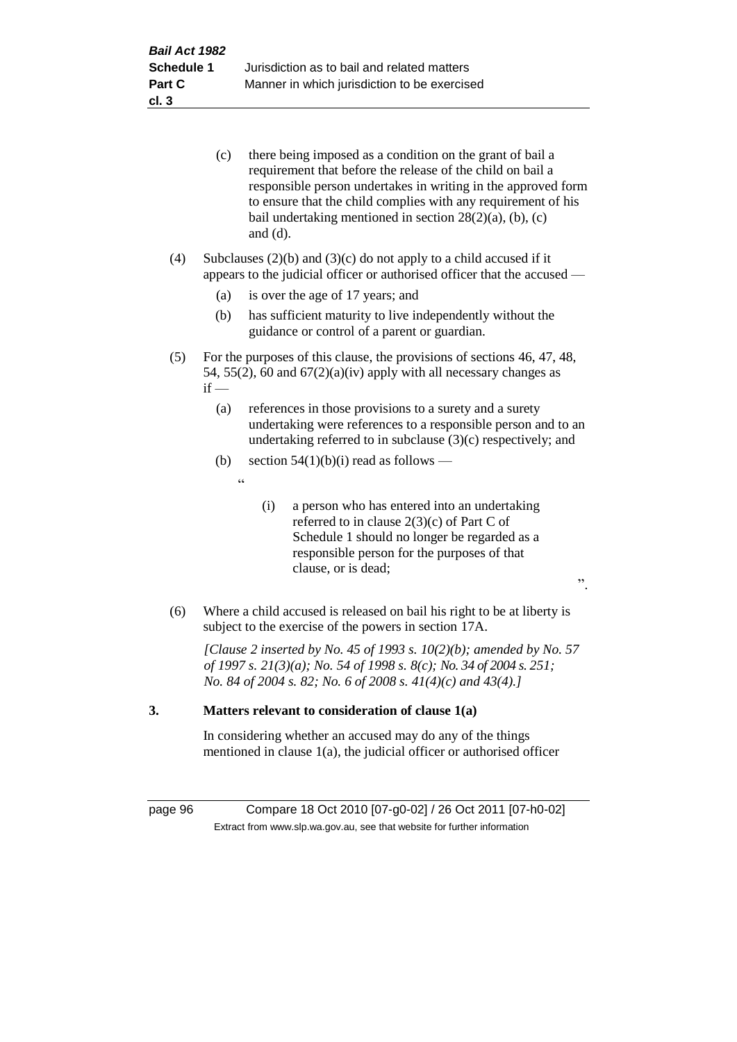(c) there being imposed as a condition on the grant of bail a requirement that before the release of the child on bail a responsible person undertakes in writing in the approved form to ensure that the child complies with any requirement of his bail undertaking mentioned in section 28(2)(a), (b), (c) and (d).

(4) Subclauses (2)(b) and (3)(c) do not apply to a child accused if it appears to the judicial officer or authorised officer that the accused —

(a) is over the age of 17 years; and

(b) has sufficient maturity to live independently without the guidance or control of a parent or guardian.

(5) For the purposes of this clause, the provisions of sections 46, 47, 48, 54, 55(2), 60 and 67(2)(a)(iv) apply with all necessary changes as if —

(a) references in those provisions to a surety and a surety undertaking were references to a responsible person and to an undertaking referred to in subclause (3)(c) respectively; and

(b) section 54(1)(b)(i) read as follows —

"

(i) a person who has entered into an undertaking referred to in clause 2(3)(c) of Part C of Schedule 1 should no longer be regarded as a responsible person for the purposes of that clause, or is dead;

".

(6) Where a child accused is released on bail his right to be at liberty is subject to the exercise of the powers in section 17A.

*[Clause 2 inserted by No. 45 of 1993 s. 10(2)(b); amended by No. 57 of 1997 s. 21(3)(a); No. 54 of 1998 s. 8(c); No. 34 of 2004 s. 251; No. 84 of 2004 s. 82; No. 6 of 2008 s. 41(4)(c) and 43(4).]*

**3. Matters relevant to consideration of clause 1(a)**

In considering whether an accused may do any of the things mentioned in clause 1(a), the judicial officer or authorised officer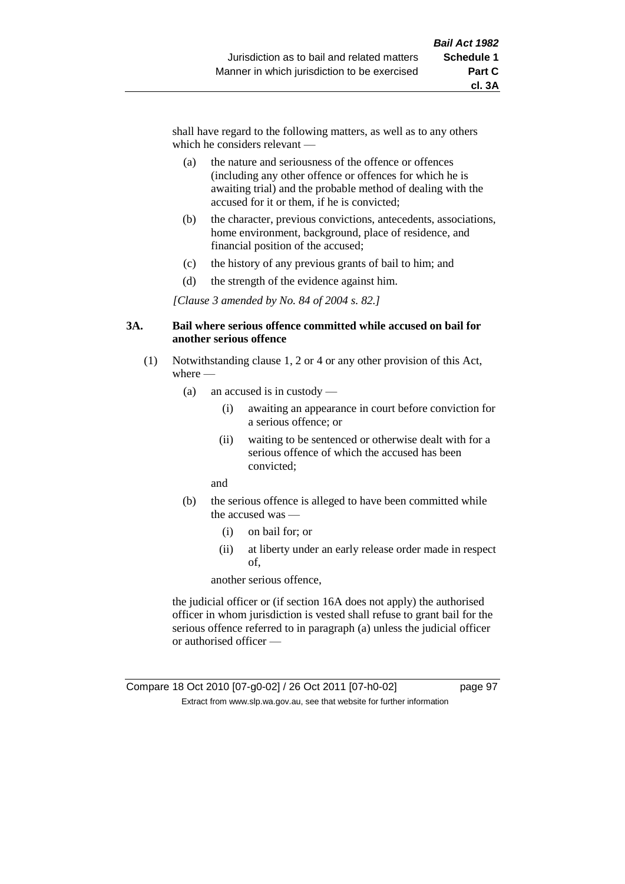shall have regard to the following matters, as well as to any others which he considers relevant —

(a) the nature and seriousness of the offence or offences (including any other offence or offences for which he is awaiting trial) and the probable method of dealing with the accused for it or them, if he is convicted;

(b) the character, previous convictions, antecedents, associations, home environment, background, place of residence, and financial position of the accused;

(c) the history of any previous grants of bail to him; and

(d) the strength of the evidence against him.

*[Clause 3 amended by No. 84 of 2004 s. 82.]*

**3A. Bail where serious offence committed while accused on bail for another serious offence**

(1) Notwithstanding clause 1, 2 or 4 or any other provision of this Act, where —

(a) an accused is in custody —

(i) awaiting an appearance in court before conviction for a serious offence; or

(ii) waiting to be sentenced or otherwise dealt with for a serious offence of which the accused has been convicted;

and

(b) the serious offence is alleged to have been committed while the accused was —

(i) on bail for; or

(ii) at liberty under an early release order made in respect of,

another serious offence,

the judicial officer or (if section 16A does not apply) the authorised officer in whom jurisdiction is vested shall refuse to grant bail for the serious offence referred to in paragraph (a) unless the judicial officer or authorised officer —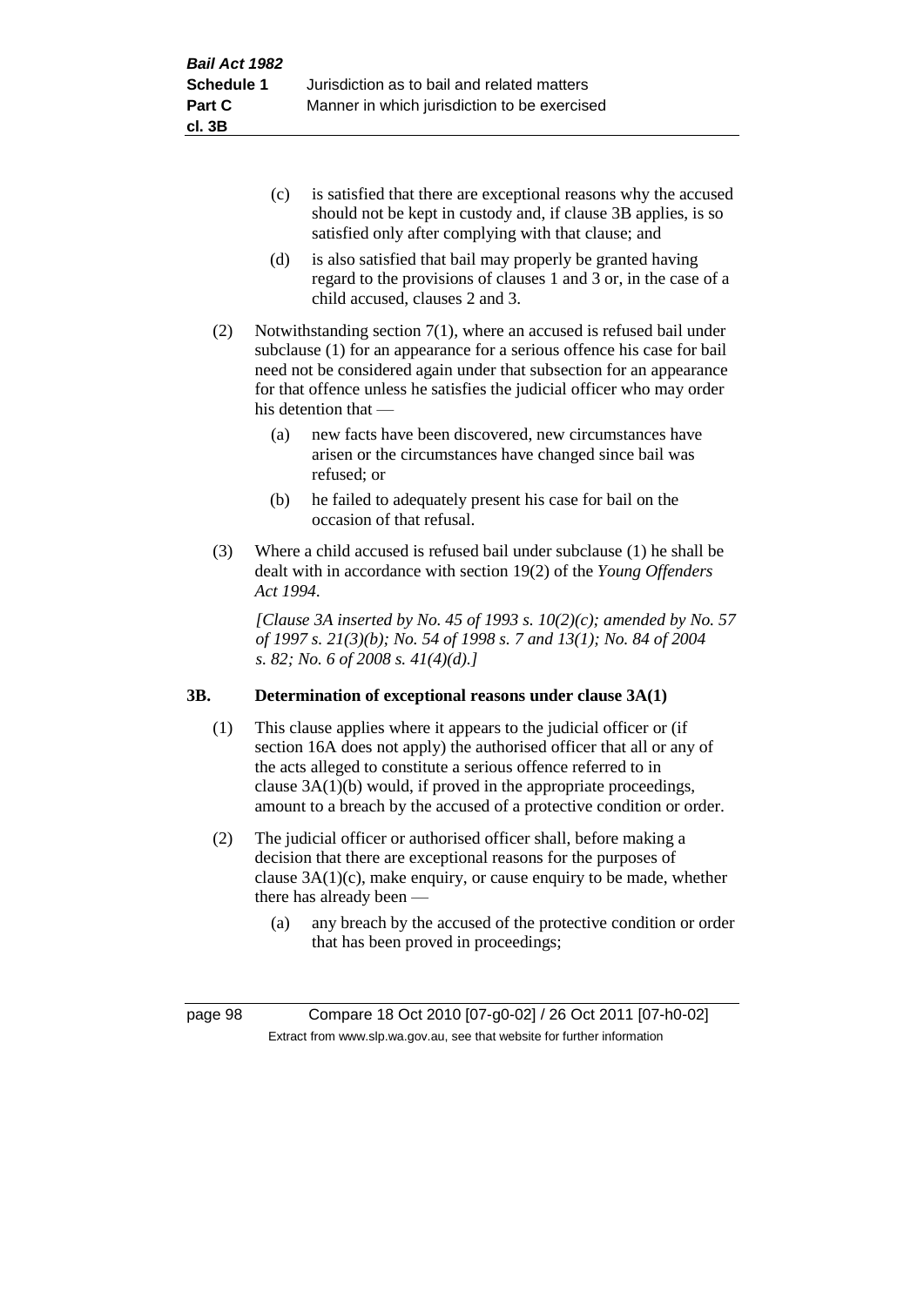(c) is satisfied that there are exceptional reasons why the accused should not be kept in custody and, if clause 3B applies, is so satisfied only after complying with that clause; and

(d) is also satisfied that bail may properly be granted having regard to the provisions of clauses 1 and 3 or, in the case of a child accused, clauses 2 and 3.

(2) Notwithstanding section 7(1), where an accused is refused bail under subclause (1) for an appearance for a serious offence his case for bail need not be considered again under that subsection for an appearance for that offence unless he satisfies the judicial officer who may order his detention that —

(a) new facts have been discovered, new circumstances have arisen or the circumstances have changed since bail was refused; or

(b) he failed to adequately present his case for bail on the occasion of that refusal.

(3) Where a child accused is refused bail under subclause (1) he shall be dealt with in accordance with section 19(2) of the *Young Offenders Act 1994*.

*[Clause 3A inserted by No. 45 of 1993 s. 10(2)(c); amended by No. 57 of 1997 s. 21(3)(b); No. 54 of 1998 s. 7 and 13(1); No. 84 of 2004 s. 82; No. 6 of 2008 s. 41(4)(d).]*

### 3B. Determination of exceptional reasons under clause 3A(1)

(1) This clause applies where it appears to the judicial officer or (if section 16A does not apply) the authorised officer that all or any of the acts alleged to constitute a serious offence referred to in clause 3A(1)(b) would, if proved in the appropriate proceedings, amount to a breach by the accused of a protective condition or order.

(2) The judicial officer or authorised officer shall, before making a decision that there are exceptional reasons for the purposes of clause 3A(1)(c), make enquiry, or cause enquiry to be made, whether there has already been —

(a) any breach by the accused of the protective condition or order that has been proved in proceedings;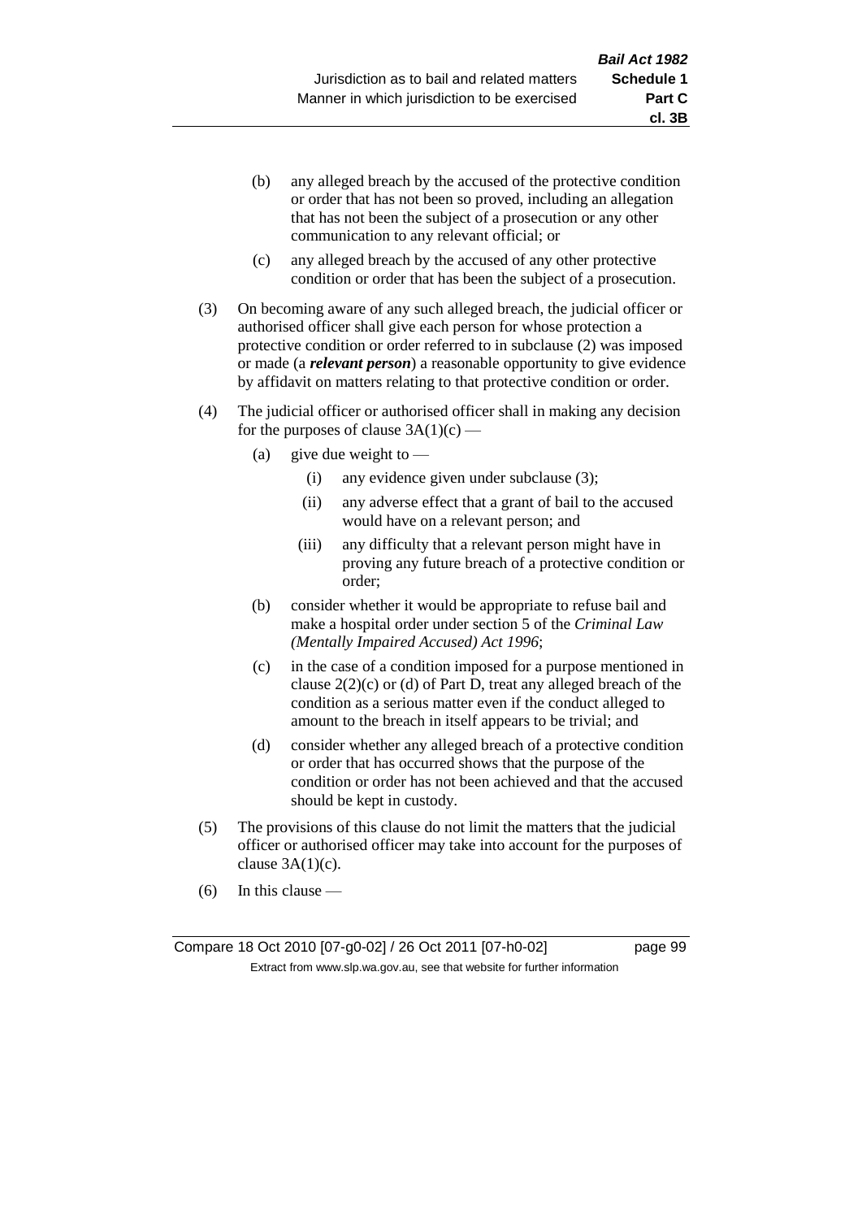(b) any alleged breach by the accused of the protective condition or order that has not been so proved, including an allegation that has not been the subject of a prosecution or any other communication to any relevant official; or

(c) any alleged breach by the accused of any other protective condition or order that has been the subject of a prosecution.

(3) On becoming aware of any such alleged breach, the judicial officer or authorised officer shall give each person for whose protection a protective condition or order referred to in subclause (2) was imposed or made (a ***relevant person***) a reasonable opportunity to give evidence by affidavit on matters relating to that protective condition or order.

(4) The judicial officer or authorised officer shall in making any decision for the purposes of clause 3A(1)(c) —

(a) give due weight to —

(i) any evidence given under subclause (3);

(ii) any adverse effect that a grant of bail to the accused would have on a relevant person; and

(iii) any difficulty that a relevant person might have in proving any future breach of a protective condition or order;

(b) consider whether it would be appropriate to refuse bail and make a hospital order under section 5 of the *Criminal Law (Mentally Impaired Accused) Act 1996*;

(c) in the case of a condition imposed for a purpose mentioned in clause 2(2)(c) or (d) of Part D, treat any alleged breach of the condition as a serious matter even if the conduct alleged to amount to the breach in itself appears to be trivial; and

(d) consider whether any alleged breach of a protective condition or order that has occurred shows that the purpose of the condition or order has not been achieved and that the accused should be kept in custody.

(5) The provisions of this clause do not limit the matters that the judicial officer or authorised officer may take into account for the purposes of clause 3A(1)(c).

(6) In this clause —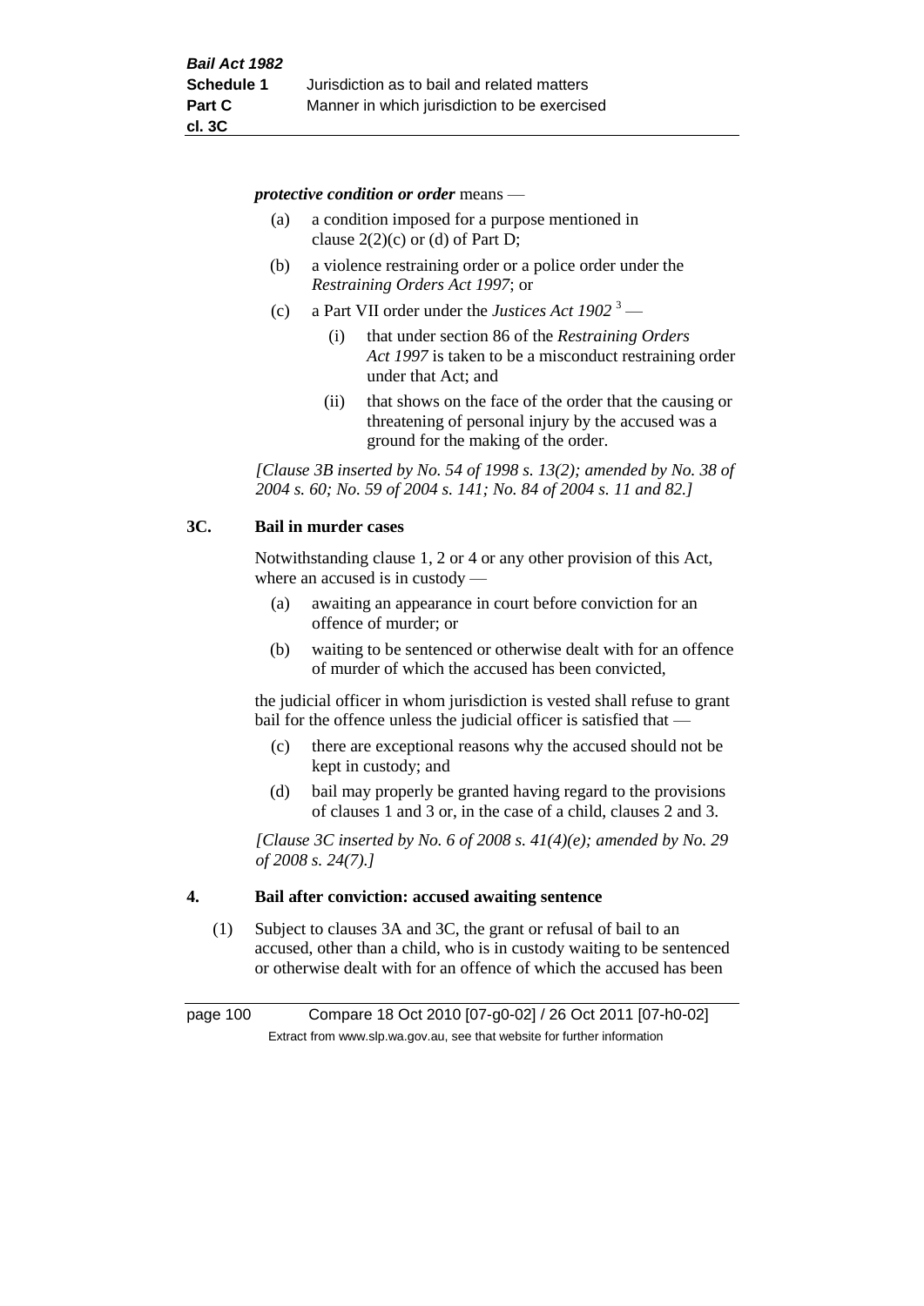***protective condition or order*** means —

(a) a condition imposed for a purpose mentioned in clause 2(2)(c) or (d) of Part D;

(b) a violence restraining order or a police order under the *Restraining Orders Act 1997*; or

(c) a Part VII order under the *Justices Act 1902* [3] —

  (i) that under section 86 of the *Restraining Orders Act 1997* is taken to be a misconduct restraining order under that Act; and

  (ii) that shows on the face of the order that the causing or threatening of personal injury by the accused was a ground for the making of the order.

*[Clause 3B inserted by No. 54 of 1998 s. 13(2); amended by No. 38 of 2004 s. 60; No. 59 of 2004 s. 141; No. 84 of 2004 s. 11 and 82.]*

### 3C. Bail in murder cases

Notwithstanding clause 1, 2 or 4 or any other provision of this Act, where an accused is in custody —

(a) awaiting an appearance in court before conviction for an offence of murder; or

(b) waiting to be sentenced or otherwise dealt with for an offence of murder of which the accused has been convicted,

the judicial officer in whom jurisdiction is vested shall refuse to grant bail for the offence unless the judicial officer is satisfied that —

(c) there are exceptional reasons why the accused should not be kept in custody; and

(d) bail may properly be granted having regard to the provisions of clauses 1 and 3 or, in the case of a child, clauses 2 and 3.

*[Clause 3C inserted by No. 6 of 2008 s. 41(4)(e); amended by No. 29 of 2008 s. 24(7).]*

### 4. Bail after conviction: accused awaiting sentence

(1) Subject to clauses 3A and 3C, the grant or refusal of bail to an accused, other than a child, who is in custody waiting to be sentenced or otherwise dealt with for an offence of which the accused has been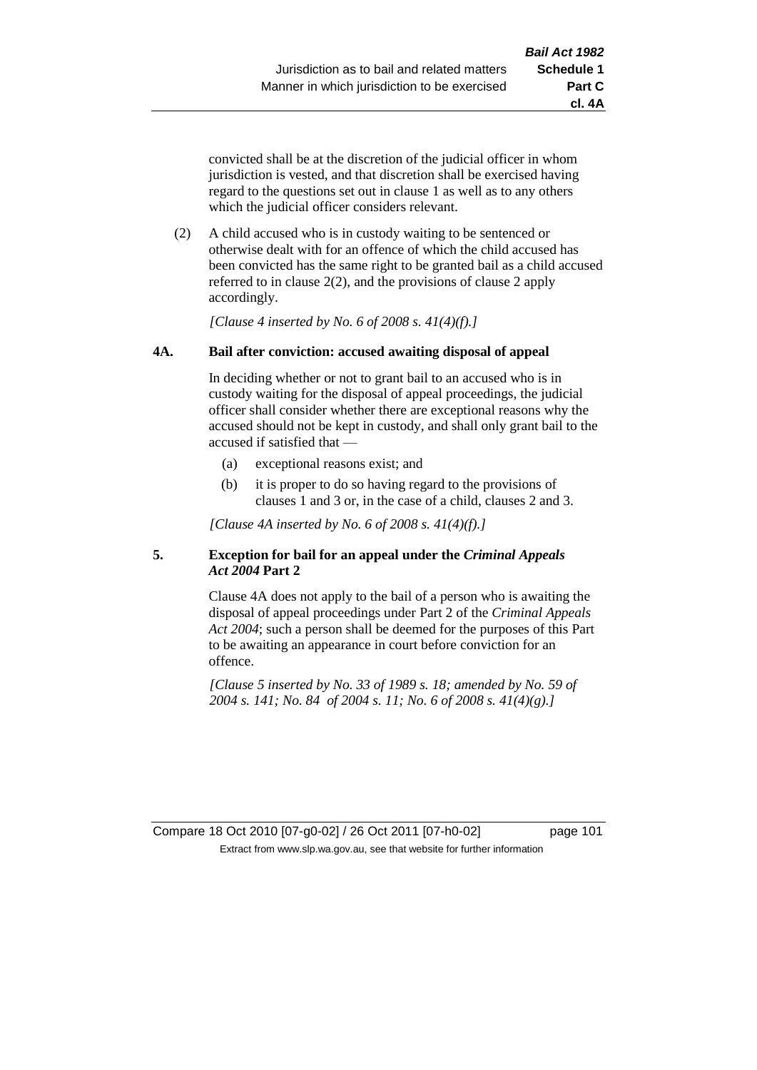convicted shall be at the discretion of the judicial officer in whom jurisdiction is vested, and that discretion shall be exercised having regard to the questions set out in clause 1 as well as to any others which the judicial officer considers relevant.

(2) A child accused who is in custody waiting to be sentenced or otherwise dealt with for an offence of which the child accused has been convicted has the same right to be granted bail as a child accused referred to in clause 2(2), and the provisions of clause 2 apply accordingly.

*[Clause 4 inserted by No. 6 of 2008 s. 41(4)(f).]*

**4A. Bail after conviction: accused awaiting disposal of appeal**

In deciding whether or not to grant bail to an accused who is in custody waiting for the disposal of appeal proceedings, the judicial officer shall consider whether there are exceptional reasons why the accused should not be kept in custody, and shall only grant bail to the accused if satisfied that —

(a) exceptional reasons exist; and

(b) it is proper to do so having regard to the provisions of clauses 1 and 3 or, in the case of a child, clauses 2 and 3.

*[Clause 4A inserted by No. 6 of 2008 s. 41(4)(f).]*

**5. Exception for bail for an appeal under the *Criminal Appeals Act 2004* Part 2**

Clause 4A does not apply to the bail of a person who is awaiting the disposal of appeal proceedings under Part 2 of the *Criminal Appeals Act 2004*; such a person shall be deemed for the purposes of this Part to be awaiting an appearance in court before conviction for an offence.

*[Clause 5 inserted by No. 33 of 1989 s. 18; amended by No. 59 of 2004 s. 141; No. 84 of 2004 s. 11; No. 6 of 2008 s. 41(4)(g).]*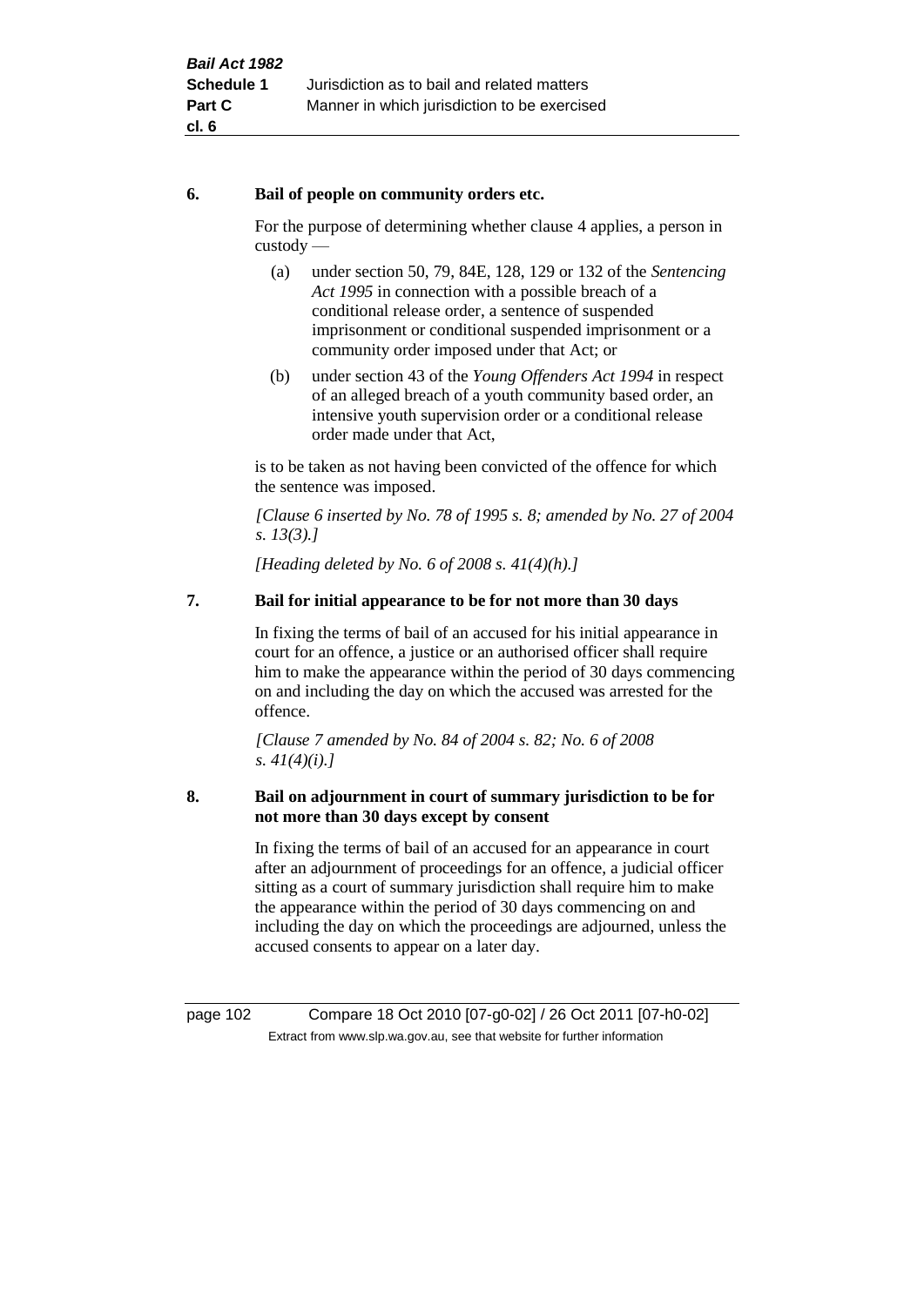#### 6. Bail of people on community orders etc.

For the purpose of determining whether clause 4 applies, a person in custody —

(a) under section 50, 79, 84E, 128, 129 or 132 of the *Sentencing Act 1995* in connection with a possible breach of a conditional release order, a sentence of suspended imprisonment or conditional suspended imprisonment or a community order imposed under that Act; or

(b) under section 43 of the *Young Offenders Act 1994* in respect of an alleged breach of a youth community based order, an intensive youth supervision order or a conditional release order made under that Act,

is to be taken as not having been convicted of the offence for which the sentence was imposed.

*[Clause 6 inserted by No. 78 of 1995 s. 8; amended by No. 27 of 2004 s. 13(3).]*

*[Heading deleted by No. 6 of 2008 s. 41(4)(h).]*

#### 7. Bail for initial appearance to be for not more than 30 days

In fixing the terms of bail of an accused for his initial appearance in court for an offence, a justice or an authorised officer shall require him to make the appearance within the period of 30 days commencing on and including the day on which the accused was arrested for the offence.

*[Clause 7 amended by No. 84 of 2004 s. 82; No. 6 of 2008 s. 41(4)(i).]*

#### 8. Bail on adjournment in court of summary jurisdiction to be for not more than 30 days except by consent

In fixing the terms of bail of an accused for an appearance in court after an adjournment of proceedings for an offence, a judicial officer sitting as a court of summary jurisdiction shall require him to make the appearance within the period of 30 days commencing on and including the day on which the proceedings are adjourned, unless the accused consents to appear on a later day.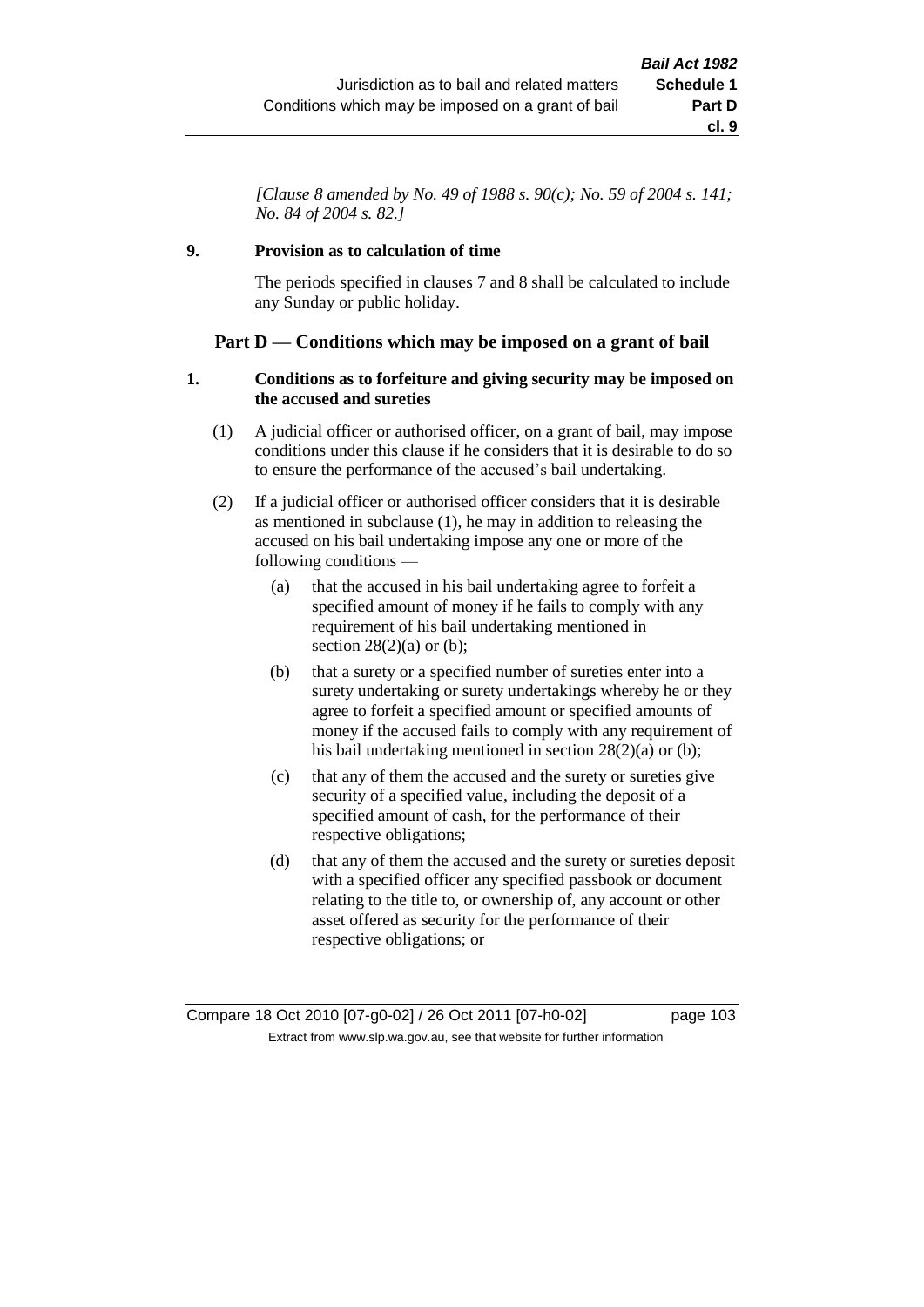*[Clause 8 amended by No. 49 of 1988 s. 90(c); No. 59 of 2004 s. 141; No. 84 of 2004 s. 82.]*

**9. Provision as to calculation of time**

The periods specified in clauses 7 and 8 shall be calculated to include any Sunday or public holiday.

## Part D — Conditions which may be imposed on a grant of bail

**1. Conditions as to forfeiture and giving security may be imposed on the accused and sureties**

(1) A judicial officer or authorised officer, on a grant of bail, may impose conditions under this clause if he considers that it is desirable to do so to ensure the performance of the accused's bail undertaking.

(2) If a judicial officer or authorised officer considers that it is desirable as mentioned in subclause (1), he may in addition to releasing the accused on his bail undertaking impose any one or more of the following conditions —

(a) that the accused in his bail undertaking agree to forfeit a specified amount of money if he fails to comply with any requirement of his bail undertaking mentioned in section 28(2)(a) or (b);

(b) that a surety or a specified number of sureties enter into a surety undertaking or surety undertakings whereby he or they agree to forfeit a specified amount or specified amounts of money if the accused fails to comply with any requirement of his bail undertaking mentioned in section 28(2)(a) or (b);

(c) that any of them the accused and the surety or sureties give security of a specified value, including the deposit of a specified amount of cash, for the performance of their respective obligations;

(d) that any of them the accused and the surety or sureties deposit with a specified officer any specified passbook or document relating to the title to, or ownership of, any account or other asset offered as security for the performance of their respective obligations; or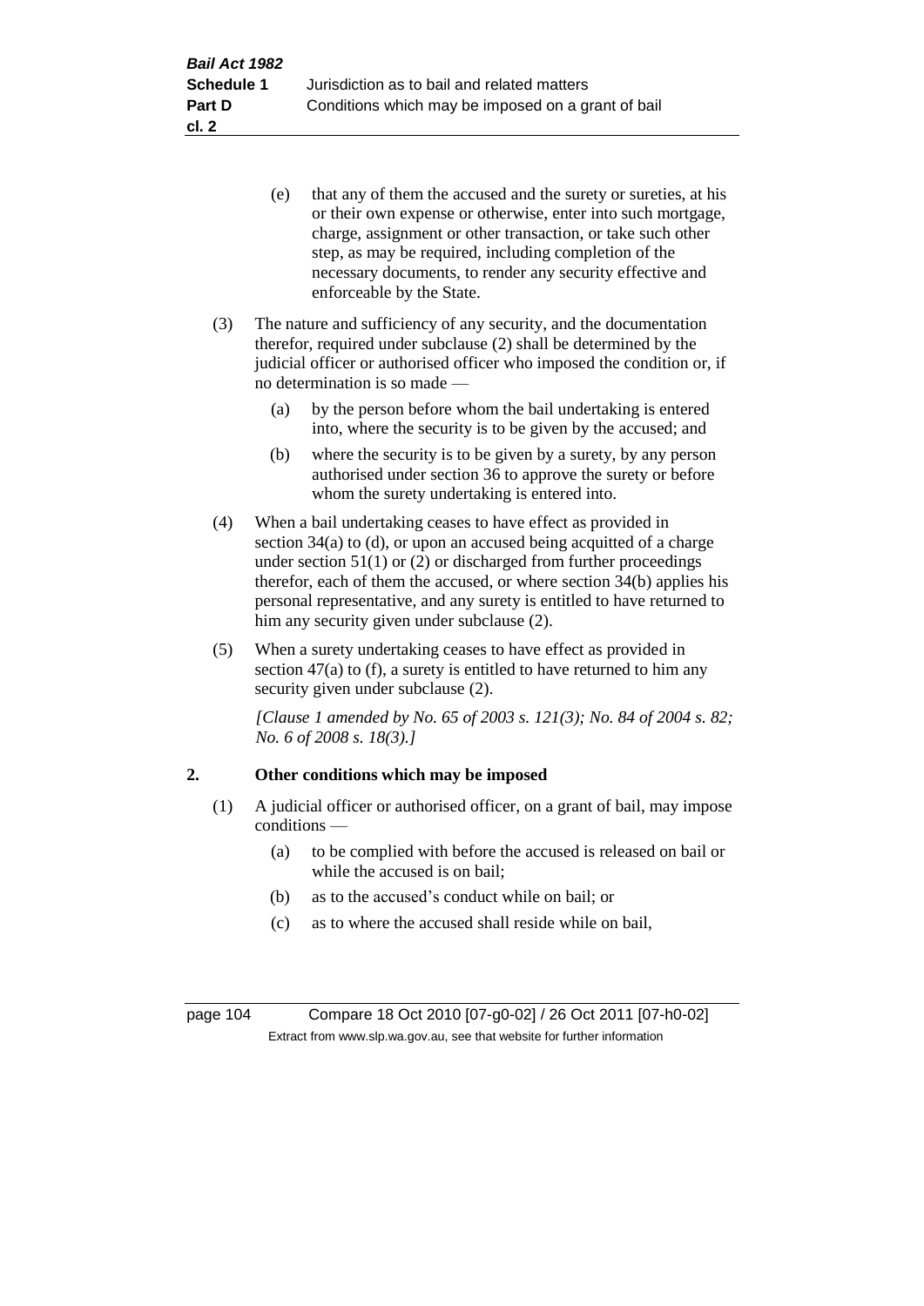(e) that any of them the accused and the surety or sureties, at his or their own expense or otherwise, enter into such mortgage, charge, assignment or other transaction, or take such other step, as may be required, including completion of the necessary documents, to render any security effective and enforceable by the State.

(3) The nature and sufficiency of any security, and the documentation therefor, required under subclause (2) shall be determined by the judicial officer or authorised officer who imposed the condition or, if no determination is so made —

(a) by the person before whom the bail undertaking is entered into, where the security is to be given by the accused; and

(b) where the security is to be given by a surety, by any person authorised under section 36 to approve the surety or before whom the surety undertaking is entered into.

(4) When a bail undertaking ceases to have effect as provided in section 34(a) to (d), or upon an accused being acquitted of a charge under section 51(1) or (2) or discharged from further proceedings therefor, each of them the accused, or where section 34(b) applies his personal representative, and any surety is entitled to have returned to him any security given under subclause (2).

(5) When a surety undertaking ceases to have effect as provided in section 47(a) to (f), a surety is entitled to have returned to him any security given under subclause (2).

*[Clause 1 amended by No. 65 of 2003 s. 121(3); No. 84 of 2004 s. 82; No. 6 of 2008 s. 18(3).]*

## 2. Other conditions which may be imposed

(1) A judicial officer or authorised officer, on a grant of bail, may impose conditions —

(a) to be complied with before the accused is released on bail or while the accused is on bail;

(b) as to the accused's conduct while on bail; or

(c) as to where the accused shall reside while on bail,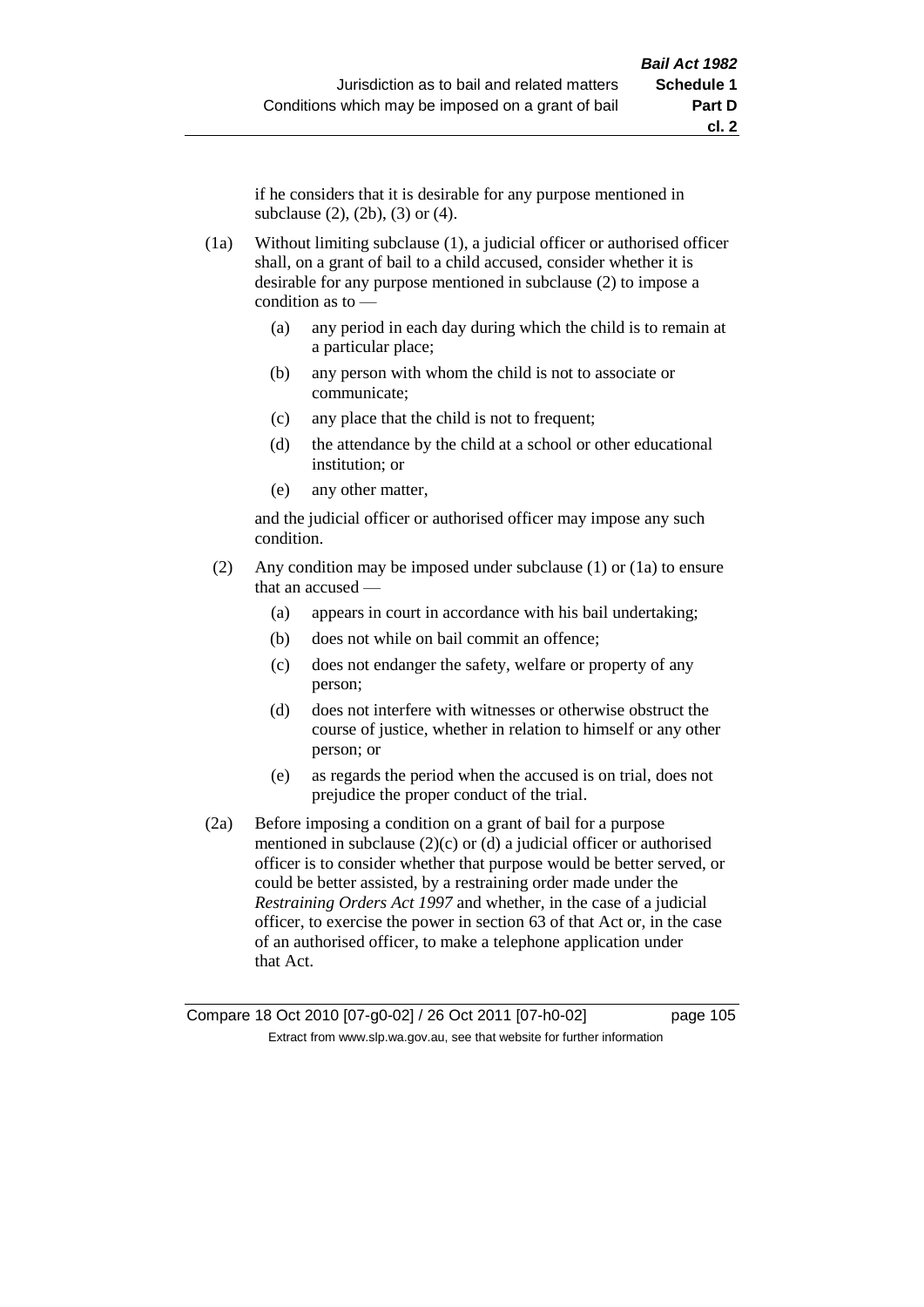if he considers that it is desirable for any purpose mentioned in subclause (2), (2b), (3) or (4).

(1a) Without limiting subclause (1), a judicial officer or authorised officer shall, on a grant of bail to a child accused, consider whether it is desirable for any purpose mentioned in subclause (2) to impose a condition as to —

- (a) any period in each day during which the child is to remain at a particular place;
- (b) any person with whom the child is not to associate or communicate;
- (c) any place that the child is not to frequent;
- (d) the attendance by the child at a school or other educational institution; or
- (e) any other matter,

and the judicial officer or authorised officer may impose any such condition.

(2) Any condition may be imposed under subclause (1) or (1a) to ensure that an accused —

- (a) appears in court in accordance with his bail undertaking;
- (b) does not while on bail commit an offence;
- (c) does not endanger the safety, welfare or property of any person;
- (d) does not interfere with witnesses or otherwise obstruct the course of justice, whether in relation to himself or any other person; or
- (e) as regards the period when the accused is on trial, does not prejudice the proper conduct of the trial.

(2a) Before imposing a condition on a grant of bail for a purpose mentioned in subclause (2)(c) or (d) a judicial officer or authorised officer is to consider whether that purpose would be better served, or could be better assisted, by a restraining order made under the *Restraining Orders Act 1997* and whether, in the case of a judicial officer, to exercise the power in section 63 of that Act or, in the case of an authorised officer, to make a telephone application under that Act.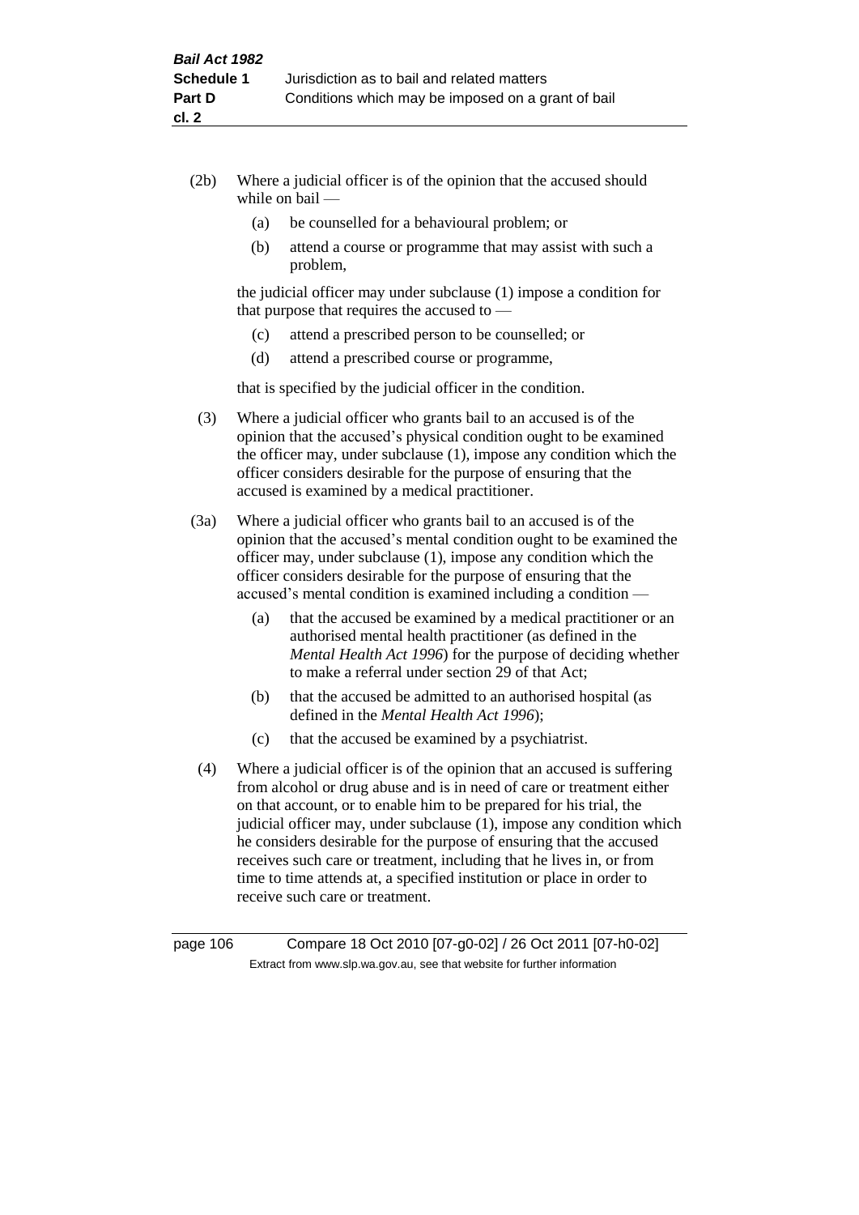(2b) Where a judicial officer is of the opinion that the accused should while on bail —

(a) be counselled for a behavioural problem; or

(b) attend a course or programme that may assist with such a problem,

the judicial officer may under subclause (1) impose a condition for that purpose that requires the accused to —

(c) attend a prescribed person to be counselled; or

(d) attend a prescribed course or programme,

that is specified by the judicial officer in the condition.

(3) Where a judicial officer who grants bail to an accused is of the opinion that the accused's physical condition ought to be examined the officer may, under subclause (1), impose any condition which the officer considers desirable for the purpose of ensuring that the accused is examined by a medical practitioner.

(3a) Where a judicial officer who grants bail to an accused is of the opinion that the accused's mental condition ought to be examined the officer may, under subclause (1), impose any condition which the officer considers desirable for the purpose of ensuring that the accused's mental condition is examined including a condition —

(a) that the accused be examined by a medical practitioner or an authorised mental health practitioner (as defined in the *Mental Health Act 1996*) for the purpose of deciding whether to make a referral under section 29 of that Act;

(b) that the accused be admitted to an authorised hospital (as defined in the *Mental Health Act 1996*);

(c) that the accused be examined by a psychiatrist.

(4) Where a judicial officer is of the opinion that an accused is suffering from alcohol or drug abuse and is in need of care or treatment either on that account, or to enable him to be prepared for his trial, the judicial officer may, under subclause (1), impose any condition which he considers desirable for the purpose of ensuring that the accused receives such care or treatment, including that he lives in, or from time to time attends at, a specified institution or place in order to receive such care or treatment.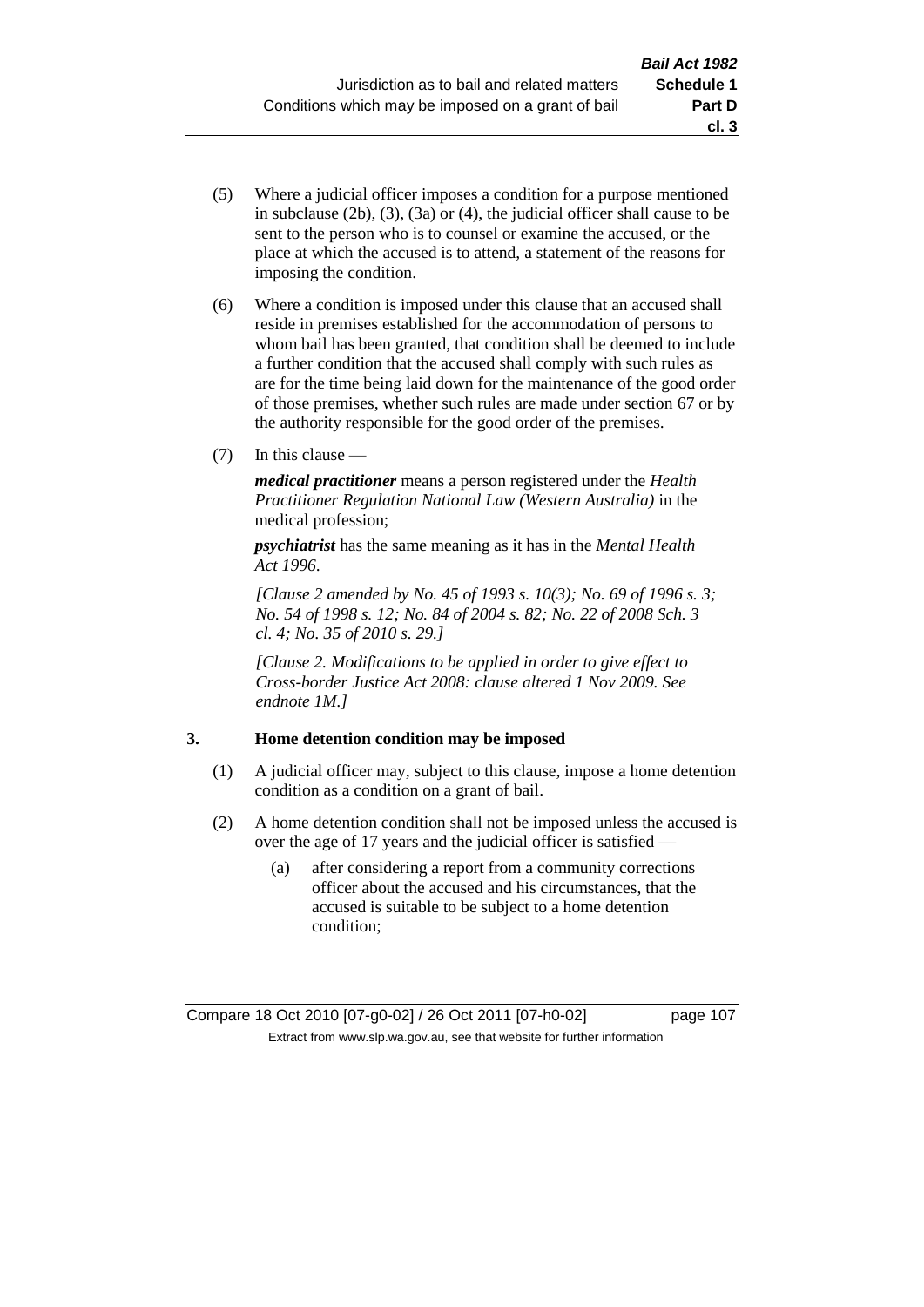(5) Where a judicial officer imposes a condition for a purpose mentioned in subclause (2b), (3), (3a) or (4), the judicial officer shall cause to be sent to the person who is to counsel or examine the accused, or the place at which the accused is to attend, a statement of the reasons for imposing the condition.

(6) Where a condition is imposed under this clause that an accused shall reside in premises established for the accommodation of persons to whom bail has been granted, that condition shall be deemed to include a further condition that the accused shall comply with such rules as are for the time being laid down for the maintenance of the good order of those premises, whether such rules are made under section 67 or by the authority responsible for the good order of the premises.

(7) In this clause —

***medical practitioner*** means a person registered under the *Health Practitioner Regulation National Law (Western Australia)* in the medical profession;

***psychiatrist*** has the same meaning as it has in the *Mental Health Act 1996*.

*[Clause 2 amended by No. 45 of 1993 s. 10(3); No. 69 of 1996 s. 3; No. 54 of 1998 s. 12; No. 84 of 2004 s. 82; No. 22 of 2008 Sch. 3 cl. 4; No. 35 of 2010 s. 29.]*

*[Clause 2. Modifications to be applied in order to give effect to Cross-border Justice Act 2008: clause altered 1 Nov 2009. See endnote 1M.]*

### 3. Home detention condition may be imposed

(1) A judicial officer may, subject to this clause, impose a home detention condition as a condition on a grant of bail.

(2) A home detention condition shall not be imposed unless the accused is over the age of 17 years and the judicial officer is satisfied —

(a) after considering a report from a community corrections officer about the accused and his circumstances, that the accused is suitable to be subject to a home detention condition;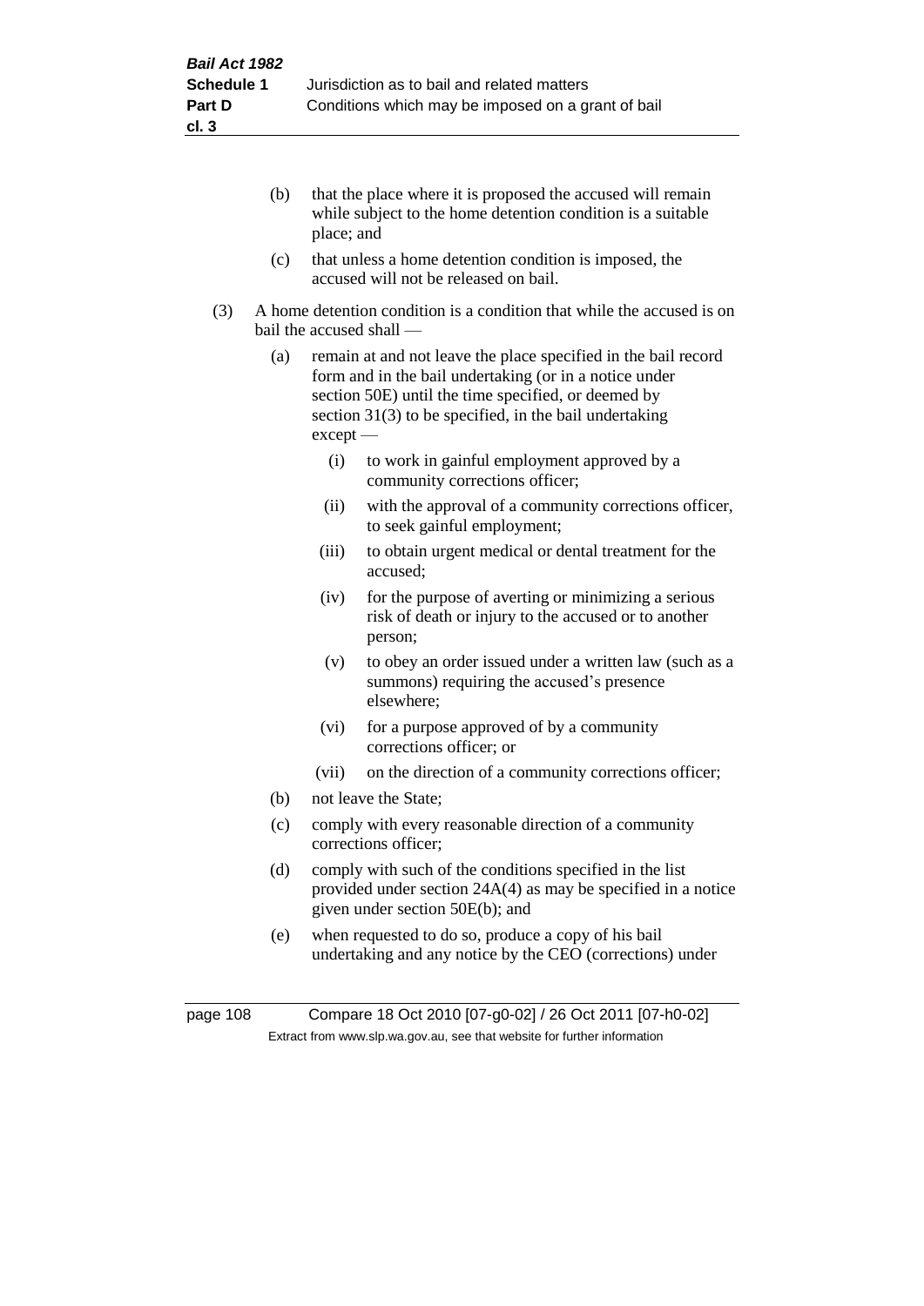(b) that the place where it is proposed the accused will remain while subject to the home detention condition is a suitable place; and

(c) that unless a home detention condition is imposed, the accused will not be released on bail.

(3) A home detention condition is a condition that while the accused is on bail the accused shall —

(a) remain at and not leave the place specified in the bail record form and in the bail undertaking (or in a notice under section 50E) until the time specified, or deemed by section 31(3) to be specified, in the bail undertaking except —

(i) to work in gainful employment approved by a community corrections officer;

(ii) with the approval of a community corrections officer, to seek gainful employment;

(iii) to obtain urgent medical or dental treatment for the accused;

(iv) for the purpose of averting or minimizing a serious risk of death or injury to the accused or to another person;

(v) to obey an order issued under a written law (such as a summons) requiring the accused's presence elsewhere;

(vi) for a purpose approved of by a community corrections officer; or

(vii) on the direction of a community corrections officer;

(b) not leave the State;

(c) comply with every reasonable direction of a community corrections officer;

(d) comply with such of the conditions specified in the list provided under section 24A(4) as may be specified in a notice given under section 50E(b); and

(e) when requested to do so, produce a copy of his bail undertaking and any notice by the CEO (corrections) under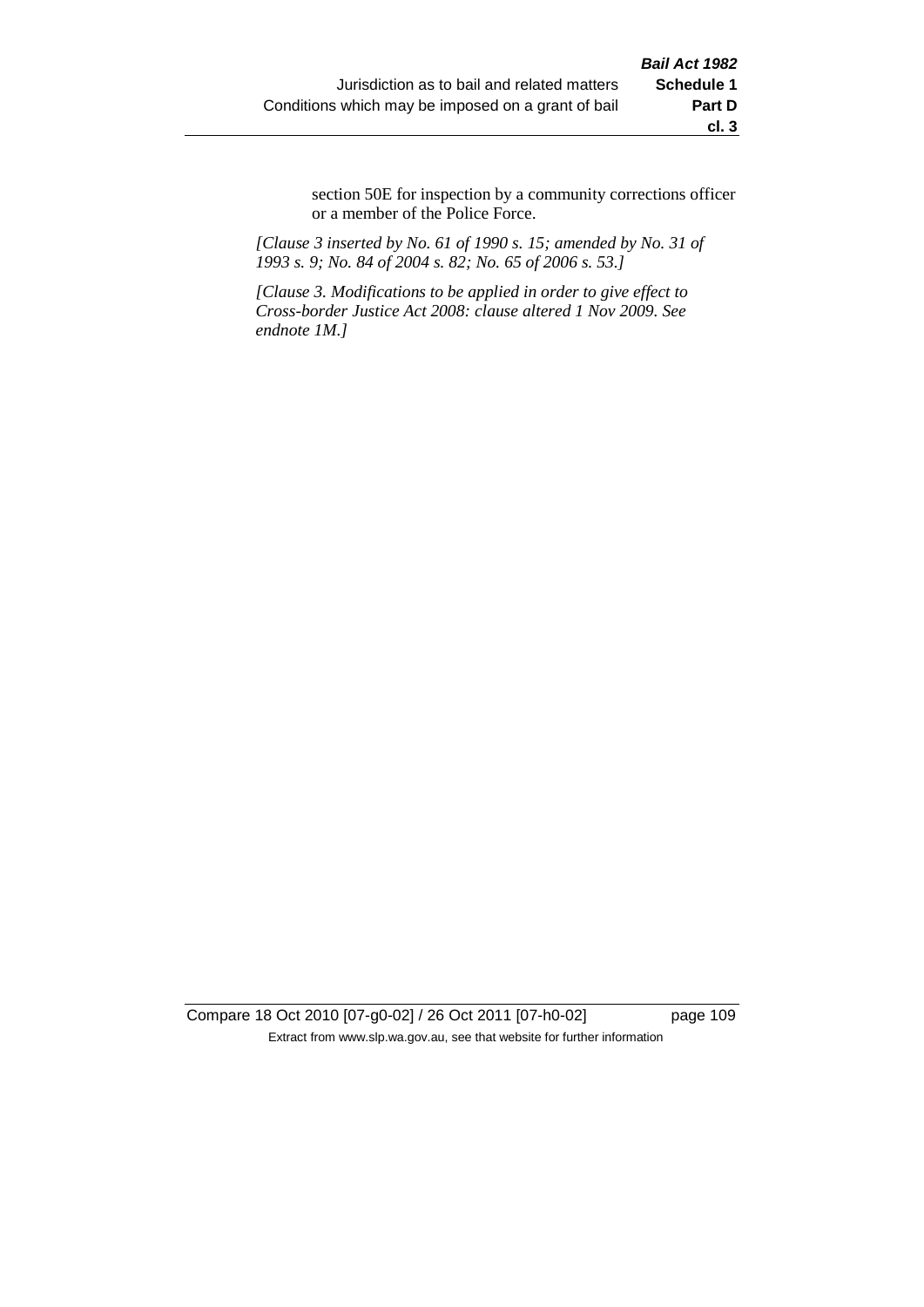section 50E for inspection by a community corrections officer or a member of the Police Force.

*[Clause 3 inserted by No. 61 of 1990 s. 15; amended by No. 31 of 1993 s. 9; No. 84 of 2004 s. 82; No. 65 of 2006 s. 53.]*

*[Clause 3. Modifications to be applied in order to give effect to Cross-border Justice Act 2008: clause altered 1 Nov 2009. See endnote 1M.]*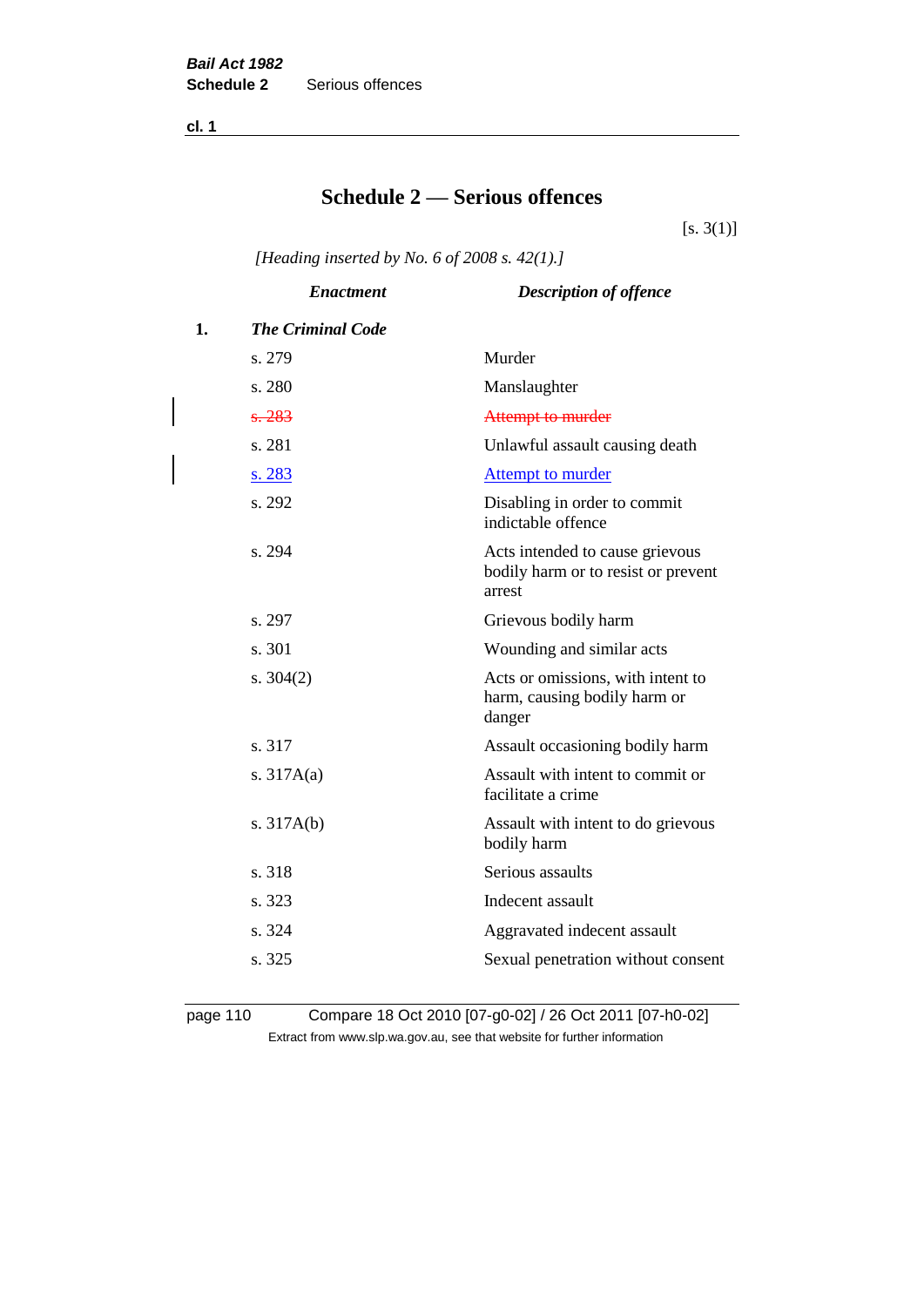# Schedule 2 — Serious offences

[s. 3(1)]

*[Heading inserted by No. 6 of 2008 s. 42(1).]*

| | *Enactment* | *Description of offence* |
|---|---|---|
| **1.** | ***The Criminal Code*** | |
| | s. 279 | Murder |
| | s. 280 | Manslaughter |
| | ~~s. 283~~ | ~~Attempt to murder~~ |
| | s. 281 | Unlawful assault causing death |
| | s. 283 | Attempt to murder |
| | s. 292 | Disabling in order to commit indictable offence |
| | s. 294 | Acts intended to cause grievous bodily harm or to resist or prevent arrest |
| | s. 297 | Grievous bodily harm |
| | s. 301 | Wounding and similar acts |
| | s. 304(2) | Acts or omissions, with intent to harm, causing bodily harm or danger |
| | s. 317 | Assault occasioning bodily harm |
| | s. 317A(a) | Assault with intent to commit or facilitate a crime |
| | s. 317A(b) | Assault with intent to do grievous bodily harm |
| | s. 318 | Serious assaults |
| | s. 323 | Indecent assault |
| | s. 324 | Aggravated indecent assault |
| | s. 325 | Sexual penetration without consent |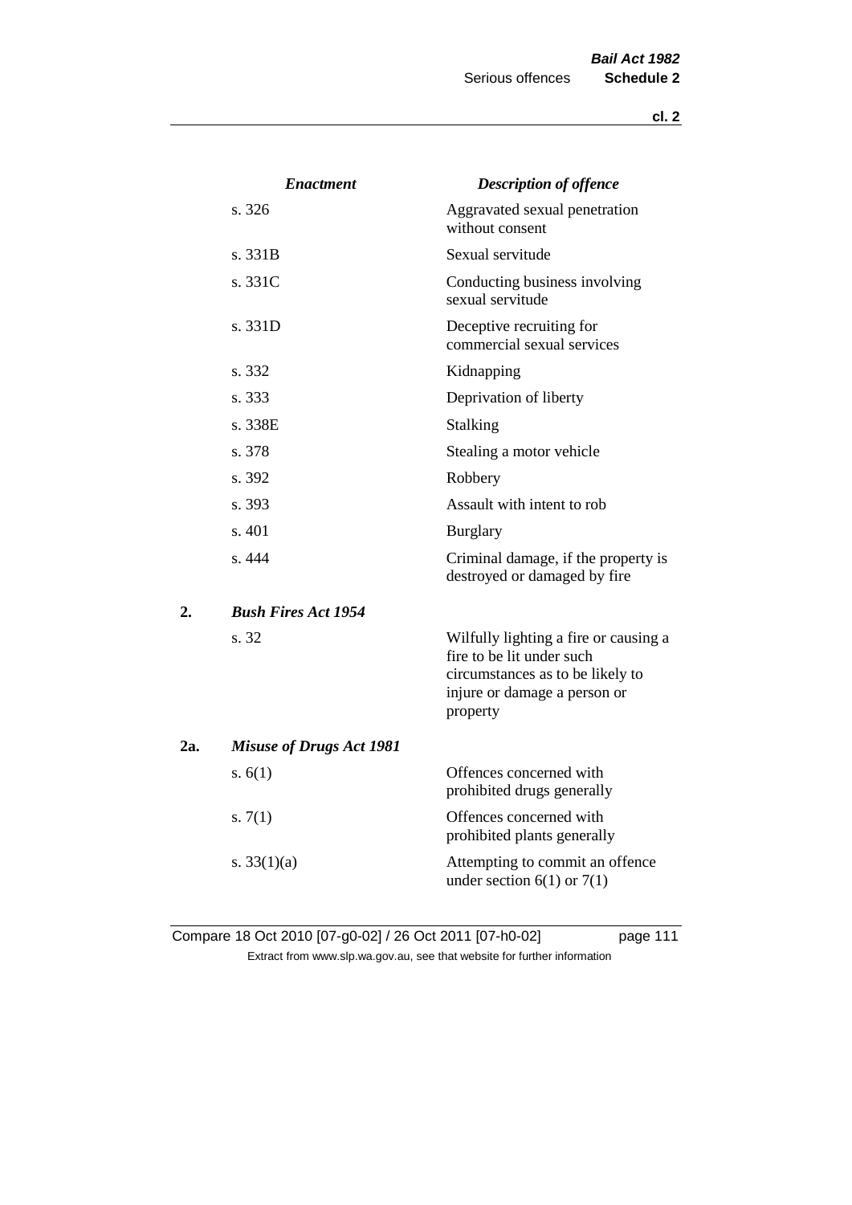| | *Enactment* | *Description of offence* |
|---|---|---|
| | s. 326 | Aggravated sexual penetration without consent |
| | s. 331B | Sexual servitude |
| | s. 331C | Conducting business involving sexual servitude |
| | s. 331D | Deceptive recruiting for commercial sexual services |
| | s. 332 | Kidnapping |
| | s. 333 | Deprivation of liberty |
| | s. 338E | Stalking |
| | s. 378 | Stealing a motor vehicle |
| | s. 392 | Robbery |
| | s. 393 | Assault with intent to rob |
| | s. 401 | Burglary |
| | s. 444 | Criminal damage, if the property is destroyed or damaged by fire |
| **2.** | ***Bush Fires Act 1954*** | |
| | s. 32 | Wilfully lighting a fire or causing a fire to be lit under such circumstances as to be likely to injure or damage a person or property |
| **2a.** | ***Misuse of Drugs Act 1981*** | |
| | s. 6(1) | Offences concerned with prohibited drugs generally |
| | s. 7(1) | Offences concerned with prohibited plants generally |
| | s. 33(1)(a) | Attempting to commit an offence under section 6(1) or 7(1) |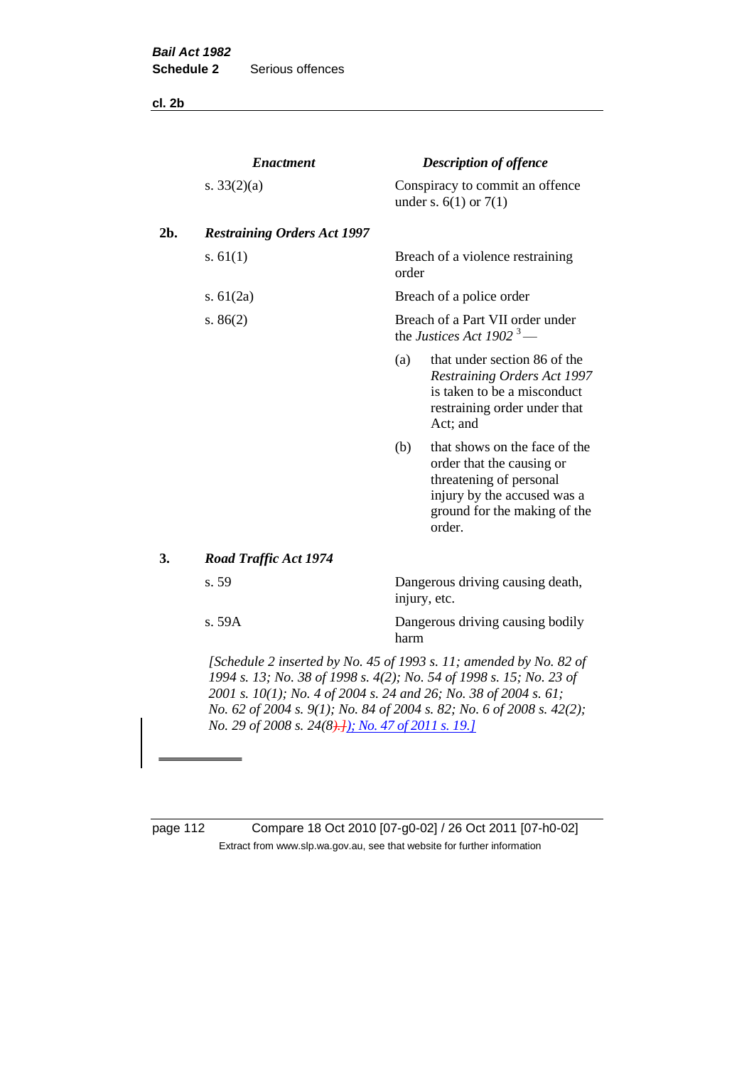| | *Enactment* | *Description of offence* |
|---|---|---|
| | s. 33(2)(a) | Conspiracy to commit an offence under s. 6(1) or 7(1) |
| **2b.** | ***Restraining Orders Act 1997*** | |
| | s. 61(1) | Breach of a violence restraining order |
| | s. 61(2a) | Breach of a police order |
| | s. 86(2) | Breach of a Part VII order under the *Justices Act 1902* [3] — (a) that under section 86 of the *Restraining Orders Act 1997* is taken to be a misconduct restraining order under that Act; and (b) that shows on the face of the order that the causing or threatening of personal injury by the accused was a ground for the making of the order. |
| **3.** | ***Road Traffic Act 1974*** | |
| | s. 59 | Dangerous driving causing death, injury, etc. |
| | s. 59A | Dangerous driving causing bodily harm |

*[Schedule 2 inserted by No. 45 of 1993 s. 11; amended by No. 82 of 1994 s. 13; No. 38 of 1998 s. 4(2); No. 54 of 1998 s. 15; No. 23 of 2001 s. 10(1); No. 4 of 2004 s. 24 and 26; No. 38 of 2004 s. 61; No. 62 of 2004 s. 9(1); No. 84 of 2004 s. 82; No. 6 of 2008 s. 42(2); No. 29 of 2008 s. 24(8)~~.]~~); No. 47 of 2011 s. 19.]*

---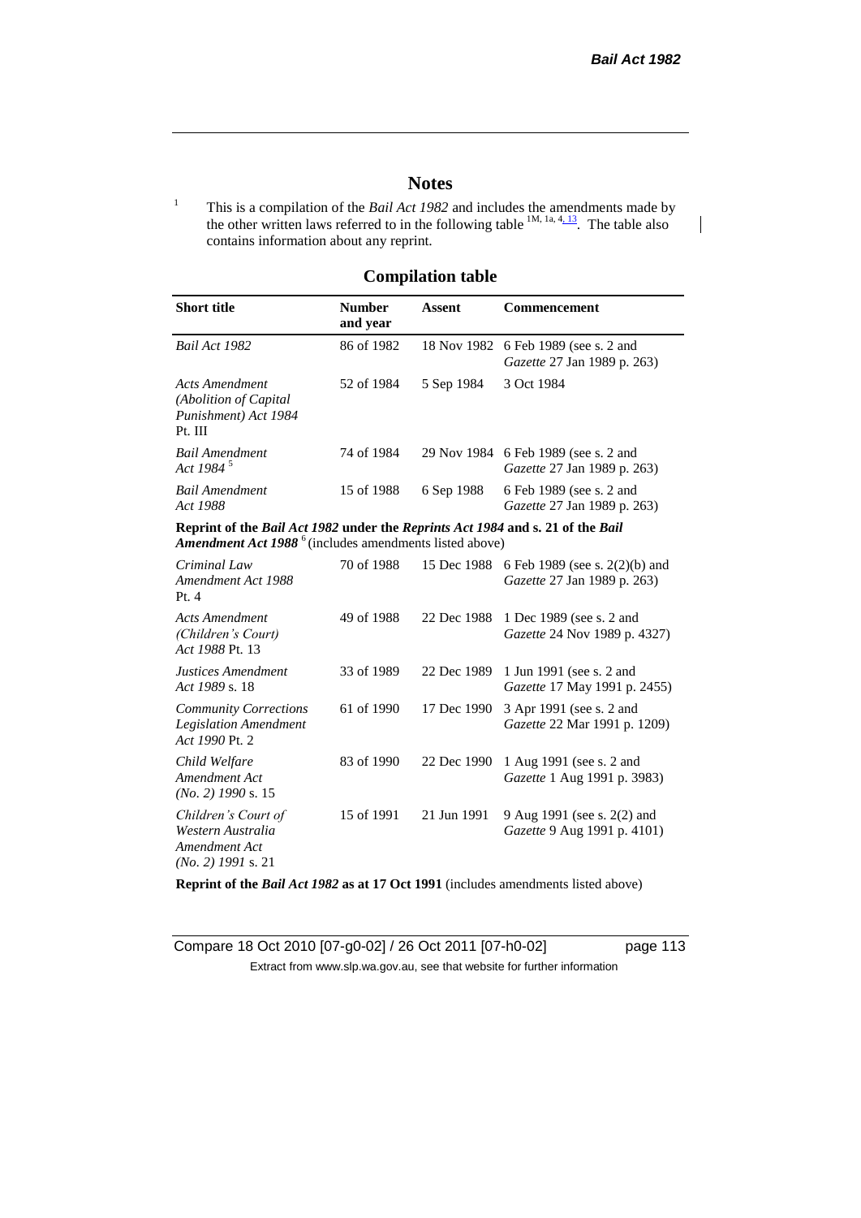# Notes

[1] This is a compilation of the *Bail Act 1982* and includes the amendments made by the other written laws referred to in the following table [1M, 1a, 4, 13]. The table also contains information about any reprint.

## Compilation table

| Short title | Number and year | Assent | Commencement |
|---|---|---|---|
| *Bail Act 1982* | 86 of 1982 | 18 Nov 1982 | 6 Feb 1989 (see s. 2 and *Gazette* 27 Jan 1989 p. 263) |
| *Acts Amendment (Abolition of Capital Punishment) Act 1984* Pt. III | 52 of 1984 | 5 Sep 1984 | 3 Oct 1984 |
| *Bail Amendment Act 1984* [5] | 74 of 1984 | 29 Nov 1984 | 6 Feb 1989 (see s. 2 and *Gazette* 27 Jan 1989 p. 263) |
| *Bail Amendment Act 1988* | 15 of 1988 | 6 Sep 1988 | 6 Feb 1989 (see s. 2 and *Gazette* 27 Jan 1989 p. 263) |
| **Reprint of the *Bail Act 1982* under the *Reprints Act 1984* and s. 21 of the *Bail Amendment Act 1988*** [6] (includes amendments listed above) | | | |
| *Criminal Law Amendment Act 1988* Pt. 4 | 70 of 1988 | 15 Dec 1988 | 6 Feb 1989 (see s. 2(2)(b) and *Gazette* 27 Jan 1989 p. 263) |
| *Acts Amendment (Children's Court) Act 1988* Pt. 13 | 49 of 1988 | 22 Dec 1988 | 1 Dec 1989 (see s. 2 and *Gazette* 24 Nov 1989 p. 4327) |
| *Justices Amendment Act 1989* s. 18 | 33 of 1989 | 22 Dec 1989 | 1 Jun 1991 (see s. 2 and *Gazette* 17 May 1991 p. 2455) |
| *Community Corrections Legislation Amendment Act 1990* Pt. 2 | 61 of 1990 | 17 Dec 1990 | 3 Apr 1991 (see s. 2 and *Gazette* 22 Mar 1991 p. 1209) |
| *Child Welfare Amendment Act (No. 2) 1990* s. 15 | 83 of 1990 | 22 Dec 1990 | 1 Aug 1991 (see s. 2 and *Gazette* 1 Aug 1991 p. 3983) |
| *Children's Court of Western Australia Amendment Act (No. 2) 1991* s. 21 | 15 of 1991 | 21 Jun 1991 | 9 Aug 1991 (see s. 2(2) and *Gazette* 9 Aug 1991 p. 4101) |
| **Reprint of the *Bail Act 1982* as at 17 Oct 1991** (includes amendments listed above) | | | |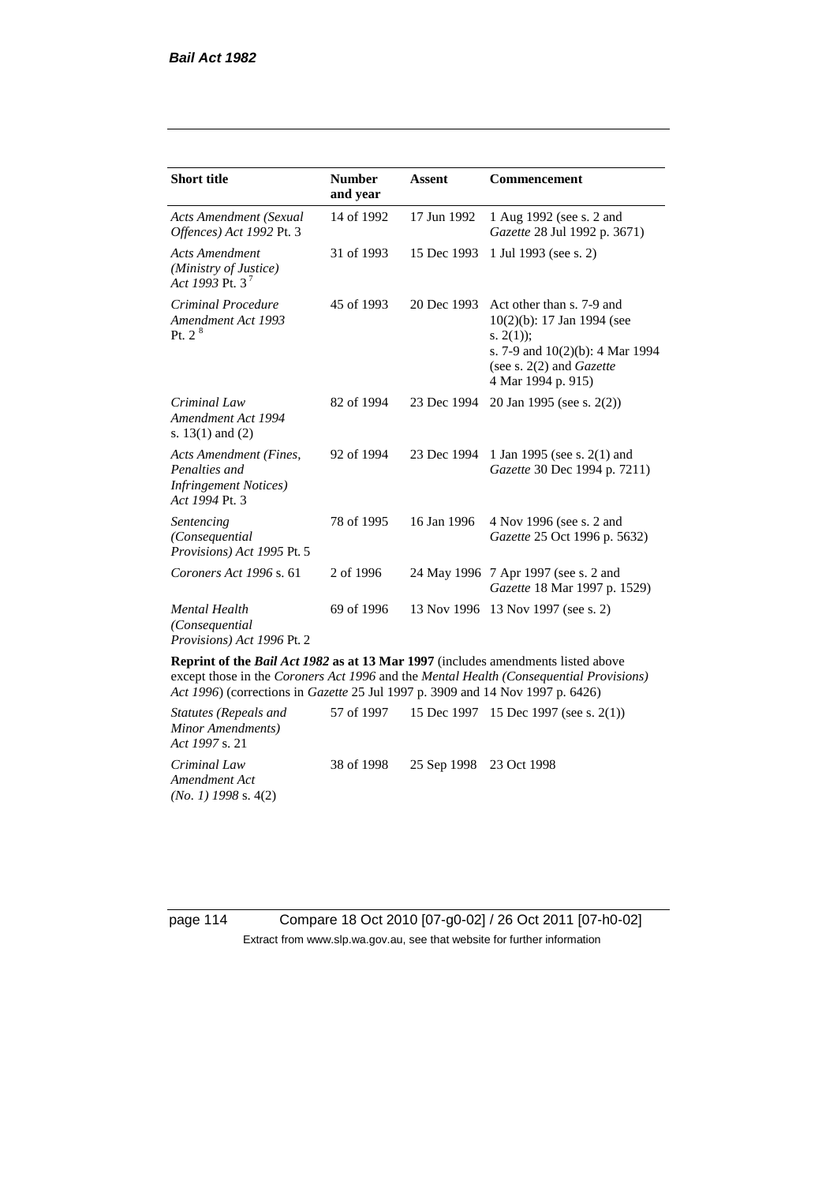| Short title | Number and year | Assent | Commencement |
|---|---|---|---|
| *Acts Amendment (Sexual Offences) Act 1992* Pt. 3 | 14 of 1992 | 17 Jun 1992 | 1 Aug 1992 (see s. 2 and *Gazette* 28 Jul 1992 p. 3671) |
| *Acts Amendment (Ministry of Justice) Act 1993* Pt. 3 [7] | 31 of 1993 | 15 Dec 1993 | 1 Jul 1993 (see s. 2) |
| *Criminal Procedure Amendment Act 1993* Pt. 2 [8] | 45 of 1993 | 20 Dec 1993 | Act other than s. 7-9 and 10(2)(b): 17 Jan 1994 (see s. 2(1)); s. 7-9 and 10(2)(b): 4 Mar 1994 (see s. 2(2) and *Gazette* 4 Mar 1994 p. 915) |
| *Criminal Law Amendment Act 1994* s. 13(1) and (2) | 82 of 1994 | 23 Dec 1994 | 20 Jan 1995 (see s. 2(2)) |
| *Acts Amendment (Fines, Penalties and Infringement Notices) Act 1994* Pt. 3 | 92 of 1994 | 23 Dec 1994 | 1 Jan 1995 (see s. 2(1) and *Gazette* 30 Dec 1994 p. 7211) |
| *Sentencing (Consequential Provisions) Act 1995* Pt. 5 | 78 of 1995 | 16 Jan 1996 | 4 Nov 1996 (see s. 2 and *Gazette* 25 Oct 1996 p. 5632) |
| *Coroners Act 1996* s. 61 | 2 of 1996 | 24 May 1996 | 7 Apr 1997 (see s. 2 and *Gazette* 18 Mar 1997 p. 1529) |
| *Mental Health (Consequential Provisions) Act 1996* Pt. 2 | 69 of 1996 | 13 Nov 1996 | 13 Nov 1997 (see s. 2) |
| **Reprint of the *Bail Act 1982* as at 13 Mar 1997** (includes amendments listed above except those in the *Coroners Act 1996* and the *Mental Health (Consequential Provisions) Act 1996*) (corrections in *Gazette* 25 Jul 1997 p. 3909 and 14 Nov 1997 p. 6426) | | | |
| *Statutes (Repeals and Minor Amendments) Act 1997* s. 21 | 57 of 1997 | 15 Dec 1997 | 15 Dec 1997 (see s. 2(1)) |
| *Criminal Law Amendment Act (No. 1) 1998* s. 4(2) | 38 of 1998 | 25 Sep 1998 | 23 Oct 1998 |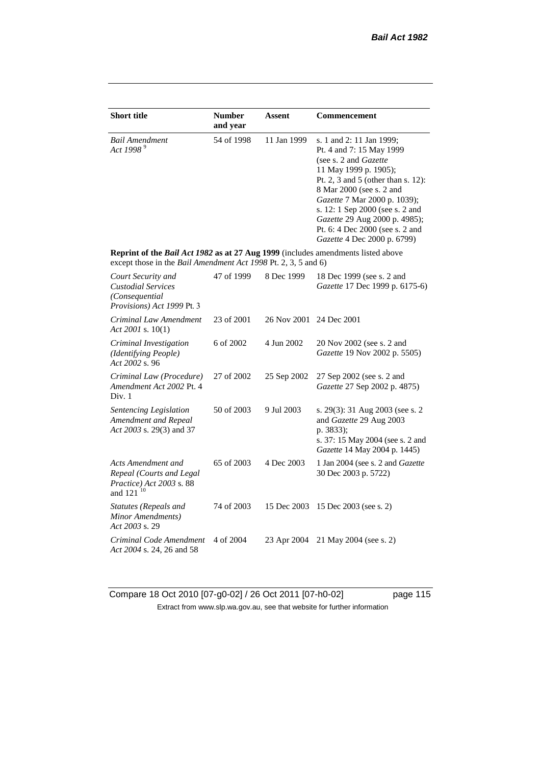| Short title | Number and year | Assent | Commencement |
|---|---|---|---|
| *Bail Amendment Act 1998* [9] | 54 of 1998 | 11 Jan 1999 | s. 1 and 2: 11 Jan 1999; Pt. 4 and 7: 15 May 1999 (see s. 2 and *Gazette* 11 May 1999 p. 1905); Pt. 2, 3 and 5 (other than s. 12): 8 Mar 2000 (see s. 2 and *Gazette* 7 Mar 2000 p. 1039); s. 12: 1 Sep 2000 (see s. 2 and *Gazette* 29 Aug 2000 p. 4985); Pt. 6: 4 Dec 2000 (see s. 2 and *Gazette* 4 Dec 2000 p. 6799) |
| **Reprint of the *Bail Act 1982* as at 27 Aug 1999** (includes amendments listed above except those in the *Bail Amendment Act 1998* Pt. 2, 3, 5 and 6) | | | |
| *Court Security and Custodial Services (Consequential Provisions) Act 1999* Pt. 3 | 47 of 1999 | 8 Dec 1999 | 18 Dec 1999 (see s. 2 and *Gazette* 17 Dec 1999 p. 6175-6) |
| *Criminal Law Amendment Act 2001* s. 10(1) | 23 of 2001 | 26 Nov 2001 | 24 Dec 2001 |
| *Criminal Investigation (Identifying People) Act 2002* s. 96 | 6 of 2002 | 4 Jun 2002 | 20 Nov 2002 (see s. 2 and *Gazette* 19 Nov 2002 p. 5505) |
| *Criminal Law (Procedure) Amendment Act 2002* Pt. 4 Div. 1 | 27 of 2002 | 25 Sep 2002 | 27 Sep 2002 (see s. 2 and *Gazette* 27 Sep 2002 p. 4875) |
| *Sentencing Legislation Amendment and Repeal Act 2003* s. 29(3) and 37 | 50 of 2003 | 9 Jul 2003 | s. 29(3): 31 Aug 2003 (see s. 2 and *Gazette* 29 Aug 2003 p. 3833); s. 37: 15 May 2004 (see s. 2 and *Gazette* 14 May 2004 p. 1445) |
| *Acts Amendment and Repeal (Courts and Legal Practice) Act 2003* s. 88 and 121 [10] | 65 of 2003 | 4 Dec 2003 | 1 Jan 2004 (see s. 2 and *Gazette* 30 Dec 2003 p. 5722) |
| *Statutes (Repeals and Minor Amendments) Act 2003* s. 29 | 74 of 2003 | 15 Dec 2003 | 15 Dec 2003 (see s. 2) |
| *Criminal Code Amendment Act 2004* s. 24, 26 and 58 | 4 of 2004 | 23 Apr 2004 | 21 May 2004 (see s. 2) |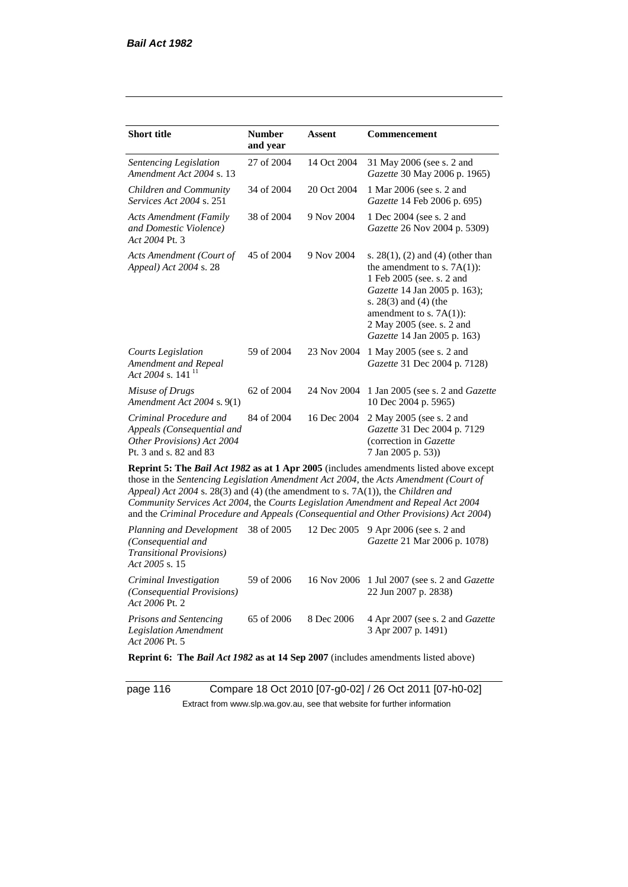| Short title | Number and year | Assent | Commencement |
|---|---|---|---|
| *Sentencing Legislation Amendment Act 2004* s. 13 | 27 of 2004 | 14 Oct 2004 | 31 May 2006 (see s. 2 and *Gazette* 30 May 2006 p. 1965) |
| *Children and Community Services Act 2004* s. 251 | 34 of 2004 | 20 Oct 2004 | 1 Mar 2006 (see s. 2 and *Gazette* 14 Feb 2006 p. 695) |
| *Acts Amendment (Family and Domestic Violence) Act 2004* Pt. 3 | 38 of 2004 | 9 Nov 2004 | 1 Dec 2004 (see s. 2 and *Gazette* 26 Nov 2004 p. 5309) |
| *Acts Amendment (Court of Appeal) Act 2004* s. 28 | 45 of 2004 | 9 Nov 2004 | s. 28(1), (2) and (4) (other than the amendment to s. 7A(1)): 1 Feb 2005 (see. s. 2 and *Gazette* 14 Jan 2005 p. 163); s. 28(3) and (4) (the amendment to s. 7A(1)): 2 May 2005 (see. s. 2 and *Gazette* 14 Jan 2005 p. 163) |
| *Courts Legislation Amendment and Repeal Act 2004* s. 141 [11] | 59 of 2004 | 23 Nov 2004 | 1 May 2005 (see s. 2 and *Gazette* 31 Dec 2004 p. 7128) |
| *Misuse of Drugs Amendment Act 2004* s. 9(1) | 62 of 2004 | 24 Nov 2004 | 1 Jan 2005 (see s. 2 and *Gazette* 10 Dec 2004 p. 5965) |
| *Criminal Procedure and Appeals (Consequential and Other Provisions) Act 2004* Pt. 3 and s. 82 and 83 | 84 of 2004 | 16 Dec 2004 | 2 May 2005 (see s. 2 and *Gazette* 31 Dec 2004 p. 7129 (correction in *Gazette* 7 Jan 2005 p. 53)) |
| **Reprint 5: The *Bail Act 1982* as at 1 Apr 2005** (includes amendments listed above except those in the *Sentencing Legislation Amendment Act 2004*, the *Acts Amendment (Court of Appeal) Act 2004* s. 28(3) and (4) (the amendment to s. 7A(1)), the *Children and Community Services Act 2004*, the *Courts Legislation Amendment and Repeal Act 2004* and the *Criminal Procedure and Appeals (Consequential and Other Provisions) Act 2004*) | | | |
| *Planning and Development (Consequential and Transitional Provisions) Act 2005* s. 15 | 38 of 2005 | 12 Dec 2005 | 9 Apr 2006 (see s. 2 and *Gazette* 21 Mar 2006 p. 1078) |
| *Criminal Investigation (Consequential Provisions) Act 2006* Pt. 2 | 59 of 2006 | 16 Nov 2006 | 1 Jul 2007 (see s. 2 and *Gazette* 22 Jun 2007 p. 2838) |
| *Prisons and Sentencing Legislation Amendment Act 2006* Pt. 5 | 65 of 2006 | 8 Dec 2006 | 4 Apr 2007 (see s. 2 and *Gazette* 3 Apr 2007 p. 1491) |
| **Reprint 6: The *Bail Act 1982* as at 14 Sep 2007** (includes amendments listed above) | | | |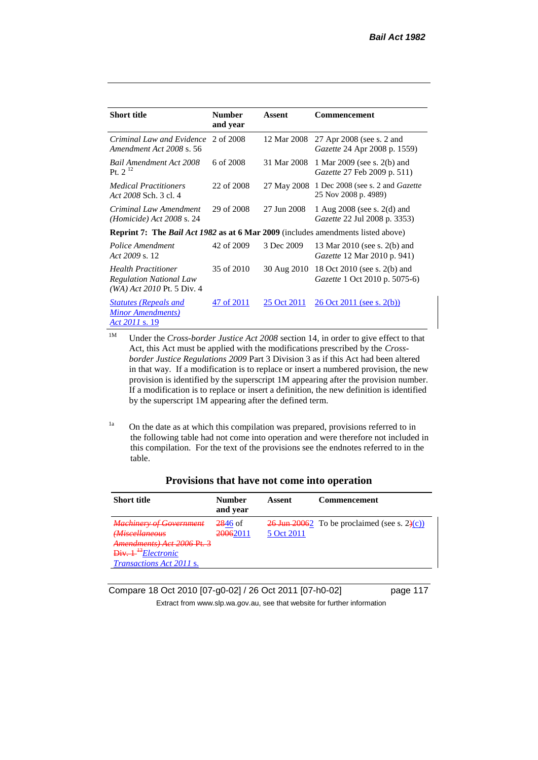| Short title | Number and year | Assent | Commencement |
|---|---|---|---|
| *Criminal Law and Evidence Amendment Act 2008* s. 56 | 2 of 2008 | 12 Mar 2008 | 27 Apr 2008 (see s. 2 and *Gazette* 24 Apr 2008 p. 1559) |
| *Bail Amendment Act 2008* Pt. 2 [12] | 6 of 2008 | 31 Mar 2008 | 1 Mar 2009 (see s. 2(b) and *Gazette* 27 Feb 2009 p. 511) |
| *Medical Practitioners Act 2008* Sch. 3 cl. 4 | 22 of 2008 | 27 May 2008 | 1 Dec 2008 (see s. 2 and *Gazette* 25 Nov 2008 p. 4989) |
| *Criminal Law Amendment (Homicide) Act 2008* s. 24 | 29 of 2008 | 27 Jun 2008 | 1 Aug 2008 (see s. 2(d) and *Gazette* 22 Jul 2008 p. 3353) |
| **Reprint 7: The *Bail Act 1982* as at 6 Mar 2009** (includes amendments listed above) | | | |
| *Police Amendment Act 2009* s. 12 | 42 of 2009 | 3 Dec 2009 | 13 Mar 2010 (see s. 2(b) and *Gazette* 12 Mar 2010 p. 941) |
| *Health Practitioner Regulation National Law (WA) Act 2010* Pt. 5 Div. 4 | 35 of 2010 | 30 Aug 2010 | 18 Oct 2010 (see s. 2(b) and *Gazette* 1 Oct 2010 p. 5075-6) |
| *Statutes (Repeals and Minor Amendments) Act 2011* s. 19 | 47 of 2011 | 25 Oct 2011 | 26 Oct 2011 (see s. 2(b)) |

[1M] Under the *Cross-border Justice Act 2008* section 14, in order to give effect to that Act, this Act must be applied with the modifications prescribed by the *Cross-border Justice Regulations 2009* Part 3 Division 3 as if this Act had been altered in that way. If a modification is to replace or insert a numbered provision, the new provision is identified by the superscript 1M appearing after the provision number. If a modification is to replace or insert a definition, the new definition is identified by the superscript 1M appearing after the defined term.

[1a] On the date as at which this compilation was prepared, provisions referred to in the following table had not come into operation and were therefore not included in this compilation. For the text of the provisions see the endnotes referred to in the table.

## Provisions that have not come into operation

| Short title | Number and year | Assent | Commencement |
|---|---|---|---|
| ~~*Machinery of Government (Miscellaneous Amendments) Act 2006* Pt. 3 Div. 1~~ [13] *Electronic Transactions Act 2011* s. | ~~28~~46 of ~~2006~~2011 | ~~26 Jun 2006~~ 5 Oct 2011 | To be proclaimed (see s. 2~~)~~(c)) |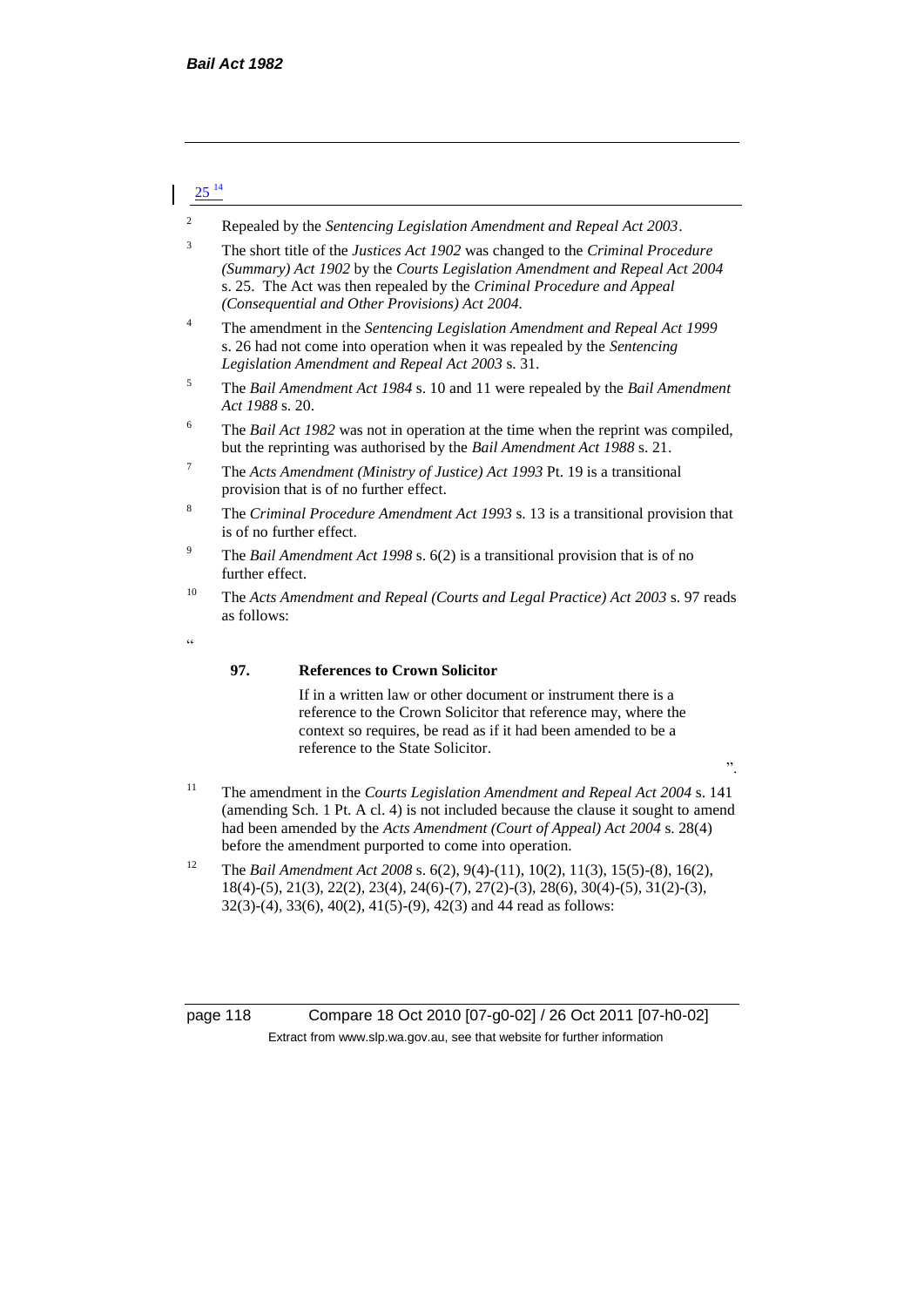25 [14]

[2] Repealed by the *Sentencing Legislation Amendment and Repeal Act 2003*.

[3] The short title of the *Justices Act 1902* was changed to the *Criminal Procedure (Summary) Act 1902* by the *Courts Legislation Amendment and Repeal Act 2004* s. 25. The Act was then repealed by the *Criminal Procedure and Appeal (Consequential and Other Provisions) Act 2004.*

[4] The amendment in the *Sentencing Legislation Amendment and Repeal Act 1999* s. 26 had not come into operation when it was repealed by the *Sentencing Legislation Amendment and Repeal Act 2003* s. 31.

[5] The *Bail Amendment Act 1984* s. 10 and 11 were repealed by the *Bail Amendment Act 1988* s. 20.

[6] The *Bail Act 1982* was not in operation at the time when the reprint was compiled, but the reprinting was authorised by the *Bail Amendment Act 1988* s. 21.

[7] The *Acts Amendment (Ministry of Justice) Act 1993* Pt. 19 is a transitional provision that is of no further effect.

[8] The *Criminal Procedure Amendment Act 1993* s. 13 is a transitional provision that is of no further effect.

[9] The *Bail Amendment Act 1998* s. 6(2) is a transitional provision that is of no further effect.

[10] The *Acts Amendment and Repeal (Courts and Legal Practice) Act 2003* s. 97 reads as follows:

"

**97. References to Crown Solicitor**

If in a written law or other document or instrument there is a reference to the Crown Solicitor that reference may, where the context so requires, be read as if it had been amended to be a reference to the State Solicitor.

".

[11] The amendment in the *Courts Legislation Amendment and Repeal Act 2004* s. 141 (amending Sch. 1 Pt. A cl. 4) is not included because the clause it sought to amend had been amended by the *Acts Amendment (Court of Appeal) Act 2004* s. 28(4) before the amendment purported to come into operation.

[12] The *Bail Amendment Act 2008* s. 6(2), 9(4)-(11), 10(2), 11(3), 15(5)-(8), 16(2), 18(4)-(5), 21(3), 22(2), 23(4), 24(6)-(7), 27(2)-(3), 28(6), 30(4)-(5), 31(2)-(3), 32(3)-(4), 33(6), 40(2), 41(5)-(9), 42(3) and 44 read as follows: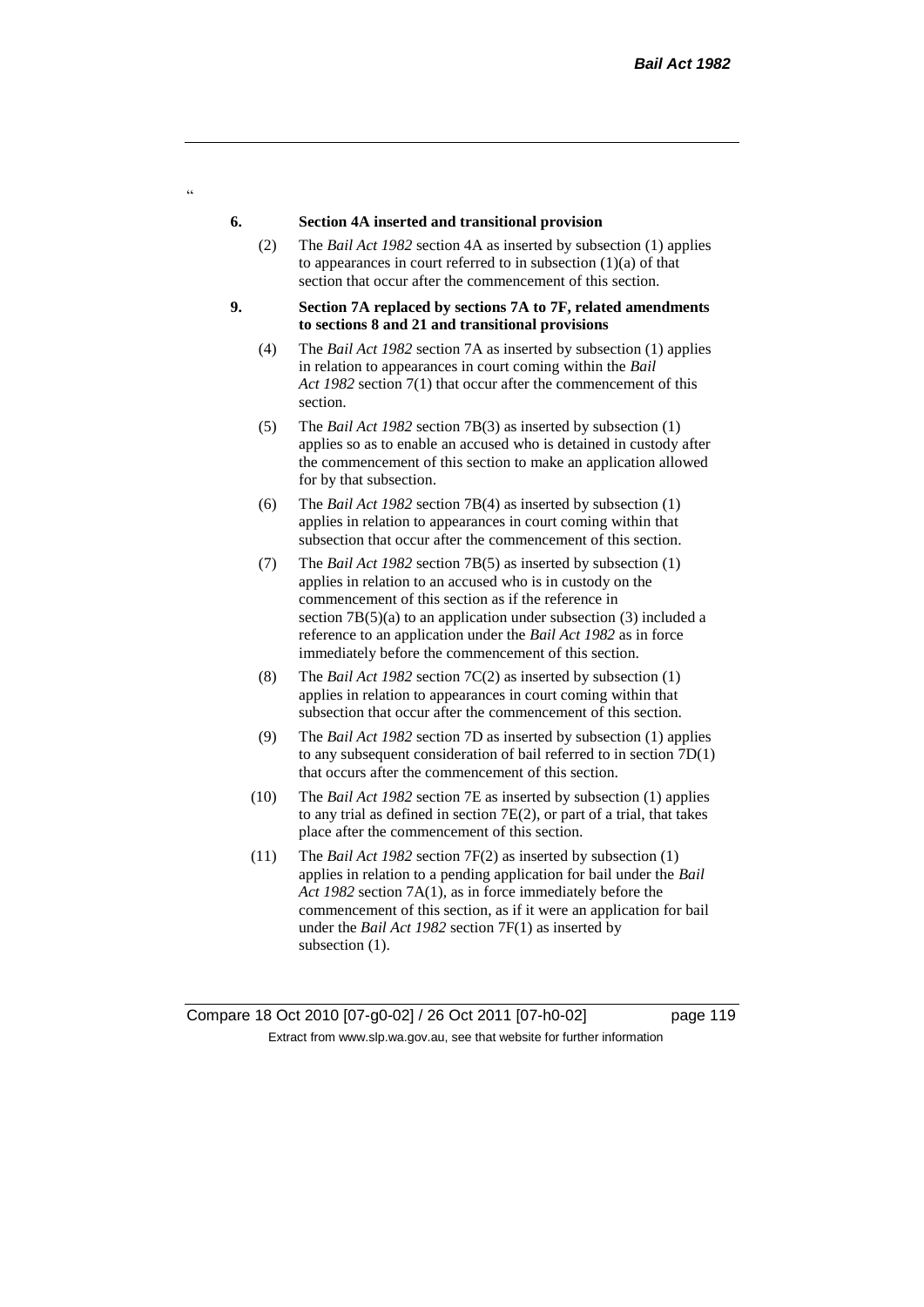"

**6. Section 4A inserted and transitional provision**

(2) The *Bail Act 1982* section 4A as inserted by subsection (1) applies to appearances in court referred to in subsection (1)(a) of that section that occur after the commencement of this section.

**9. Section 7A replaced by sections 7A to 7F, related amendments to sections 8 and 21 and transitional provisions**

(4) The *Bail Act 1982* section 7A as inserted by subsection (1) applies in relation to appearances in court coming within the *Bail Act 1982* section 7(1) that occur after the commencement of this section.

(5) The *Bail Act 1982* section 7B(3) as inserted by subsection (1) applies so as to enable an accused who is detained in custody after the commencement of this section to make an application allowed for by that subsection.

(6) The *Bail Act 1982* section 7B(4) as inserted by subsection (1) applies in relation to appearances in court coming within that subsection that occur after the commencement of this section.

(7) The *Bail Act 1982* section 7B(5) as inserted by subsection (1) applies in relation to an accused who is in custody on the commencement of this section as if the reference in section 7B(5)(a) to an application under subsection (3) included a reference to an application under the *Bail Act 1982* as in force immediately before the commencement of this section.

(8) The *Bail Act 1982* section 7C(2) as inserted by subsection (1) applies in relation to appearances in court coming within that subsection that occur after the commencement of this section.

(9) The *Bail Act 1982* section 7D as inserted by subsection (1) applies to any subsequent consideration of bail referred to in section 7D(1) that occurs after the commencement of this section.

(10) The *Bail Act 1982* section 7E as inserted by subsection (1) applies to any trial as defined in section 7E(2), or part of a trial, that takes place after the commencement of this section.

(11) The *Bail Act 1982* section 7F(2) as inserted by subsection (1) applies in relation to a pending application for bail under the *Bail Act 1982* section 7A(1), as in force immediately before the commencement of this section, as if it were an application for bail under the *Bail Act 1982* section 7F(1) as inserted by subsection (1).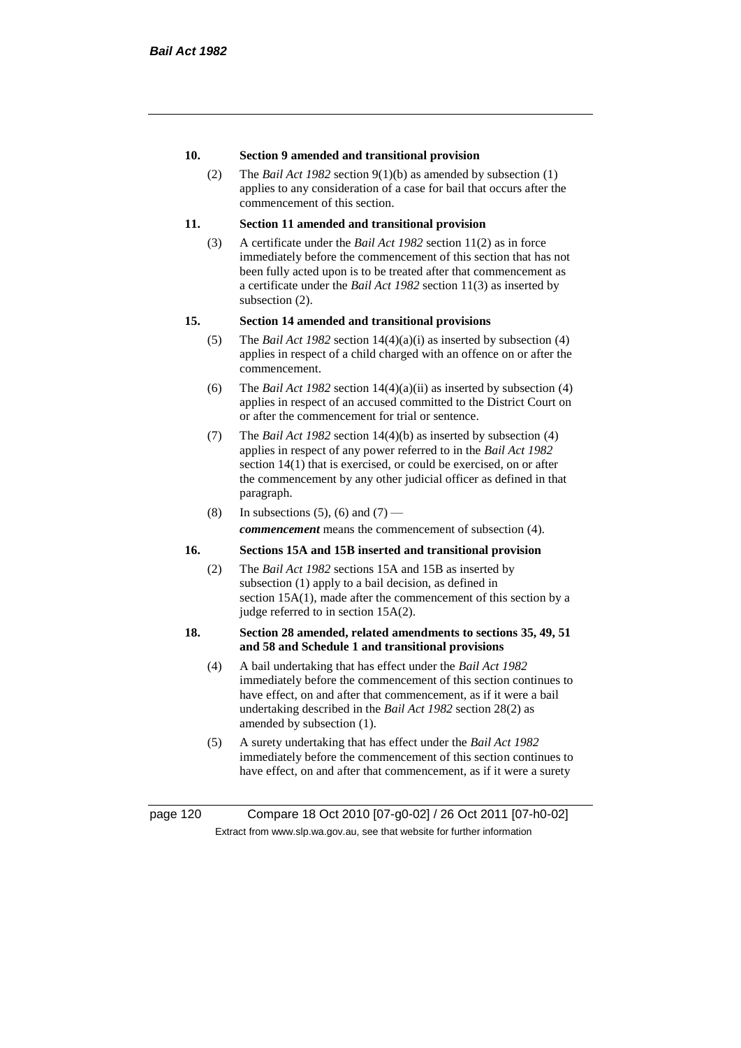**10. Section 9 amended and transitional provision**

(2) The *Bail Act 1982* section 9(1)(b) as amended by subsection (1) applies to any consideration of a case for bail that occurs after the commencement of this section.

**11. Section 11 amended and transitional provision**

(3) A certificate under the *Bail Act 1982* section 11(2) as in force immediately before the commencement of this section that has not been fully acted upon is to be treated after that commencement as a certificate under the *Bail Act 1982* section 11(3) as inserted by subsection (2).

**15. Section 14 amended and transitional provisions**

(5) The *Bail Act 1982* section 14(4)(a)(i) as inserted by subsection (4) applies in respect of a child charged with an offence on or after the commencement.

(6) The *Bail Act 1982* section 14(4)(a)(ii) as inserted by subsection (4) applies in respect of an accused committed to the District Court on or after the commencement for trial or sentence.

(7) The *Bail Act 1982* section 14(4)(b) as inserted by subsection (4) applies in respect of any power referred to in the *Bail Act 1982* section 14(1) that is exercised, or could be exercised, on or after the commencement by any other judicial officer as defined in that paragraph.

(8) In subsections (5), (6) and (7) —

***commencement*** means the commencement of subsection (4).

**16. Sections 15A and 15B inserted and transitional provision**

(2) The *Bail Act 1982* sections 15A and 15B as inserted by subsection (1) apply to a bail decision, as defined in section 15A(1), made after the commencement of this section by a judge referred to in section 15A(2).

**18. Section 28 amended, related amendments to sections 35, 49, 51 and 58 and Schedule 1 and transitional provisions**

(4) A bail undertaking that has effect under the *Bail Act 1982* immediately before the commencement of this section continues to have effect, on and after that commencement, as if it were a bail undertaking described in the *Bail Act 1982* section 28(2) as amended by subsection (1).

(5) A surety undertaking that has effect under the *Bail Act 1982* immediately before the commencement of this section continues to have effect, on and after that commencement, as if it were a surety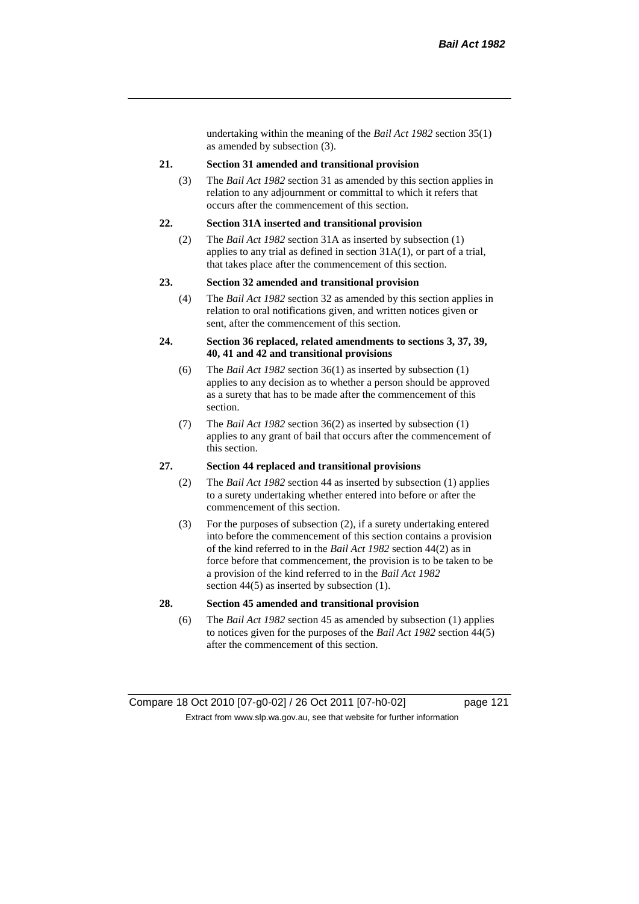undertaking within the meaning of the *Bail Act 1982* section 35(1) as amended by subsection (3).

**21. Section 31 amended and transitional provision**

(3) The *Bail Act 1982* section 31 as amended by this section applies in relation to any adjournment or committal to which it refers that occurs after the commencement of this section.

**22. Section 31A inserted and transitional provision**

(2) The *Bail Act 1982* section 31A as inserted by subsection (1) applies to any trial as defined in section 31A(1), or part of a trial, that takes place after the commencement of this section.

**23. Section 32 amended and transitional provision**

(4) The *Bail Act 1982* section 32 as amended by this section applies in relation to oral notifications given, and written notices given or sent, after the commencement of this section.

**24. Section 36 replaced, related amendments to sections 3, 37, 39, 40, 41 and 42 and transitional provisions**

(6) The *Bail Act 1982* section 36(1) as inserted by subsection (1) applies to any decision as to whether a person should be approved as a surety that has to be made after the commencement of this section.

(7) The *Bail Act 1982* section 36(2) as inserted by subsection (1) applies to any grant of bail that occurs after the commencement of this section.

**27. Section 44 replaced and transitional provisions**

(2) The *Bail Act 1982* section 44 as inserted by subsection (1) applies to a surety undertaking whether entered into before or after the commencement of this section.

(3) For the purposes of subsection (2), if a surety undertaking entered into before the commencement of this section contains a provision of the kind referred to in the *Bail Act 1982* section 44(2) as in force before that commencement, the provision is to be taken to be a provision of the kind referred to in the *Bail Act 1982* section 44(5) as inserted by subsection (1).

**28. Section 45 amended and transitional provision**

(6) The *Bail Act 1982* section 45 as amended by subsection (1) applies to notices given for the purposes of the *Bail Act 1982* section 44(5) after the commencement of this section.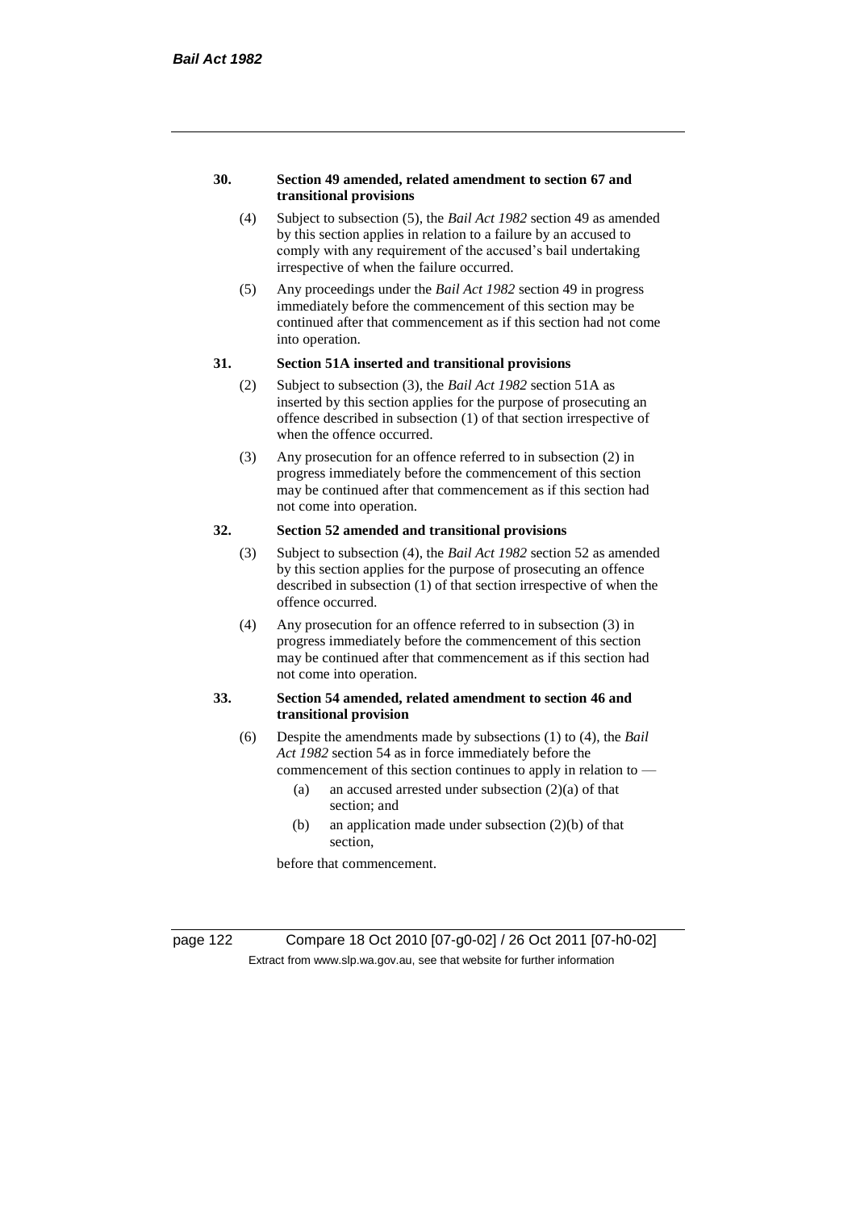**30. Section 49 amended, related amendment to section 67 and transitional provisions**

(4) Subject to subsection (5), the *Bail Act 1982* section 49 as amended by this section applies in relation to a failure by an accused to comply with any requirement of the accused's bail undertaking irrespective of when the failure occurred.

(5) Any proceedings under the *Bail Act 1982* section 49 in progress immediately before the commencement of this section may be continued after that commencement as if this section had not come into operation.

**31. Section 51A inserted and transitional provisions**

(2) Subject to subsection (3), the *Bail Act 1982* section 51A as inserted by this section applies for the purpose of prosecuting an offence described in subsection (1) of that section irrespective of when the offence occurred.

(3) Any prosecution for an offence referred to in subsection (2) in progress immediately before the commencement of this section may be continued after that commencement as if this section had not come into operation.

**32. Section 52 amended and transitional provisions**

(3) Subject to subsection (4), the *Bail Act 1982* section 52 as amended by this section applies for the purpose of prosecuting an offence described in subsection (1) of that section irrespective of when the offence occurred.

(4) Any prosecution for an offence referred to in subsection (3) in progress immediately before the commencement of this section may be continued after that commencement as if this section had not come into operation.

**33. Section 54 amended, related amendment to section 46 and transitional provision**

(6) Despite the amendments made by subsections (1) to (4), the *Bail Act 1982* section 54 as in force immediately before the commencement of this section continues to apply in relation to —

(a) an accused arrested under subsection (2)(a) of that section; and

(b) an application made under subsection (2)(b) of that section,

before that commencement.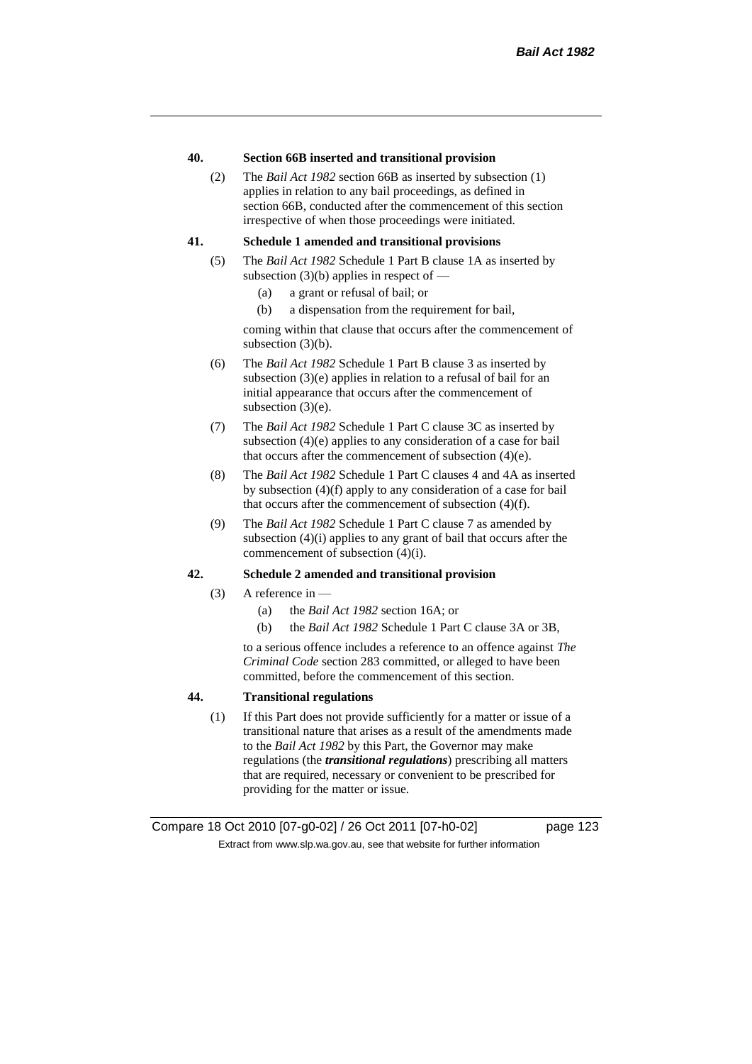**40. Section 66B inserted and transitional provision**

(2) The *Bail Act 1982* section 66B as inserted by subsection (1) applies in relation to any bail proceedings, as defined in section 66B, conducted after the commencement of this section irrespective of when those proceedings were initiated.

**41. Schedule 1 amended and transitional provisions**

(5) The *Bail Act 1982* Schedule 1 Part B clause 1A as inserted by subsection (3)(b) applies in respect of —

(a) a grant or refusal of bail; or

(b) a dispensation from the requirement for bail,

coming within that clause that occurs after the commencement of subsection (3)(b).

(6) The *Bail Act 1982* Schedule 1 Part B clause 3 as inserted by subsection (3)(e) applies in relation to a refusal of bail for an initial appearance that occurs after the commencement of subsection (3)(e).

(7) The *Bail Act 1982* Schedule 1 Part C clause 3C as inserted by subsection (4)(e) applies to any consideration of a case for bail that occurs after the commencement of subsection (4)(e).

(8) The *Bail Act 1982* Schedule 1 Part C clauses 4 and 4A as inserted by subsection (4)(f) apply to any consideration of a case for bail that occurs after the commencement of subsection (4)(f).

(9) The *Bail Act 1982* Schedule 1 Part C clause 7 as amended by subsection (4)(i) applies to any grant of bail that occurs after the commencement of subsection (4)(i).

**42. Schedule 2 amended and transitional provision**

(3) A reference in —

(a) the *Bail Act 1982* section 16A; or

(b) the *Bail Act 1982* Schedule 1 Part C clause 3A or 3B,

to a serious offence includes a reference to an offence against *The Criminal Code* section 283 committed, or alleged to have been committed, before the commencement of this section.

**44. Transitional regulations**

(1) If this Part does not provide sufficiently for a matter or issue of a transitional nature that arises as a result of the amendments made to the *Bail Act 1982* by this Part, the Governor may make regulations (the ***transitional regulations***) prescribing all matters that are required, necessary or convenient to be prescribed for providing for the matter or issue.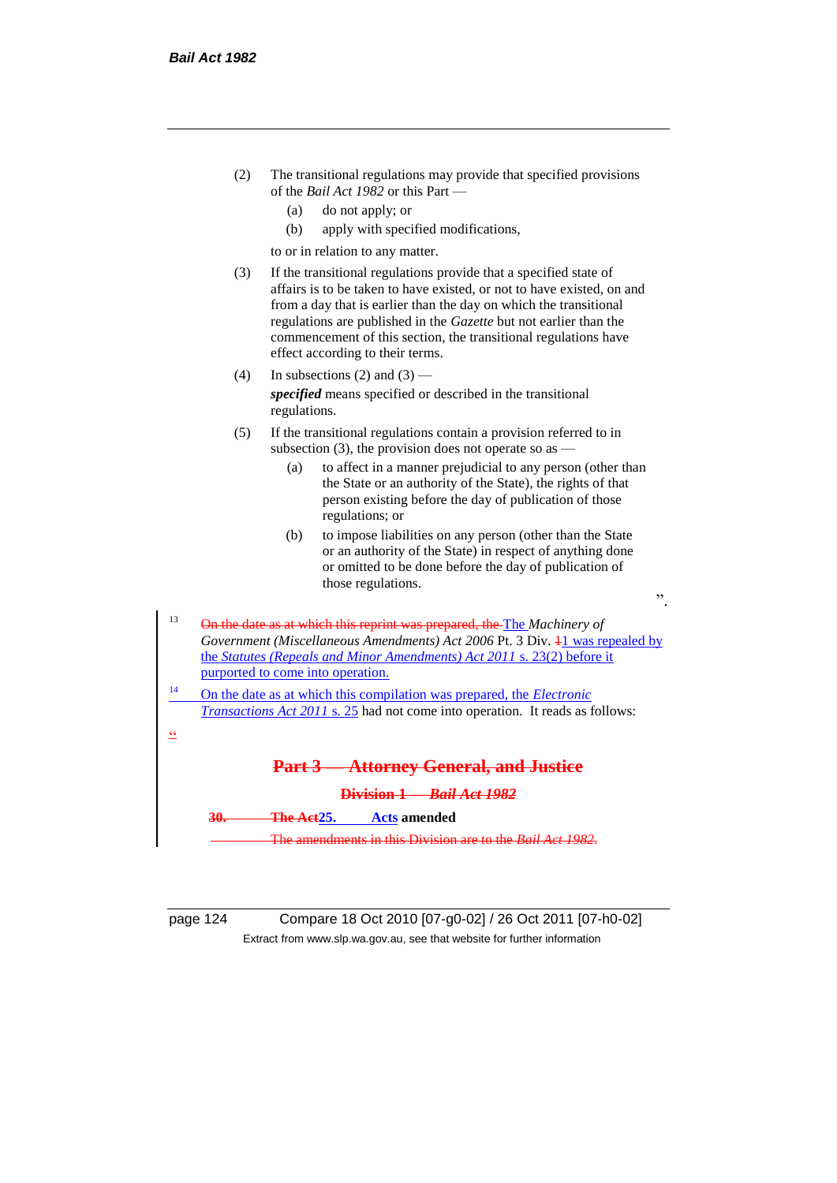(2) The transitional regulations may provide that specified provisions of the *Bail Act 1982* or this Part —

(a) do not apply; or

(b) apply with specified modifications,

to or in relation to any matter.

(3) If the transitional regulations provide that a specified state of affairs is to be taken to have existed, or not to have existed, on and from a day that is earlier than the day on which the transitional regulations are published in the *Gazette* but not earlier than the commencement of this section, the transitional regulations have effect according to their terms.

(4) In subsections (2) and (3) —

***specified*** means specified or described in the transitional regulations.

(5) If the transitional regulations contain a provision referred to in subsection (3), the provision does not operate so as —

(a) to affect in a manner prejudicial to any person (other than the State or an authority of the State), the rights of that person existing before the day of publication of those regulations; or

(b) to impose liabilities on any person (other than the State or an authority of the State) in respect of anything done or omitted to be done before the day of publication of those regulations.

".

[13] ~~On the date as at which this reprint was prepared, the~~ The *Machinery of Government (Miscellaneous Amendments) Act 2006* Pt. 3 Div. ~~1~~1 was repealed by the *Statutes (Repeals and Minor Amendments) Act 2011* s. 23(2) before it purported to come into operation.

[14] On the date as at which this compilation was prepared, the *Electronic Transactions Act 2011* s. 25 had not come into operation. It reads as follows:

"

~~**Part 3 — Attorney General, and Justice**~~

~~**Division 1 — *Bail Act 1982***~~

**~~30.~~ ~~The Act~~25. Acts amended**

~~The amendments in this Division are to the *Bail Act 1982*.~~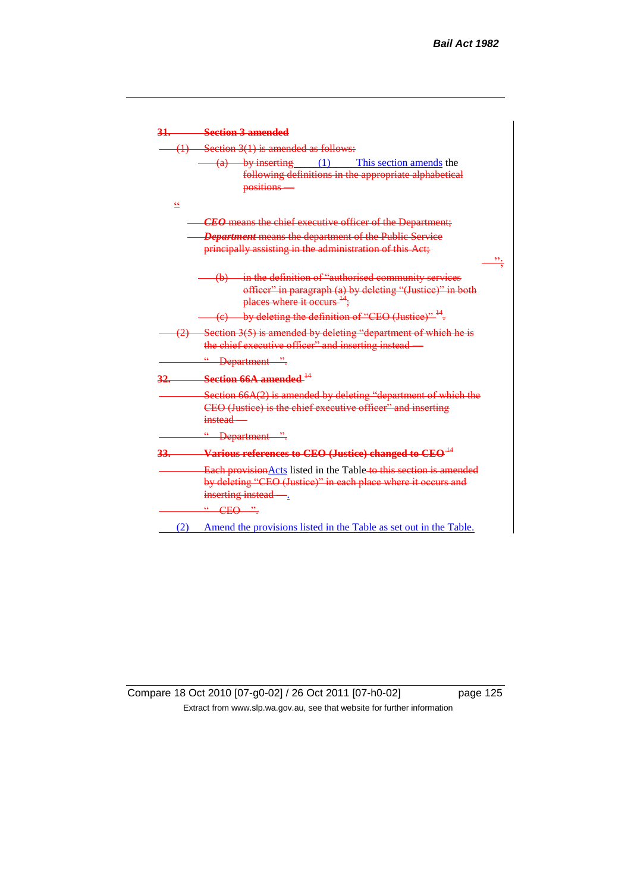~~**31. Section 3 amended**~~

~~(1) Section 3(1) is amended as follows:~~

~~(a) by inserting~~ (1) This section amends the ~~following definitions in the appropriate alphabetical positions —~~

~~"~~

~~***CEO*** means the chief executive officer of the Department;~~

~~***Department*** means the department of the Public Service principally assisting in the administration of this Act;~~

~~";~~

~~(b) in the definition of "authorised community services officer" in paragraph (a) by deleting "(Justice)" in both places where it occurs [14];~~

~~(c) by deleting the definition of "CEO (Justice)" [14].~~

~~(2) Section 3(5) is amended by deleting "department of which he is the chief executive officer" and inserting instead —~~

~~" Department ".~~

~~**32. Section 66A amended [14]**~~

~~Section 66A(2) is amended by deleting "department of which the CEO (Justice) is the chief executive officer" and inserting instead —~~

~~" Department ".~~

~~**33. Various references to CEO (Justice) changed to CEO [14]**~~

~~Each provision~~Acts listed in the Table~~ to this section is amended by deleting "CEO (Justice)" in each place where it occurs and inserting instead —~~.

~~" CEO ".~~

(2) Amend the provisions listed in the Table as set out in the Table.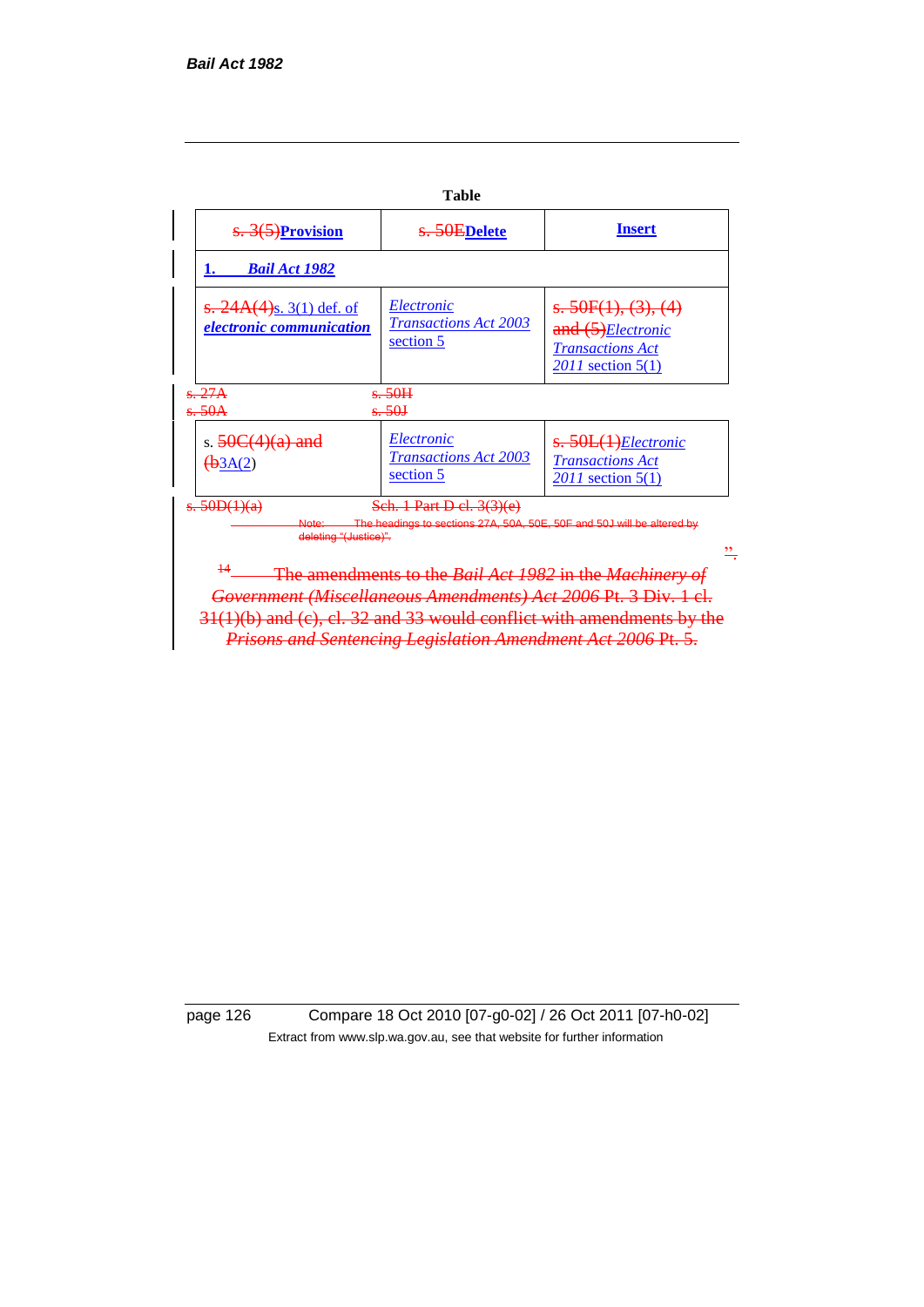**Table**

| ~~s. 3(5)~~**Provision** | ~~s. 50E~~**Delete** | **Insert** |
|---|---|---|
| **1. *Bail Act 1982*** | | |
| ~~s. 24A(4)~~s. 3(1) def. of ***electronic communication*** | *Electronic Transactions Act 2003* section 5 | ~~s. 50F(1), (3), (4) and (5)~~*Electronic Transactions Act 2011* section 5(1) |
| ~~s. 27A~~ | ~~s. 50H~~ | |
| ~~s. 50A~~ | ~~s. 50J~~ | |
| s. ~~50C(4)(a) and (b~~3A(2)) | *Electronic Transactions Act 2003* section 5 | ~~s. 50L(1)~~*Electronic Transactions Act 2011* section 5(1) |
| ~~s. 50D(1)(a)~~ | ~~Sch. 1 Part D cl. 3(3)(e)~~ | |

~~Note: The headings to sections 27A, 50A, 50E, 50F and 50J will be altered by deleting "(Justice)".~~

".

~~[14] The amendments to the *Bail Act 1982* in the *Machinery of Government (Miscellaneous Amendments) Act 2006* Pt. 3 Div. 1 cl. 31(1)(b) and (c), cl. 32 and 33 would conflict with amendments by the *Prisons and Sentencing Legislation Amendment Act 2006* Pt. 5.~~